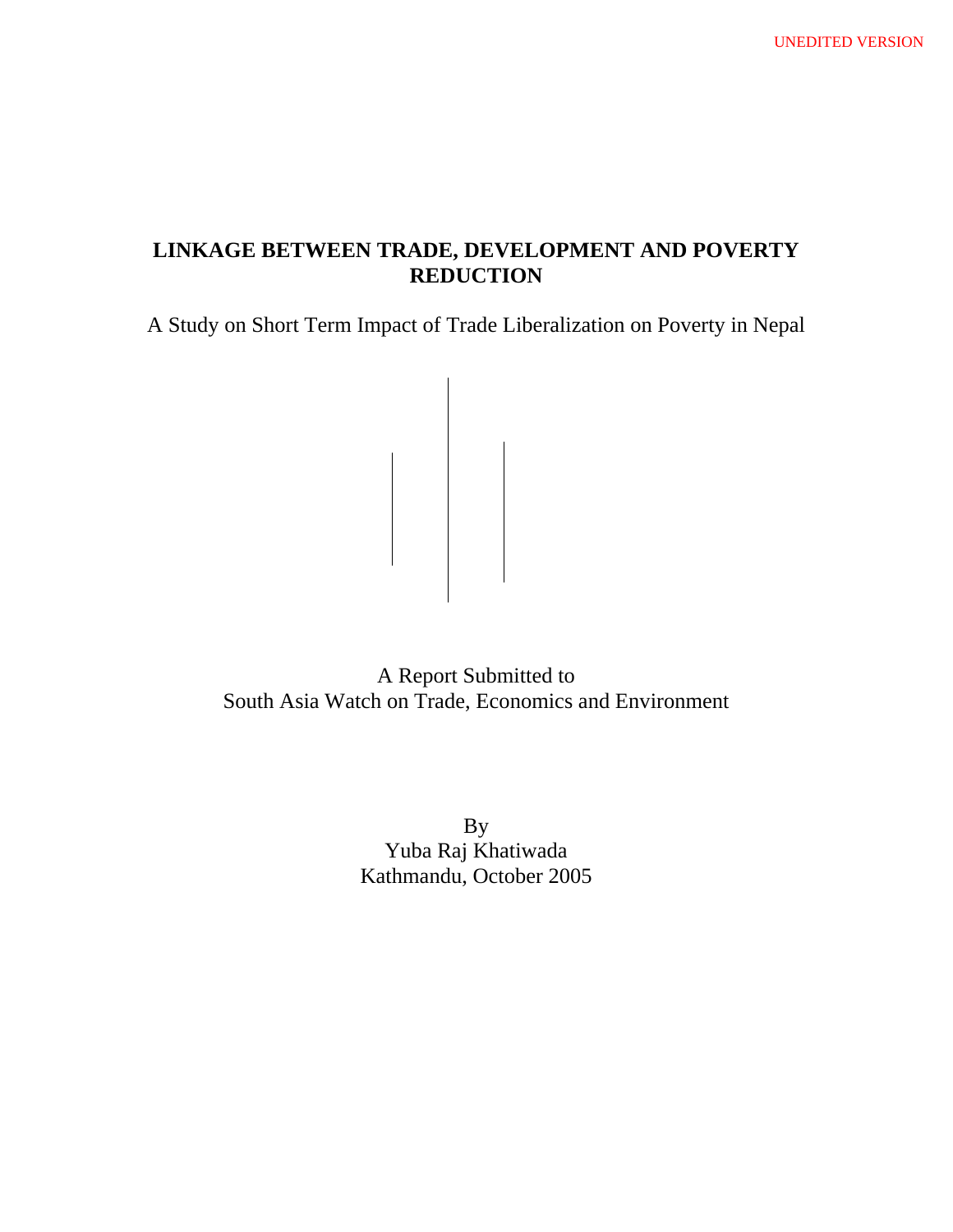UNEDITED VERSION

# LINKAGE BETWEEN TRADE, DEVELOPMENT AND POVERTY REDUCTION

A Study on Short Term Impact of Trade Liberalization on Poverty in Nepal

A Report Submitted to
South Asia Watch on Trade, Economics and Environment

By
Yuba Raj Khatiwada
Kathmandu, October 2005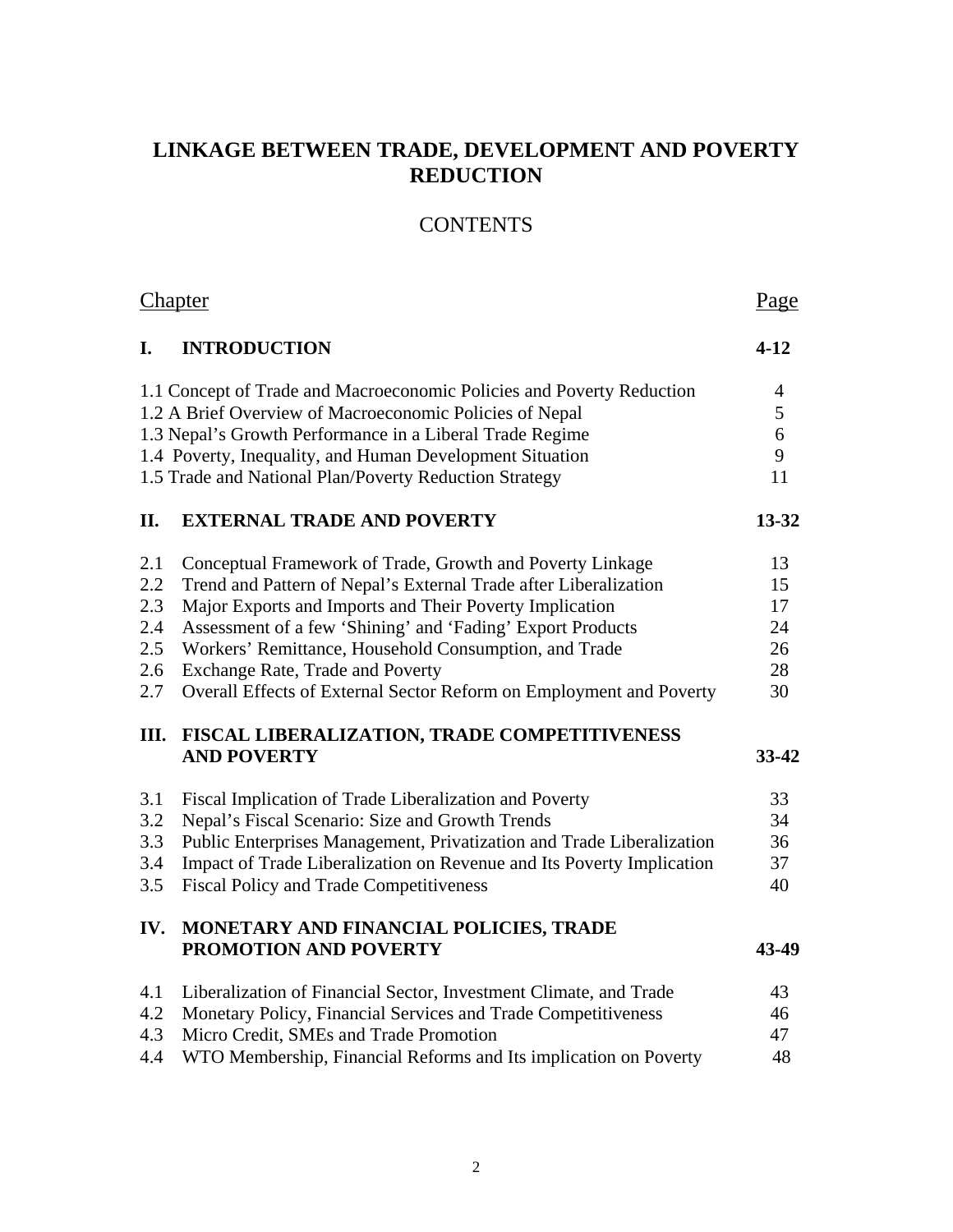# LINKAGE BETWEEN TRADE, DEVELOPMENT AND POVERTY REDUCTION

## CONTENTS

| Chapter | Page |
|---|---|
| **I. INTRODUCTION** | **4-12** |
| 1.1 Concept of Trade and Macroeconomic Policies and Poverty Reduction | 4 |
| 1.2 A Brief Overview of Macroeconomic Policies of Nepal | 5 |
| 1.3 Nepal's Growth Performance in a Liberal Trade Regime | 6 |
| 1.4 Poverty, Inequality, and Human Development Situation | 9 |
| 1.5 Trade and National Plan/Poverty Reduction Strategy | 11 |
| **II. EXTERNAL TRADE AND POVERTY** | **13-32** |
| 2.1 Conceptual Framework of Trade, Growth and Poverty Linkage | 13 |
| 2.2 Trend and Pattern of Nepal's External Trade after Liberalization | 15 |
| 2.3 Major Exports and Imports and Their Poverty Implication | 17 |
| 2.4 Assessment of a few 'Shining' and 'Fading' Export Products | 24 |
| 2.5 Workers' Remittance, Household Consumption, and Trade | 26 |
| 2.6 Exchange Rate, Trade and Poverty | 28 |
| 2.7 Overall Effects of External Sector Reform on Employment and Poverty | 30 |
| **III. FISCAL LIBERALIZATION, TRADE COMPETITIVENESS AND POVERTY** | **33-42** |
| 3.1 Fiscal Implication of Trade Liberalization and Poverty | 33 |
| 3.2 Nepal's Fiscal Scenario: Size and Growth Trends | 34 |
| 3.3 Public Enterprises Management, Privatization and Trade Liberalization | 36 |
| 3.4 Impact of Trade Liberalization on Revenue and Its Poverty Implication | 37 |
| 3.5 Fiscal Policy and Trade Competitiveness | 40 |
| **IV. MONETARY AND FINANCIAL POLICIES, TRADE PROMOTION AND POVERTY** | **43-49** |
| 4.1 Liberalization of Financial Sector, Investment Climate, and Trade | 43 |
| 4.2 Monetary Policy, Financial Services and Trade Competitiveness | 46 |
| 4.3 Micro Credit, SMEs and Trade Promotion | 47 |
| 4.4 WTO Membership, Financial Reforms and Its implication on Poverty | 48 |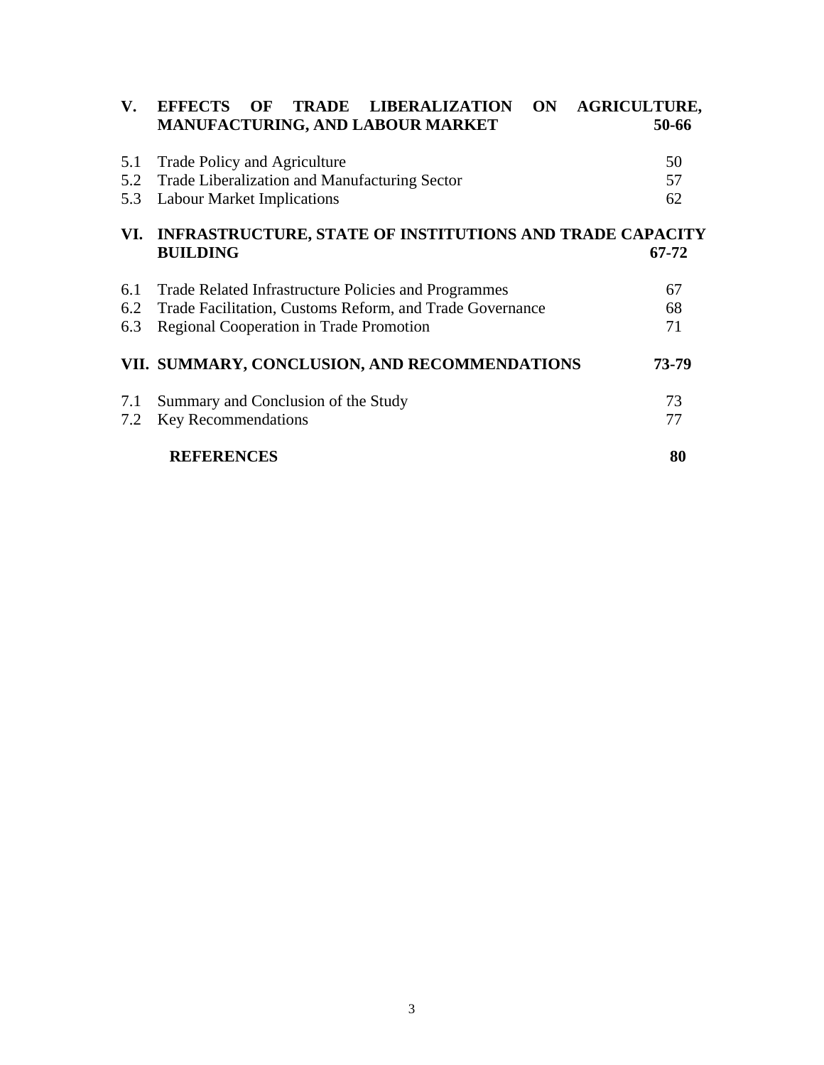| | | |
|---|---|---|
| **V.** | **EFFECTS OF TRADE LIBERALIZATION ON AGRICULTURE, MANUFACTURING, AND LABOUR MARKET** | **50-66** |
| 5.1 | Trade Policy and Agriculture | 50 |
| 5.2 | Trade Liberalization and Manufacturing Sector | 57 |
| 5.3 | Labour Market Implications | 62 |
| **VI.** | **INFRASTRUCTURE, STATE OF INSTITUTIONS AND TRADE CAPACITY BUILDING** | **67-72** |
| 6.1 | Trade Related Infrastructure Policies and Programmes | 67 |
| 6.2 | Trade Facilitation, Customs Reform, and Trade Governance | 68 |
| 6.3 | Regional Cooperation in Trade Promotion | 71 |
| **VII.** | **SUMMARY, CONCLUSION, AND RECOMMENDATIONS** | **73-79** |
| 7.1 | Summary and Conclusion of the Study | 73 |
| 7.2 | Key Recommendations | 77 |
| | **REFERENCES** | **80** |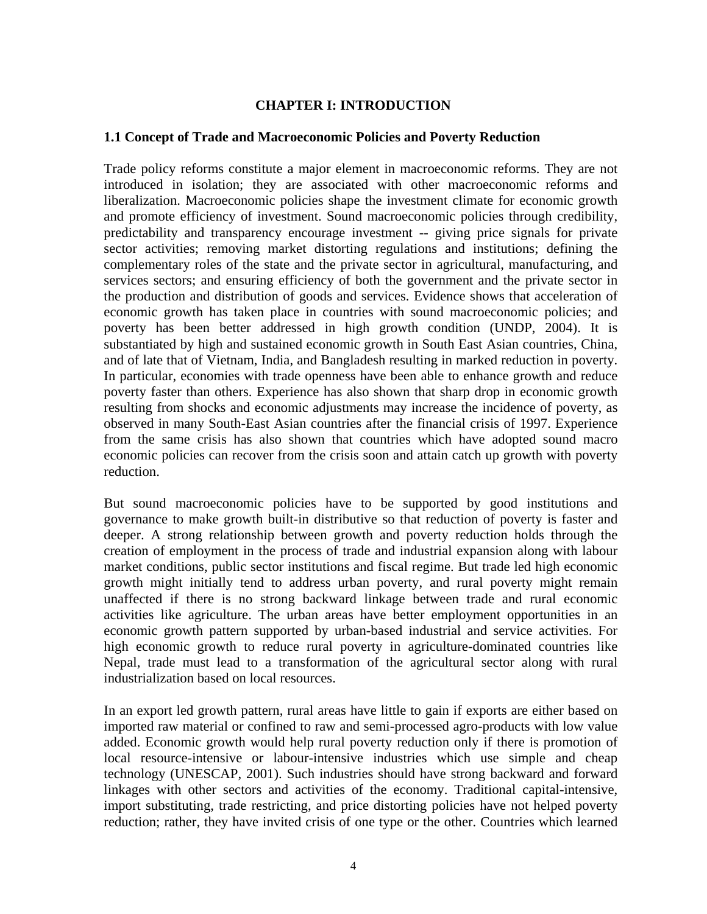# CHAPTER I: INTRODUCTION

## 1.1 Concept of Trade and Macroeconomic Policies and Poverty Reduction

Trade policy reforms constitute a major element in macroeconomic reforms. They are not introduced in isolation; they are associated with other macroeconomic reforms and liberalization. Macroeconomic policies shape the investment climate for economic growth and promote efficiency of investment. Sound macroeconomic policies through credibility, predictability and transparency encourage investment -- giving price signals for private sector activities; removing market distorting regulations and institutions; defining the complementary roles of the state and the private sector in agricultural, manufacturing, and services sectors; and ensuring efficiency of both the government and the private sector in the production and distribution of goods and services. Evidence shows that acceleration of economic growth has taken place in countries with sound macroeconomic policies; and poverty has been better addressed in high growth condition (UNDP, 2004). It is substantiated by high and sustained economic growth in South East Asian countries, China, and of late that of Vietnam, India, and Bangladesh resulting in marked reduction in poverty. In particular, economies with trade openness have been able to enhance growth and reduce poverty faster than others. Experience has also shown that sharp drop in economic growth resulting from shocks and economic adjustments may increase the incidence of poverty, as observed in many South-East Asian countries after the financial crisis of 1997. Experience from the same crisis has also shown that countries which have adopted sound macro economic policies can recover from the crisis soon and attain catch up growth with poverty reduction.

But sound macroeconomic policies have to be supported by good institutions and governance to make growth built-in distributive so that reduction of poverty is faster and deeper. A strong relationship between growth and poverty reduction holds through the creation of employment in the process of trade and industrial expansion along with labour market conditions, public sector institutions and fiscal regime. But trade led high economic growth might initially tend to address urban poverty, and rural poverty might remain unaffected if there is no strong backward linkage between trade and rural economic activities like agriculture. The urban areas have better employment opportunities in an economic growth pattern supported by urban-based industrial and service activities. For high economic growth to reduce rural poverty in agriculture-dominated countries like Nepal, trade must lead to a transformation of the agricultural sector along with rural industrialization based on local resources.

In an export led growth pattern, rural areas have little to gain if exports are either based on imported raw material or confined to raw and semi-processed agro-products with low value added. Economic growth would help rural poverty reduction only if there is promotion of local resource-intensive or labour-intensive industries which use simple and cheap technology (UNESCAP, 2001). Such industries should have strong backward and forward linkages with other sectors and activities of the economy. Traditional capital-intensive, import substituting, trade restricting, and price distorting policies have not helped poverty reduction; rather, they have invited crisis of one type or the other. Countries which learned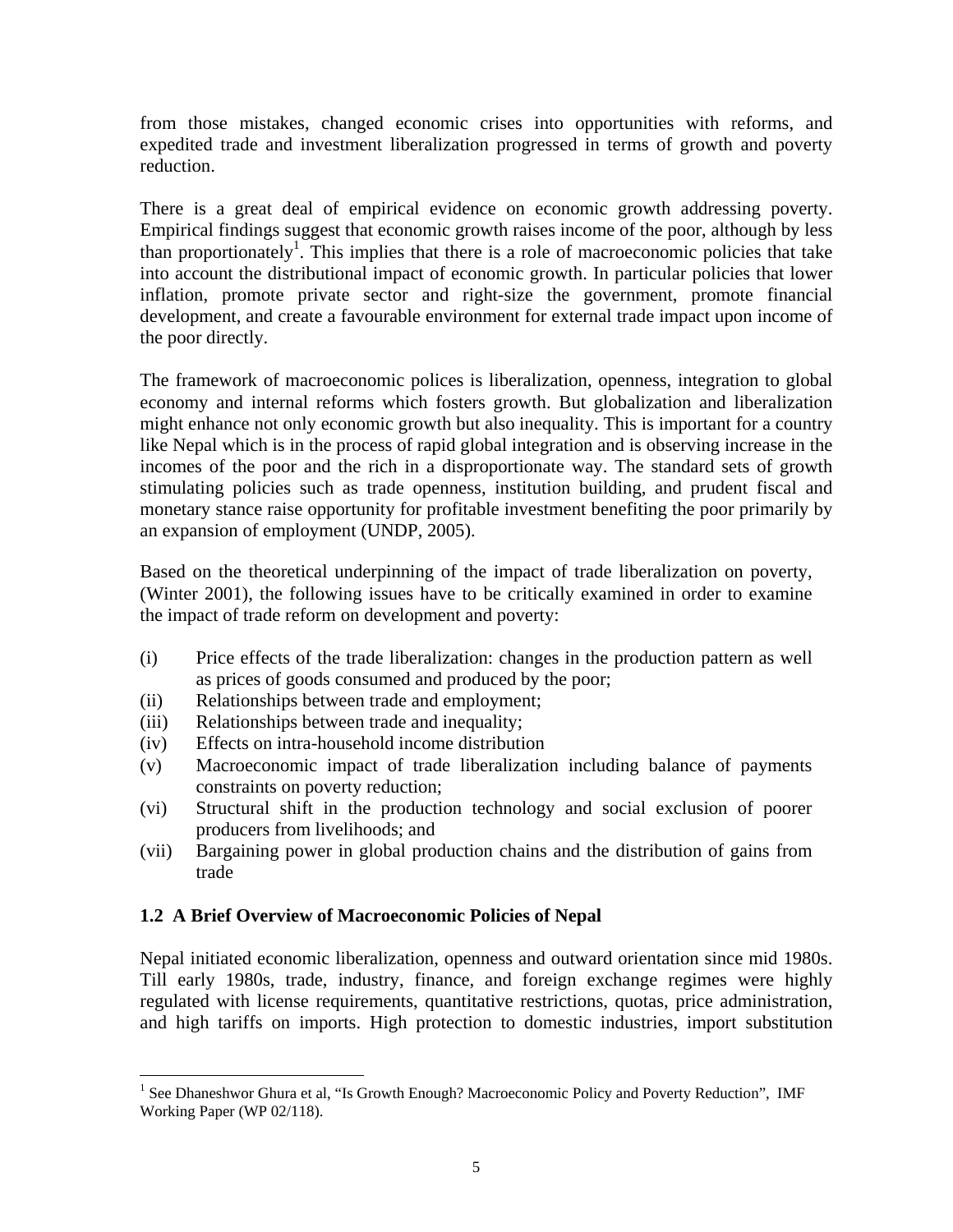from those mistakes, changed economic crises into opportunities with reforms, and expedited trade and investment liberalization progressed in terms of growth and poverty reduction.

There is a great deal of empirical evidence on economic growth addressing poverty. Empirical findings suggest that economic growth raises income of the poor, although by less than proportionately[1]. This implies that there is a role of macroeconomic policies that take into account the distributional impact of economic growth. In particular policies that lower inflation, promote private sector and right-size the government, promote financial development, and create a favourable environment for external trade impact upon income of the poor directly.

The framework of macroeconomic polices is liberalization, openness, integration to global economy and internal reforms which fosters growth. But globalization and liberalization might enhance not only economic growth but also inequality. This is important for a country like Nepal which is in the process of rapid global integration and is observing increase in the incomes of the poor and the rich in a disproportionate way. The standard sets of growth stimulating policies such as trade openness, institution building, and prudent fiscal and monetary stance raise opportunity for profitable investment benefiting the poor primarily by an expansion of employment (UNDP, 2005).

Based on the theoretical underpinning of the impact of trade liberalization on poverty, (Winter 2001), the following issues have to be critically examined in order to examine the impact of trade reform on development and poverty:

- (i) Price effects of the trade liberalization: changes in the production pattern as well as prices of goods consumed and produced by the poor;
- (ii) Relationships between trade and employment;
- (iii) Relationships between trade and inequality;
- (iv) Effects on intra-household income distribution
- (v) Macroeconomic impact of trade liberalization including balance of payments constraints on poverty reduction;
- (vi) Structural shift in the production technology and social exclusion of poorer producers from livelihoods; and
- (vii) Bargaining power in global production chains and the distribution of gains from trade

### 1.2 A Brief Overview of Macroeconomic Policies of Nepal

Nepal initiated economic liberalization, openness and outward orientation since mid 1980s. Till early 1980s, trade, industry, finance, and foreign exchange regimes were highly regulated with license requirements, quantitative restrictions, quotas, price administration, and high tariffs on imports. High protection to domestic industries, import substitution

---

[1] See Dhaneshwor Ghura et al, "Is Growth Enough? Macroeconomic Policy and Poverty Reduction", IMF Working Paper (WP 02/118).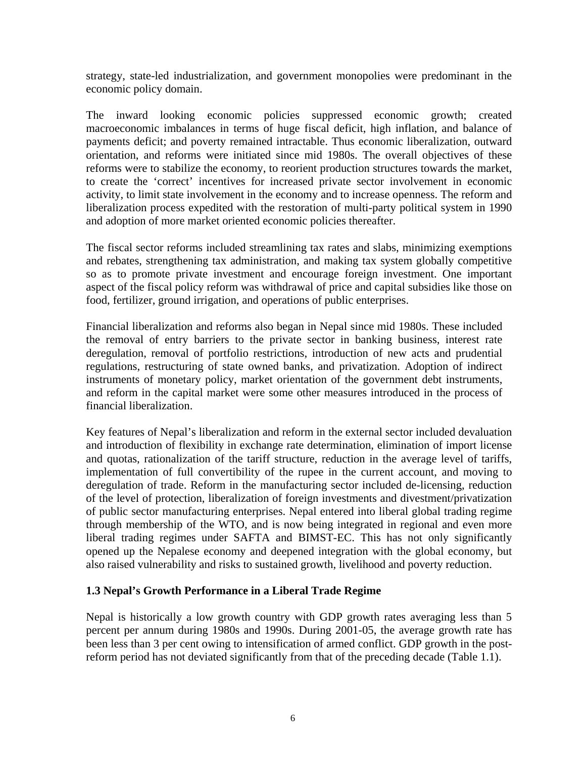strategy, state-led industrialization, and government monopolies were predominant in the economic policy domain.

The inward looking economic policies suppressed economic growth; created macroeconomic imbalances in terms of huge fiscal deficit, high inflation, and balance of payments deficit; and poverty remained intractable. Thus economic liberalization, outward orientation, and reforms were initiated since mid 1980s. The overall objectives of these reforms were to stabilize the economy, to reorient production structures towards the market, to create the 'correct' incentives for increased private sector involvement in economic activity, to limit state involvement in the economy and to increase openness. The reform and liberalization process expedited with the restoration of multi-party political system in 1990 and adoption of more market oriented economic policies thereafter.

The fiscal sector reforms included streamlining tax rates and slabs, minimizing exemptions and rebates, strengthening tax administration, and making tax system globally competitive so as to promote private investment and encourage foreign investment. One important aspect of the fiscal policy reform was withdrawal of price and capital subsidies like those on food, fertilizer, ground irrigation, and operations of public enterprises.

Financial liberalization and reforms also began in Nepal since mid 1980s. These included the removal of entry barriers to the private sector in banking business, interest rate deregulation, removal of portfolio restrictions, introduction of new acts and prudential regulations, restructuring of state owned banks, and privatization. Adoption of indirect instruments of monetary policy, market orientation of the government debt instruments, and reform in the capital market were some other measures introduced in the process of financial liberalization.

Key features of Nepal's liberalization and reform in the external sector included devaluation and introduction of flexibility in exchange rate determination, elimination of import license and quotas, rationalization of the tariff structure, reduction in the average level of tariffs, implementation of full convertibility of the rupee in the current account, and moving to deregulation of trade. Reform in the manufacturing sector included de-licensing, reduction of the level of protection, liberalization of foreign investments and divestment/privatization of public sector manufacturing enterprises. Nepal entered into liberal global trading regime through membership of the WTO, and is now being integrated in regional and even more liberal trading regimes under SAFTA and BIMST-EC. This has not only significantly opened up the Nepalese economy and deepened integration with the global economy, but also raised vulnerability and risks to sustained growth, livelihood and poverty reduction.

### 1.3 Nepal's Growth Performance in a Liberal Trade Regime

Nepal is historically a low growth country with GDP growth rates averaging less than 5 percent per annum during 1980s and 1990s. During 2001-05, the average growth rate has been less than 3 per cent owing to intensification of armed conflict. GDP growth in the post-reform period has not deviated significantly from that of the preceding decade (Table 1.1).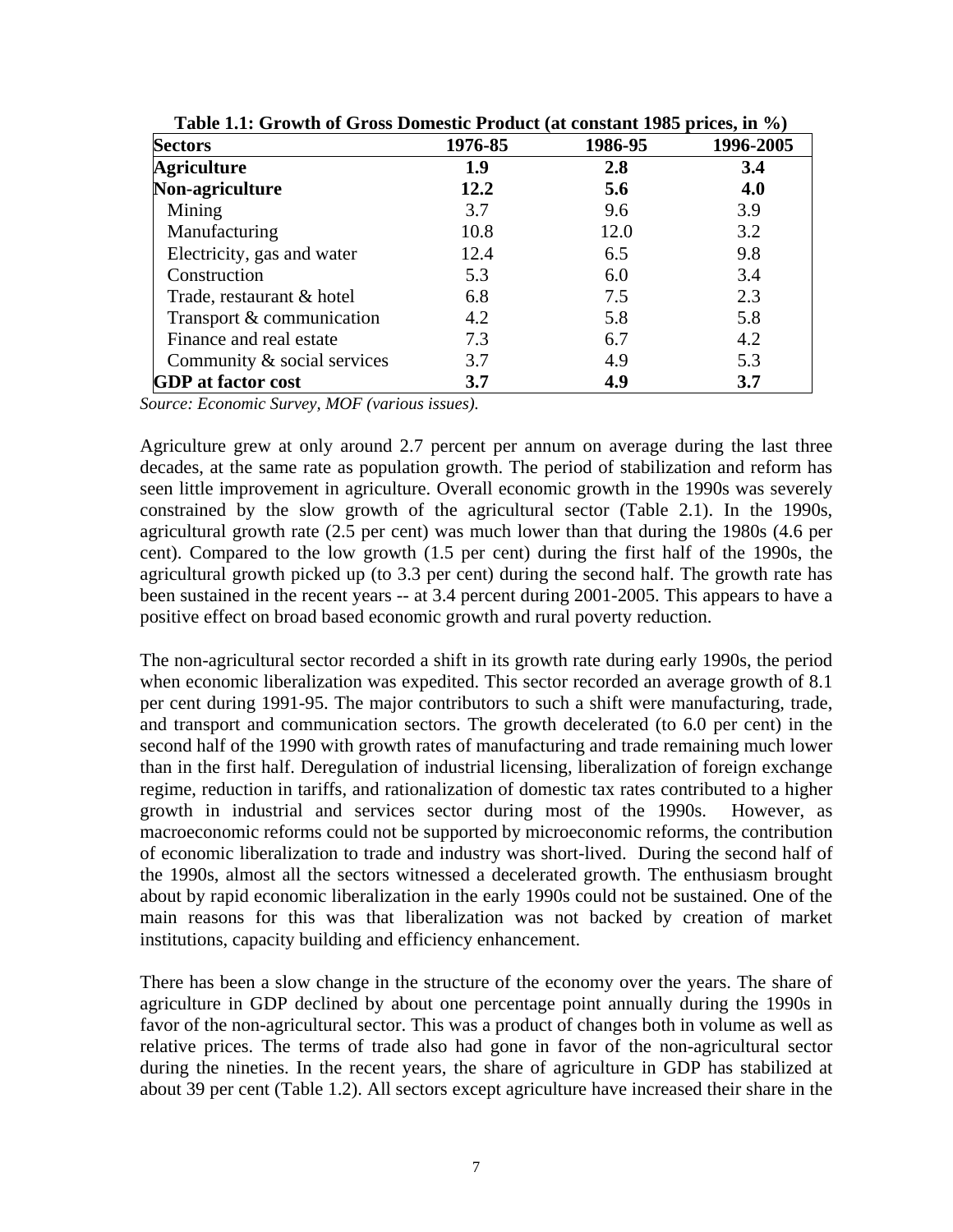**Table 1.1: Growth of Gross Domestic Product (at constant 1985 prices, in %)**

| Sectors | 1976-85 | 1986-95 | 1996-2005 |
|---|---|---|---|
| **Agriculture** | **1.9** | **2.8** | **3.4** |
| **Non-agriculture** | **12.2** | **5.6** | **4.0** |
| Mining | 3.7 | 9.6 | 3.9 |
| Manufacturing | 10.8 | 12.0 | 3.2 |
| Electricity, gas and water | 12.4 | 6.5 | 9.8 |
| Construction | 5.3 | 6.0 | 3.4 |
| Trade, restaurant & hotel | 6.8 | 7.5 | 2.3 |
| Transport & communication | 4.2 | 5.8 | 5.8 |
| Finance and real estate | 7.3 | 6.7 | 4.2 |
| Community & social services | 3.7 | 4.9 | 5.3 |
| **GDP at factor cost** | **3.7** | **4.9** | **3.7** |

*Source: Economic Survey, MOF (various issues).*

Agriculture grew at only around 2.7 percent per annum on average during the last three decades, at the same rate as population growth. The period of stabilization and reform has seen little improvement in agriculture. Overall economic growth in the 1990s was severely constrained by the slow growth of the agricultural sector (Table 2.1). In the 1990s, agricultural growth rate (2.5 per cent) was much lower than that during the 1980s (4.6 per cent). Compared to the low growth (1.5 per cent) during the first half of the 1990s, the agricultural growth picked up (to 3.3 per cent) during the second half. The growth rate has been sustained in the recent years -- at 3.4 percent during 2001-2005. This appears to have a positive effect on broad based economic growth and rural poverty reduction.

The non-agricultural sector recorded a shift in its growth rate during early 1990s, the period when economic liberalization was expedited. This sector recorded an average growth of 8.1 per cent during 1991-95. The major contributors to such a shift were manufacturing, trade, and transport and communication sectors. The growth decelerated (to 6.0 per cent) in the second half of the 1990 with growth rates of manufacturing and trade remaining much lower than in the first half. Deregulation of industrial licensing, liberalization of foreign exchange regime, reduction in tariffs, and rationalization of domestic tax rates contributed to a higher growth in industrial and services sector during most of the 1990s. However, as macroeconomic reforms could not be supported by microeconomic reforms, the contribution of economic liberalization to trade and industry was short-lived. During the second half of the 1990s, almost all the sectors witnessed a decelerated growth. The enthusiasm brought about by rapid economic liberalization in the early 1990s could not be sustained. One of the main reasons for this was that liberalization was not backed by creation of market institutions, capacity building and efficiency enhancement.

There has been a slow change in the structure of the economy over the years. The share of agriculture in GDP declined by about one percentage point annually during the 1990s in favor of the non-agricultural sector. This was a product of changes both in volume as well as relative prices. The terms of trade also had gone in favor of the non-agricultural sector during the nineties. In the recent years, the share of agriculture in GDP has stabilized at about 39 per cent (Table 1.2). All sectors except agriculture have increased their share in the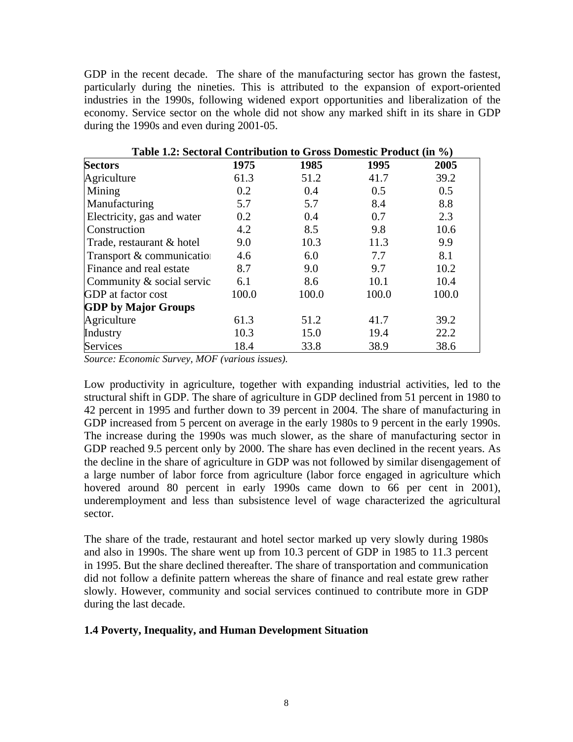GDP in the recent decade. The share of the manufacturing sector has grown the fastest, particularly during the nineties. This is attributed to the expansion of export-oriented industries in the 1990s, following widened export opportunities and liberalization of the economy. Service sector on the whole did not show any marked shift in its share in GDP during the 1990s and even during 2001-05.

**Table 1.2: Sectoral Contribution to Gross Domestic Product (in %)**

| Sectors | 1975 | 1985 | 1995 | 2005 |
|---|---|---|---|---|
| Agriculture | 61.3 | 51.2 | 41.7 | 39.2 |
| Mining | 0.2 | 0.4 | 0.5 | 0.5 |
| Manufacturing | 5.7 | 5.7 | 8.4 | 8.8 |
| Electricity, gas and water | 0.2 | 0.4 | 0.7 | 2.3 |
| Construction | 4.2 | 8.5 | 9.8 | 10.6 |
| Trade, restaurant & hotel | 9.0 | 10.3 | 11.3 | 9.9 |
| Transport & communicatio | 4.6 | 6.0 | 7.7 | 8.1 |
| Finance and real estate | 8.7 | 9.0 | 9.7 | 10.2 |
| Community & social servic | 6.1 | 8.6 | 10.1 | 10.4 |
| GDP at factor cost | 100.0 | 100.0 | 100.0 | 100.0 |
| **GDP by Major Groups** | | | | |
| Agriculture | 61.3 | 51.2 | 41.7 | 39.2 |
| Industry | 10.3 | 15.0 | 19.4 | 22.2 |
| Services | 18.4 | 33.8 | 38.9 | 38.6 |

*Source: Economic Survey, MOF (various issues).*

Low productivity in agriculture, together with expanding industrial activities, led to the structural shift in GDP. The share of agriculture in GDP declined from 51 percent in 1980 to 42 percent in 1995 and further down to 39 percent in 2004. The share of manufacturing in GDP increased from 5 percent on average in the early 1980s to 9 percent in the early 1990s. The increase during the 1990s was much slower, as the share of manufacturing sector in GDP reached 9.5 percent only by 2000. The share has even declined in the recent years. As the decline in the share of agriculture in GDP was not followed by similar disengagement of a large number of labor force from agriculture (labor force engaged in agriculture which hovered around 80 percent in early 1990s came down to 66 per cent in 2001), underemployment and less than subsistence level of wage characterized the agricultural sector.

The share of the trade, restaurant and hotel sector marked up very slowly during 1980s and also in 1990s. The share went up from 10.3 percent of GDP in 1985 to 11.3 percent in 1995. But the share declined thereafter. The share of transportation and communication did not follow a definite pattern whereas the share of finance and real estate grew rather slowly. However, community and social services continued to contribute more in GDP during the last decade.

### 1.4 Poverty, Inequality, and Human Development Situation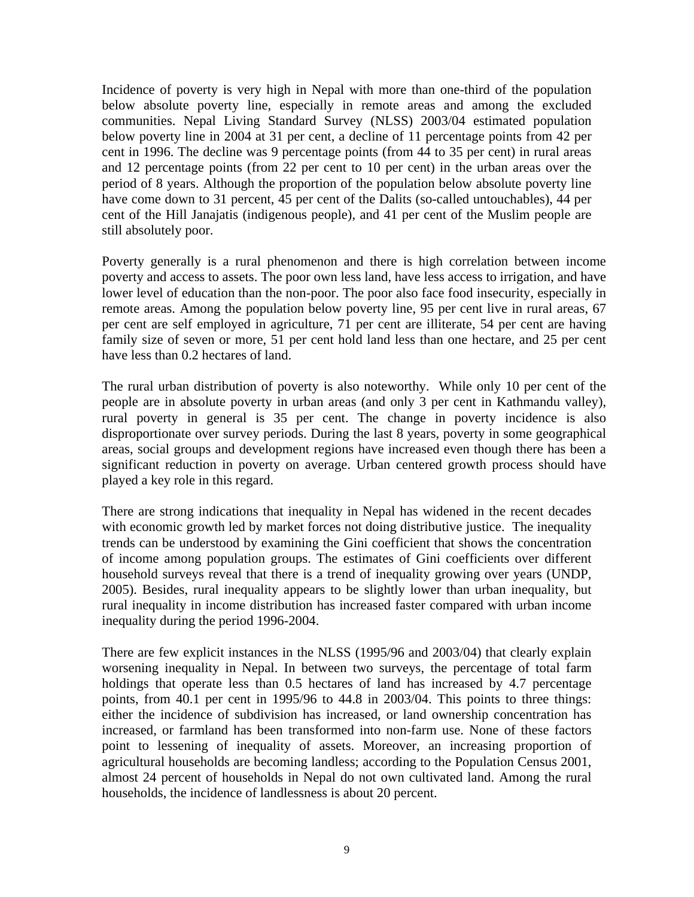Incidence of poverty is very high in Nepal with more than one-third of the population below absolute poverty line, especially in remote areas and among the excluded communities. Nepal Living Standard Survey (NLSS) 2003/04 estimated population below poverty line in 2004 at 31 per cent, a decline of 11 percentage points from 42 per cent in 1996. The decline was 9 percentage points (from 44 to 35 per cent) in rural areas and 12 percentage points (from 22 per cent to 10 per cent) in the urban areas over the period of 8 years. Although the proportion of the population below absolute poverty line have come down to 31 percent, 45 per cent of the Dalits (so-called untouchables), 44 per cent of the Hill Janajatis (indigenous people), and 41 per cent of the Muslim people are still absolutely poor.

Poverty generally is a rural phenomenon and there is high correlation between income poverty and access to assets. The poor own less land, have less access to irrigation, and have lower level of education than the non-poor. The poor also face food insecurity, especially in remote areas. Among the population below poverty line, 95 per cent live in rural areas, 67 per cent are self employed in agriculture, 71 per cent are illiterate, 54 per cent are having family size of seven or more, 51 per cent hold land less than one hectare, and 25 per cent have less than 0.2 hectares of land.

The rural urban distribution of poverty is also noteworthy. While only 10 per cent of the people are in absolute poverty in urban areas (and only 3 per cent in Kathmandu valley), rural poverty in general is 35 per cent. The change in poverty incidence is also disproportionate over survey periods. During the last 8 years, poverty in some geographical areas, social groups and development regions have increased even though there has been a significant reduction in poverty on average. Urban centered growth process should have played a key role in this regard.

There are strong indications that inequality in Nepal has widened in the recent decades with economic growth led by market forces not doing distributive justice. The inequality trends can be understood by examining the Gini coefficient that shows the concentration of income among population groups. The estimates of Gini coefficients over different household surveys reveal that there is a trend of inequality growing over years (UNDP, 2005). Besides, rural inequality appears to be slightly lower than urban inequality, but rural inequality in income distribution has increased faster compared with urban income inequality during the period 1996-2004.

There are few explicit instances in the NLSS (1995/96 and 2003/04) that clearly explain worsening inequality in Nepal. In between two surveys, the percentage of total farm holdings that operate less than 0.5 hectares of land has increased by 4.7 percentage points, from 40.1 per cent in 1995/96 to 44.8 in 2003/04. This points to three things: either the incidence of subdivision has increased, or land ownership concentration has increased, or farmland has been transformed into non-farm use. None of these factors point to lessening of inequality of assets. Moreover, an increasing proportion of agricultural households are becoming landless; according to the Population Census 2001, almost 24 percent of households in Nepal do not own cultivated land. Among the rural households, the incidence of landlessness is about 20 percent.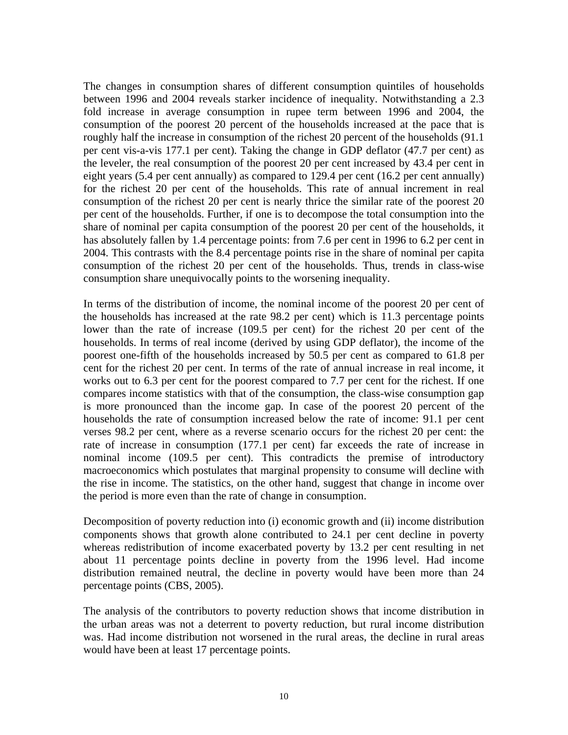The changes in consumption shares of different consumption quintiles of households between 1996 and 2004 reveals starker incidence of inequality. Notwithstanding a 2.3 fold increase in average consumption in rupee term between 1996 and 2004, the consumption of the poorest 20 percent of the households increased at the pace that is roughly half the increase in consumption of the richest 20 percent of the households (91.1 per cent vis-a-vis 177.1 per cent). Taking the change in GDP deflator (47.7 per cent) as the leveler, the real consumption of the poorest 20 per cent increased by 43.4 per cent in eight years (5.4 per cent annually) as compared to 129.4 per cent (16.2 per cent annually) for the richest 20 per cent of the households. This rate of annual increment in real consumption of the richest 20 per cent is nearly thrice the similar rate of the poorest 20 per cent of the households. Further, if one is to decompose the total consumption into the share of nominal per capita consumption of the poorest 20 per cent of the households, it has absolutely fallen by 1.4 percentage points: from 7.6 per cent in 1996 to 6.2 per cent in 2004. This contrasts with the 8.4 percentage points rise in the share of nominal per capita consumption of the richest 20 per cent of the households. Thus, trends in class-wise consumption share unequivocally points to the worsening inequality.

In terms of the distribution of income, the nominal income of the poorest 20 per cent of the households has increased at the rate 98.2 per cent) which is 11.3 percentage points lower than the rate of increase (109.5 per cent) for the richest 20 per cent of the households. In terms of real income (derived by using GDP deflator), the income of the poorest one-fifth of the households increased by 50.5 per cent as compared to 61.8 per cent for the richest 20 per cent. In terms of the rate of annual increase in real income, it works out to 6.3 per cent for the poorest compared to 7.7 per cent for the richest. If one compares income statistics with that of the consumption, the class-wise consumption gap is more pronounced than the income gap. In case of the poorest 20 percent of the households the rate of consumption increased below the rate of income: 91.1 per cent verses 98.2 per cent, where as a reverse scenario occurs for the richest 20 per cent: the rate of increase in consumption (177.1 per cent) far exceeds the rate of increase in nominal income (109.5 per cent). This contradicts the premise of introductory macroeconomics which postulates that marginal propensity to consume will decline with the rise in income. The statistics, on the other hand, suggest that change in income over the period is more even than the rate of change in consumption.

Decomposition of poverty reduction into (i) economic growth and (ii) income distribution components shows that growth alone contributed to 24.1 per cent decline in poverty whereas redistribution of income exacerbated poverty by 13.2 per cent resulting in net about 11 percentage points decline in poverty from the 1996 level. Had income distribution remained neutral, the decline in poverty would have been more than 24 percentage points (CBS, 2005).

The analysis of the contributors to poverty reduction shows that income distribution in the urban areas was not a deterrent to poverty reduction, but rural income distribution was. Had income distribution not worsened in the rural areas, the decline in rural areas would have been at least 17 percentage points.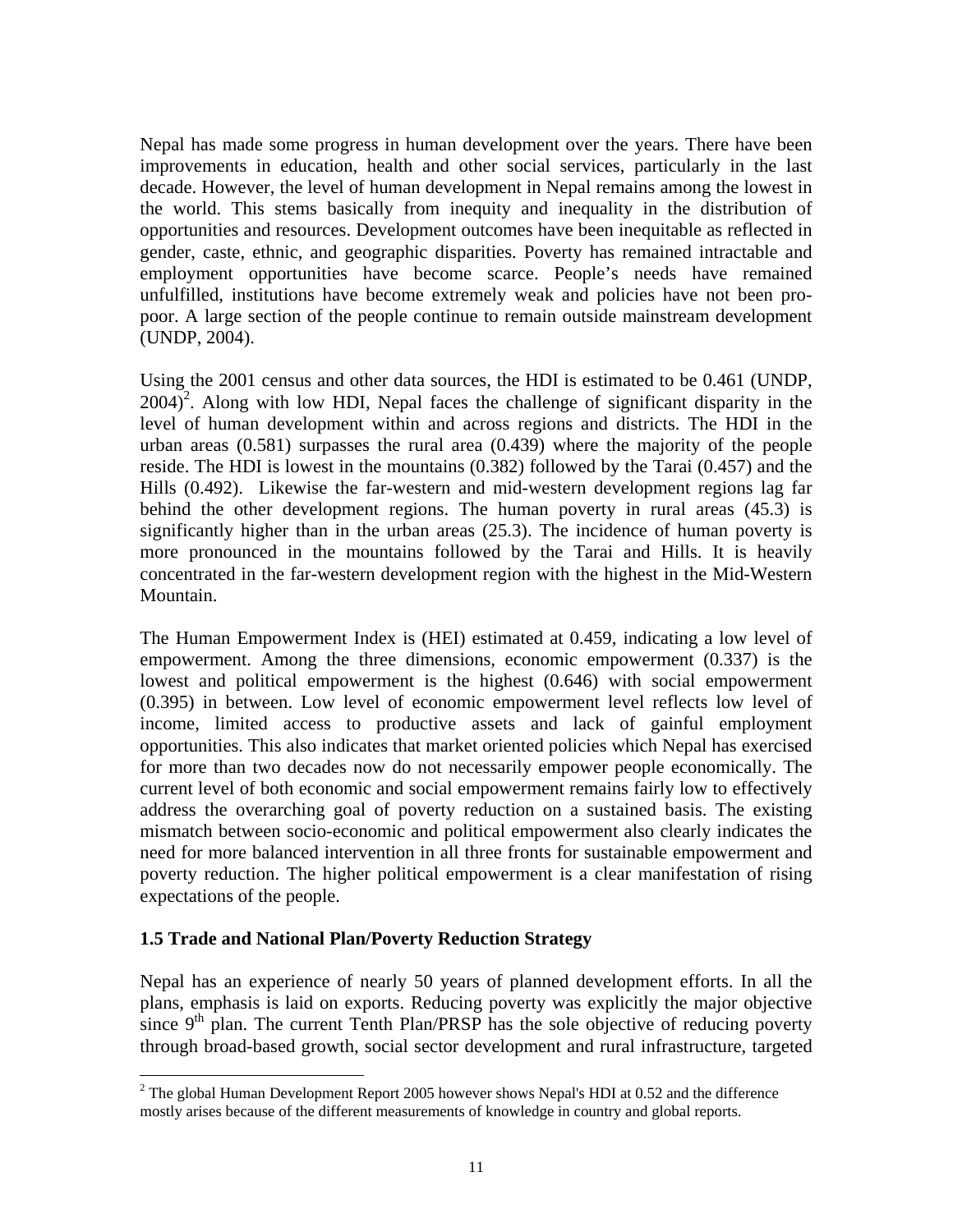Nepal has made some progress in human development over the years. There have been improvements in education, health and other social services, particularly in the last decade. However, the level of human development in Nepal remains among the lowest in the world. This stems basically from inequity and inequality in the distribution of opportunities and resources. Development outcomes have been inequitable as reflected in gender, caste, ethnic, and geographic disparities. Poverty has remained intractable and employment opportunities have become scarce. People's needs have remained unfulfilled, institutions have become extremely weak and policies have not been pro-poor. A large section of the people continue to remain outside mainstream development (UNDP, 2004).

Using the 2001 census and other data sources, the HDI is estimated to be 0.461 (UNDP, 2004)[2]. Along with low HDI, Nepal faces the challenge of significant disparity in the level of human development within and across regions and districts. The HDI in the urban areas (0.581) surpasses the rural area (0.439) where the majority of the people reside. The HDI is lowest in the mountains (0.382) followed by the Tarai (0.457) and the Hills (0.492). Likewise the far-western and mid-western development regions lag far behind the other development regions. The human poverty in rural areas (45.3) is significantly higher than in the urban areas (25.3). The incidence of human poverty is more pronounced in the mountains followed by the Tarai and Hills. It is heavily concentrated in the far-western development region with the highest in the Mid-Western Mountain.

The Human Empowerment Index is (HEI) estimated at 0.459, indicating a low level of empowerment. Among the three dimensions, economic empowerment (0.337) is the lowest and political empowerment is the highest (0.646) with social empowerment (0.395) in between. Low level of economic empowerment level reflects low level of income, limited access to productive assets and lack of gainful employment opportunities. This also indicates that market oriented policies which Nepal has exercised for more than two decades now do not necessarily empower people economically. The current level of both economic and social empowerment remains fairly low to effectively address the overarching goal of poverty reduction on a sustained basis. The existing mismatch between socio-economic and political empowerment also clearly indicates the need for more balanced intervention in all three fronts for sustainable empowerment and poverty reduction. The higher political empowerment is a clear manifestation of rising expectations of the people.

### 1.5 Trade and National Plan/Poverty Reduction Strategy

Nepal has an experience of nearly 50 years of planned development efforts. In all the plans, emphasis is laid on exports. Reducing poverty was explicitly the major objective since 9th plan. The current Tenth Plan/PRSP has the sole objective of reducing poverty through broad-based growth, social sector development and rural infrastructure, targeted

---

[2] The global Human Development Report 2005 however shows Nepal's HDI at 0.52 and the difference mostly arises because of the different measurements of knowledge in country and global reports.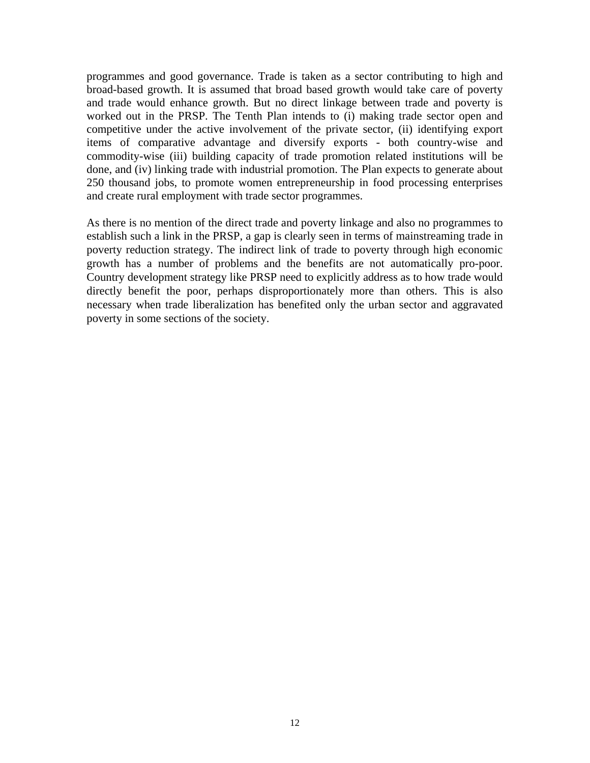programmes and good governance. Trade is taken as a sector contributing to high and broad-based growth. It is assumed that broad based growth would take care of poverty and trade would enhance growth. But no direct linkage between trade and poverty is worked out in the PRSP. The Tenth Plan intends to (i) making trade sector open and competitive under the active involvement of the private sector, (ii) identifying export items of comparative advantage and diversify exports - both country-wise and commodity-wise (iii) building capacity of trade promotion related institutions will be done, and (iv) linking trade with industrial promotion. The Plan expects to generate about 250 thousand jobs, to promote women entrepreneurship in food processing enterprises and create rural employment with trade sector programmes.

As there is no mention of the direct trade and poverty linkage and also no programmes to establish such a link in the PRSP, a gap is clearly seen in terms of mainstreaming trade in poverty reduction strategy. The indirect link of trade to poverty through high economic growth has a number of problems and the benefits are not automatically pro-poor. Country development strategy like PRSP need to explicitly address as to how trade would directly benefit the poor, perhaps disproportionately more than others. This is also necessary when trade liberalization has benefited only the urban sector and aggravated poverty in some sections of the society.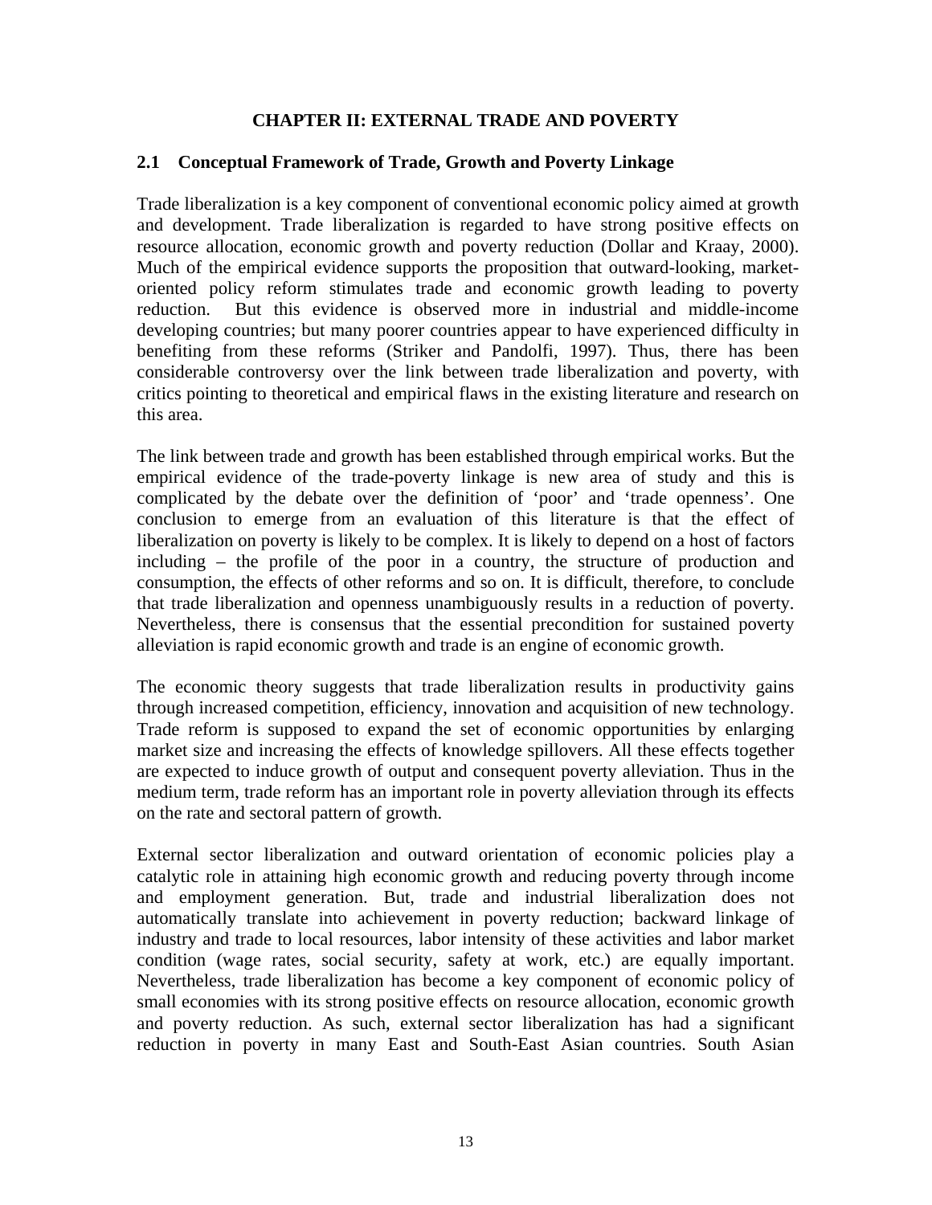# CHAPTER II: EXTERNAL TRADE AND POVERTY

## 2.1 Conceptual Framework of Trade, Growth and Poverty Linkage

Trade liberalization is a key component of conventional economic policy aimed at growth and development. Trade liberalization is regarded to have strong positive effects on resource allocation, economic growth and poverty reduction (Dollar and Kraay, 2000). Much of the empirical evidence supports the proposition that outward-looking, market-oriented policy reform stimulates trade and economic growth leading to poverty reduction. But this evidence is observed more in industrial and middle-income developing countries; but many poorer countries appear to have experienced difficulty in benefiting from these reforms (Striker and Pandolfi, 1997). Thus, there has been considerable controversy over the link between trade liberalization and poverty, with critics pointing to theoretical and empirical flaws in the existing literature and research on this area.

The link between trade and growth has been established through empirical works. But the empirical evidence of the trade-poverty linkage is new area of study and this is complicated by the debate over the definition of 'poor' and 'trade openness'. One conclusion to emerge from an evaluation of this literature is that the effect of liberalization on poverty is likely to be complex. It is likely to depend on a host of factors including – the profile of the poor in a country, the structure of production and consumption, the effects of other reforms and so on. It is difficult, therefore, to conclude that trade liberalization and openness unambiguously results in a reduction of poverty. Nevertheless, there is consensus that the essential precondition for sustained poverty alleviation is rapid economic growth and trade is an engine of economic growth.

The economic theory suggests that trade liberalization results in productivity gains through increased competition, efficiency, innovation and acquisition of new technology. Trade reform is supposed to expand the set of economic opportunities by enlarging market size and increasing the effects of knowledge spillovers. All these effects together are expected to induce growth of output and consequent poverty alleviation. Thus in the medium term, trade reform has an important role in poverty alleviation through its effects on the rate and sectoral pattern of growth.

External sector liberalization and outward orientation of economic policies play a catalytic role in attaining high economic growth and reducing poverty through income and employment generation. But, trade and industrial liberalization does not automatically translate into achievement in poverty reduction; backward linkage of industry and trade to local resources, labor intensity of these activities and labor market condition (wage rates, social security, safety at work, etc.) are equally important. Nevertheless, trade liberalization has become a key component of economic policy of small economies with its strong positive effects on resource allocation, economic growth and poverty reduction. As such, external sector liberalization has had a significant reduction in poverty in many East and South-East Asian countries. South Asian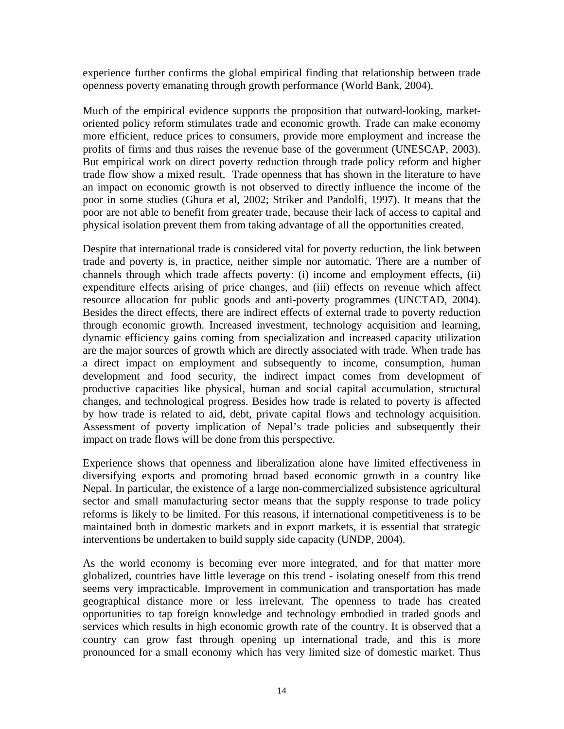experience further confirms the global empirical finding that relationship between trade openness poverty emanating through growth performance (World Bank, 2004).

Much of the empirical evidence supports the proposition that outward-looking, market-oriented policy reform stimulates trade and economic growth. Trade can make economy more efficient, reduce prices to consumers, provide more employment and increase the profits of firms and thus raises the revenue base of the government (UNESCAP, 2003). But empirical work on direct poverty reduction through trade policy reform and higher trade flow show a mixed result. Trade openness that has shown in the literature to have an impact on economic growth is not observed to directly influence the income of the poor in some studies (Ghura et al, 2002; Striker and Pandolfi, 1997). It means that the poor are not able to benefit from greater trade, because their lack of access to capital and physical isolation prevent them from taking advantage of all the opportunities created.

Despite that international trade is considered vital for poverty reduction, the link between trade and poverty is, in practice, neither simple nor automatic. There are a number of channels through which trade affects poverty: (i) income and employment effects, (ii) expenditure effects arising of price changes, and (iii) effects on revenue which affect resource allocation for public goods and anti-poverty programmes (UNCTAD, 2004). Besides the direct effects, there are indirect effects of external trade to poverty reduction through economic growth. Increased investment, technology acquisition and learning, dynamic efficiency gains coming from specialization and increased capacity utilization are the major sources of growth which are directly associated with trade. When trade has a direct impact on employment and subsequently to income, consumption, human development and food security, the indirect impact comes from development of productive capacities like physical, human and social capital accumulation, structural changes, and technological progress. Besides how trade is related to poverty is affected by how trade is related to aid, debt, private capital flows and technology acquisition. Assessment of poverty implication of Nepal's trade policies and subsequently their impact on trade flows will be done from this perspective.

Experience shows that openness and liberalization alone have limited effectiveness in diversifying exports and promoting broad based economic growth in a country like Nepal. In particular, the existence of a large non-commercialized subsistence agricultural sector and small manufacturing sector means that the supply response to trade policy reforms is likely to be limited. For this reasons, if international competitiveness is to be maintained both in domestic markets and in export markets, it is essential that strategic interventions be undertaken to build supply side capacity (UNDP, 2004).

As the world economy is becoming ever more integrated, and for that matter more globalized, countries have little leverage on this trend - isolating oneself from this trend seems very impracticable. Improvement in communication and transportation has made geographical distance more or less irrelevant. The openness to trade has created opportunities to tap foreign knowledge and technology embodied in traded goods and services which results in high economic growth rate of the country. It is observed that a country can grow fast through opening up international trade, and this is more pronounced for a small economy which has very limited size of domestic market. Thus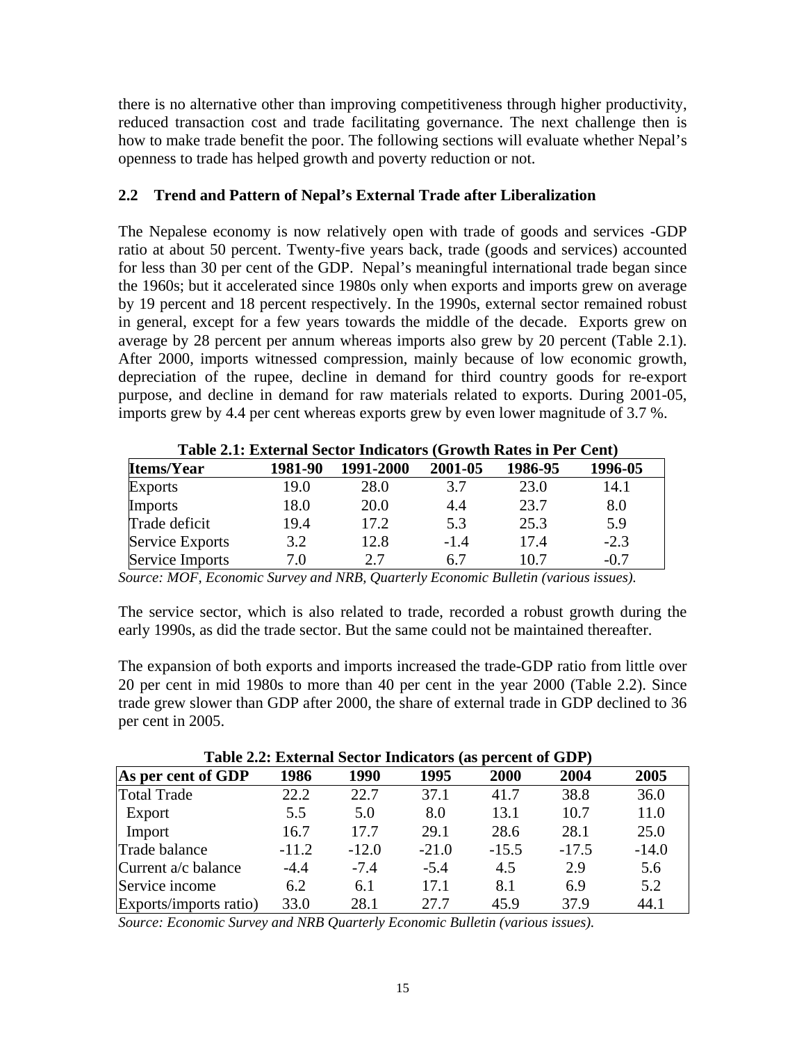there is no alternative other than improving competitiveness through higher productivity, reduced transaction cost and trade facilitating governance. The next challenge then is how to make trade benefit the poor. The following sections will evaluate whether Nepal's openness to trade has helped growth and poverty reduction or not.

## 2.2 Trend and Pattern of Nepal's External Trade after Liberalization

The Nepalese economy is now relatively open with trade of goods and services -GDP ratio at about 50 percent. Twenty-five years back, trade (goods and services) accounted for less than 30 per cent of the GDP. Nepal's meaningful international trade began since the 1960s; but it accelerated since 1980s only when exports and imports grew on average by 19 percent and 18 percent respectively. In the 1990s, external sector remained robust in general, except for a few years towards the middle of the decade. Exports grew on average by 28 percent per annum whereas imports also grew by 20 percent (Table 2.1). After 2000, imports witnessed compression, mainly because of low economic growth, depreciation of the rupee, decline in demand for third country goods for re-export purpose, and decline in demand for raw materials related to exports. During 2001-05, imports grew by 4.4 per cent whereas exports grew by even lower magnitude of 3.7 %.

**Table 2.1: External Sector Indicators (Growth Rates in Per Cent)**

| Items/Year | 1981-90 | 1991-2000 | 2001-05 | 1986-95 | 1996-05 |
|---|---|---|---|---|---|
| Exports | 19.0 | 28.0 | 3.7 | 23.0 | 14.1 |
| Imports | 18.0 | 20.0 | 4.4 | 23.7 | 8.0 |
| Trade deficit | 19.4 | 17.2 | 5.3 | 25.3 | 5.9 |
| Service Exports | 3.2 | 12.8 | -1.4 | 17.4 | -2.3 |
| Service Imports | 7.0 | 2.7 | 6.7 | 10.7 | -0.7 |

*Source: MOF, Economic Survey and NRB, Quarterly Economic Bulletin (various issues).*

The service sector, which is also related to trade, recorded a robust growth during the early 1990s, as did the trade sector. But the same could not be maintained thereafter.

The expansion of both exports and imports increased the trade-GDP ratio from little over 20 per cent in mid 1980s to more than 40 per cent in the year 2000 (Table 2.2). Since trade grew slower than GDP after 2000, the share of external trade in GDP declined to 36 per cent in 2005.

**Table 2.2: External Sector Indicators (as percent of GDP)**

| As per cent of GDP | 1986 | 1990 | 1995 | 2000 | 2004 | 2005 |
|---|---|---|---|---|---|---|
| Total Trade | 22.2 | 22.7 | 37.1 | 41.7 | 38.8 | 36.0 |
| Export | 5.5 | 5.0 | 8.0 | 13.1 | 10.7 | 11.0 |
| Import | 16.7 | 17.7 | 29.1 | 28.6 | 28.1 | 25.0 |
| Trade balance | -11.2 | -12.0 | -21.0 | -15.5 | -17.5 | -14.0 |
| Current a/c balance | -4.4 | -7.4 | -5.4 | 4.5 | 2.9 | 5.6 |
| Service income | 6.2 | 6.1 | 17.1 | 8.1 | 6.9 | 5.2 |
| Exports/imports ratio) | 33.0 | 28.1 | 27.7 | 45.9 | 37.9 | 44.1 |

*Source: Economic Survey and NRB Quarterly Economic Bulletin (various issues).*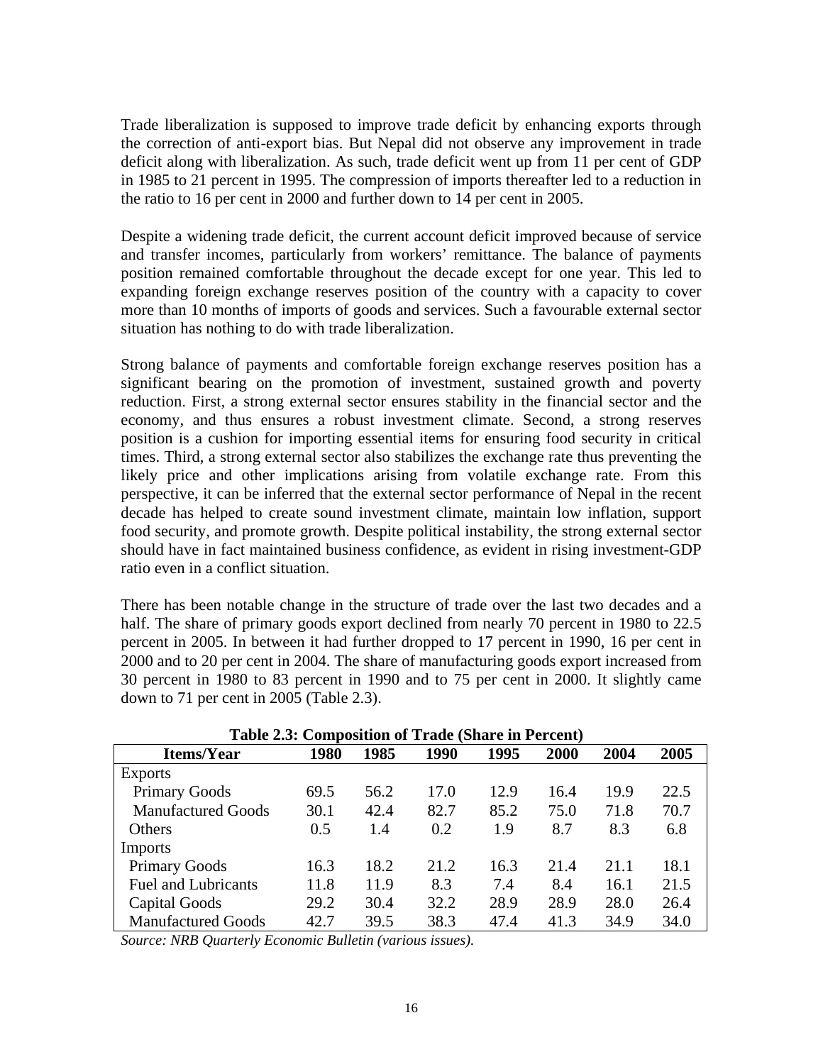Trade liberalization is supposed to improve trade deficit by enhancing exports through the correction of anti-export bias. But Nepal did not observe any improvement in trade deficit along with liberalization. As such, trade deficit went up from 11 per cent of GDP in 1985 to 21 percent in 1995. The compression of imports thereafter led to a reduction in the ratio to 16 per cent in 2000 and further down to 14 per cent in 2005.

Despite a widening trade deficit, the current account deficit improved because of service and transfer incomes, particularly from workers' remittance. The balance of payments position remained comfortable throughout the decade except for one year. This led to expanding foreign exchange reserves position of the country with a capacity to cover more than 10 months of imports of goods and services. Such a favourable external sector situation has nothing to do with trade liberalization.

Strong balance of payments and comfortable foreign exchange reserves position has a significant bearing on the promotion of investment, sustained growth and poverty reduction. First, a strong external sector ensures stability in the financial sector and the economy, and thus ensures a robust investment climate. Second, a strong reserves position is a cushion for importing essential items for ensuring food security in critical times. Third, a strong external sector also stabilizes the exchange rate thus preventing the likely price and other implications arising from volatile exchange rate. From this perspective, it can be inferred that the external sector performance of Nepal in the recent decade has helped to create sound investment climate, maintain low inflation, support food security, and promote growth. Despite political instability, the strong external sector should have in fact maintained business confidence, as evident in rising investment-GDP ratio even in a conflict situation.

There has been notable change in the structure of trade over the last two decades and a half. The share of primary goods export declined from nearly 70 percent in 1980 to 22.5 percent in 2005. In between it had further dropped to 17 percent in 1990, 16 per cent in 2000 and to 20 per cent in 2004. The share of manufacturing goods export increased from 30 percent in 1980 to 83 percent in 1990 and to 75 per cent in 2000. It slightly came down to 71 per cent in 2005 (Table 2.3).

**Table 2.3: Composition of Trade (Share in Percent)**

| Items/Year | 1980 | 1985 | 1990 | 1995 | 2000 | 2004 | 2005 |
|---|---|---|---|---|---|---|---|
| Exports | | | | | | | |
| Primary Goods | 69.5 | 56.2 | 17.0 | 12.9 | 16.4 | 19.9 | 22.5 |
| Manufactured Goods | 30.1 | 42.4 | 82.7 | 85.2 | 75.0 | 71.8 | 70.7 |
| Others | 0.5 | 1.4 | 0.2 | 1.9 | 8.7 | 8.3 | 6.8 |
| Imports | | | | | | | |
| Primary Goods | 16.3 | 18.2 | 21.2 | 16.3 | 21.4 | 21.1 | 18.1 |
| Fuel and Lubricants | 11.8 | 11.9 | 8.3 | 7.4 | 8.4 | 16.1 | 21.5 |
| Capital Goods | 29.2 | 30.4 | 32.2 | 28.9 | 28.9 | 28.0 | 26.4 |
| Manufactured Goods | 42.7 | 39.5 | 38.3 | 47.4 | 41.3 | 34.9 | 34.0 |

*Source: NRB Quarterly Economic Bulletin (various issues).*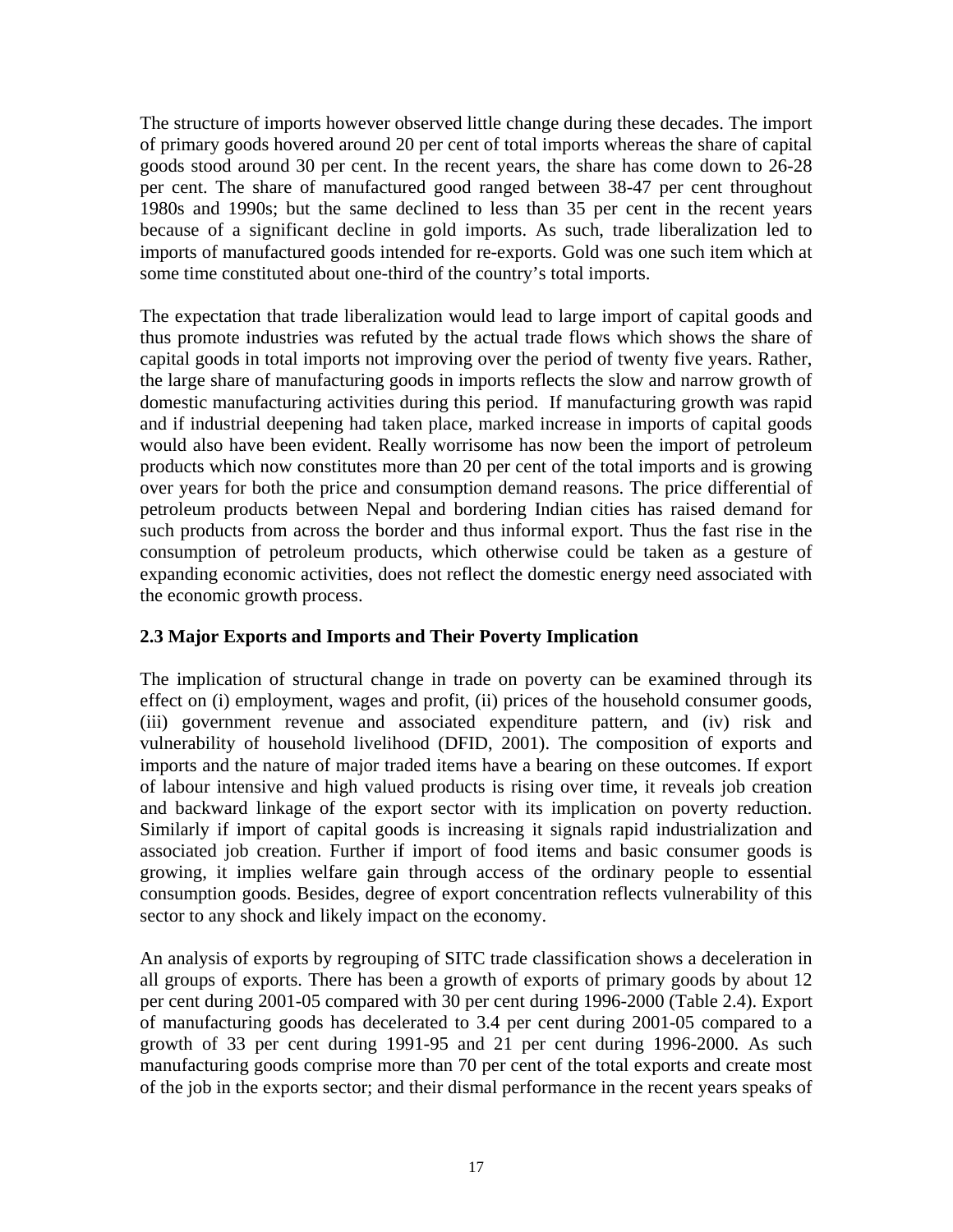The structure of imports however observed little change during these decades. The import of primary goods hovered around 20 per cent of total imports whereas the share of capital goods stood around 30 per cent. In the recent years, the share has come down to 26-28 per cent. The share of manufactured good ranged between 38-47 per cent throughout 1980s and 1990s; but the same declined to less than 35 per cent in the recent years because of a significant decline in gold imports. As such, trade liberalization led to imports of manufactured goods intended for re-exports. Gold was one such item which at some time constituted about one-third of the country's total imports.

The expectation that trade liberalization would lead to large import of capital goods and thus promote industries was refuted by the actual trade flows which shows the share of capital goods in total imports not improving over the period of twenty five years. Rather, the large share of manufacturing goods in imports reflects the slow and narrow growth of domestic manufacturing activities during this period. If manufacturing growth was rapid and if industrial deepening had taken place, marked increase in imports of capital goods would also have been evident. Really worrisome has now been the import of petroleum products which now constitutes more than 20 per cent of the total imports and is growing over years for both the price and consumption demand reasons. The price differential of petroleum products between Nepal and bordering Indian cities has raised demand for such products from across the border and thus informal export. Thus the fast rise in the consumption of petroleum products, which otherwise could be taken as a gesture of expanding economic activities, does not reflect the domestic energy need associated with the economic growth process.

### 2.3 Major Exports and Imports and Their Poverty Implication

The implication of structural change in trade on poverty can be examined through its effect on (i) employment, wages and profit, (ii) prices of the household consumer goods, (iii) government revenue and associated expenditure pattern, and (iv) risk and vulnerability of household livelihood (DFID, 2001). The composition of exports and imports and the nature of major traded items have a bearing on these outcomes. If export of labour intensive and high valued products is rising over time, it reveals job creation and backward linkage of the export sector with its implication on poverty reduction. Similarly if import of capital goods is increasing it signals rapid industrialization and associated job creation. Further if import of food items and basic consumer goods is growing, it implies welfare gain through access of the ordinary people to essential consumption goods. Besides, degree of export concentration reflects vulnerability of this sector to any shock and likely impact on the economy.

An analysis of exports by regrouping of SITC trade classification shows a deceleration in all groups of exports. There has been a growth of exports of primary goods by about 12 per cent during 2001-05 compared with 30 per cent during 1996-2000 (Table 2.4). Export of manufacturing goods has decelerated to 3.4 per cent during 2001-05 compared to a growth of 33 per cent during 1991-95 and 21 per cent during 1996-2000. As such manufacturing goods comprise more than 70 per cent of the total exports and create most of the job in the exports sector; and their dismal performance in the recent years speaks of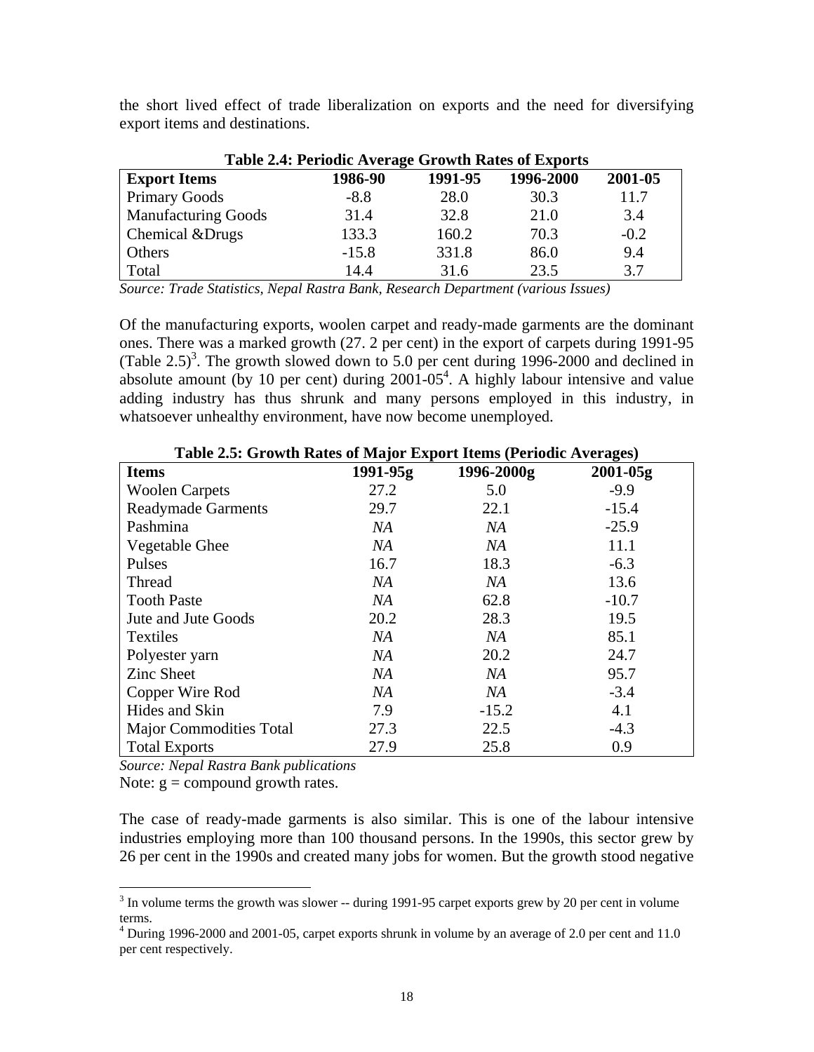the short lived effect of trade liberalization on exports and the need for diversifying export items and destinations.

**Table 2.4: Periodic Average Growth Rates of Exports**

| Export Items | 1986-90 | 1991-95 | 1996-2000 | 2001-05 |
|---|---|---|---|---|
| Primary Goods | -8.8 | 28.0 | 30.3 | 11.7 |
| Manufacturing Goods | 31.4 | 32.8 | 21.0 | 3.4 |
| Chemical &Drugs | 133.3 | 160.2 | 70.3 | -0.2 |
| Others | -15.8 | 331.8 | 86.0 | 9.4 |
| Total | 14.4 | 31.6 | 23.5 | 3.7 |

*Source: Trade Statistics, Nepal Rastra Bank, Research Department (various Issues)*

Of the manufacturing exports, woolen carpet and ready-made garments are the dominant ones. There was a marked growth (27. 2 per cent) in the export of carpets during 1991-95 (Table 2.5)[3]. The growth slowed down to 5.0 per cent during 1996-2000 and declined in absolute amount (by 10 per cent) during 2001-05[4]. A highly labour intensive and value adding industry has thus shrunk and many persons employed in this industry, in whatsoever unhealthy environment, have now become unemployed.

**Table 2.5: Growth Rates of Major Export Items (Periodic Averages)**

| Items | 1991-95g | 1996-2000g | 2001-05g |
|---|---|---|---|
| Woolen Carpets | 27.2 | 5.0 | -9.9 |
| Readymade Garments | 29.7 | 22.1 | -15.4 |
| Pashmina | *NA* | *NA* | -25.9 |
| Vegetable Ghee | *NA* | *NA* | 11.1 |
| Pulses | 16.7 | 18.3 | -6.3 |
| Thread | *NA* | *NA* | 13.6 |
| Tooth Paste | *NA* | 62.8 | -10.7 |
| Jute and Jute Goods | 20.2 | 28.3 | 19.5 |
| Textiles | *NA* | *NA* | 85.1 |
| Polyester yarn | *NA* | 20.2 | 24.7 |
| Zinc Sheet | *NA* | *NA* | 95.7 |
| Copper Wire Rod | *NA* | *NA* | -3.4 |
| Hides and Skin | 7.9 | -15.2 | 4.1 |
| Major Commodities Total | 27.3 | 22.5 | -4.3 |
| Total Exports | 27.9 | 25.8 | 0.9 |

*Source: Nepal Rastra Bank publications*

Note: g = compound growth rates.

The case of ready-made garments is also similar. This is one of the labour intensive industries employing more than 100 thousand persons. In the 1990s, this sector grew by 26 per cent in the 1990s and created many jobs for women. But the growth stood negative

[3] In volume terms the growth was slower -- during 1991-95 carpet exports grew by 20 per cent in volume terms.

[4] During 1996-2000 and 2001-05, carpet exports shrunk in volume by an average of 2.0 per cent and 11.0 per cent respectively.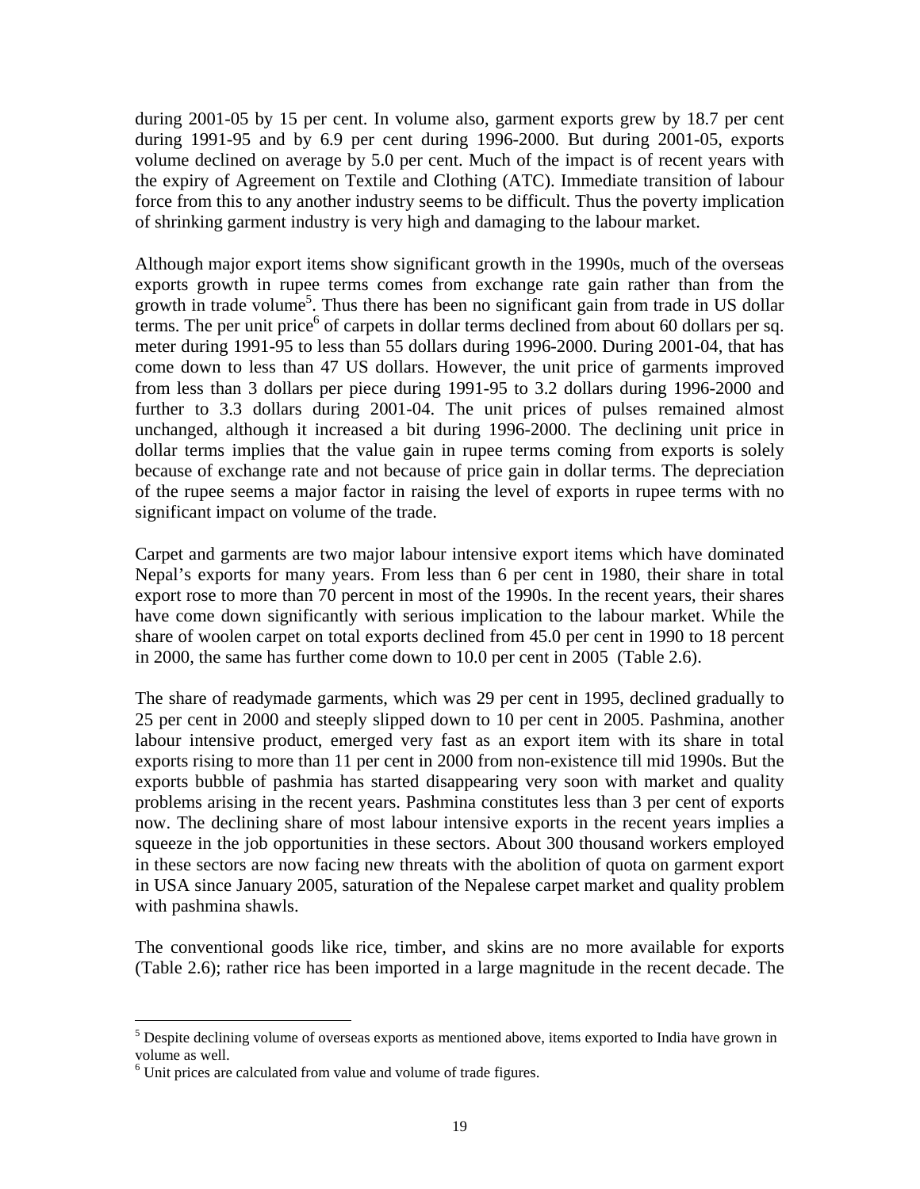during 2001-05 by 15 per cent. In volume also, garment exports grew by 18.7 per cent during 1991-95 and by 6.9 per cent during 1996-2000. But during 2001-05, exports volume declined on average by 5.0 per cent. Much of the impact is of recent years with the expiry of Agreement on Textile and Clothing (ATC). Immediate transition of labour force from this to any another industry seems to be difficult. Thus the poverty implication of shrinking garment industry is very high and damaging to the labour market.

Although major export items show significant growth in the 1990s, much of the overseas exports growth in rupee terms comes from exchange rate gain rather than from the growth in trade volume[5]. Thus there has been no significant gain from trade in US dollar terms. The per unit price[6] of carpets in dollar terms declined from about 60 dollars per sq. meter during 1991-95 to less than 55 dollars during 1996-2000. During 2001-04, that has come down to less than 47 US dollars. However, the unit price of garments improved from less than 3 dollars per piece during 1991-95 to 3.2 dollars during 1996-2000 and further to 3.3 dollars during 2001-04. The unit prices of pulses remained almost unchanged, although it increased a bit during 1996-2000. The declining unit price in dollar terms implies that the value gain in rupee terms coming from exports is solely because of exchange rate and not because of price gain in dollar terms. The depreciation of the rupee seems a major factor in raising the level of exports in rupee terms with no significant impact on volume of the trade.

Carpet and garments are two major labour intensive export items which have dominated Nepal's exports for many years. From less than 6 per cent in 1980, their share in total export rose to more than 70 percent in most of the 1990s. In the recent years, their shares have come down significantly with serious implication to the labour market. While the share of woolen carpet on total exports declined from 45.0 per cent in 1990 to 18 percent in 2000, the same has further come down to 10.0 per cent in 2005 (Table 2.6).

The share of readymade garments, which was 29 per cent in 1995, declined gradually to 25 per cent in 2000 and steeply slipped down to 10 per cent in 2005. Pashmina, another labour intensive product, emerged very fast as an export item with its share in total exports rising to more than 11 per cent in 2000 from non-existence till mid 1990s. But the exports bubble of pashmia has started disappearing very soon with market and quality problems arising in the recent years. Pashmina constitutes less than 3 per cent of exports now. The declining share of most labour intensive exports in the recent years implies a squeeze in the job opportunities in these sectors. About 300 thousand workers employed in these sectors are now facing new threats with the abolition of quota on garment export in USA since January 2005, saturation of the Nepalese carpet market and quality problem with pashmina shawls.

The conventional goods like rice, timber, and skins are no more available for exports (Table 2.6); rather rice has been imported in a large magnitude in the recent decade. The

---

[5] Despite declining volume of overseas exports as mentioned above, items exported to India have grown in volume as well.

[6] Unit prices are calculated from value and volume of trade figures.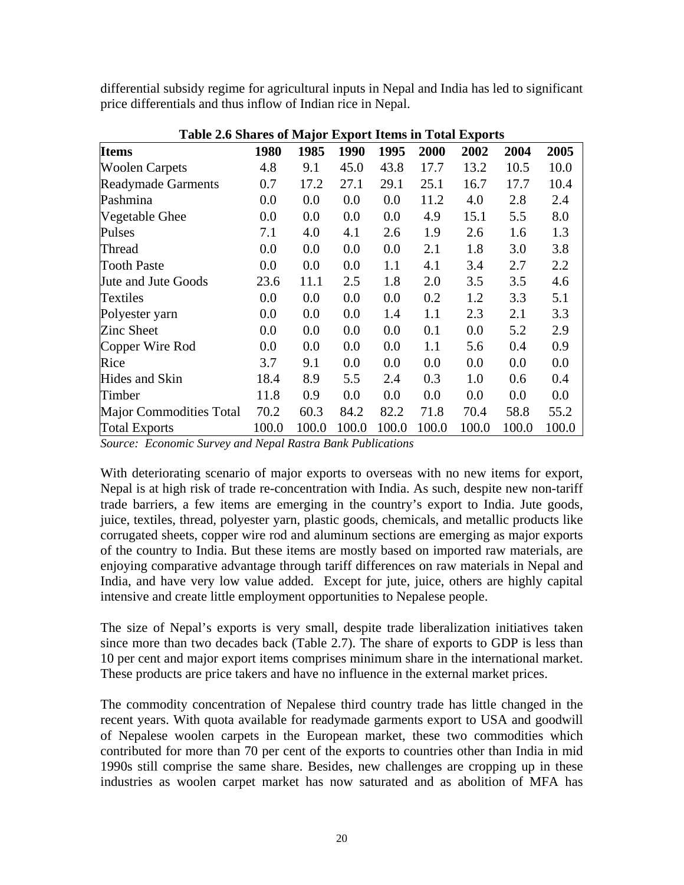differential subsidy regime for agricultural inputs in Nepal and India has led to significant price differentials and thus inflow of Indian rice in Nepal.

**Table 2.6 Shares of Major Export Items in Total Exports**

| Items | 1980 | 1985 | 1990 | 1995 | 2000 | 2002 | 2004 | 2005 |
|---|---|---|---|---|---|---|---|---|
| Woolen Carpets | 4.8 | 9.1 | 45.0 | 43.8 | 17.7 | 13.2 | 10.5 | 10.0 |
| Readymade Garments | 0.7 | 17.2 | 27.1 | 29.1 | 25.1 | 16.7 | 17.7 | 10.4 |
| Pashmina | 0.0 | 0.0 | 0.0 | 0.0 | 11.2 | 4.0 | 2.8 | 2.4 |
| Vegetable Ghee | 0.0 | 0.0 | 0.0 | 0.0 | 4.9 | 15.1 | 5.5 | 8.0 |
| Pulses | 7.1 | 4.0 | 4.1 | 2.6 | 1.9 | 2.6 | 1.6 | 1.3 |
| Thread | 0.0 | 0.0 | 0.0 | 0.0 | 2.1 | 1.8 | 3.0 | 3.8 |
| Tooth Paste | 0.0 | 0.0 | 0.0 | 1.1 | 4.1 | 3.4 | 2.7 | 2.2 |
| Jute and Jute Goods | 23.6 | 11.1 | 2.5 | 1.8 | 2.0 | 3.5 | 3.5 | 4.6 |
| Textiles | 0.0 | 0.0 | 0.0 | 0.0 | 0.2 | 1.2 | 3.3 | 5.1 |
| Polyester yarn | 0.0 | 0.0 | 0.0 | 1.4 | 1.1 | 2.3 | 2.1 | 3.3 |
| Zinc Sheet | 0.0 | 0.0 | 0.0 | 0.0 | 0.1 | 0.0 | 5.2 | 2.9 |
| Copper Wire Rod | 0.0 | 0.0 | 0.0 | 0.0 | 1.1 | 5.6 | 0.4 | 0.9 |
| Rice | 3.7 | 9.1 | 0.0 | 0.0 | 0.0 | 0.0 | 0.0 | 0.0 |
| Hides and Skin | 18.4 | 8.9 | 5.5 | 2.4 | 0.3 | 1.0 | 0.6 | 0.4 |
| Timber | 11.8 | 0.9 | 0.0 | 0.0 | 0.0 | 0.0 | 0.0 | 0.0 |
| Major Commodities Total | 70.2 | 60.3 | 84.2 | 82.2 | 71.8 | 70.4 | 58.8 | 55.2 |
| Total Exports | 100.0 | 100.0 | 100.0 | 100.0 | 100.0 | 100.0 | 100.0 | 100.0 |

*Source: Economic Survey and Nepal Rastra Bank Publications*

With deteriorating scenario of major exports to overseas with no new items for export, Nepal is at high risk of trade re-concentration with India. As such, despite new non-tariff trade barriers, a few items are emerging in the country's export to India. Jute goods, juice, textiles, thread, polyester yarn, plastic goods, chemicals, and metallic products like corrugated sheets, copper wire rod and aluminum sections are emerging as major exports of the country to India. But these items are mostly based on imported raw materials, are enjoying comparative advantage through tariff differences on raw materials in Nepal and India, and have very low value added. Except for jute, juice, others are highly capital intensive and create little employment opportunities to Nepalese people.

The size of Nepal's exports is very small, despite trade liberalization initiatives taken since more than two decades back (Table 2.7). The share of exports to GDP is less than 10 per cent and major export items comprises minimum share in the international market. These products are price takers and have no influence in the external market prices.

The commodity concentration of Nepalese third country trade has little changed in the recent years. With quota available for readymade garments export to USA and goodwill of Nepalese woolen carpets in the European market, these two commodities which contributed for more than 70 per cent of the exports to countries other than India in mid 1990s still comprise the same share. Besides, new challenges are cropping up in these industries as woolen carpet market has now saturated and as abolition of MFA has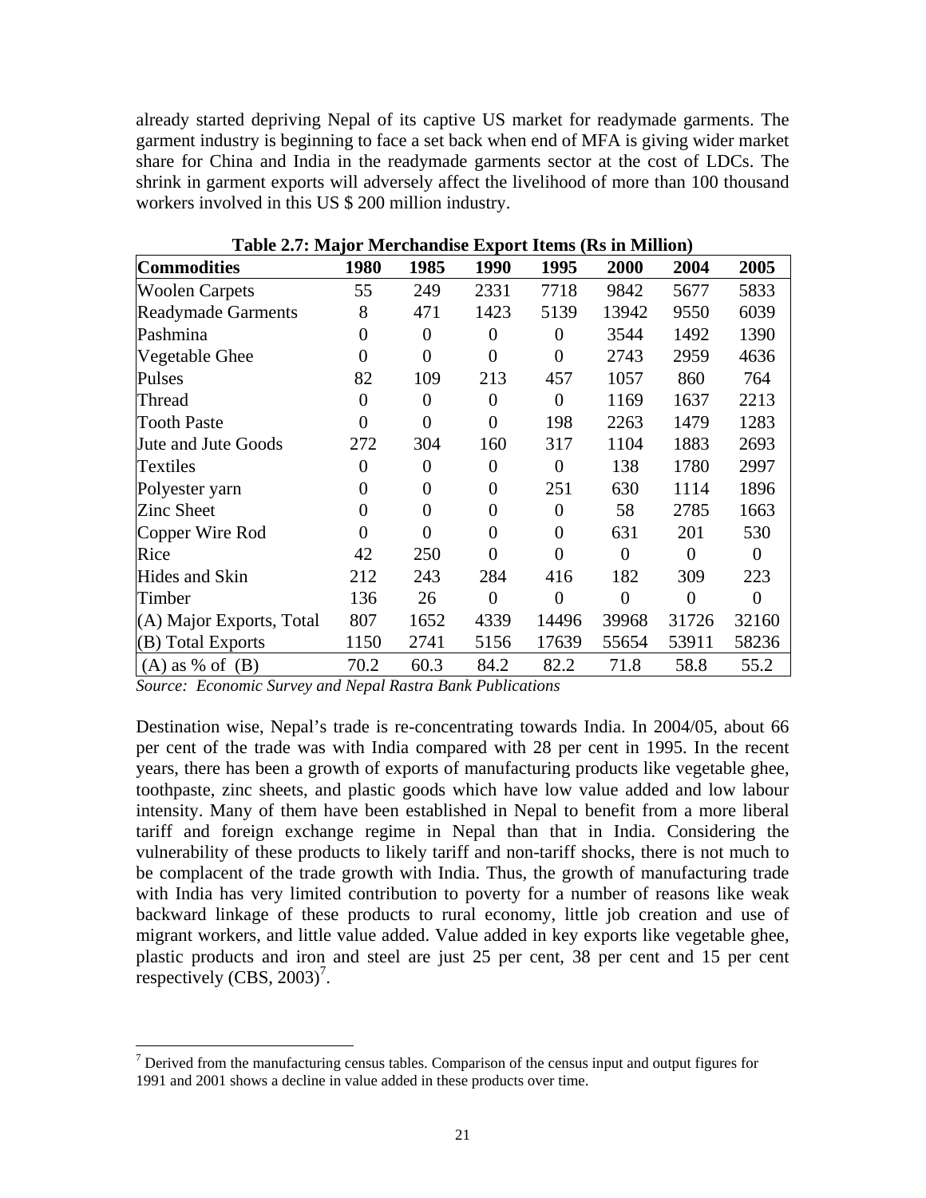already started depriving Nepal of its captive US market for readymade garments. The garment industry is beginning to face a set back when end of MFA is giving wider market share for China and India in the readymade garments sector at the cost of LDCs. The shrink in garment exports will adversely affect the livelihood of more than 100 thousand workers involved in this US $ 200 million industry.

**Table 2.7: Major Merchandise Export Items (Rs in Million)**

| Commodities | 1980 | 1985 | 1990 | 1995 | 2000 | 2004 | 2005 |
|---|---|---|---|---|---|---|---|
| Woolen Carpets | 55 | 249 | 2331 | 7718 | 9842 | 5677 | 5833 |
| Readymade Garments | 8 | 471 | 1423 | 5139 | 13942 | 9550 | 6039 |
| Pashmina | 0 | 0 | 0 | 0 | 3544 | 1492 | 1390 |
| Vegetable Ghee | 0 | 0 | 0 | 0 | 2743 | 2959 | 4636 |
| Pulses | 82 | 109 | 213 | 457 | 1057 | 860 | 764 |
| Thread | 0 | 0 | 0 | 0 | 1169 | 1637 | 2213 |
| Tooth Paste | 0 | 0 | 0 | 198 | 2263 | 1479 | 1283 |
| Jute and Jute Goods | 272 | 304 | 160 | 317 | 1104 | 1883 | 2693 |
| Textiles | 0 | 0 | 0 | 0 | 138 | 1780 | 2997 |
| Polyester yarn | 0 | 0 | 0 | 251 | 630 | 1114 | 1896 |
| Zinc Sheet | 0 | 0 | 0 | 0 | 58 | 2785 | 1663 |
| Copper Wire Rod | 0 | 0 | 0 | 0 | 631 | 201 | 530 |
| Rice | 42 | 250 | 0 | 0 | 0 | 0 | 0 |
| Hides and Skin | 212 | 243 | 284 | 416 | 182 | 309 | 223 |
| Timber | 136 | 26 | 0 | 0 | 0 | 0 | 0 |
| (A) Major Exports, Total | 807 | 1652 | 4339 | 14496 | 39968 | 31726 | 32160 |
| (B) Total Exports | 1150 | 2741 | 5156 | 17639 | 55654 | 53911 | 58236 |
| (A) as % of (B) | 70.2 | 60.3 | 84.2 | 82.2 | 71.8 | 58.8 | 55.2 |

*Source: Economic Survey and Nepal Rastra Bank Publications*

Destination wise, Nepal's trade is re-concentrating towards India. In 2004/05, about 66 per cent of the trade was with India compared with 28 per cent in 1995. In the recent years, there has been a growth of exports of manufacturing products like vegetable ghee, toothpaste, zinc sheets, and plastic goods which have low value added and low labour intensity. Many of them have been established in Nepal to benefit from a more liberal tariff and foreign exchange regime in Nepal than that in India. Considering the vulnerability of these products to likely tariff and non-tariff shocks, there is not much to be complacent of the trade growth with India. Thus, the growth of manufacturing trade with India has very limited contribution to poverty for a number of reasons like weak backward linkage of these products to rural economy, little job creation and use of migrant workers, and little value added. Value added in key exports like vegetable ghee, plastic products and iron and steel are just 25 per cent, 38 per cent and 15 per cent respectively (CBS, 2003)[7].

---

[7] Derived from the manufacturing census tables. Comparison of the census input and output figures for 1991 and 2001 shows a decline in value added in these products over time.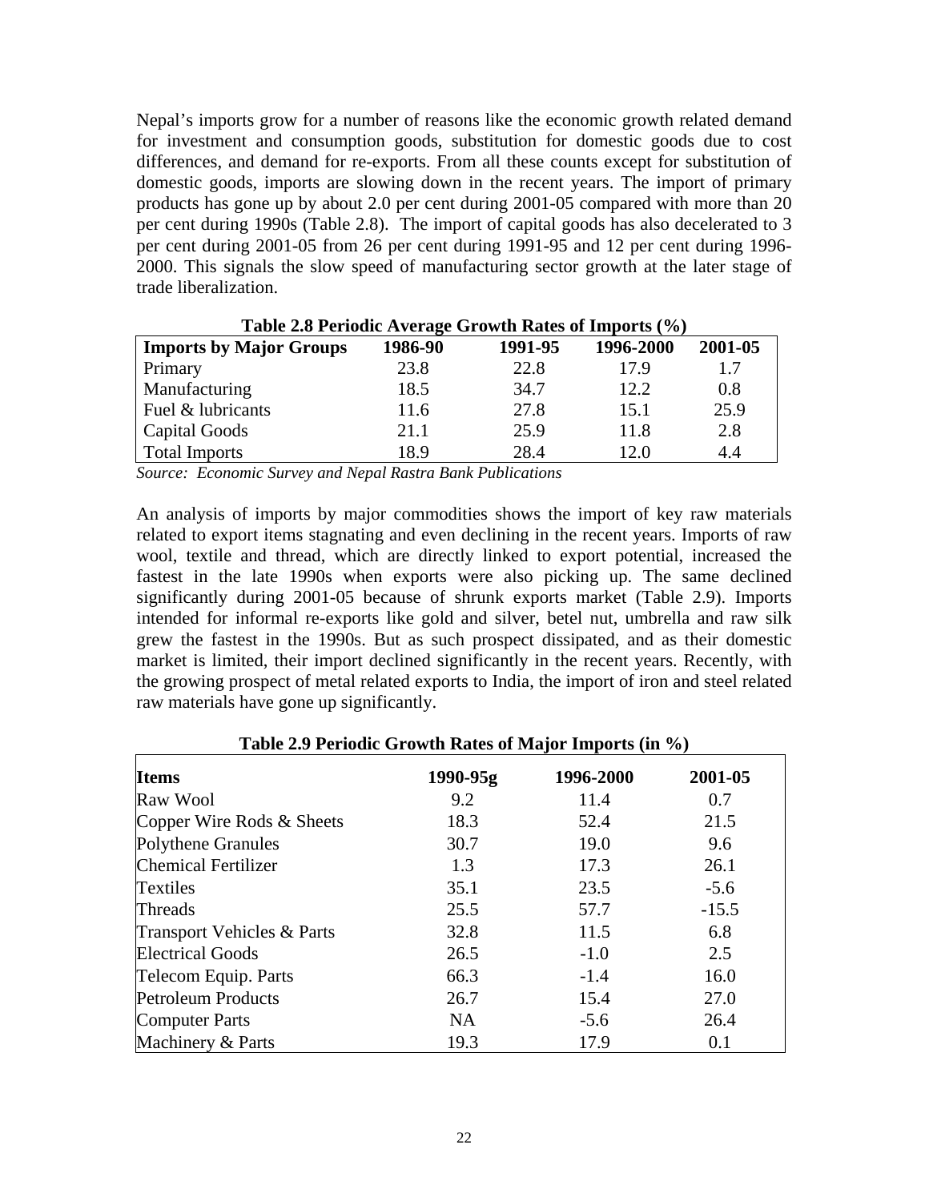Nepal's imports grow for a number of reasons like the economic growth related demand for investment and consumption goods, substitution for domestic goods due to cost differences, and demand for re-exports. From all these counts except for substitution of domestic goods, imports are slowing down in the recent years. The import of primary products has gone up by about 2.0 per cent during 2001-05 compared with more than 20 per cent during 1990s (Table 2.8). The import of capital goods has also decelerated to 3 per cent during 2001-05 from 26 per cent during 1991-95 and 12 per cent during 1996-2000. This signals the slow speed of manufacturing sector growth at the later stage of trade liberalization.

**Table 2.8 Periodic Average Growth Rates of Imports (%)**

| Imports by Major Groups | 1986-90 | 1991-95 | 1996-2000 | 2001-05 |
|---|---|---|---|---|
| Primary | 23.8 | 22.8 | 17.9 | 1.7 |
| Manufacturing | 18.5 | 34.7 | 12.2 | 0.8 |
| Fuel & lubricants | 11.6 | 27.8 | 15.1 | 25.9 |
| Capital Goods | 21.1 | 25.9 | 11.8 | 2.8 |
| Total Imports | 18.9 | 28.4 | 12.0 | 4.4 |

*Source: Economic Survey and Nepal Rastra Bank Publications*

An analysis of imports by major commodities shows the import of key raw materials related to export items stagnating and even declining in the recent years. Imports of raw wool, textile and thread, which are directly linked to export potential, increased the fastest in the late 1990s when exports were also picking up. The same declined significantly during 2001-05 because of shrunk exports market (Table 2.9). Imports intended for informal re-exports like gold and silver, betel nut, umbrella and raw silk grew the fastest in the 1990s. But as such prospect dissipated, and as their domestic market is limited, their import declined significantly in the recent years. Recently, with the growing prospect of metal related exports to India, the import of iron and steel related raw materials have gone up significantly.

**Table 2.9 Periodic Growth Rates of Major Imports (in %)**

| Items | 1990-95g | 1996-2000 | 2001-05 |
|---|---|---|---|
| Raw Wool | 9.2 | 11.4 | 0.7 |
| Copper Wire Rods & Sheets | 18.3 | 52.4 | 21.5 |
| Polythene Granules | 30.7 | 19.0 | 9.6 |
| Chemical Fertilizer | 1.3 | 17.3 | 26.1 |
| Textiles | 35.1 | 23.5 | -5.6 |
| Threads | 25.5 | 57.7 | -15.5 |
| Transport Vehicles & Parts | 32.8 | 11.5 | 6.8 |
| Electrical Goods | 26.5 | -1.0 | 2.5 |
| Telecom Equip. Parts | 66.3 | -1.4 | 16.0 |
| Petroleum Products | 26.7 | 15.4 | 27.0 |
| Computer Parts | NA | -5.6 | 26.4 |
| Machinery & Parts | 19.3 | 17.9 | 0.1 |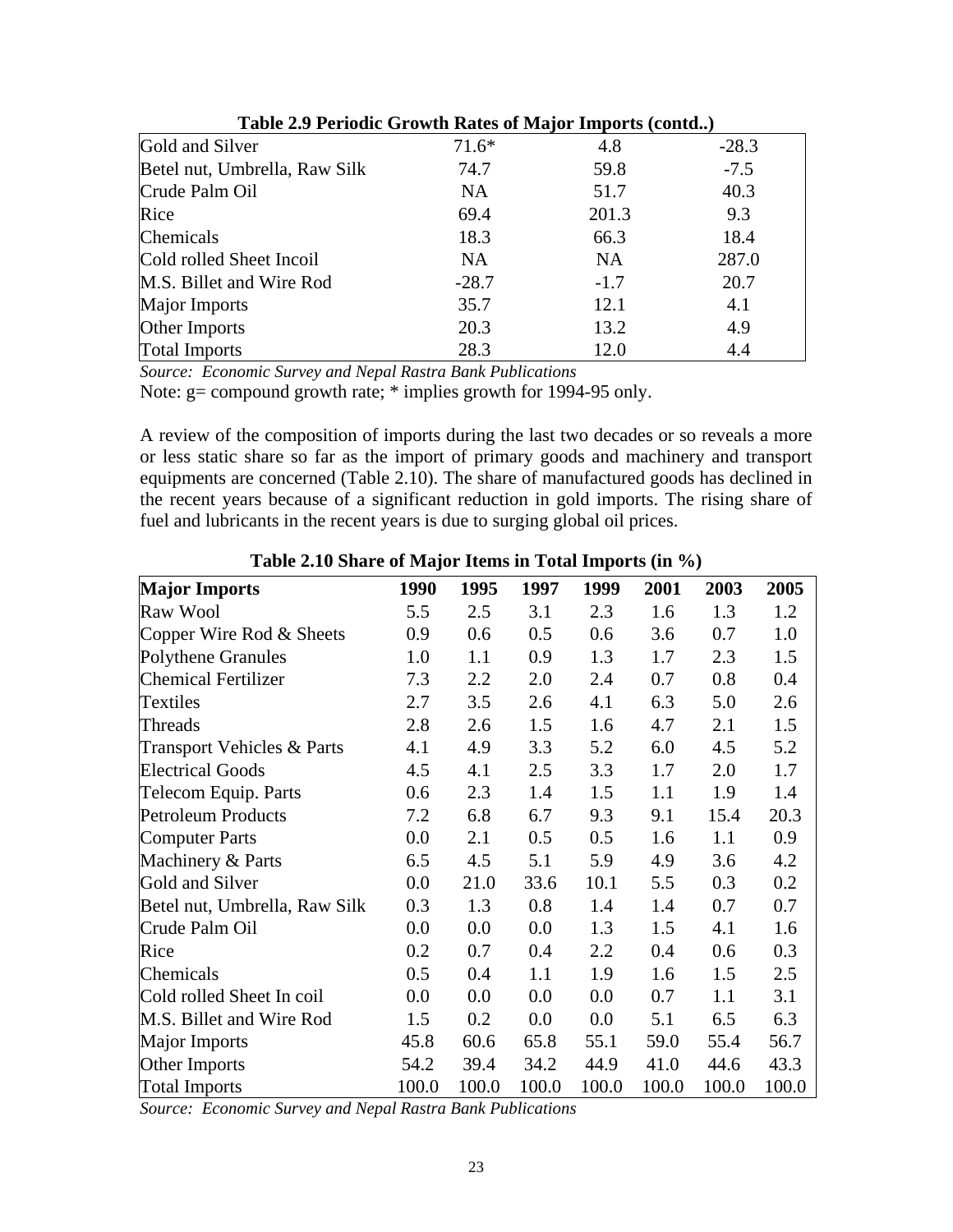**Table 2.9 Periodic Growth Rates of Major Imports (contd..)**

| | | | |
|---|---|---|---|
| Gold and Silver | 71.6* | 4.8 | -28.3 |
| Betel nut, Umbrella, Raw Silk | 74.7 | 59.8 | -7.5 |
| Crude Palm Oil | NA | 51.7 | 40.3 |
| Rice | 69.4 | 201.3 | 9.3 |
| Chemicals | 18.3 | 66.3 | 18.4 |
| Cold rolled Sheet Incoil | NA | NA | 287.0 |
| M.S. Billet and Wire Rod | -28.7 | -1.7 | 20.7 |
| Major Imports | 35.7 | 12.1 | 4.1 |
| Other Imports | 20.3 | 13.2 | 4.9 |
| Total Imports | 28.3 | 12.0 | 4.4 |

*Source: Economic Survey and Nepal Rastra Bank Publications*

Note: g= compound growth rate; * implies growth for 1994-95 only.

A review of the composition of imports during the last two decades or so reveals a more or less static share so far as the import of primary goods and machinery and transport equipments are concerned (Table 2.10). The share of manufactured goods has declined in the recent years because of a significant reduction in gold imports. The rising share of fuel and lubricants in the recent years is due to surging global oil prices.

**Table 2.10 Share of Major Items in Total Imports (in %)**

| Major Imports | 1990 | 1995 | 1997 | 1999 | 2001 | 2003 | 2005 |
|---|---|---|---|---|---|---|---|
| Raw Wool | 5.5 | 2.5 | 3.1 | 2.3 | 1.6 | 1.3 | 1.2 |
| Copper Wire Rod & Sheets | 0.9 | 0.6 | 0.5 | 0.6 | 3.6 | 0.7 | 1.0 |
| Polythene Granules | 1.0 | 1.1 | 0.9 | 1.3 | 1.7 | 2.3 | 1.5 |
| Chemical Fertilizer | 7.3 | 2.2 | 2.0 | 2.4 | 0.7 | 0.8 | 0.4 |
| Textiles | 2.7 | 3.5 | 2.6 | 4.1 | 6.3 | 5.0 | 2.6 |
| Threads | 2.8 | 2.6 | 1.5 | 1.6 | 4.7 | 2.1 | 1.5 |
| Transport Vehicles & Parts | 4.1 | 4.9 | 3.3 | 5.2 | 6.0 | 4.5 | 5.2 |
| Electrical Goods | 4.5 | 4.1 | 2.5 | 3.3 | 1.7 | 2.0 | 1.7 |
| Telecom Equip. Parts | 0.6 | 2.3 | 1.4 | 1.5 | 1.1 | 1.9 | 1.4 |
| Petroleum Products | 7.2 | 6.8 | 6.7 | 9.3 | 9.1 | 15.4 | 20.3 |
| Computer Parts | 0.0 | 2.1 | 0.5 | 0.5 | 1.6 | 1.1 | 0.9 |
| Machinery & Parts | 6.5 | 4.5 | 5.1 | 5.9 | 4.9 | 3.6 | 4.2 |
| Gold and Silver | 0.0 | 21.0 | 33.6 | 10.1 | 5.5 | 0.3 | 0.2 |
| Betel nut, Umbrella, Raw Silk | 0.3 | 1.3 | 0.8 | 1.4 | 1.4 | 0.7 | 0.7 |
| Crude Palm Oil | 0.0 | 0.0 | 0.0 | 1.3 | 1.5 | 4.1 | 1.6 |
| Rice | 0.2 | 0.7 | 0.4 | 2.2 | 0.4 | 0.6 | 0.3 |
| Chemicals | 0.5 | 0.4 | 1.1 | 1.9 | 1.6 | 1.5 | 2.5 |
| Cold rolled Sheet In coil | 0.0 | 0.0 | 0.0 | 0.0 | 0.7 | 1.1 | 3.1 |
| M.S. Billet and Wire Rod | 1.5 | 0.2 | 0.0 | 0.0 | 5.1 | 6.5 | 6.3 |
| Major Imports | 45.8 | 60.6 | 65.8 | 55.1 | 59.0 | 55.4 | 56.7 |
| Other Imports | 54.2 | 39.4 | 34.2 | 44.9 | 41.0 | 44.6 | 43.3 |
| Total Imports | 100.0 | 100.0 | 100.0 | 100.0 | 100.0 | 100.0 | 100.0 |

*Source: Economic Survey and Nepal Rastra Bank Publications*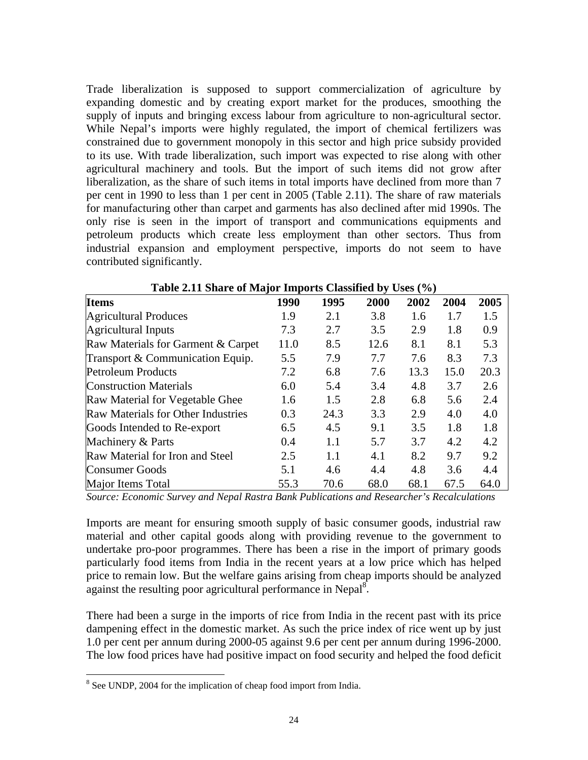Trade liberalization is supposed to support commercialization of agriculture by expanding domestic and by creating export market for the produces, smoothing the supply of inputs and bringing excess labour from agriculture to non-agricultural sector. While Nepal's imports were highly regulated, the import of chemical fertilizers was constrained due to government monopoly in this sector and high price subsidy provided to its use. With trade liberalization, such import was expected to rise along with other agricultural machinery and tools. But the import of such items did not grow after liberalization, as the share of such items in total imports have declined from more than 7 per cent in 1990 to less than 1 per cent in 2005 (Table 2.11). The share of raw materials for manufacturing other than carpet and garments has also declined after mid 1990s. The only rise is seen in the import of transport and communications equipments and petroleum products which create less employment than other sectors. Thus from industrial expansion and employment perspective, imports do not seem to have contributed significantly.

**Table 2.11 Share of Major Imports Classified by Uses (%)**

| Items | 1990 | 1995 | 2000 | 2002 | 2004 | 2005 |
|---|---|---|---|---|---|---|
| Agricultural Produces | 1.9 | 2.1 | 3.8 | 1.6 | 1.7 | 1.5 |
| Agricultural Inputs | 7.3 | 2.7 | 3.5 | 2.9 | 1.8 | 0.9 |
| Raw Materials for Garment & Carpet | 11.0 | 8.5 | 12.6 | 8.1 | 8.1 | 5.3 |
| Transport & Communication Equip. | 5.5 | 7.9 | 7.7 | 7.6 | 8.3 | 7.3 |
| Petroleum Products | 7.2 | 6.8 | 7.6 | 13.3 | 15.0 | 20.3 |
| Construction Materials | 6.0 | 5.4 | 3.4 | 4.8 | 3.7 | 2.6 |
| Raw Material for Vegetable Ghee | 1.6 | 1.5 | 2.8 | 6.8 | 5.6 | 2.4 |
| Raw Materials for Other Industries | 0.3 | 24.3 | 3.3 | 2.9 | 4.0 | 4.0 |
| Goods Intended to Re-export | 6.5 | 4.5 | 9.1 | 3.5 | 1.8 | 1.8 |
| Machinery & Parts | 0.4 | 1.1 | 5.7 | 3.7 | 4.2 | 4.2 |
| Raw Material for Iron and Steel | 2.5 | 1.1 | 4.1 | 8.2 | 9.7 | 9.2 |
| Consumer Goods | 5.1 | 4.6 | 4.4 | 4.8 | 3.6 | 4.4 |
| Major Items Total | 55.3 | 70.6 | 68.0 | 68.1 | 67.5 | 64.0 |

*Source: Economic Survey and Nepal Rastra Bank Publications and Researcher's Recalculations*

Imports are meant for ensuring smooth supply of basic consumer goods, industrial raw material and other capital goods along with providing revenue to the government to undertake pro-poor programmes. There has been a rise in the import of primary goods particularly food items from India in the recent years at a low price which has helped price to remain low. But the welfare gains arising from cheap imports should be analyzed against the resulting poor agricultural performance in Nepal[8].

There had been a surge in the imports of rice from India in the recent past with its price dampening effect in the domestic market. As such the price index of rice went up by just 1.0 per cent per annum during 2000-05 against 9.6 per cent per annum during 1996-2000. The low food prices have had positive impact on food security and helped the food deficit

[8] See UNDP, 2004 for the implication of cheap food import from India.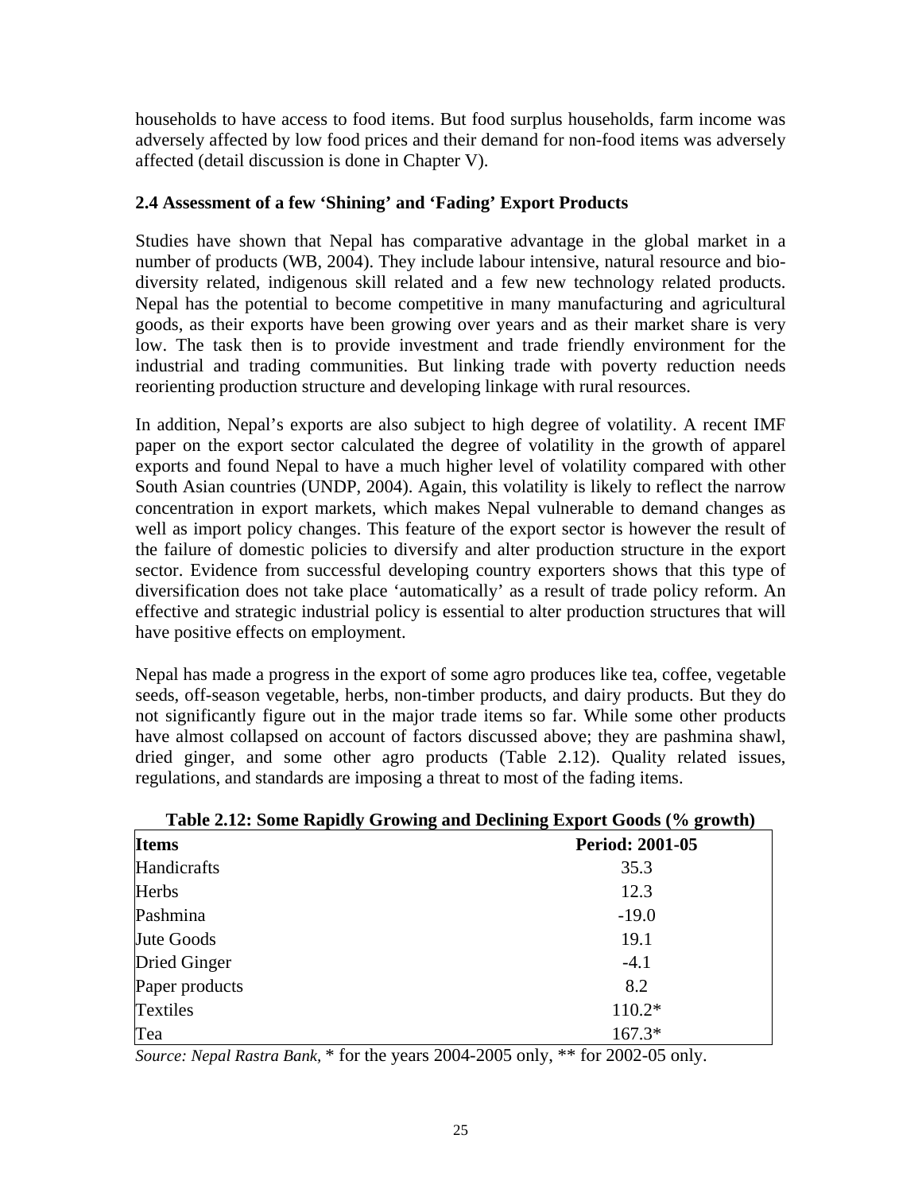households to have access to food items. But food surplus households, farm income was adversely affected by low food prices and their demand for non-food items was adversely affected (detail discussion is done in Chapter V).

### 2.4 Assessment of a few 'Shining' and 'Fading' Export Products

Studies have shown that Nepal has comparative advantage in the global market in a number of products (WB, 2004). They include labour intensive, natural resource and bio-diversity related, indigenous skill related and a few new technology related products. Nepal has the potential to become competitive in many manufacturing and agricultural goods, as their exports have been growing over years and as their market share is very low. The task then is to provide investment and trade friendly environment for the industrial and trading communities. But linking trade with poverty reduction needs reorienting production structure and developing linkage with rural resources.

In addition, Nepal's exports are also subject to high degree of volatility. A recent IMF paper on the export sector calculated the degree of volatility in the growth of apparel exports and found Nepal to have a much higher level of volatility compared with other South Asian countries (UNDP, 2004). Again, this volatility is likely to reflect the narrow concentration in export markets, which makes Nepal vulnerable to demand changes as well as import policy changes. This feature of the export sector is however the result of the failure of domestic policies to diversify and alter production structure in the export sector. Evidence from successful developing country exporters shows that this type of diversification does not take place 'automatically' as a result of trade policy reform. An effective and strategic industrial policy is essential to alter production structures that will have positive effects on employment.

Nepal has made a progress in the export of some agro produces like tea, coffee, vegetable seeds, off-season vegetable, herbs, non-timber products, and dairy products. But they do not significantly figure out in the major trade items so far. While some other products have almost collapsed on account of factors discussed above; they are pashmina shawl, dried ginger, and some other agro products (Table 2.12). Quality related issues, regulations, and standards are imposing a threat to most of the fading items.

**Table 2.12: Some Rapidly Growing and Declining Export Goods (% growth)**

| Items | Period: 2001-05 |
|---|---|
| Handicrafts | 35.3 |
| Herbs | 12.3 |
| Pashmina | -19.0 |
| Jute Goods | 19.1 |
| Dried Ginger | -4.1 |
| Paper products | 8.2 |
| Textiles | 110.2* |
| Tea | 167.3* |

*Source: Nepal Rastra Bank,* * for the years 2004-2005 only, ** for 2002-05 only.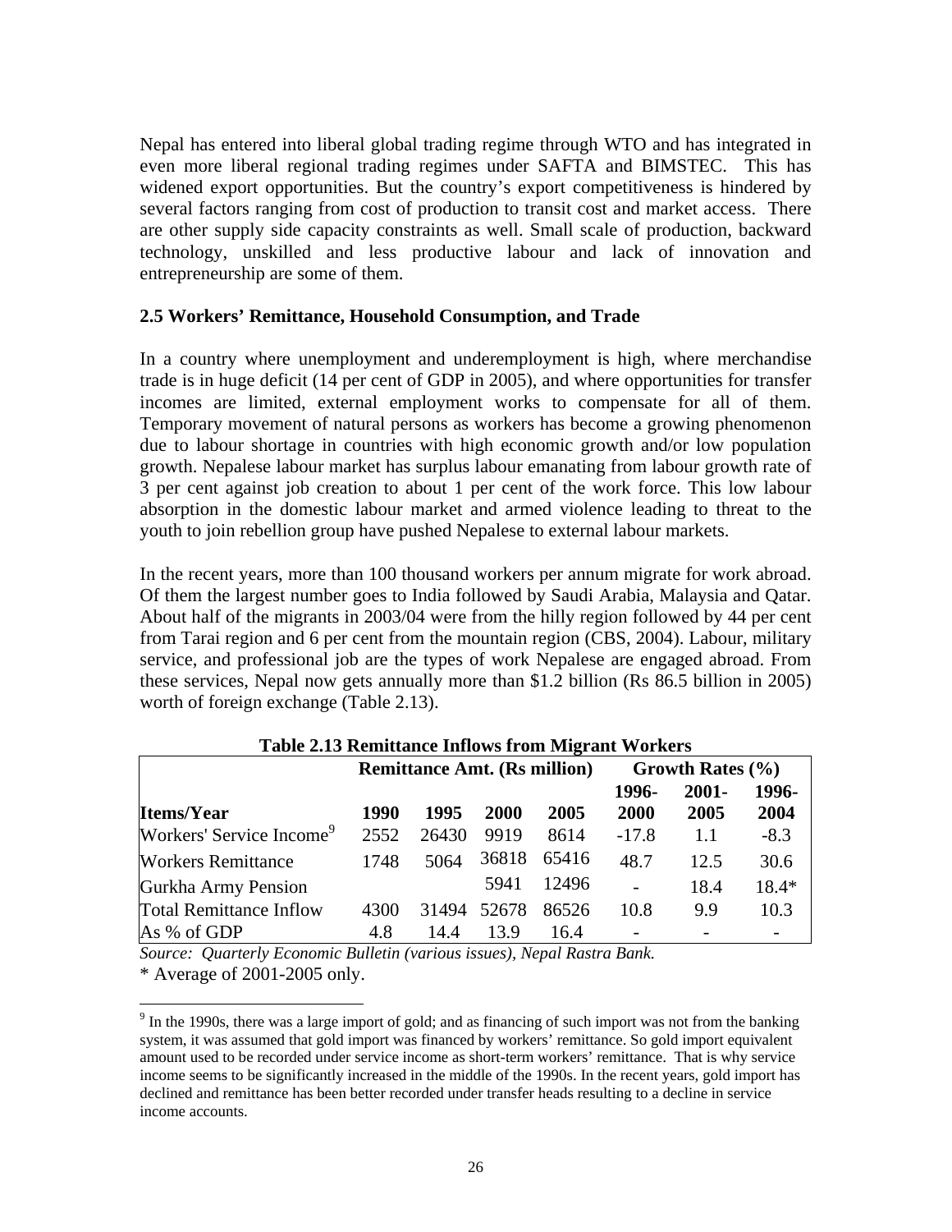Nepal has entered into liberal global trading regime through WTO and has integrated in even more liberal regional trading regimes under SAFTA and BIMSTEC. This has widened export opportunities. But the country's export competitiveness is hindered by several factors ranging from cost of production to transit cost and market access. There are other supply side capacity constraints as well. Small scale of production, backward technology, unskilled and less productive labour and lack of innovation and entrepreneurship are some of them.

### 2.5 Workers' Remittance, Household Consumption, and Trade

In a country where unemployment and underemployment is high, where merchandise trade is in huge deficit (14 per cent of GDP in 2005), and where opportunities for transfer incomes are limited, external employment works to compensate for all of them. Temporary movement of natural persons as workers has become a growing phenomenon due to labour shortage in countries with high economic growth and/or low population growth. Nepalese labour market has surplus labour emanating from labour growth rate of 3 per cent against job creation to about 1 per cent of the work force. This low labour absorption in the domestic labour market and armed violence leading to threat to the youth to join rebellion group have pushed Nepalese to external labour markets.

In the recent years, more than 100 thousand workers per annum migrate for work abroad. Of them the largest number goes to India followed by Saudi Arabia, Malaysia and Qatar. About half of the migrants in 2003/04 were from the hilly region followed by 44 per cent from Tarai region and 6 per cent from the mountain region (CBS, 2004). Labour, military service, and professional job are the types of work Nepalese are engaged abroad. From these services, Nepal now gets annually more than $1.2 billion (Rs 86.5 billion in 2005) worth of foreign exchange (Table 2.13).

**Table 2.13 Remittance Inflows from Migrant Workers**

| | Remittance Amt. (Rs million) | | | | Growth Rates (%) | | |
|---|---|---|---|---|---|---|---|
| **Items/Year** | **1990** | **1995** | **2000** | **2005** | **1996-2000** | **2001-2005** | **1996-2004** |
| Workers' Service Income[9] | 2552 | 26430 | 9919 | 8614 | -17.8 | 1.1 | -8.3 |
| Workers Remittance | 1748 | 5064 | 36818 | 65416 | 48.7 | 12.5 | 30.6 |
| Gurkha Army Pension | | | 5941 | 12496 | - | 18.4 | 18.4* |
| Total Remittance Inflow | 4300 | 31494 | 52678 | 86526 | 10.8 | 9.9 | 10.3 |
| As % of GDP | 4.8 | 14.4 | 13.9 | 16.4 | - | - | - |

*Source: Quarterly Economic Bulletin (various issues), Nepal Rastra Bank.*

* Average of 2001-2005 only.

[9] In the 1990s, there was a large import of gold; and as financing of such import was not from the banking system, it was assumed that gold import was financed by workers' remittance. So gold import equivalent amount used to be recorded under service income as short-term workers' remittance. That is why service income seems to be significantly increased in the middle of the 1990s. In the recent years, gold import has declined and remittance has been better recorded under transfer heads resulting to a decline in service income accounts.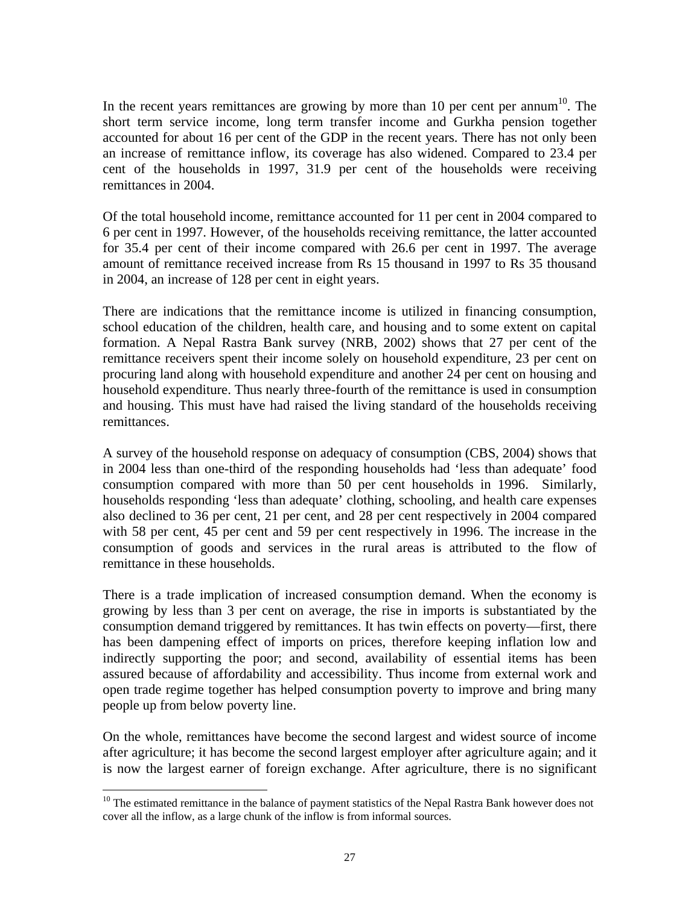In the recent years remittances are growing by more than 10 per cent per annum[10]. The short term service income, long term transfer income and Gurkha pension together accounted for about 16 per cent of the GDP in the recent years. There has not only been an increase of remittance inflow, its coverage has also widened. Compared to 23.4 per cent of the households in 1997, 31.9 per cent of the households were receiving remittances in 2004.

Of the total household income, remittance accounted for 11 per cent in 2004 compared to 6 per cent in 1997. However, of the households receiving remittance, the latter accounted for 35.4 per cent of their income compared with 26.6 per cent in 1997. The average amount of remittance received increase from Rs 15 thousand in 1997 to Rs 35 thousand in 2004, an increase of 128 per cent in eight years.

There are indications that the remittance income is utilized in financing consumption, school education of the children, health care, and housing and to some extent on capital formation. A Nepal Rastra Bank survey (NRB, 2002) shows that 27 per cent of the remittance receivers spent their income solely on household expenditure, 23 per cent on procuring land along with household expenditure and another 24 per cent on housing and household expenditure. Thus nearly three-fourth of the remittance is used in consumption and housing. This must have had raised the living standard of the households receiving remittances.

A survey of the household response on adequacy of consumption (CBS, 2004) shows that in 2004 less than one-third of the responding households had 'less than adequate' food consumption compared with more than 50 per cent households in 1996. Similarly, households responding 'less than adequate' clothing, schooling, and health care expenses also declined to 36 per cent, 21 per cent, and 28 per cent respectively in 2004 compared with 58 per cent, 45 per cent and 59 per cent respectively in 1996. The increase in the consumption of goods and services in the rural areas is attributed to the flow of remittance in these households.

There is a trade implication of increased consumption demand. When the economy is growing by less than 3 per cent on average, the rise in imports is substantiated by the consumption demand triggered by remittances. It has twin effects on poverty—first, there has been dampening effect of imports on prices, therefore keeping inflation low and indirectly supporting the poor; and second, availability of essential items has been assured because of affordability and accessibility. Thus income from external work and open trade regime together has helped consumption poverty to improve and bring many people up from below poverty line.

On the whole, remittances have become the second largest and widest source of income after agriculture; it has become the second largest employer after agriculture again; and it is now the largest earner of foreign exchange. After agriculture, there is no significant

---

[10] The estimated remittance in the balance of payment statistics of the Nepal Rastra Bank however does not cover all the inflow, as a large chunk of the inflow is from informal sources.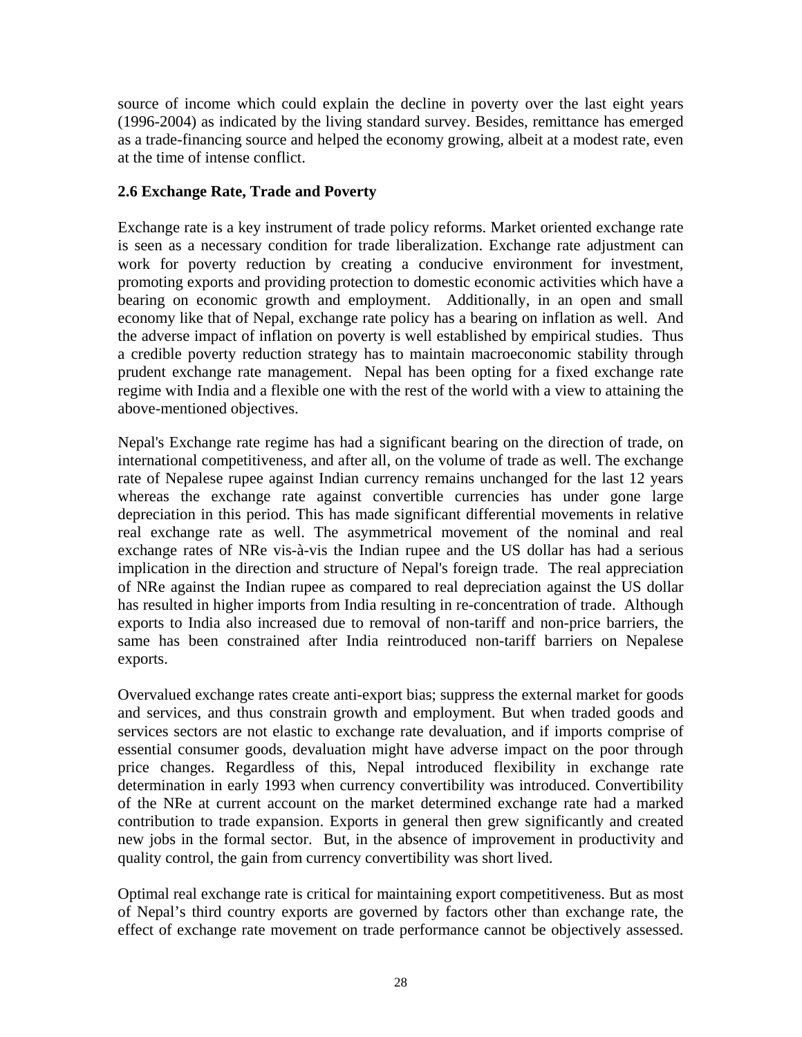source of income which could explain the decline in poverty over the last eight years (1996-2004) as indicated by the living standard survey. Besides, remittance has emerged as a trade-financing source and helped the economy growing, albeit at a modest rate, even at the time of intense conflict.

### 2.6 Exchange Rate, Trade and Poverty

Exchange rate is a key instrument of trade policy reforms. Market oriented exchange rate is seen as a necessary condition for trade liberalization. Exchange rate adjustment can work for poverty reduction by creating a conducive environment for investment, promoting exports and providing protection to domestic economic activities which have a bearing on economic growth and employment. Additionally, in an open and small economy like that of Nepal, exchange rate policy has a bearing on inflation as well. And the adverse impact of inflation on poverty is well established by empirical studies. Thus a credible poverty reduction strategy has to maintain macroeconomic stability through prudent exchange rate management. Nepal has been opting for a fixed exchange rate regime with India and a flexible one with the rest of the world with a view to attaining the above-mentioned objectives.

Nepal's Exchange rate regime has had a significant bearing on the direction of trade, on international competitiveness, and after all, on the volume of trade as well. The exchange rate of Nepalese rupee against Indian currency remains unchanged for the last 12 years whereas the exchange rate against convertible currencies has under gone large depreciation in this period. This has made significant differential movements in relative real exchange rate as well. The asymmetrical movement of the nominal and real exchange rates of NRe vis-à-vis the Indian rupee and the US dollar has had a serious implication in the direction and structure of Nepal's foreign trade. The real appreciation of NRe against the Indian rupee as compared to real depreciation against the US dollar has resulted in higher imports from India resulting in re-concentration of trade. Although exports to India also increased due to removal of non-tariff and non-price barriers, the same has been constrained after India reintroduced non-tariff barriers on Nepalese exports.

Overvalued exchange rates create anti-export bias; suppress the external market for goods and services, and thus constrain growth and employment. But when traded goods and services sectors are not elastic to exchange rate devaluation, and if imports comprise of essential consumer goods, devaluation might have adverse impact on the poor through price changes. Regardless of this, Nepal introduced flexibility in exchange rate determination in early 1993 when currency convertibility was introduced. Convertibility of the NRe at current account on the market determined exchange rate had a marked contribution to trade expansion. Exports in general then grew significantly and created new jobs in the formal sector. But, in the absence of improvement in productivity and quality control, the gain from currency convertibility was short lived.

Optimal real exchange rate is critical for maintaining export competitiveness. But as most of Nepal's third country exports are governed by factors other than exchange rate, the effect of exchange rate movement on trade performance cannot be objectively assessed.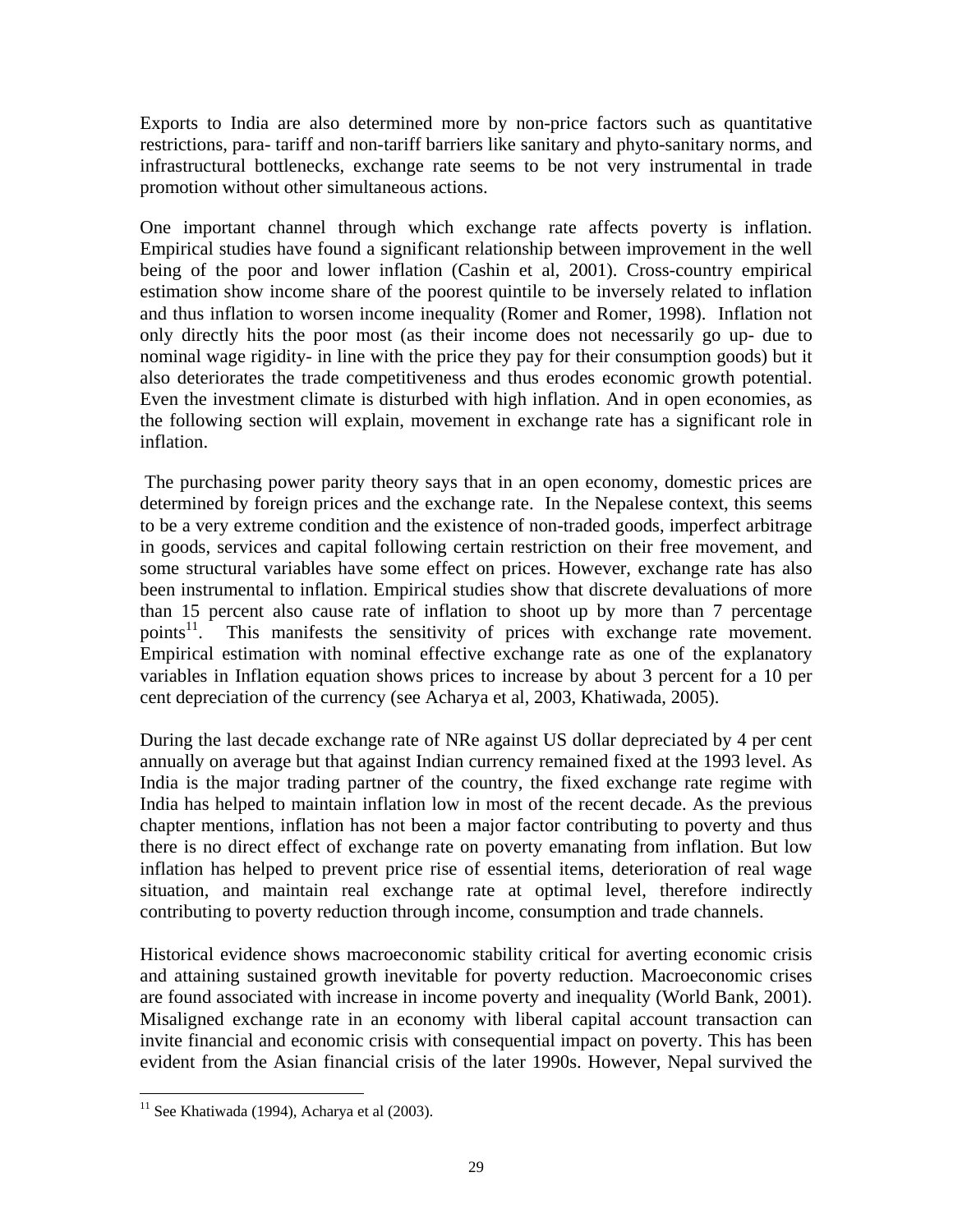Exports to India are also determined more by non-price factors such as quantitative restrictions, para- tariff and non-tariff barriers like sanitary and phyto-sanitary norms, and infrastructural bottlenecks, exchange rate seems to be not very instrumental in trade promotion without other simultaneous actions.

One important channel through which exchange rate affects poverty is inflation. Empirical studies have found a significant relationship between improvement in the well being of the poor and lower inflation (Cashin et al, 2001). Cross-country empirical estimation show income share of the poorest quintile to be inversely related to inflation and thus inflation to worsen income inequality (Romer and Romer, 1998). Inflation not only directly hits the poor most (as their income does not necessarily go up- due to nominal wage rigidity- in line with the price they pay for their consumption goods) but it also deteriorates the trade competitiveness and thus erodes economic growth potential. Even the investment climate is disturbed with high inflation. And in open economies, as the following section will explain, movement in exchange rate has a significant role in inflation.

The purchasing power parity theory says that in an open economy, domestic prices are determined by foreign prices and the exchange rate. In the Nepalese context, this seems to be a very extreme condition and the existence of non-traded goods, imperfect arbitrage in goods, services and capital following certain restriction on their free movement, and some structural variables have some effect on prices. However, exchange rate has also been instrumental to inflation. Empirical studies show that discrete devaluations of more than 15 percent also cause rate of inflation to shoot up by more than 7 percentage points[11]. This manifests the sensitivity of prices with exchange rate movement. Empirical estimation with nominal effective exchange rate as one of the explanatory variables in Inflation equation shows prices to increase by about 3 percent for a 10 per cent depreciation of the currency (see Acharya et al, 2003, Khatiwada, 2005).

During the last decade exchange rate of NRe against US dollar depreciated by 4 per cent annually on average but that against Indian currency remained fixed at the 1993 level. As India is the major trading partner of the country, the fixed exchange rate regime with India has helped to maintain inflation low in most of the recent decade. As the previous chapter mentions, inflation has not been a major factor contributing to poverty and thus there is no direct effect of exchange rate on poverty emanating from inflation. But low inflation has helped to prevent price rise of essential items, deterioration of real wage situation, and maintain real exchange rate at optimal level, therefore indirectly contributing to poverty reduction through income, consumption and trade channels.

Historical evidence shows macroeconomic stability critical for averting economic crisis and attaining sustained growth inevitable for poverty reduction. Macroeconomic crises are found associated with increase in income poverty and inequality (World Bank, 2001). Misaligned exchange rate in an economy with liberal capital account transaction can invite financial and economic crisis with consequential impact on poverty. This has been evident from the Asian financial crisis of the later 1990s. However, Nepal survived the

[11] See Khatiwada (1994), Acharya et al (2003).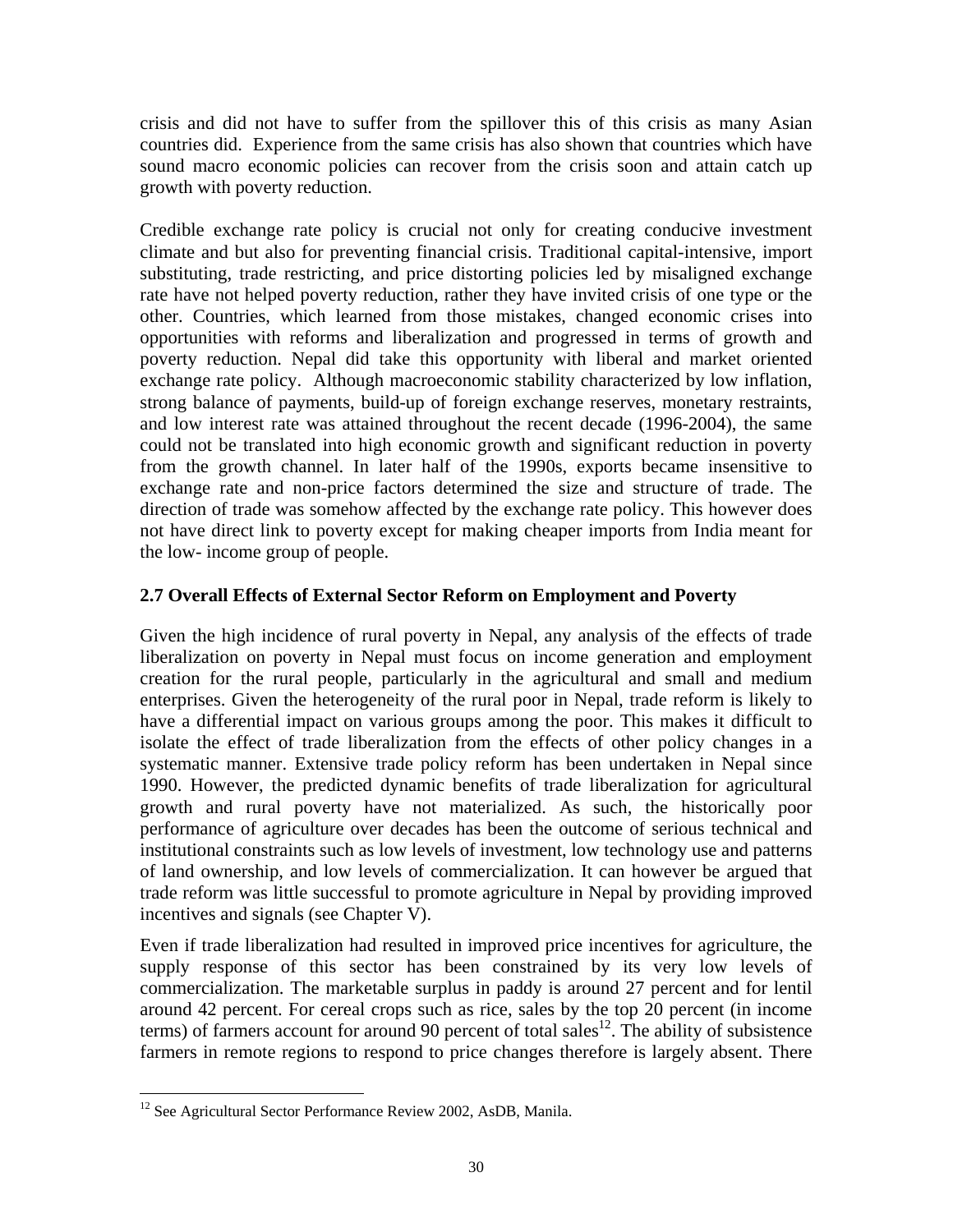crisis and did not have to suffer from the spillover this of this crisis as many Asian countries did. Experience from the same crisis has also shown that countries which have sound macro economic policies can recover from the crisis soon and attain catch up growth with poverty reduction.

Credible exchange rate policy is crucial not only for creating conducive investment climate and but also for preventing financial crisis. Traditional capital-intensive, import substituting, trade restricting, and price distorting policies led by misaligned exchange rate have not helped poverty reduction, rather they have invited crisis of one type or the other. Countries, which learned from those mistakes, changed economic crises into opportunities with reforms and liberalization and progressed in terms of growth and poverty reduction. Nepal did take this opportunity with liberal and market oriented exchange rate policy. Although macroeconomic stability characterized by low inflation, strong balance of payments, build-up of foreign exchange reserves, monetary restraints, and low interest rate was attained throughout the recent decade (1996-2004), the same could not be translated into high economic growth and significant reduction in poverty from the growth channel. In later half of the 1990s, exports became insensitive to exchange rate and non-price factors determined the size and structure of trade. The direction of trade was somehow affected by the exchange rate policy. This however does not have direct link to poverty except for making cheaper imports from India meant for the low- income group of people.

### 2.7 Overall Effects of External Sector Reform on Employment and Poverty

Given the high incidence of rural poverty in Nepal, any analysis of the effects of trade liberalization on poverty in Nepal must focus on income generation and employment creation for the rural people, particularly in the agricultural and small and medium enterprises. Given the heterogeneity of the rural poor in Nepal, trade reform is likely to have a differential impact on various groups among the poor. This makes it difficult to isolate the effect of trade liberalization from the effects of other policy changes in a systematic manner. Extensive trade policy reform has been undertaken in Nepal since 1990. However, the predicted dynamic benefits of trade liberalization for agricultural growth and rural poverty have not materialized. As such, the historically poor performance of agriculture over decades has been the outcome of serious technical and institutional constraints such as low levels of investment, low technology use and patterns of land ownership, and low levels of commercialization. It can however be argued that trade reform was little successful to promote agriculture in Nepal by providing improved incentives and signals (see Chapter V).

Even if trade liberalization had resulted in improved price incentives for agriculture, the supply response of this sector has been constrained by its very low levels of commercialization. The marketable surplus in paddy is around 27 percent and for lentil around 42 percent. For cereal crops such as rice, sales by the top 20 percent (in income terms) of farmers account for around 90 percent of total sales[12]. The ability of subsistence farmers in remote regions to respond to price changes therefore is largely absent. There

[12] See Agricultural Sector Performance Review 2002, AsDB, Manila.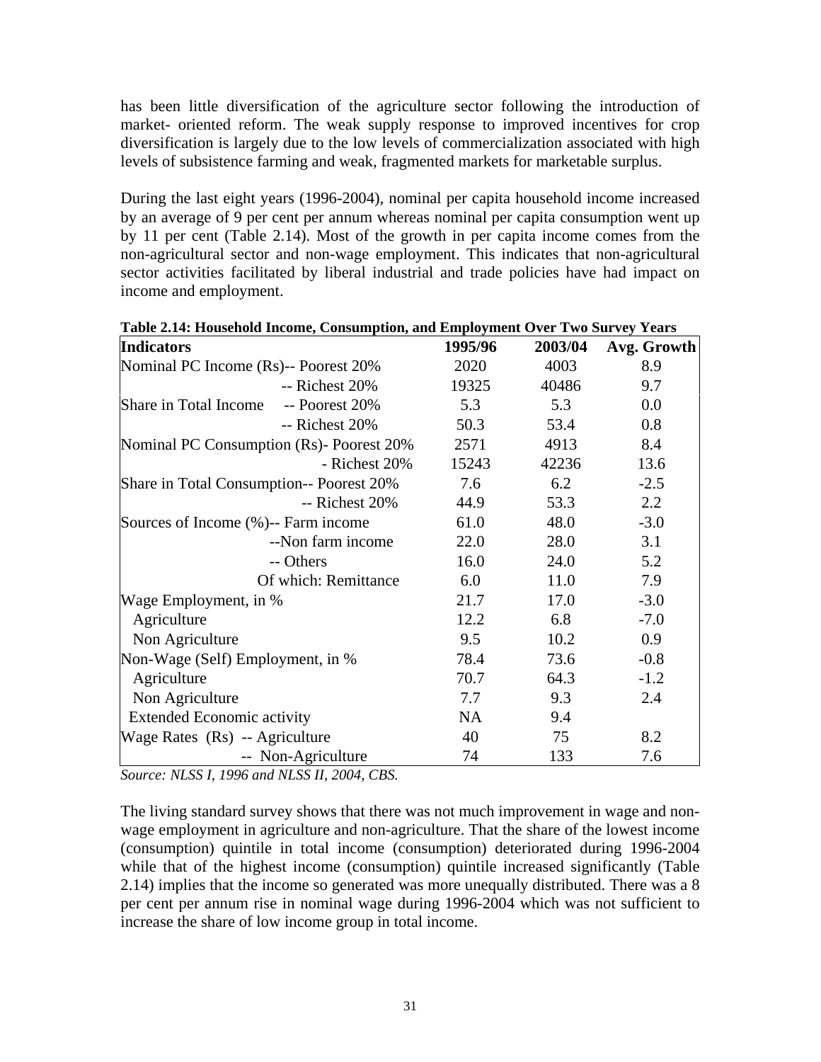has been little diversification of the agriculture sector following the introduction of market- oriented reform. The weak supply response to improved incentives for crop diversification is largely due to the low levels of commercialization associated with high levels of subsistence farming and weak, fragmented markets for marketable surplus.

During the last eight years (1996-2004), nominal per capita household income increased by an average of 9 per cent per annum whereas nominal per capita consumption went up by 11 per cent (Table 2.14). Most of the growth in per capita income comes from the non-agricultural sector and non-wage employment. This indicates that non-agricultural sector activities facilitated by liberal industrial and trade policies have had impact on income and employment.

**Table 2.14: Household Income, Consumption, and Employment Over Two Survey Years**

| Indicators | 1995/96 | 2003/04 | Avg. Growth |
|---|---|---|---|
| Nominal PC Income (Rs)-- Poorest 20% | 2020 | 4003 | 8.9 |
| -- Richest 20% | 19325 | 40486 | 9.7 |
| Share in Total Income -- Poorest 20% | 5.3 | 5.3 | 0.0 |
| -- Richest 20% | 50.3 | 53.4 | 0.8 |
| Nominal PC Consumption (Rs)- Poorest 20% | 2571 | 4913 | 8.4 |
| - Richest 20% | 15243 | 42236 | 13.6 |
| Share in Total Consumption-- Poorest 20% | 7.6 | 6.2 | -2.5 |
| -- Richest 20% | 44.9 | 53.3 | 2.2 |
| Sources of Income (%)-- Farm income | 61.0 | 48.0 | -3.0 |
| --Non farm income | 22.0 | 28.0 | 3.1 |
| -- Others | 16.0 | 24.0 | 5.2 |
| Of which: Remittance | 6.0 | 11.0 | 7.9 |
| Wage Employment, in % | 21.7 | 17.0 | -3.0 |
| Agriculture | 12.2 | 6.8 | -7.0 |
| Non Agriculture | 9.5 | 10.2 | 0.9 |
| Non-Wage (Self) Employment, in % | 78.4 | 73.6 | -0.8 |
| Agriculture | 70.7 | 64.3 | -1.2 |
| Non Agriculture | 7.7 | 9.3 | 2.4 |
| Extended Economic activity | NA | 9.4 | |
| Wage Rates (Rs) -- Agriculture | 40 | 75 | 8.2 |
| -- Non-Agriculture | 74 | 133 | 7.6 |

*Source: NLSS I, 1996 and NLSS II, 2004, CBS.*

The living standard survey shows that there was not much improvement in wage and non-wage employment in agriculture and non-agriculture. That the share of the lowest income (consumption) quintile in total income (consumption) deteriorated during 1996-2004 while that of the highest income (consumption) quintile increased significantly (Table 2.14) implies that the income so generated was more unequally distributed. There was a 8 per cent per annum rise in nominal wage during 1996-2004 which was not sufficient to increase the share of low income group in total income.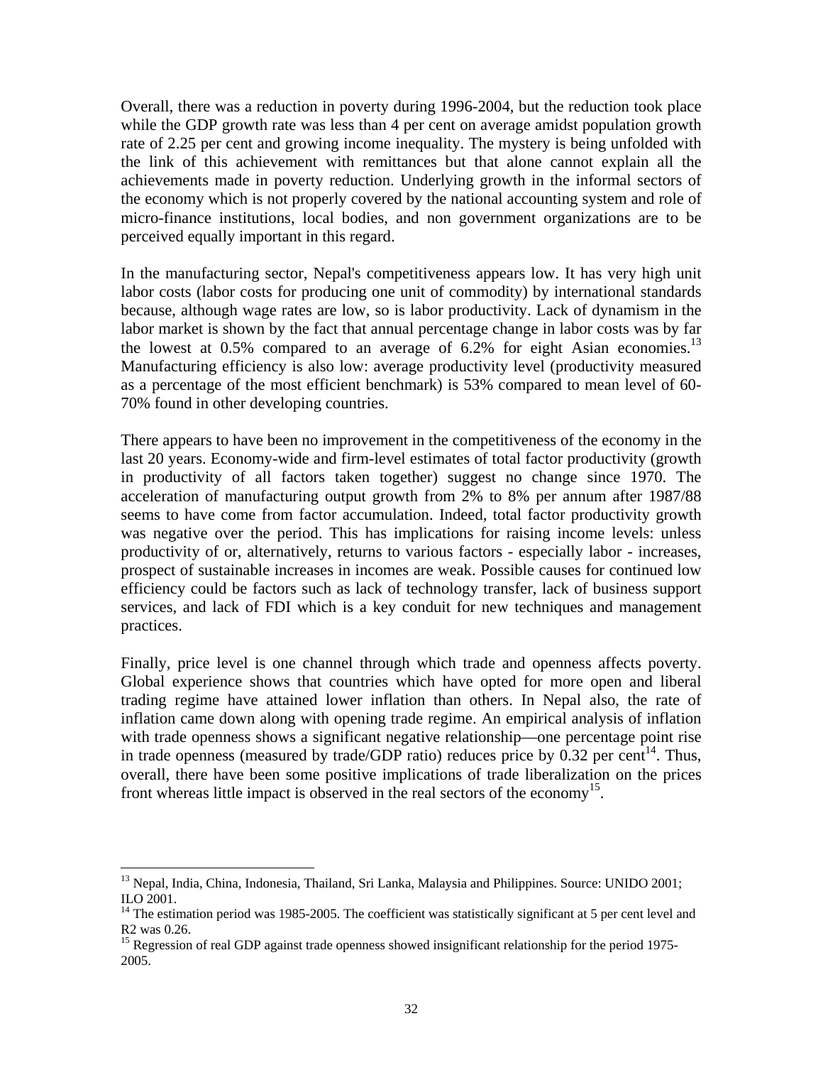Overall, there was a reduction in poverty during 1996-2004, but the reduction took place while the GDP growth rate was less than 4 per cent on average amidst population growth rate of 2.25 per cent and growing income inequality. The mystery is being unfolded with the link of this achievement with remittances but that alone cannot explain all the achievements made in poverty reduction. Underlying growth in the informal sectors of the economy which is not properly covered by the national accounting system and role of micro-finance institutions, local bodies, and non government organizations are to be perceived equally important in this regard.

In the manufacturing sector, Nepal's competitiveness appears low. It has very high unit labor costs (labor costs for producing one unit of commodity) by international standards because, although wage rates are low, so is labor productivity. Lack of dynamism in the labor market is shown by the fact that annual percentage change in labor costs was by far the lowest at 0.5% compared to an average of 6.2% for eight Asian economies.[13] Manufacturing efficiency is also low: average productivity level (productivity measured as a percentage of the most efficient benchmark) is 53% compared to mean level of 60-70% found in other developing countries.

There appears to have been no improvement in the competitiveness of the economy in the last 20 years. Economy-wide and firm-level estimates of total factor productivity (growth in productivity of all factors taken together) suggest no change since 1970. The acceleration of manufacturing output growth from 2% to 8% per annum after 1987/88 seems to have come from factor accumulation. Indeed, total factor productivity growth was negative over the period. This has implications for raising income levels: unless productivity of or, alternatively, returns to various factors - especially labor - increases, prospect of sustainable increases in incomes are weak. Possible causes for continued low efficiency could be factors such as lack of technology transfer, lack of business support services, and lack of FDI which is a key conduit for new techniques and management practices.

Finally, price level is one channel through which trade and openness affects poverty. Global experience shows that countries which have opted for more open and liberal trading regime have attained lower inflation than others. In Nepal also, the rate of inflation came down along with opening trade regime. An empirical analysis of inflation with trade openness shows a significant negative relationship—one percentage point rise in trade openness (measured by trade/GDP ratio) reduces price by 0.32 per cent[14]. Thus, overall, there have been some positive implications of trade liberalization on the prices front whereas little impact is observed in the real sectors of the economy[15].

---

[13] Nepal, India, China, Indonesia, Thailand, Sri Lanka, Malaysia and Philippines. Source: UNIDO 2001; ILO 2001.

[14] The estimation period was 1985-2005. The coefficient was statistically significant at 5 per cent level and $R^2$ was 0.26.

[15] Regression of real GDP against trade openness showed insignificant relationship for the period 1975-2005.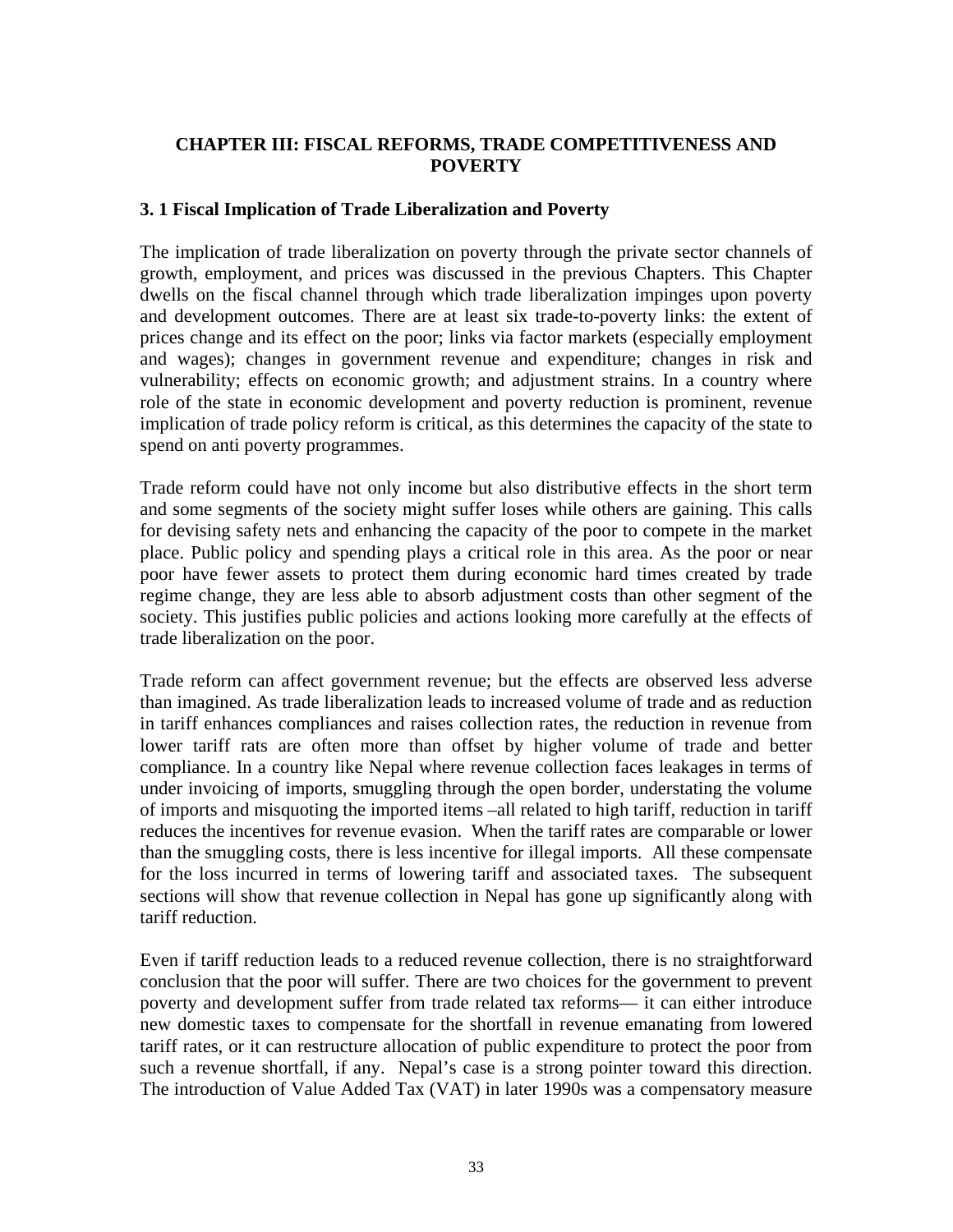## CHAPTER III: FISCAL REFORMS, TRADE COMPETITIVENESS AND POVERTY

### 3. 1 Fiscal Implication of Trade Liberalization and Poverty

The implication of trade liberalization on poverty through the private sector channels of growth, employment, and prices was discussed in the previous Chapters. This Chapter dwells on the fiscal channel through which trade liberalization impinges upon poverty and development outcomes. There are at least six trade-to-poverty links: the extent of prices change and its effect on the poor; links via factor markets (especially employment and wages); changes in government revenue and expenditure; changes in risk and vulnerability; effects on economic growth; and adjustment strains. In a country where role of the state in economic development and poverty reduction is prominent, revenue implication of trade policy reform is critical, as this determines the capacity of the state to spend on anti poverty programmes.

Trade reform could have not only income but also distributive effects in the short term and some segments of the society might suffer loses while others are gaining. This calls for devising safety nets and enhancing the capacity of the poor to compete in the market place. Public policy and spending plays a critical role in this area. As the poor or near poor have fewer assets to protect them during economic hard times created by trade regime change, they are less able to absorb adjustment costs than other segment of the society. This justifies public policies and actions looking more carefully at the effects of trade liberalization on the poor.

Trade reform can affect government revenue; but the effects are observed less adverse than imagined. As trade liberalization leads to increased volume of trade and as reduction in tariff enhances compliances and raises collection rates, the reduction in revenue from lower tariff rats are often more than offset by higher volume of trade and better compliance. In a country like Nepal where revenue collection faces leakages in terms of under invoicing of imports, smuggling through the open border, understating the volume of imports and misquoting the imported items –all related to high tariff, reduction in tariff reduces the incentives for revenue evasion. When the tariff rates are comparable or lower than the smuggling costs, there is less incentive for illegal imports. All these compensate for the loss incurred in terms of lowering tariff and associated taxes. The subsequent sections will show that revenue collection in Nepal has gone up significantly along with tariff reduction.

Even if tariff reduction leads to a reduced revenue collection, there is no straightforward conclusion that the poor will suffer. There are two choices for the government to prevent poverty and development suffer from trade related tax reforms— it can either introduce new domestic taxes to compensate for the shortfall in revenue emanating from lowered tariff rates, or it can restructure allocation of public expenditure to protect the poor from such a revenue shortfall, if any. Nepal's case is a strong pointer toward this direction. The introduction of Value Added Tax (VAT) in later 1990s was a compensatory measure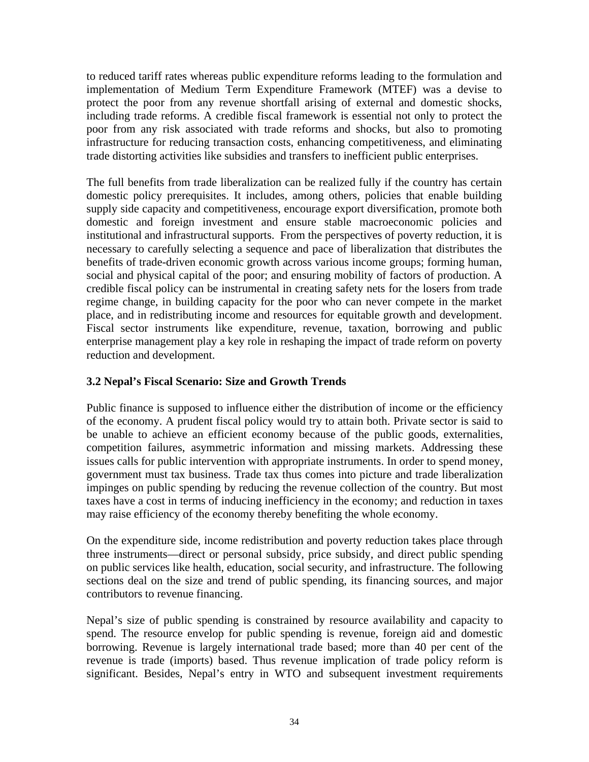to reduced tariff rates whereas public expenditure reforms leading to the formulation and implementation of Medium Term Expenditure Framework (MTEF) was a devise to protect the poor from any revenue shortfall arising of external and domestic shocks, including trade reforms. A credible fiscal framework is essential not only to protect the poor from any risk associated with trade reforms and shocks, but also to promoting infrastructure for reducing transaction costs, enhancing competitiveness, and eliminating trade distorting activities like subsidies and transfers to inefficient public enterprises.

The full benefits from trade liberalization can be realized fully if the country has certain domestic policy prerequisites. It includes, among others, policies that enable building supply side capacity and competitiveness, encourage export diversification, promote both domestic and foreign investment and ensure stable macroeconomic policies and institutional and infrastructural supports. From the perspectives of poverty reduction, it is necessary to carefully selecting a sequence and pace of liberalization that distributes the benefits of trade-driven economic growth across various income groups; forming human, social and physical capital of the poor; and ensuring mobility of factors of production. A credible fiscal policy can be instrumental in creating safety nets for the losers from trade regime change, in building capacity for the poor who can never compete in the market place, and in redistributing income and resources for equitable growth and development. Fiscal sector instruments like expenditure, revenue, taxation, borrowing and public enterprise management play a key role in reshaping the impact of trade reform on poverty reduction and development.

### 3.2 Nepal's Fiscal Scenario: Size and Growth Trends

Public finance is supposed to influence either the distribution of income or the efficiency of the economy. A prudent fiscal policy would try to attain both. Private sector is said to be unable to achieve an efficient economy because of the public goods, externalities, competition failures, asymmetric information and missing markets. Addressing these issues calls for public intervention with appropriate instruments. In order to spend money, government must tax business. Trade tax thus comes into picture and trade liberalization impinges on public spending by reducing the revenue collection of the country. But most taxes have a cost in terms of inducing inefficiency in the economy; and reduction in taxes may raise efficiency of the economy thereby benefiting the whole economy.

On the expenditure side, income redistribution and poverty reduction takes place through three instruments—direct or personal subsidy, price subsidy, and direct public spending on public services like health, education, social security, and infrastructure. The following sections deal on the size and trend of public spending, its financing sources, and major contributors to revenue financing.

Nepal's size of public spending is constrained by resource availability and capacity to spend. The resource envelop for public spending is revenue, foreign aid and domestic borrowing. Revenue is largely international trade based; more than 40 per cent of the revenue is trade (imports) based. Thus revenue implication of trade policy reform is significant. Besides, Nepal's entry in WTO and subsequent investment requirements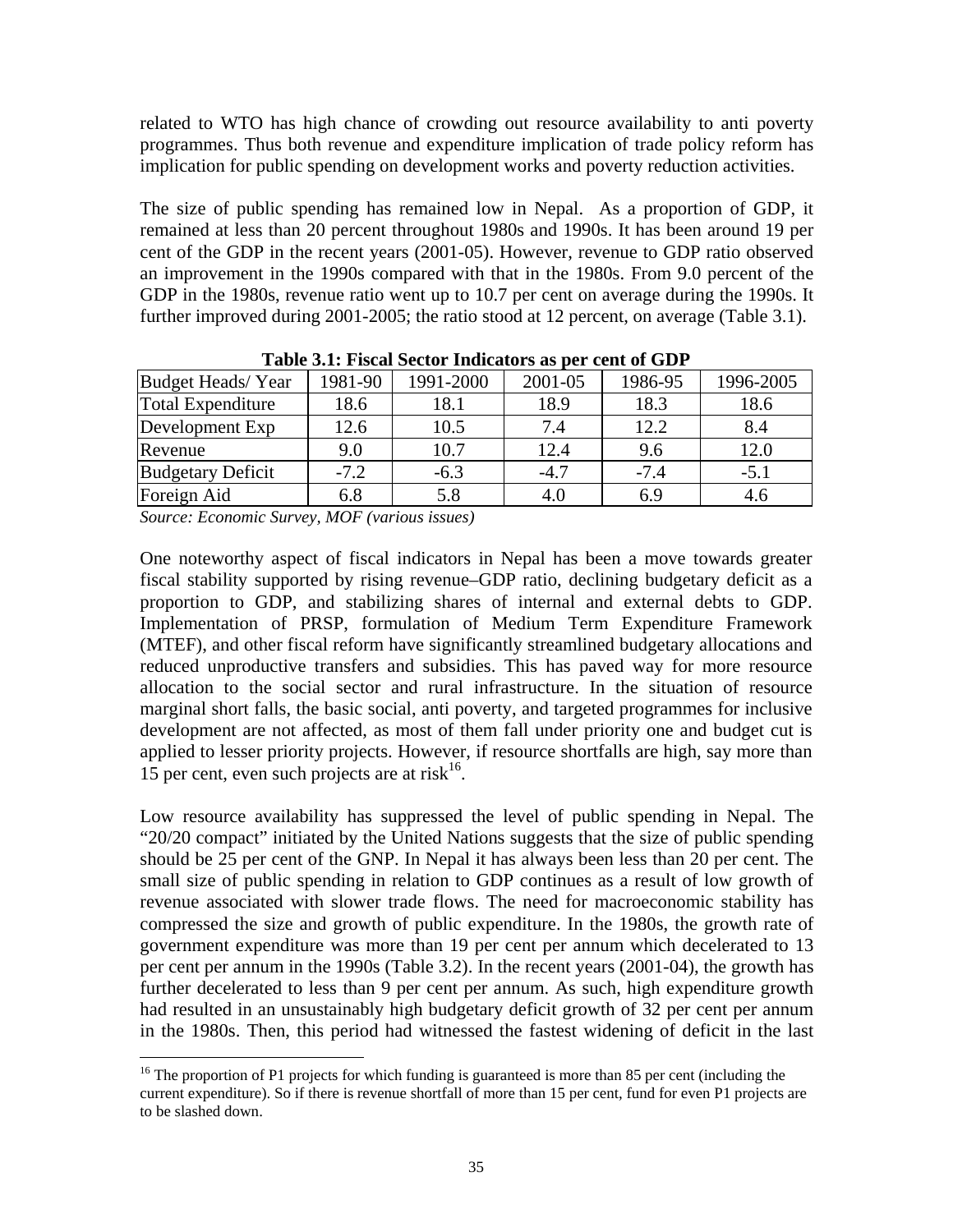related to WTO has high chance of crowding out resource availability to anti poverty programmes. Thus both revenue and expenditure implication of trade policy reform has implication for public spending on development works and poverty reduction activities.

The size of public spending has remained low in Nepal. As a proportion of GDP, it remained at less than 20 percent throughout 1980s and 1990s. It has been around 19 per cent of the GDP in the recent years (2001-05). However, revenue to GDP ratio observed an improvement in the 1990s compared with that in the 1980s. From 9.0 percent of the GDP in the 1980s, revenue ratio went up to 10.7 per cent on average during the 1990s. It further improved during 2001-2005; the ratio stood at 12 percent, on average (Table 3.1).

**Table 3.1: Fiscal Sector Indicators as per cent of GDP**

| Budget Heads/ Year | 1981-90 | 1991-2000 | 2001-05 | 1986-95 | 1996-2005 |
|---|---|---|---|---|---|
| Total Expenditure | 18.6 | 18.1 | 18.9 | 18.3 | 18.6 |
| Development Exp | 12.6 | 10.5 | 7.4 | 12.2 | 8.4 |
| Revenue | 9.0 | 10.7 | 12.4 | 9.6 | 12.0 |
| Budgetary Deficit | -7.2 | -6.3 | -4.7 | -7.4 | -5.1 |
| Foreign Aid | 6.8 | 5.8 | 4.0 | 6.9 | 4.6 |

*Source: Economic Survey, MOF (various issues)*

One noteworthy aspect of fiscal indicators in Nepal has been a move towards greater fiscal stability supported by rising revenue–GDP ratio, declining budgetary deficit as a proportion to GDP, and stabilizing shares of internal and external debts to GDP. Implementation of PRSP, formulation of Medium Term Expenditure Framework (MTEF), and other fiscal reform have significantly streamlined budgetary allocations and reduced unproductive transfers and subsidies. This has paved way for more resource allocation to the social sector and rural infrastructure. In the situation of resource marginal short falls, the basic social, anti poverty, and targeted programmes for inclusive development are not affected, as most of them fall under priority one and budget cut is applied to lesser priority projects. However, if resource shortfalls are high, say more than 15 per cent, even such projects are at risk[16].

Low resource availability has suppressed the level of public spending in Nepal. The "20/20 compact" initiated by the United Nations suggests that the size of public spending should be 25 per cent of the GNP. In Nepal it has always been less than 20 per cent. The small size of public spending in relation to GDP continues as a result of low growth of revenue associated with slower trade flows. The need for macroeconomic stability has compressed the size and growth of public expenditure. In the 1980s, the growth rate of government expenditure was more than 19 per cent per annum which decelerated to 13 per cent per annum in the 1990s (Table 3.2). In the recent years (2001-04), the growth has further decelerated to less than 9 per cent per annum. As such, high expenditure growth had resulted in an unsustainably high budgetary deficit growth of 32 per cent per annum in the 1980s. Then, this period had witnessed the fastest widening of deficit in the last

[16] The proportion of P1 projects for which funding is guaranteed is more than 85 per cent (including the current expenditure). So if there is revenue shortfall of more than 15 per cent, fund for even P1 projects are to be slashed down.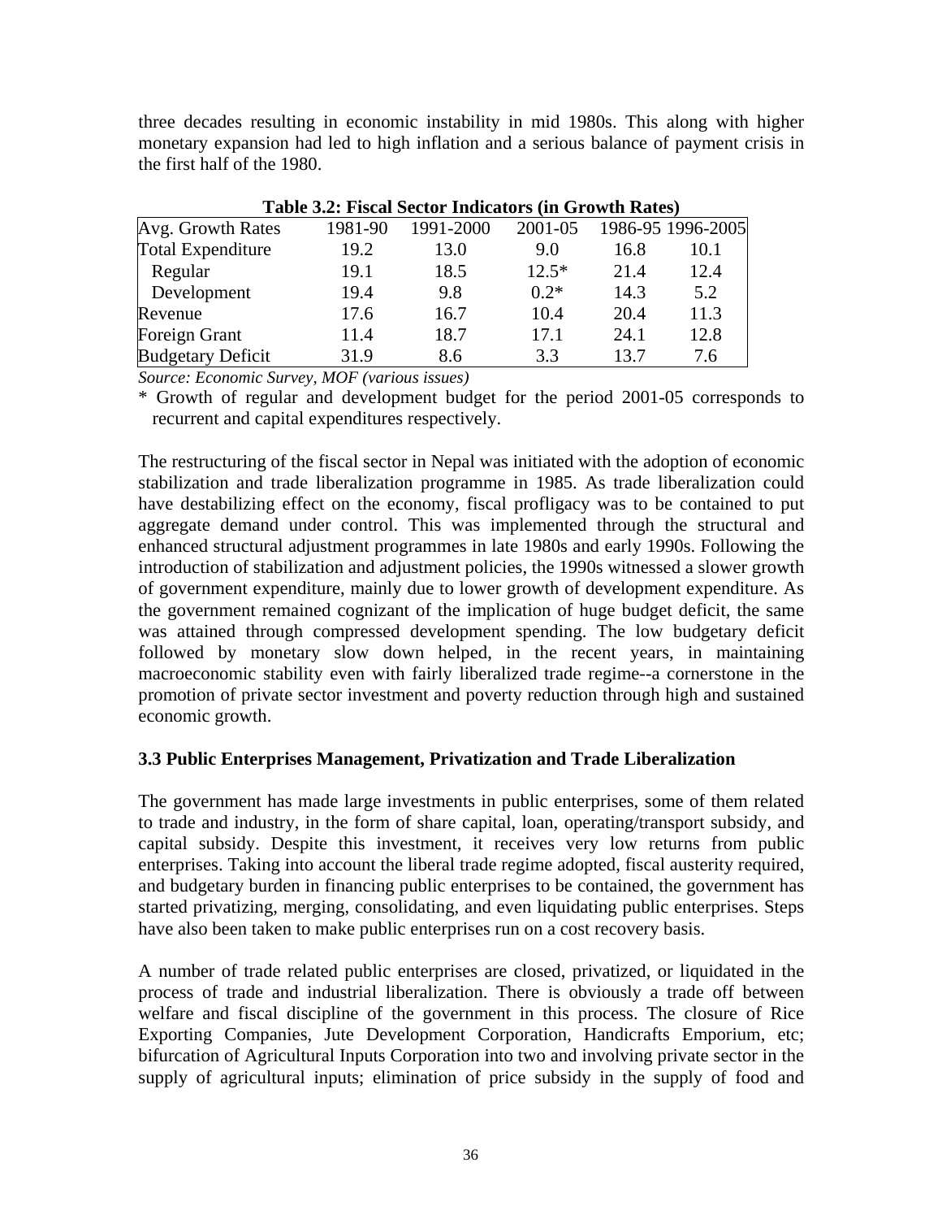three decades resulting in economic instability in mid 1980s. This along with higher monetary expansion had led to high inflation and a serious balance of payment crisis in the first half of the 1980.

**Table 3.2: Fiscal Sector Indicators (in Growth Rates)**

| Avg. Growth Rates | 1981-90 | 1991-2000 | 2001-05 | 1986-95 | 1996-2005 |
|---|---|---|---|---|---|
| Total Expenditure | 19.2 | 13.0 | 9.0 | 16.8 | 10.1 |
| Regular | 19.1 | 18.5 | 12.5* | 21.4 | 12.4 |
| Development | 19.4 | 9.8 | 0.2* | 14.3 | 5.2 |
| Revenue | 17.6 | 16.7 | 10.4 | 20.4 | 11.3 |
| Foreign Grant | 11.4 | 18.7 | 17.1 | 24.1 | 12.8 |
| Budgetary Deficit | 31.9 | 8.6 | 3.3 | 13.7 | 7.6 |

*Source: Economic Survey, MOF (various issues)*

\* Growth of regular and development budget for the period 2001-05 corresponds to recurrent and capital expenditures respectively.

The restructuring of the fiscal sector in Nepal was initiated with the adoption of economic stabilization and trade liberalization programme in 1985. As trade liberalization could have destabilizing effect on the economy, fiscal profligacy was to be contained to put aggregate demand under control. This was implemented through the structural and enhanced structural adjustment programmes in late 1980s and early 1990s. Following the introduction of stabilization and adjustment policies, the 1990s witnessed a slower growth of government expenditure, mainly due to lower growth of development expenditure. As the government remained cognizant of the implication of huge budget deficit, the same was attained through compressed development spending. The low budgetary deficit followed by monetary slow down helped, in the recent years, in maintaining macroeconomic stability even with fairly liberalized trade regime--a cornerstone in the promotion of private sector investment and poverty reduction through high and sustained economic growth.

### 3.3 Public Enterprises Management, Privatization and Trade Liberalization

The government has made large investments in public enterprises, some of them related to trade and industry, in the form of share capital, loan, operating/transport subsidy, and capital subsidy. Despite this investment, it receives very low returns from public enterprises. Taking into account the liberal trade regime adopted, fiscal austerity required, and budgetary burden in financing public enterprises to be contained, the government has started privatizing, merging, consolidating, and even liquidating public enterprises. Steps have also been taken to make public enterprises run on a cost recovery basis.

A number of trade related public enterprises are closed, privatized, or liquidated in the process of trade and industrial liberalization. There is obviously a trade off between welfare and fiscal discipline of the government in this process. The closure of Rice Exporting Companies, Jute Development Corporation, Handicrafts Emporium, etc; bifurcation of Agricultural Inputs Corporation into two and involving private sector in the supply of agricultural inputs; elimination of price subsidy in the supply of food and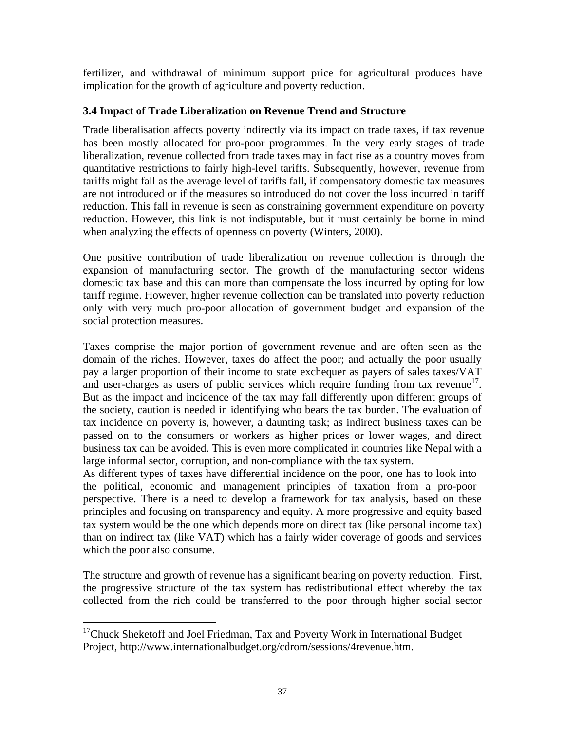fertilizer, and withdrawal of minimum support price for agricultural produces have implication for the growth of agriculture and poverty reduction.

### 3.4 Impact of Trade Liberalization on Revenue Trend and Structure

Trade liberalisation affects poverty indirectly via its impact on trade taxes, if tax revenue has been mostly allocated for pro-poor programmes. In the very early stages of trade liberalization, revenue collected from trade taxes may in fact rise as a country moves from quantitative restrictions to fairly high-level tariffs. Subsequently, however, revenue from tariffs might fall as the average level of tariffs fall, if compensatory domestic tax measures are not introduced or if the measures so introduced do not cover the loss incurred in tariff reduction. This fall in revenue is seen as constraining government expenditure on poverty reduction. However, this link is not indisputable, but it must certainly be borne in mind when analyzing the effects of openness on poverty (Winters, 2000).

One positive contribution of trade liberalization on revenue collection is through the expansion of manufacturing sector. The growth of the manufacturing sector widens domestic tax base and this can more than compensate the loss incurred by opting for low tariff regime. However, higher revenue collection can be translated into poverty reduction only with very much pro-poor allocation of government budget and expansion of the social protection measures.

Taxes comprise the major portion of government revenue and are often seen as the domain of the riches. However, taxes do affect the poor; and actually the poor usually pay a larger proportion of their income to state exchequer as payers of sales taxes/VAT and user-charges as users of public services which require funding from tax revenue[17]. But as the impact and incidence of the tax may fall differently upon different groups of the society, caution is needed in identifying who bears the tax burden. The evaluation of tax incidence on poverty is, however, a daunting task; as indirect business taxes can be passed on to the consumers or workers as higher prices or lower wages, and direct business tax can be avoided. This is even more complicated in countries like Nepal with a large informal sector, corruption, and non-compliance with the tax system.

As different types of taxes have differential incidence on the poor, one has to look into the political, economic and management principles of taxation from a pro-poor perspective. There is a need to develop a framework for tax analysis, based on these principles and focusing on transparency and equity. A more progressive and equity based tax system would be the one which depends more on direct tax (like personal income tax) than on indirect tax (like VAT) which has a fairly wider coverage of goods and services which the poor also consume.

The structure and growth of revenue has a significant bearing on poverty reduction. First, the progressive structure of the tax system has redistributional effect whereby the tax collected from the rich could be transferred to the poor through higher social sector

---

[17] Chuck Sheketoff and Joel Friedman, Tax and Poverty Work in International Budget Project, http://www.internationalbudget.org/cdrom/sessions/4revenue.htm.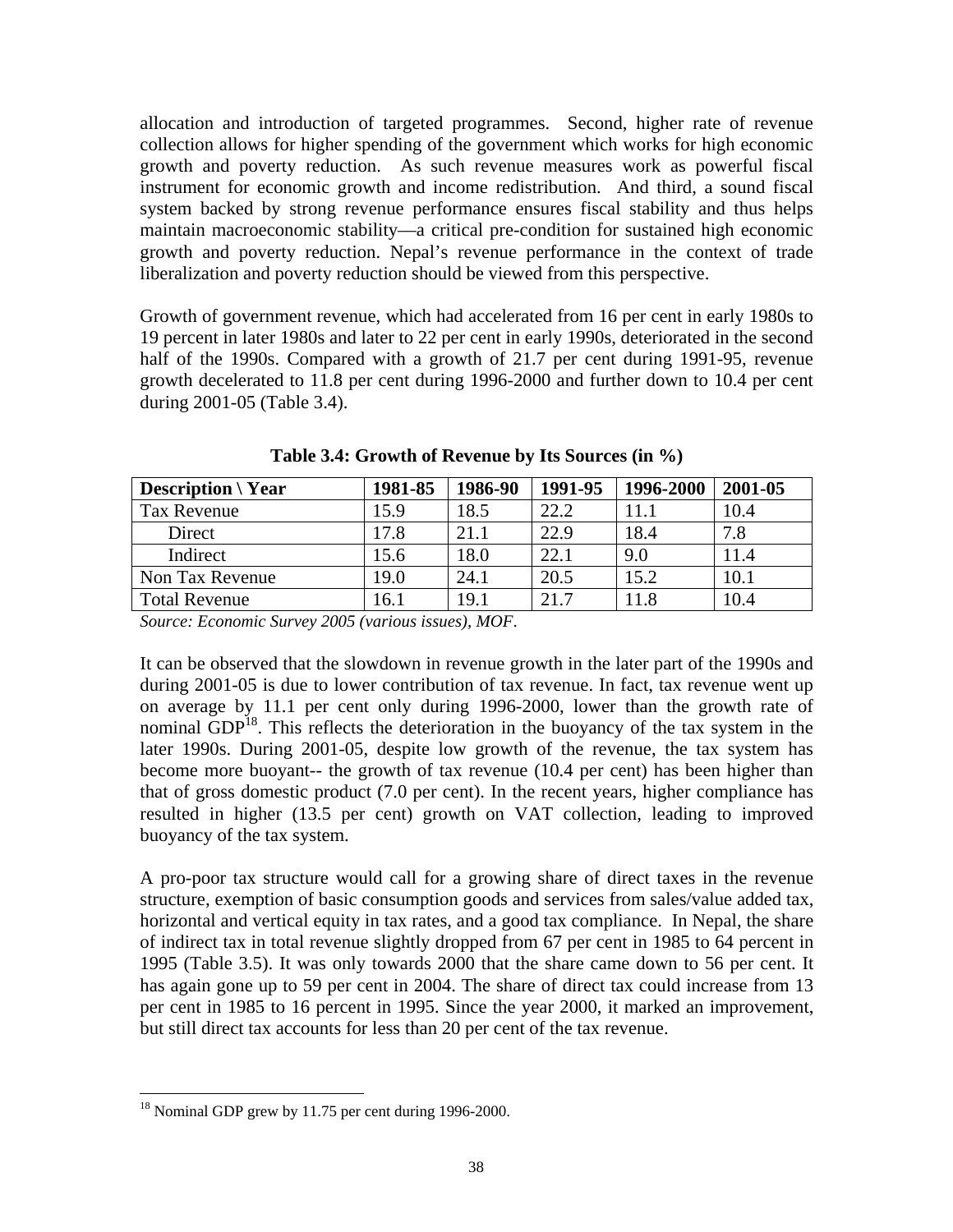allocation and introduction of targeted programmes. Second, higher rate of revenue collection allows for higher spending of the government which works for high economic growth and poverty reduction. As such revenue measures work as powerful fiscal instrument for economic growth and income redistribution. And third, a sound fiscal system backed by strong revenue performance ensures fiscal stability and thus helps maintain macroeconomic stability—a critical pre-condition for sustained high economic growth and poverty reduction. Nepal's revenue performance in the context of trade liberalization and poverty reduction should be viewed from this perspective.

Growth of government revenue, which had accelerated from 16 per cent in early 1980s to 19 percent in later 1980s and later to 22 per cent in early 1990s, deteriorated in the second half of the 1990s. Compared with a growth of 21.7 per cent during 1991-95, revenue growth decelerated to 11.8 per cent during 1996-2000 and further down to 10.4 per cent during 2001-05 (Table 3.4).

**Table 3.4: Growth of Revenue by Its Sources (in %)**

| Description \ Year | 1981-85 | 1986-90 | 1991-95 | 1996-2000 | 2001-05 |
|---|---|---|---|---|---|
| Tax Revenue | 15.9 | 18.5 | 22.2 | 11.1 | 10.4 |
| Direct | 17.8 | 21.1 | 22.9 | 18.4 | 7.8 |
| Indirect | 15.6 | 18.0 | 22.1 | 9.0 | 11.4 |
| Non Tax Revenue | 19.0 | 24.1 | 20.5 | 15.2 | 10.1 |
| Total Revenue | 16.1 | 19.1 | 21.7 | 11.8 | 10.4 |

*Source: Economic Survey 2005 (various issues), MOF.*

It can be observed that the slowdown in revenue growth in the later part of the 1990s and during 2001-05 is due to lower contribution of tax revenue. In fact, tax revenue went up on average by 11.1 per cent only during 1996-2000, lower than the growth rate of nominal GDP[18]. This reflects the deterioration in the buoyancy of the tax system in the later 1990s. During 2001-05, despite low growth of the revenue, the tax system has become more buoyant-- the growth of tax revenue (10.4 per cent) has been higher than that of gross domestic product (7.0 per cent). In the recent years, higher compliance has resulted in higher (13.5 per cent) growth on VAT collection, leading to improved buoyancy of the tax system.

A pro-poor tax structure would call for a growing share of direct taxes in the revenue structure, exemption of basic consumption goods and services from sales/value added tax, horizontal and vertical equity in tax rates, and a good tax compliance. In Nepal, the share of indirect tax in total revenue slightly dropped from 67 per cent in 1985 to 64 percent in 1995 (Table 3.5). It was only towards 2000 that the share came down to 56 per cent. It has again gone up to 59 per cent in 2004. The share of direct tax could increase from 13 per cent in 1985 to 16 percent in 1995. Since the year 2000, it marked an improvement, but still direct tax accounts for less than 20 per cent of the tax revenue.

---

[18] Nominal GDP grew by 11.75 per cent during 1996-2000.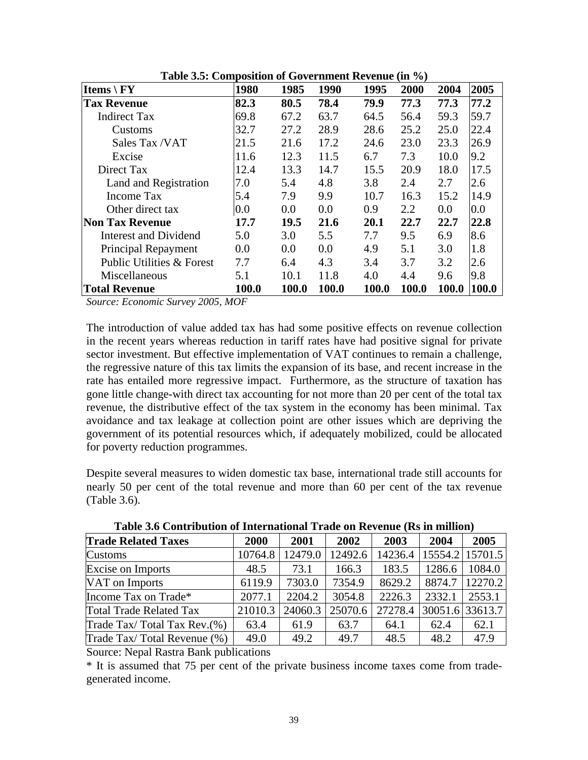**Table 3.5: Composition of Government Revenue (in %)**

| Items \ FY | 1980 | 1985 | 1990 | 1995 | 2000 | 2004 | 2005 |
|---|---|---|---|---|---|---|---|
| **Tax Revenue** | **82.3** | **80.5** | **78.4** | **79.9** | **77.3** | **77.3** | **77.2** |
| Indirect Tax | 69.8 | 67.2 | 63.7 | 64.5 | 56.4 | 59.3 | 59.7 |
| Customs | 32.7 | 27.2 | 28.9 | 28.6 | 25.2 | 25.0 | 22.4 |
| Sales Tax /VAT | 21.5 | 21.6 | 17.2 | 24.6 | 23.0 | 23.3 | 26.9 |
| Excise | 11.6 | 12.3 | 11.5 | 6.7 | 7.3 | 10.0 | 9.2 |
| Direct Tax | 12.4 | 13.3 | 14.7 | 15.5 | 20.9 | 18.0 | 17.5 |
| Land and Registration | 7.0 | 5.4 | 4.8 | 3.8 | 2.4 | 2.7 | 2.6 |
| Income Tax | 5.4 | 7.9 | 9.9 | 10.7 | 16.3 | 15.2 | 14.9 |
| Other direct tax | 0.0 | 0.0 | 0.0 | 0.9 | 2.2 | 0.0 | 0.0 |
| **Non Tax Revenue** | **17.7** | **19.5** | **21.6** | **20.1** | **22.7** | **22.7** | **22.8** |
| Interest and Dividend | 5.0 | 3.0 | 5.5 | 7.7 | 9.5 | 6.9 | 8.6 |
| Principal Repayment | 0.0 | 0.0 | 0.0 | 4.9 | 5.1 | 3.0 | 1.8 |
| Public Utilities & Forest | 7.7 | 6.4 | 4.3 | 3.4 | 3.7 | 3.2 | 2.6 |
| Miscellaneous | 5.1 | 10.1 | 11.8 | 4.0 | 4.4 | 9.6 | 9.8 |
| **Total Revenue** | **100.0** | **100.0** | **100.0** | **100.0** | **100.0** | **100.0** | **100.0** |

*Source: Economic Survey 2005, MOF*

The introduction of value added tax has had some positive effects on revenue collection in the recent years whereas reduction in tariff rates have had positive signal for private sector investment. But effective implementation of VAT continues to remain a challenge, the regressive nature of this tax limits the expansion of its base, and recent increase in the rate has entailed more regressive impact. Furthermore, as the structure of taxation has gone little change-with direct tax accounting for not more than 20 per cent of the total tax revenue, the distributive effect of the tax system in the economy has been minimal. Tax avoidance and tax leakage at collection point are other issues which are depriving the government of its potential resources which, if adequately mobilized, could be allocated for poverty reduction programmes.

Despite several measures to widen domestic tax base, international trade still accounts for nearly 50 per cent of the total revenue and more than 60 per cent of the tax revenue (Table 3.6).

**Table 3.6 Contribution of International Trade on Revenue (Rs in million)**

| Trade Related Taxes | 2000 | 2001 | 2002 | 2003 | 2004 | 2005 |
|---|---|---|---|---|---|---|
| Customs | 10764.8 | 12479.0 | 12492.6 | 14236.4 | 15554.2 | 15701.5 |
| Excise on Imports | 48.5 | 73.1 | 166.3 | 183.5 | 1286.6 | 1084.0 |
| VAT on Imports | 6119.9 | 7303.0 | 7354.9 | 8629.2 | 8874.7 | 12270.2 |
| Income Tax on Trade* | 2077.1 | 2204.2 | 3054.8 | 2226.3 | 2332.1 | 2553.1 |
| Total Trade Related Tax | 21010.3 | 24060.3 | 25070.6 | 27278.4 | 30051.6 | 33613.7 |
| Trade Tax/ Total Tax Rev.(%) | 63.4 | 61.9 | 63.7 | 64.1 | 62.4 | 62.1 |
| Trade Tax/ Total Revenue (%) | 49.0 | 49.2 | 49.7 | 48.5 | 48.2 | 47.9 |

Source: Nepal Rastra Bank publications

* It is assumed that 75 per cent of the private business income taxes come from trade-generated income.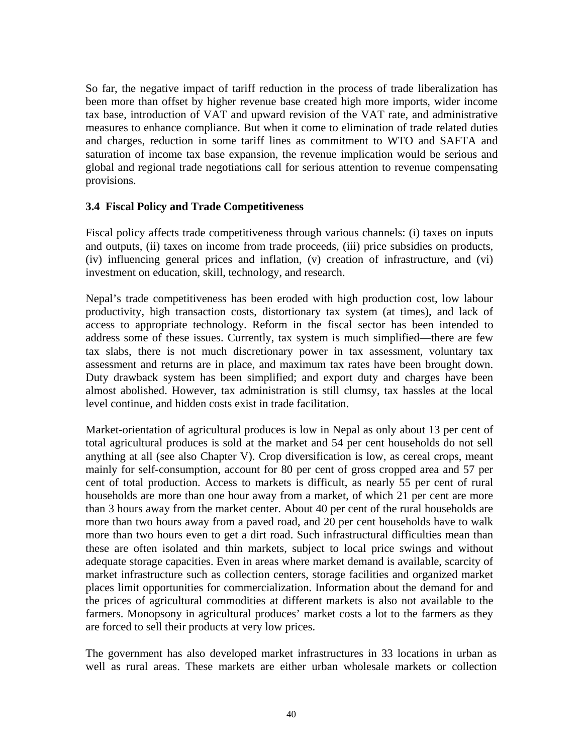So far, the negative impact of tariff reduction in the process of trade liberalization has been more than offset by higher revenue base created high more imports, wider income tax base, introduction of VAT and upward revision of the VAT rate, and administrative measures to enhance compliance. But when it come to elimination of trade related duties and charges, reduction in some tariff lines as commitment to WTO and SAFTA and saturation of income tax base expansion, the revenue implication would be serious and global and regional trade negotiations call for serious attention to revenue compensating provisions.

### 3.4 Fiscal Policy and Trade Competitiveness

Fiscal policy affects trade competitiveness through various channels: (i) taxes on inputs and outputs, (ii) taxes on income from trade proceeds, (iii) price subsidies on products, (iv) influencing general prices and inflation, (v) creation of infrastructure, and (vi) investment on education, skill, technology, and research.

Nepal's trade competitiveness has been eroded with high production cost, low labour productivity, high transaction costs, distortionary tax system (at times), and lack of access to appropriate technology. Reform in the fiscal sector has been intended to address some of these issues. Currently, tax system is much simplified—there are few tax slabs, there is not much discretionary power in tax assessment, voluntary tax assessment and returns are in place, and maximum tax rates have been brought down. Duty drawback system has been simplified; and export duty and charges have been almost abolished. However, tax administration is still clumsy, tax hassles at the local level continue, and hidden costs exist in trade facilitation.

Market-orientation of agricultural produces is low in Nepal as only about 13 per cent of total agricultural produces is sold at the market and 54 per cent households do not sell anything at all (see also Chapter V). Crop diversification is low, as cereal crops, meant mainly for self-consumption, account for 80 per cent of gross cropped area and 57 per cent of total production. Access to markets is difficult, as nearly 55 per cent of rural households are more than one hour away from a market, of which 21 per cent are more than 3 hours away from the market center. About 40 per cent of the rural households are more than two hours away from a paved road, and 20 per cent households have to walk more than two hours even to get a dirt road. Such infrastructural difficulties mean than these are often isolated and thin markets, subject to local price swings and without adequate storage capacities. Even in areas where market demand is available, scarcity of market infrastructure such as collection centers, storage facilities and organized market places limit opportunities for commercialization. Information about the demand for and the prices of agricultural commodities at different markets is also not available to the farmers. Monopsony in agricultural produces' market costs a lot to the farmers as they are forced to sell their products at very low prices.

The government has also developed market infrastructures in 33 locations in urban as well as rural areas. These markets are either urban wholesale markets or collection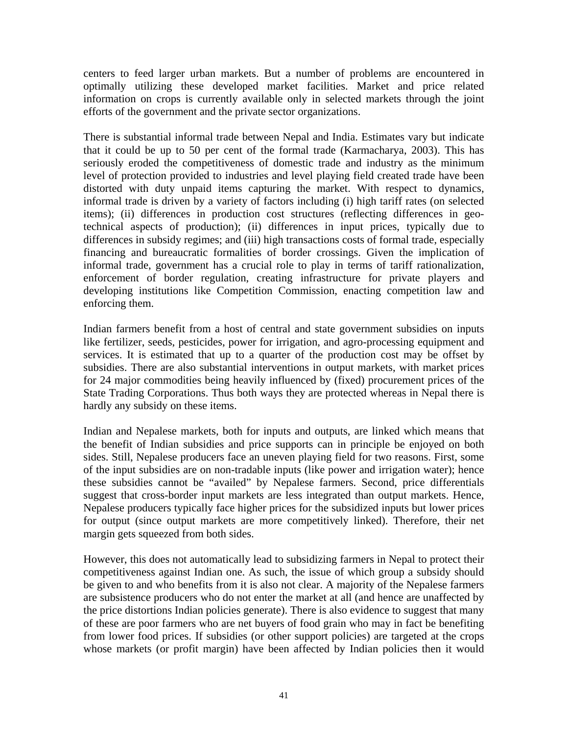centers to feed larger urban markets. But a number of problems are encountered in optimally utilizing these developed market facilities. Market and price related information on crops is currently available only in selected markets through the joint efforts of the government and the private sector organizations.

There is substantial informal trade between Nepal and India. Estimates vary but indicate that it could be up to 50 per cent of the formal trade (Karmacharya, 2003). This has seriously eroded the competitiveness of domestic trade and industry as the minimum level of protection provided to industries and level playing field created trade have been distorted with duty unpaid items capturing the market. With respect to dynamics, informal trade is driven by a variety of factors including (i) high tariff rates (on selected items); (ii) differences in production cost structures (reflecting differences in geo-technical aspects of production); (ii) differences in input prices, typically due to differences in subsidy regimes; and (iii) high transactions costs of formal trade, especially financing and bureaucratic formalities of border crossings. Given the implication of informal trade, government has a crucial role to play in terms of tariff rationalization, enforcement of border regulation, creating infrastructure for private players and developing institutions like Competition Commission, enacting competition law and enforcing them.

Indian farmers benefit from a host of central and state government subsidies on inputs like fertilizer, seeds, pesticides, power for irrigation, and agro-processing equipment and services. It is estimated that up to a quarter of the production cost may be offset by subsidies. There are also substantial interventions in output markets, with market prices for 24 major commodities being heavily influenced by (fixed) procurement prices of the State Trading Corporations. Thus both ways they are protected whereas in Nepal there is hardly any subsidy on these items.

Indian and Nepalese markets, both for inputs and outputs, are linked which means that the benefit of Indian subsidies and price supports can in principle be enjoyed on both sides. Still, Nepalese producers face an uneven playing field for two reasons. First, some of the input subsidies are on non-tradable inputs (like power and irrigation water); hence these subsidies cannot be "availed" by Nepalese farmers. Second, price differentials suggest that cross-border input markets are less integrated than output markets. Hence, Nepalese producers typically face higher prices for the subsidized inputs but lower prices for output (since output markets are more competitively linked). Therefore, their net margin gets squeezed from both sides.

However, this does not automatically lead to subsidizing farmers in Nepal to protect their competitiveness against Indian one. As such, the issue of which group a subsidy should be given to and who benefits from it is also not clear. A majority of the Nepalese farmers are subsistence producers who do not enter the market at all (and hence are unaffected by the price distortions Indian policies generate). There is also evidence to suggest that many of these are poor farmers who are net buyers of food grain who may in fact be benefiting from lower food prices. If subsidies (or other support policies) are targeted at the crops whose markets (or profit margin) have been affected by Indian policies then it would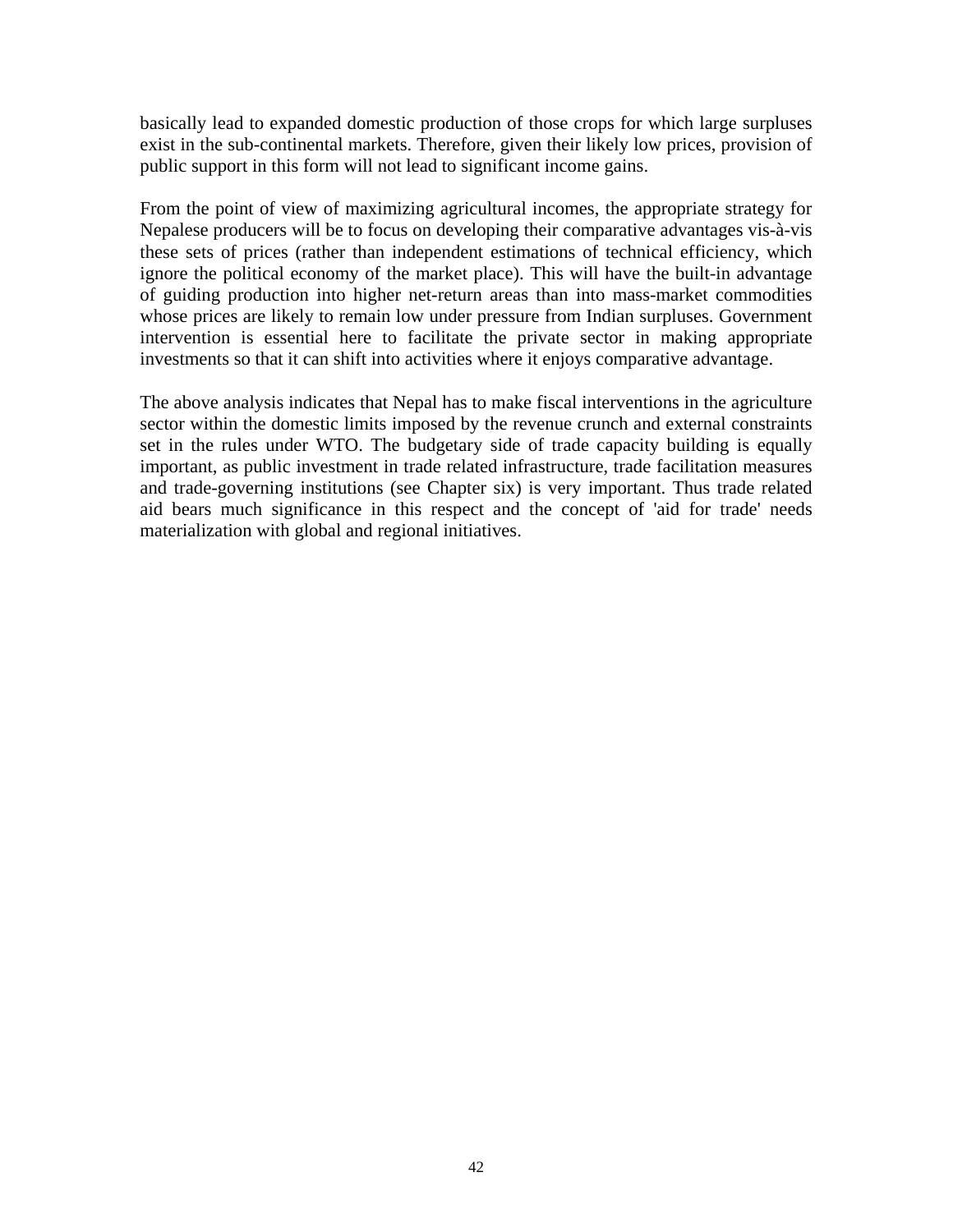basically lead to expanded domestic production of those crops for which large surpluses exist in the sub-continental markets. Therefore, given their likely low prices, provision of public support in this form will not lead to significant income gains.

From the point of view of maximizing agricultural incomes, the appropriate strategy for Nepalese producers will be to focus on developing their comparative advantages vis-à-vis these sets of prices (rather than independent estimations of technical efficiency, which ignore the political economy of the market place). This will have the built-in advantage of guiding production into higher net-return areas than into mass-market commodities whose prices are likely to remain low under pressure from Indian surpluses. Government intervention is essential here to facilitate the private sector in making appropriate investments so that it can shift into activities where it enjoys comparative advantage.

The above analysis indicates that Nepal has to make fiscal interventions in the agriculture sector within the domestic limits imposed by the revenue crunch and external constraints set in the rules under WTO. The budgetary side of trade capacity building is equally important, as public investment in trade related infrastructure, trade facilitation measures and trade-governing institutions (see Chapter six) is very important. Thus trade related aid bears much significance in this respect and the concept of 'aid for trade' needs materialization with global and regional initiatives.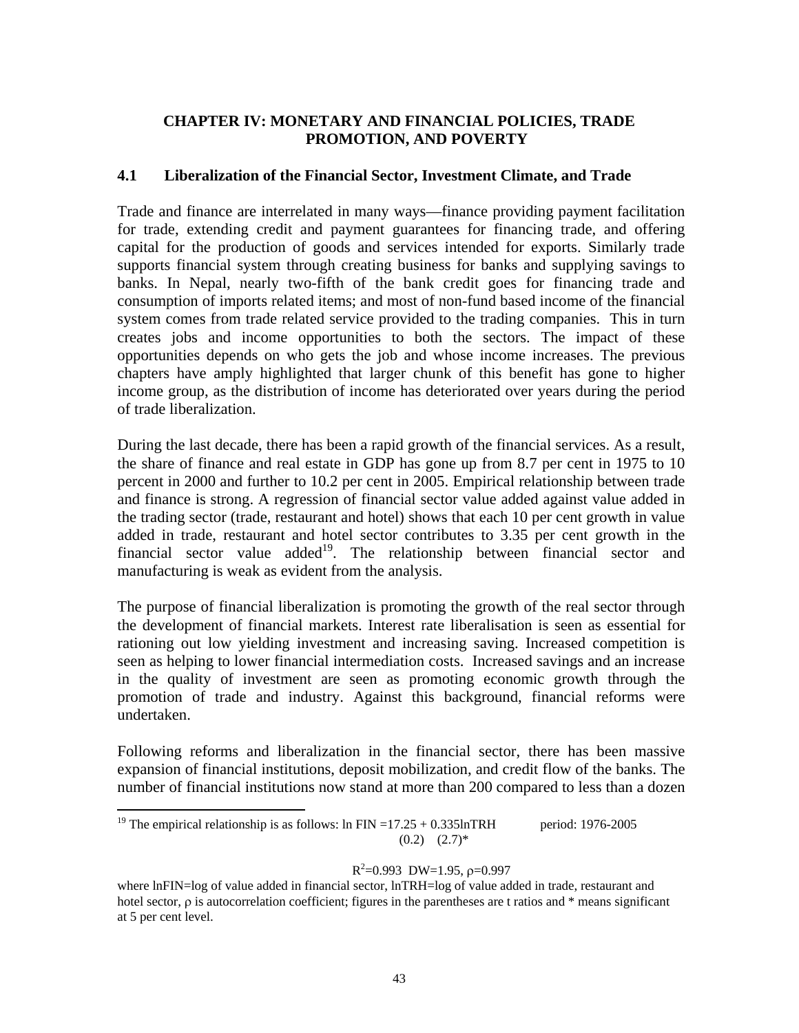# CHAPTER IV: MONETARY AND FINANCIAL POLICIES, TRADE PROMOTION, AND POVERTY

## 4.1 Liberalization of the Financial Sector, Investment Climate, and Trade

Trade and finance are interrelated in many ways—finance providing payment facilitation for trade, extending credit and payment guarantees for financing trade, and offering capital for the production of goods and services intended for exports. Similarly trade supports financial system through creating business for banks and supplying savings to banks. In Nepal, nearly two-fifth of the bank credit goes for financing trade and consumption of imports related items; and most of non-fund based income of the financial system comes from trade related service provided to the trading companies. This in turn creates jobs and income opportunities to both the sectors. The impact of these opportunities depends on who gets the job and whose income increases. The previous chapters have amply highlighted that larger chunk of this benefit has gone to higher income group, as the distribution of income has deteriorated over years during the period of trade liberalization.

During the last decade, there has been a rapid growth of the financial services. As a result, the share of finance and real estate in GDP has gone up from 8.7 per cent in 1975 to 10 percent in 2000 and further to 10.2 per cent in 2005. Empirical relationship between trade and finance is strong. A regression of financial sector value added against value added in the trading sector (trade, restaurant and hotel) shows that each 10 per cent growth in value added in trade, restaurant and hotel sector contributes to 3.35 per cent growth in the financial sector value added[19]. The relationship between financial sector and manufacturing is weak as evident from the analysis.

The purpose of financial liberalization is promoting the growth of the real sector through the development of financial markets. Interest rate liberalisation is seen as essential for rationing out low yielding investment and increasing saving. Increased competition is seen as helping to lower financial intermediation costs. Increased savings and an increase in the quality of investment are seen as promoting economic growth through the promotion of trade and industry. Against this background, financial reforms were undertaken.

Following reforms and liberalization in the financial sector, there has been massive expansion of financial institutions, deposit mobilization, and credit flow of the banks. The number of financial institutions now stand at more than 200 compared to less than a dozen

---

[19] The empirical relationship is as follows: $\ln FIN = 17.25 + 0.335 \ln TRH$ period: 1976-2005
(0.2) (2.7)*

$R^2=0.993$ DW=1.95, $\rho=0.997$

where lnFIN=log of value added in financial sector, lnTRH=log of value added in trade, restaurant and hotel sector, $\rho$ is autocorrelation coefficient; figures in the parentheses are t ratios and * means significant at 5 per cent level.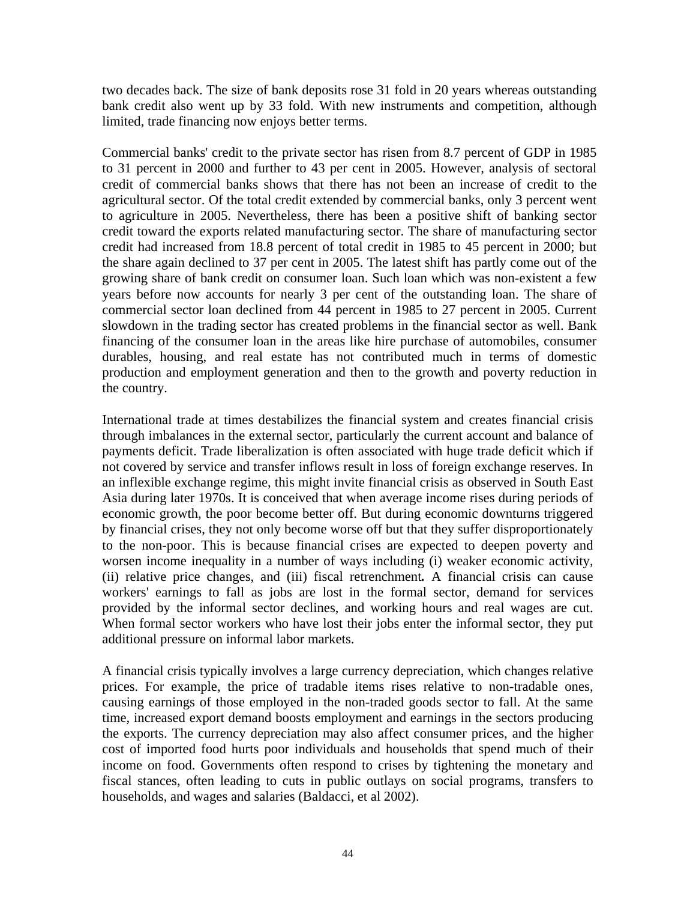two decades back. The size of bank deposits rose 31 fold in 20 years whereas outstanding bank credit also went up by 33 fold. With new instruments and competition, although limited, trade financing now enjoys better terms.

Commercial banks' credit to the private sector has risen from 8.7 percent of GDP in 1985 to 31 percent in 2000 and further to 43 per cent in 2005. However, analysis of sectoral credit of commercial banks shows that there has not been an increase of credit to the agricultural sector. Of the total credit extended by commercial banks, only 3 percent went to agriculture in 2005. Nevertheless, there has been a positive shift of banking sector credit toward the exports related manufacturing sector. The share of manufacturing sector credit had increased from 18.8 percent of total credit in 1985 to 45 percent in 2000; but the share again declined to 37 per cent in 2005. The latest shift has partly come out of the growing share of bank credit on consumer loan. Such loan which was non-existent a few years before now accounts for nearly 3 per cent of the outstanding loan. The share of commercial sector loan declined from 44 percent in 1985 to 27 percent in 2005. Current slowdown in the trading sector has created problems in the financial sector as well. Bank financing of the consumer loan in the areas like hire purchase of automobiles, consumer durables, housing, and real estate has not contributed much in terms of domestic production and employment generation and then to the growth and poverty reduction in the country.

International trade at times destabilizes the financial system and creates financial crisis through imbalances in the external sector, particularly the current account and balance of payments deficit. Trade liberalization is often associated with huge trade deficit which if not covered by service and transfer inflows result in loss of foreign exchange reserves. In an inflexible exchange regime, this might invite financial crisis as observed in South East Asia during later 1970s. It is conceived that when average income rises during periods of economic growth, the poor become better off. But during economic downturns triggered by financial crises, they not only become worse off but that they suffer disproportionately to the non-poor. This is because financial crises are expected to deepen poverty and worsen income inequality in a number of ways including (i) weaker economic activity, (ii) relative price changes, and (iii) fiscal retrenchment**.** A financial crisis can cause workers' earnings to fall as jobs are lost in the formal sector, demand for services provided by the informal sector declines, and working hours and real wages are cut. When formal sector workers who have lost their jobs enter the informal sector, they put additional pressure on informal labor markets.

A financial crisis typically involves a large currency depreciation, which changes relative prices. For example, the price of tradable items rises relative to non-tradable ones, causing earnings of those employed in the non-traded goods sector to fall. At the same time, increased export demand boosts employment and earnings in the sectors producing the exports. The currency depreciation may also affect consumer prices, and the higher cost of imported food hurts poor individuals and households that spend much of their income on food. Governments often respond to crises by tightening the monetary and fiscal stances, often leading to cuts in public outlays on social programs, transfers to households, and wages and salaries (Baldacci, et al 2002).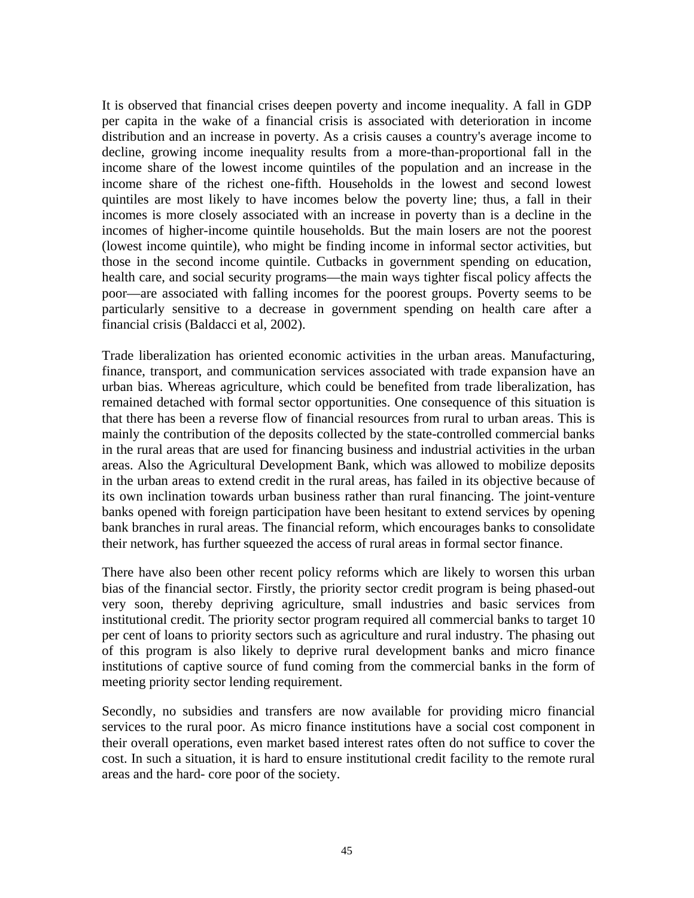It is observed that financial crises deepen poverty and income inequality. A fall in GDP per capita in the wake of a financial crisis is associated with deterioration in income distribution and an increase in poverty. As a crisis causes a country's average income to decline, growing income inequality results from a more-than-proportional fall in the income share of the lowest income quintiles of the population and an increase in the income share of the richest one-fifth. Households in the lowest and second lowest quintiles are most likely to have incomes below the poverty line; thus, a fall in their incomes is more closely associated with an increase in poverty than is a decline in the incomes of higher-income quintile households. But the main losers are not the poorest (lowest income quintile), who might be finding income in informal sector activities, but those in the second income quintile. Cutbacks in government spending on education, health care, and social security programs—the main ways tighter fiscal policy affects the poor—are associated with falling incomes for the poorest groups. Poverty seems to be particularly sensitive to a decrease in government spending on health care after a financial crisis (Baldacci et al, 2002).

Trade liberalization has oriented economic activities in the urban areas. Manufacturing, finance, transport, and communication services associated with trade expansion have an urban bias. Whereas agriculture, which could be benefited from trade liberalization, has remained detached with formal sector opportunities. One consequence of this situation is that there has been a reverse flow of financial resources from rural to urban areas. This is mainly the contribution of the deposits collected by the state-controlled commercial banks in the rural areas that are used for financing business and industrial activities in the urban areas. Also the Agricultural Development Bank, which was allowed to mobilize deposits in the urban areas to extend credit in the rural areas, has failed in its objective because of its own inclination towards urban business rather than rural financing. The joint-venture banks opened with foreign participation have been hesitant to extend services by opening bank branches in rural areas. The financial reform, which encourages banks to consolidate their network, has further squeezed the access of rural areas in formal sector finance.

There have also been other recent policy reforms which are likely to worsen this urban bias of the financial sector. Firstly, the priority sector credit program is being phased-out very soon, thereby depriving agriculture, small industries and basic services from institutional credit. The priority sector program required all commercial banks to target 10 per cent of loans to priority sectors such as agriculture and rural industry. The phasing out of this program is also likely to deprive rural development banks and micro finance institutions of captive source of fund coming from the commercial banks in the form of meeting priority sector lending requirement.

Secondly, no subsidies and transfers are now available for providing micro financial services to the rural poor. As micro finance institutions have a social cost component in their overall operations, even market based interest rates often do not suffice to cover the cost. In such a situation, it is hard to ensure institutional credit facility to the remote rural areas and the hard- core poor of the society.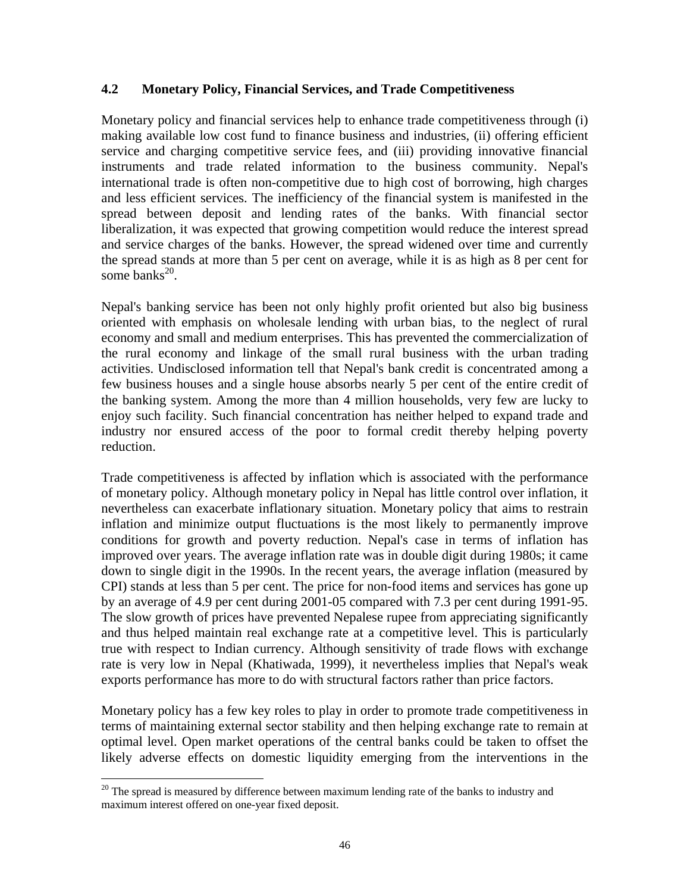### 4.2 Monetary Policy, Financial Services, and Trade Competitiveness

Monetary policy and financial services help to enhance trade competitiveness through (i) making available low cost fund to finance business and industries, (ii) offering efficient service and charging competitive service fees, and (iii) providing innovative financial instruments and trade related information to the business community. Nepal's international trade is often non-competitive due to high cost of borrowing, high charges and less efficient services. The inefficiency of the financial system is manifested in the spread between deposit and lending rates of the banks. With financial sector liberalization, it was expected that growing competition would reduce the interest spread and service charges of the banks. However, the spread widened over time and currently the spread stands at more than 5 per cent on average, while it is as high as 8 per cent for some banks[20].

Nepal's banking service has been not only highly profit oriented but also big business oriented with emphasis on wholesale lending with urban bias, to the neglect of rural economy and small and medium enterprises. This has prevented the commercialization of the rural economy and linkage of the small rural business with the urban trading activities. Undisclosed information tell that Nepal's bank credit is concentrated among a few business houses and a single house absorbs nearly 5 per cent of the entire credit of the banking system. Among the more than 4 million households, very few are lucky to enjoy such facility. Such financial concentration has neither helped to expand trade and industry nor ensured access of the poor to formal credit thereby helping poverty reduction.

Trade competitiveness is affected by inflation which is associated with the performance of monetary policy. Although monetary policy in Nepal has little control over inflation, it nevertheless can exacerbate inflationary situation. Monetary policy that aims to restrain inflation and minimize output fluctuations is the most likely to permanently improve conditions for growth and poverty reduction. Nepal's case in terms of inflation has improved over years. The average inflation rate was in double digit during 1980s; it came down to single digit in the 1990s. In the recent years, the average inflation (measured by CPI) stands at less than 5 per cent. The price for non-food items and services has gone up by an average of 4.9 per cent during 2001-05 compared with 7.3 per cent during 1991-95. The slow growth of prices have prevented Nepalese rupee from appreciating significantly and thus helped maintain real exchange rate at a competitive level. This is particularly true with respect to Indian currency. Although sensitivity of trade flows with exchange rate is very low in Nepal (Khatiwada, 1999), it nevertheless implies that Nepal's weak exports performance has more to do with structural factors rather than price factors.

Monetary policy has a few key roles to play in order to promote trade competitiveness in terms of maintaining external sector stability and then helping exchange rate to remain at optimal level. Open market operations of the central banks could be taken to offset the likely adverse effects on domestic liquidity emerging from the interventions in the

---

[20] The spread is measured by difference between maximum lending rate of the banks to industry and maximum interest offered on one-year fixed deposit.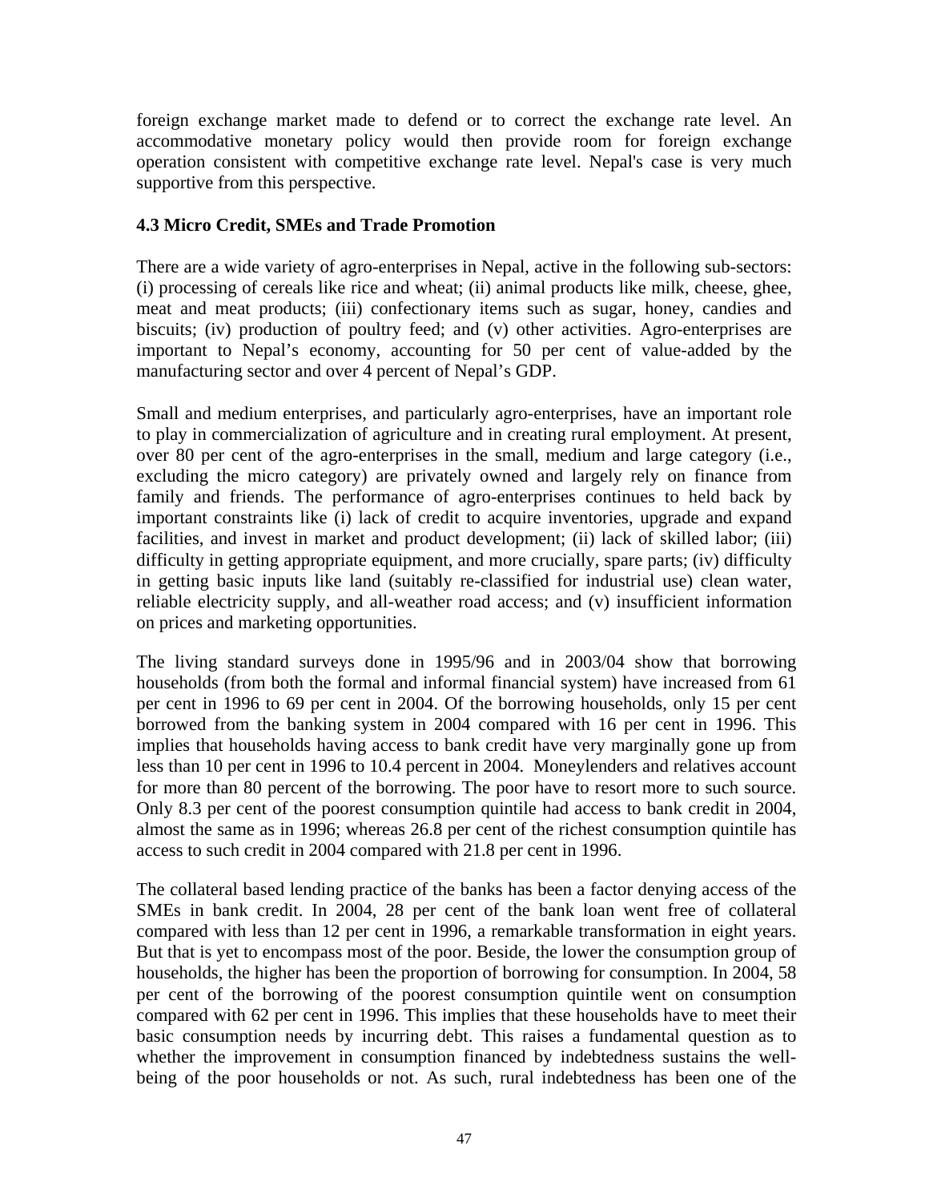foreign exchange market made to defend or to correct the exchange rate level. An accommodative monetary policy would then provide room for foreign exchange operation consistent with competitive exchange rate level. Nepal's case is very much supportive from this perspective.

### 4.3 Micro Credit, SMEs and Trade Promotion

There are a wide variety of agro-enterprises in Nepal, active in the following sub-sectors: (i) processing of cereals like rice and wheat; (ii) animal products like milk, cheese, ghee, meat and meat products; (iii) confectionary items such as sugar, honey, candies and biscuits; (iv) production of poultry feed; and (v) other activities. Agro-enterprises are important to Nepal's economy, accounting for 50 per cent of value-added by the manufacturing sector and over 4 percent of Nepal's GDP.

Small and medium enterprises, and particularly agro-enterprises, have an important role to play in commercialization of agriculture and in creating rural employment. At present, over 80 per cent of the agro-enterprises in the small, medium and large category (i.e., excluding the micro category) are privately owned and largely rely on finance from family and friends. The performance of agro-enterprises continues to held back by important constraints like (i) lack of credit to acquire inventories, upgrade and expand facilities, and invest in market and product development; (ii) lack of skilled labor; (iii) difficulty in getting appropriate equipment, and more crucially, spare parts; (iv) difficulty in getting basic inputs like land (suitably re-classified for industrial use) clean water, reliable electricity supply, and all-weather road access; and (v) insufficient information on prices and marketing opportunities.

The living standard surveys done in 1995/96 and in 2003/04 show that borrowing households (from both the formal and informal financial system) have increased from 61 per cent in 1996 to 69 per cent in 2004. Of the borrowing households, only 15 per cent borrowed from the banking system in 2004 compared with 16 per cent in 1996. This implies that households having access to bank credit have very marginally gone up from less than 10 per cent in 1996 to 10.4 percent in 2004. Moneylenders and relatives account for more than 80 percent of the borrowing. The poor have to resort more to such source. Only 8.3 per cent of the poorest consumption quintile had access to bank credit in 2004, almost the same as in 1996; whereas 26.8 per cent of the richest consumption quintile has access to such credit in 2004 compared with 21.8 per cent in 1996.

The collateral based lending practice of the banks has been a factor denying access of the SMEs in bank credit. In 2004, 28 per cent of the bank loan went free of collateral compared with less than 12 per cent in 1996, a remarkable transformation in eight years. But that is yet to encompass most of the poor. Beside, the lower the consumption group of households, the higher has been the proportion of borrowing for consumption. In 2004, 58 per cent of the borrowing of the poorest consumption quintile went on consumption compared with 62 per cent in 1996. This implies that these households have to meet their basic consumption needs by incurring debt. This raises a fundamental question as to whether the improvement in consumption financed by indebtedness sustains the well-being of the poor households or not. As such, rural indebtedness has been one of the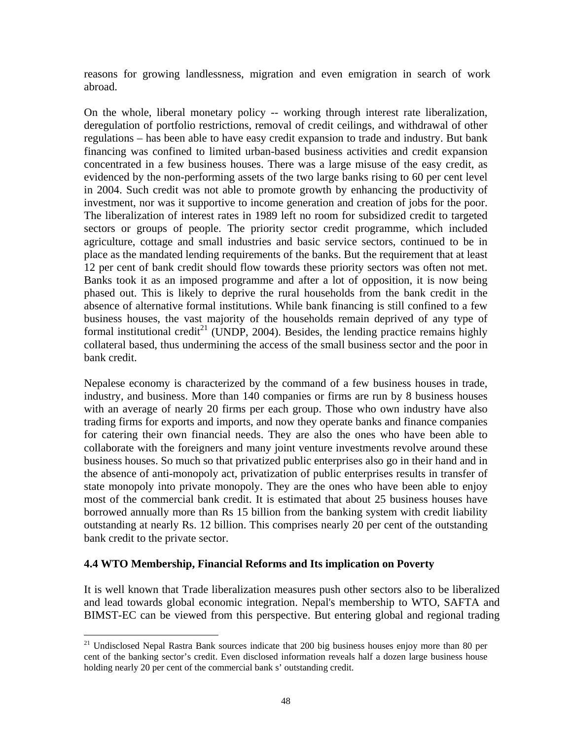reasons for growing landlessness, migration and even emigration in search of work abroad.

On the whole, liberal monetary policy -- working through interest rate liberalization, deregulation of portfolio restrictions, removal of credit ceilings, and withdrawal of other regulations – has been able to have easy credit expansion to trade and industry. But bank financing was confined to limited urban-based business activities and credit expansion concentrated in a few business houses. There was a large misuse of the easy credit, as evidenced by the non-performing assets of the two large banks rising to 60 per cent level in 2004. Such credit was not able to promote growth by enhancing the productivity of investment, nor was it supportive to income generation and creation of jobs for the poor. The liberalization of interest rates in 1989 left no room for subsidized credit to targeted sectors or groups of people. The priority sector credit programme, which included agriculture, cottage and small industries and basic service sectors, continued to be in place as the mandated lending requirements of the banks. But the requirement that at least 12 per cent of bank credit should flow towards these priority sectors was often not met. Banks took it as an imposed programme and after a lot of opposition, it is now being phased out. This is likely to deprive the rural households from the bank credit in the absence of alternative formal institutions. While bank financing is still confined to a few business houses, the vast majority of the households remain deprived of any type of formal institutional credit[21] (UNDP, 2004). Besides, the lending practice remains highly collateral based, thus undermining the access of the small business sector and the poor in bank credit.

Nepalese economy is characterized by the command of a few business houses in trade, industry, and business. More than 140 companies or firms are run by 8 business houses with an average of nearly 20 firms per each group. Those who own industry have also trading firms for exports and imports, and now they operate banks and finance companies for catering their own financial needs. They are also the ones who have been able to collaborate with the foreigners and many joint venture investments revolve around these business houses. So much so that privatized public enterprises also go in their hand and in the absence of anti-monopoly act, privatization of public enterprises results in transfer of state monopoly into private monopoly. They are the ones who have been able to enjoy most of the commercial bank credit. It is estimated that about 25 business houses have borrowed annually more than Rs 15 billion from the banking system with credit liability outstanding at nearly Rs. 12 billion. This comprises nearly 20 per cent of the outstanding bank credit to the private sector.

### 4.4 WTO Membership, Financial Reforms and Its implication on Poverty

It is well known that Trade liberalization measures push other sectors also to be liberalized and lead towards global economic integration. Nepal's membership to WTO, SAFTA and BIMST-EC can be viewed from this perspective. But entering global and regional trading

---

[21] Undisclosed Nepal Rastra Bank sources indicate that 200 big business houses enjoy more than 80 per cent of the banking sector's credit. Even disclosed information reveals half a dozen large business house holding nearly 20 per cent of the commercial bank s' outstanding credit.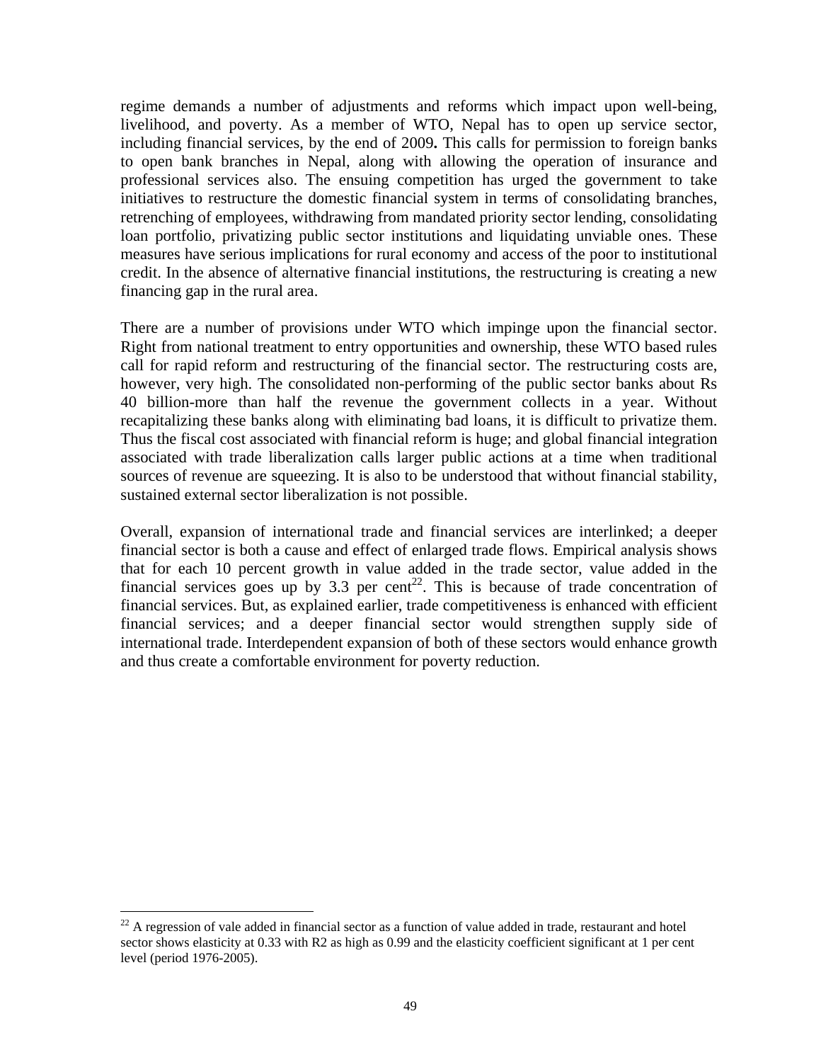regime demands a number of adjustments and reforms which impact upon well-being, livelihood, and poverty. As a member of WTO, Nepal has to open up service sector, including financial services, by the end of 2009**.** This calls for permission to foreign banks to open bank branches in Nepal, along with allowing the operation of insurance and professional services also. The ensuing competition has urged the government to take initiatives to restructure the domestic financial system in terms of consolidating branches, retrenching of employees, withdrawing from mandated priority sector lending, consolidating loan portfolio, privatizing public sector institutions and liquidating unviable ones. These measures have serious implications for rural economy and access of the poor to institutional credit. In the absence of alternative financial institutions, the restructuring is creating a new financing gap in the rural area.

There are a number of provisions under WTO which impinge upon the financial sector. Right from national treatment to entry opportunities and ownership, these WTO based rules call for rapid reform and restructuring of the financial sector. The restructuring costs are, however, very high. The consolidated non-performing of the public sector banks about Rs 40 billion-more than half the revenue the government collects in a year. Without recapitalizing these banks along with eliminating bad loans, it is difficult to privatize them. Thus the fiscal cost associated with financial reform is huge; and global financial integration associated with trade liberalization calls larger public actions at a time when traditional sources of revenue are squeezing. It is also to be understood that without financial stability, sustained external sector liberalization is not possible.

Overall, expansion of international trade and financial services are interlinked; a deeper financial sector is both a cause and effect of enlarged trade flows. Empirical analysis shows that for each 10 percent growth in value added in the trade sector, value added in the financial services goes up by 3.3 per cent[22]. This is because of trade concentration of financial services. But, as explained earlier, trade competitiveness is enhanced with efficient financial services; and a deeper financial sector would strengthen supply side of international trade. Interdependent expansion of both of these sectors would enhance growth and thus create a comfortable environment for poverty reduction.

---

[22] A regression of vale added in financial sector as a function of value added in trade, restaurant and hotel sector shows elasticity at 0.33 with R2 as high as 0.99 and the elasticity coefficient significant at 1 per cent level (period 1976-2005).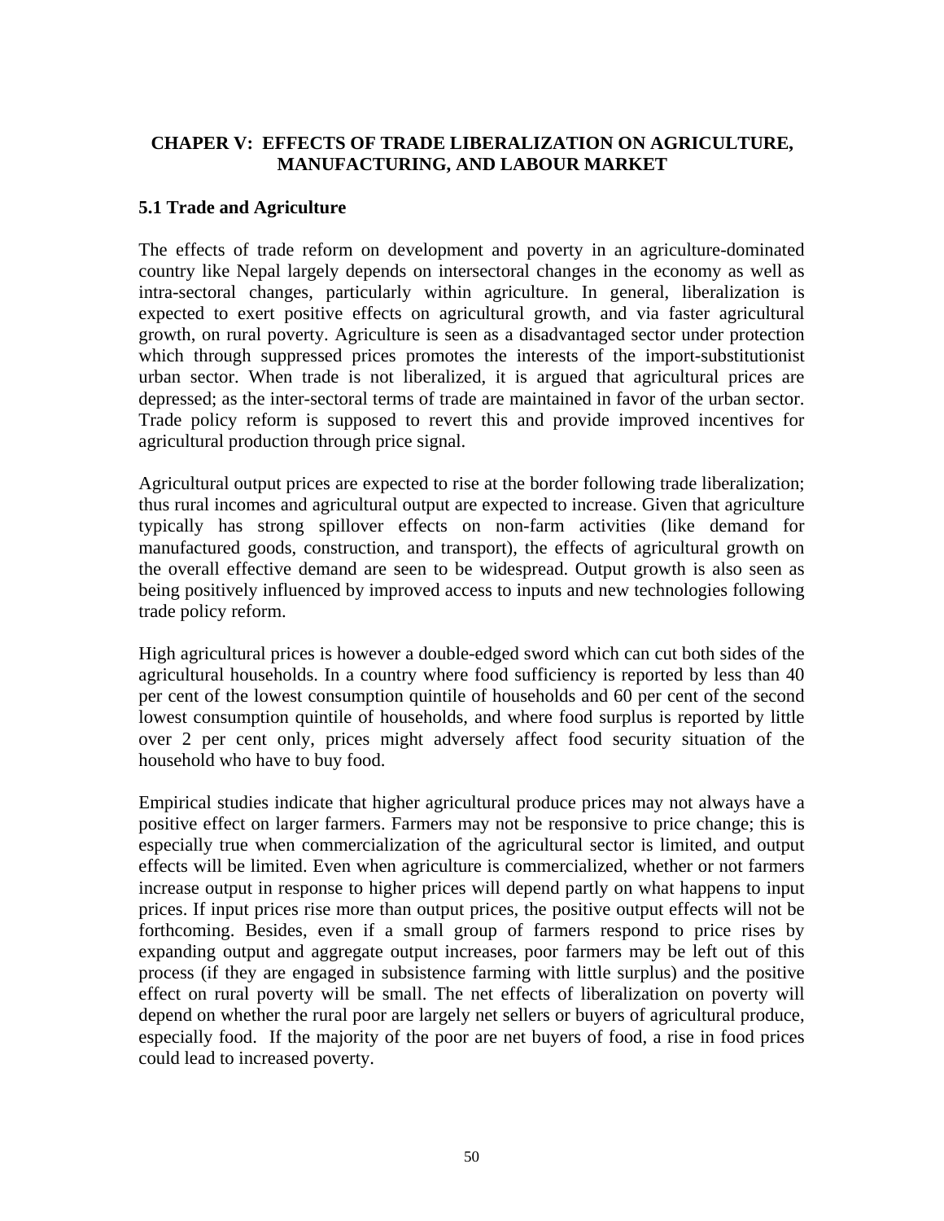## CHAPER V: EFFECTS OF TRADE LIBERALIZATION ON AGRICULTURE, MANUFACTURING, AND LABOUR MARKET

### 5.1 Trade and Agriculture

The effects of trade reform on development and poverty in an agriculture-dominated country like Nepal largely depends on intersectoral changes in the economy as well as intra-sectoral changes, particularly within agriculture. In general, liberalization is expected to exert positive effects on agricultural growth, and via faster agricultural growth, on rural poverty. Agriculture is seen as a disadvantaged sector under protection which through suppressed prices promotes the interests of the import-substitutionist urban sector. When trade is not liberalized, it is argued that agricultural prices are depressed; as the inter-sectoral terms of trade are maintained in favor of the urban sector. Trade policy reform is supposed to revert this and provide improved incentives for agricultural production through price signal.

Agricultural output prices are expected to rise at the border following trade liberalization; thus rural incomes and agricultural output are expected to increase. Given that agriculture typically has strong spillover effects on non-farm activities (like demand for manufactured goods, construction, and transport), the effects of agricultural growth on the overall effective demand are seen to be widespread. Output growth is also seen as being positively influenced by improved access to inputs and new technologies following trade policy reform.

High agricultural prices is however a double-edged sword which can cut both sides of the agricultural households. In a country where food sufficiency is reported by less than 40 per cent of the lowest consumption quintile of households and 60 per cent of the second lowest consumption quintile of households, and where food surplus is reported by little over 2 per cent only, prices might adversely affect food security situation of the household who have to buy food.

Empirical studies indicate that higher agricultural produce prices may not always have a positive effect on larger farmers. Farmers may not be responsive to price change; this is especially true when commercialization of the agricultural sector is limited, and output effects will be limited. Even when agriculture is commercialized, whether or not farmers increase output in response to higher prices will depend partly on what happens to input prices. If input prices rise more than output prices, the positive output effects will not be forthcoming. Besides, even if a small group of farmers respond to price rises by expanding output and aggregate output increases, poor farmers may be left out of this process (if they are engaged in subsistence farming with little surplus) and the positive effect on rural poverty will be small. The net effects of liberalization on poverty will depend on whether the rural poor are largely net sellers or buyers of agricultural produce, especially food. If the majority of the poor are net buyers of food, a rise in food prices could lead to increased poverty.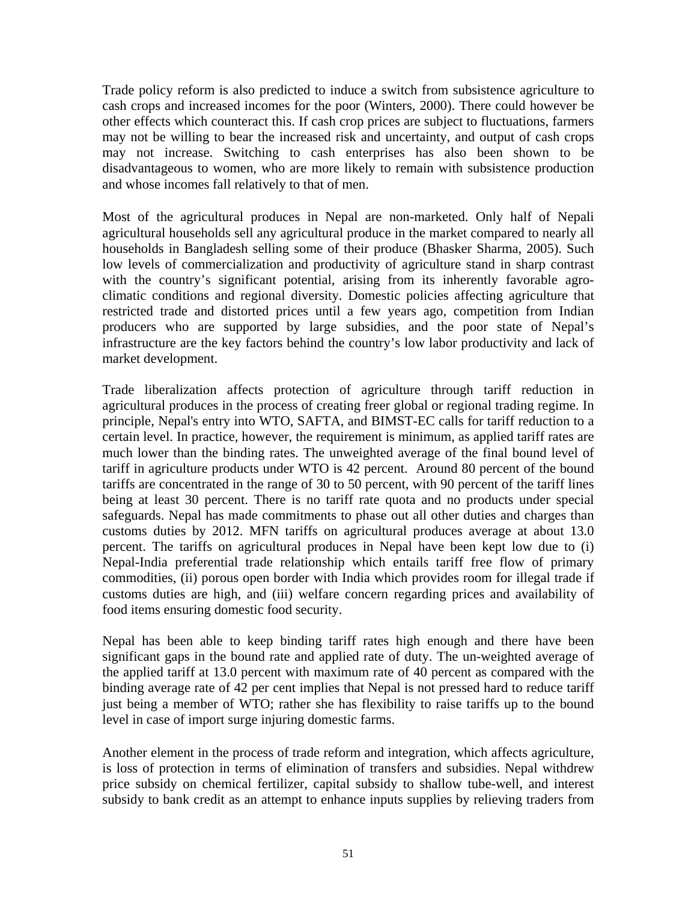Trade policy reform is also predicted to induce a switch from subsistence agriculture to cash crops and increased incomes for the poor (Winters, 2000). There could however be other effects which counteract this. If cash crop prices are subject to fluctuations, farmers may not be willing to bear the increased risk and uncertainty, and output of cash crops may not increase. Switching to cash enterprises has also been shown to be disadvantageous to women, who are more likely to remain with subsistence production and whose incomes fall relatively to that of men.

Most of the agricultural produces in Nepal are non-marketed. Only half of Nepali agricultural households sell any agricultural produce in the market compared to nearly all households in Bangladesh selling some of their produce (Bhasker Sharma, 2005). Such low levels of commercialization and productivity of agriculture stand in sharp contrast with the country's significant potential, arising from its inherently favorable agro-climatic conditions and regional diversity. Domestic policies affecting agriculture that restricted trade and distorted prices until a few years ago, competition from Indian producers who are supported by large subsidies, and the poor state of Nepal's infrastructure are the key factors behind the country's low labor productivity and lack of market development.

Trade liberalization affects protection of agriculture through tariff reduction in agricultural produces in the process of creating freer global or regional trading regime. In principle, Nepal's entry into WTO, SAFTA, and BIMST-EC calls for tariff reduction to a certain level. In practice, however, the requirement is minimum, as applied tariff rates are much lower than the binding rates. The unweighted average of the final bound level of tariff in agriculture products under WTO is 42 percent. Around 80 percent of the bound tariffs are concentrated in the range of 30 to 50 percent, with 90 percent of the tariff lines being at least 30 percent. There is no tariff rate quota and no products under special safeguards. Nepal has made commitments to phase out all other duties and charges than customs duties by 2012. MFN tariffs on agricultural produces average at about 13.0 percent. The tariffs on agricultural produces in Nepal have been kept low due to (i) Nepal-India preferential trade relationship which entails tariff free flow of primary commodities, (ii) porous open border with India which provides room for illegal trade if customs duties are high, and (iii) welfare concern regarding prices and availability of food items ensuring domestic food security.

Nepal has been able to keep binding tariff rates high enough and there have been significant gaps in the bound rate and applied rate of duty. The un-weighted average of the applied tariff at 13.0 percent with maximum rate of 40 percent as compared with the binding average rate of 42 per cent implies that Nepal is not pressed hard to reduce tariff just being a member of WTO; rather she has flexibility to raise tariffs up to the bound level in case of import surge injuring domestic farms.

Another element in the process of trade reform and integration, which affects agriculture, is loss of protection in terms of elimination of transfers and subsidies. Nepal withdrew price subsidy on chemical fertilizer, capital subsidy to shallow tube-well, and interest subsidy to bank credit as an attempt to enhance inputs supplies by relieving traders from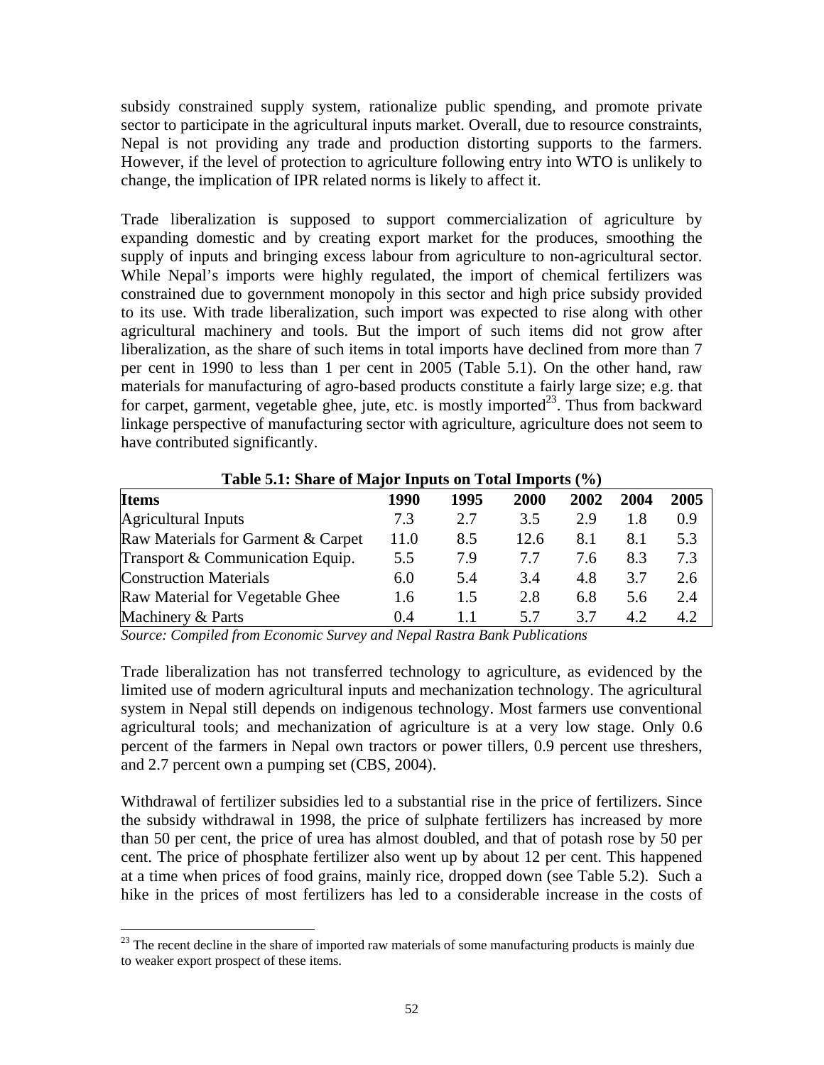subsidy constrained supply system, rationalize public spending, and promote private sector to participate in the agricultural inputs market. Overall, due to resource constraints, Nepal is not providing any trade and production distorting supports to the farmers. However, if the level of protection to agriculture following entry into WTO is unlikely to change, the implication of IPR related norms is likely to affect it.

Trade liberalization is supposed to support commercialization of agriculture by expanding domestic and by creating export market for the produces, smoothing the supply of inputs and bringing excess labour from agriculture to non-agricultural sector. While Nepal's imports were highly regulated, the import of chemical fertilizers was constrained due to government monopoly in this sector and high price subsidy provided to its use. With trade liberalization, such import was expected to rise along with other agricultural machinery and tools. But the import of such items did not grow after liberalization, as the share of such items in total imports have declined from more than 7 per cent in 1990 to less than 1 per cent in 2005 (Table 5.1). On the other hand, raw materials for manufacturing of agro-based products constitute a fairly large size; e.g. that for carpet, garment, vegetable ghee, jute, etc. is mostly imported[23]. Thus from backward linkage perspective of manufacturing sector with agriculture, agriculture does not seem to have contributed significantly.

**Table 5.1: Share of Major Inputs on Total Imports (%)**

| Items | 1990 | 1995 | 2000 | 2002 | 2004 | 2005 |
|---|---|---|---|---|---|---|
| Agricultural Inputs | 7.3 | 2.7 | 3.5 | 2.9 | 1.8 | 0.9 |
| Raw Materials for Garment & Carpet | 11.0 | 8.5 | 12.6 | 8.1 | 8.1 | 5.3 |
| Transport & Communication Equip. | 5.5 | 7.9 | 7.7 | 7.6 | 8.3 | 7.3 |
| Construction Materials | 6.0 | 5.4 | 3.4 | 4.8 | 3.7 | 2.6 |
| Raw Material for Vegetable Ghee | 1.6 | 1.5 | 2.8 | 6.8 | 5.6 | 2.4 |
| Machinery & Parts | 0.4 | 1.1 | 5.7 | 3.7 | 4.2 | 4.2 |

*Source: Compiled from Economic Survey and Nepal Rastra Bank Publications*

Trade liberalization has not transferred technology to agriculture, as evidenced by the limited use of modern agricultural inputs and mechanization technology. The agricultural system in Nepal still depends on indigenous technology. Most farmers use conventional agricultural tools; and mechanization of agriculture is at a very low stage. Only 0.6 percent of the farmers in Nepal own tractors or power tillers, 0.9 percent use threshers, and 2.7 percent own a pumping set (CBS, 2004).

Withdrawal of fertilizer subsidies led to a substantial rise in the price of fertilizers. Since the subsidy withdrawal in 1998, the price of sulphate fertilizers has increased by more than 50 per cent, the price of urea has almost doubled, and that of potash rose by 50 per cent. The price of phosphate fertilizer also went up by about 12 per cent. This happened at a time when prices of food grains, mainly rice, dropped down (see Table 5.2). Such a hike in the prices of most fertilizers has led to a considerable increase in the costs of

[23] The recent decline in the share of imported raw materials of some manufacturing products is mainly due to weaker export prospect of these items.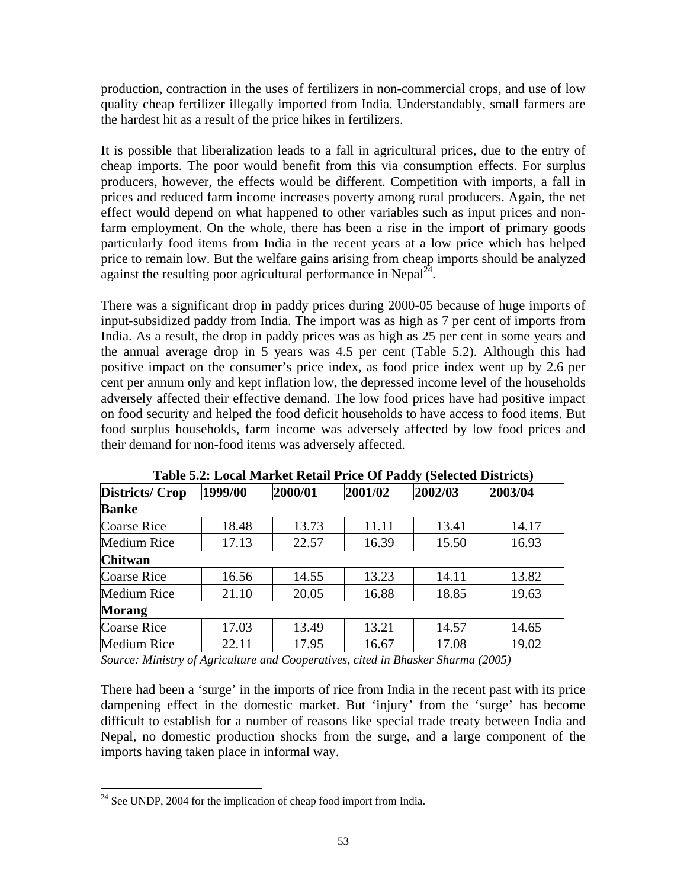production, contraction in the uses of fertilizers in non-commercial crops, and use of low quality cheap fertilizer illegally imported from India. Understandably, small farmers are the hardest hit as a result of the price hikes in fertilizers.

It is possible that liberalization leads to a fall in agricultural prices, due to the entry of cheap imports. The poor would benefit from this via consumption effects. For surplus producers, however, the effects would be different. Competition with imports, a fall in prices and reduced farm income increases poverty among rural producers. Again, the net effect would depend on what happened to other variables such as input prices and non-farm employment. On the whole, there has been a rise in the import of primary goods particularly food items from India in the recent years at a low price which has helped price to remain low. But the welfare gains arising from cheap imports should be analyzed against the resulting poor agricultural performance in Nepal[24].

There was a significant drop in paddy prices during 2000-05 because of huge imports of input-subsidized paddy from India. The import was as high as 7 per cent of imports from India. As a result, the drop in paddy prices was as high as 25 per cent in some years and the annual average drop in 5 years was 4.5 per cent (Table 5.2). Although this had positive impact on the consumer's price index, as food price index went up by 2.6 per cent per annum only and kept inflation low, the depressed income level of the households adversely affected their effective demand. The low food prices have had positive impact on food security and helped the food deficit households to have access to food items. But food surplus households, farm income was adversely affected by low food prices and their demand for non-food items was adversely affected.

**Table 5.2: Local Market Retail Price Of Paddy (Selected Districts)**

| Districts/ Crop | 1999/00 | 2000/01 | 2001/02 | 2002/03 | 2003/04 |
|---|---|---|---|---|---|
| **Banke** | | | | | |
| Coarse Rice | 18.48 | 13.73 | 11.11 | 13.41 | 14.17 |
| Medium Rice | 17.13 | 22.57 | 16.39 | 15.50 | 16.93 |
| **Chitwan** | | | | | |
| Coarse Rice | 16.56 | 14.55 | 13.23 | 14.11 | 13.82 |
| Medium Rice | 21.10 | 20.05 | 16.88 | 18.85 | 19.63 |
| **Morang** | | | | | |
| Coarse Rice | 17.03 | 13.49 | 13.21 | 14.57 | 14.65 |
| Medium Rice | 22.11 | 17.95 | 16.67 | 17.08 | 19.02 |

*Source: Ministry of Agriculture and Cooperatives, cited in Bhasker Sharma (2005)*

There had been a 'surge' in the imports of rice from India in the recent past with its price dampening effect in the domestic market. But 'injury' from the 'surge' has become difficult to establish for a number of reasons like special trade treaty between India and Nepal, no domestic production shocks from the surge, and a large component of the imports having taken place in informal way.

[24] See UNDP, 2004 for the implication of cheap food import from India.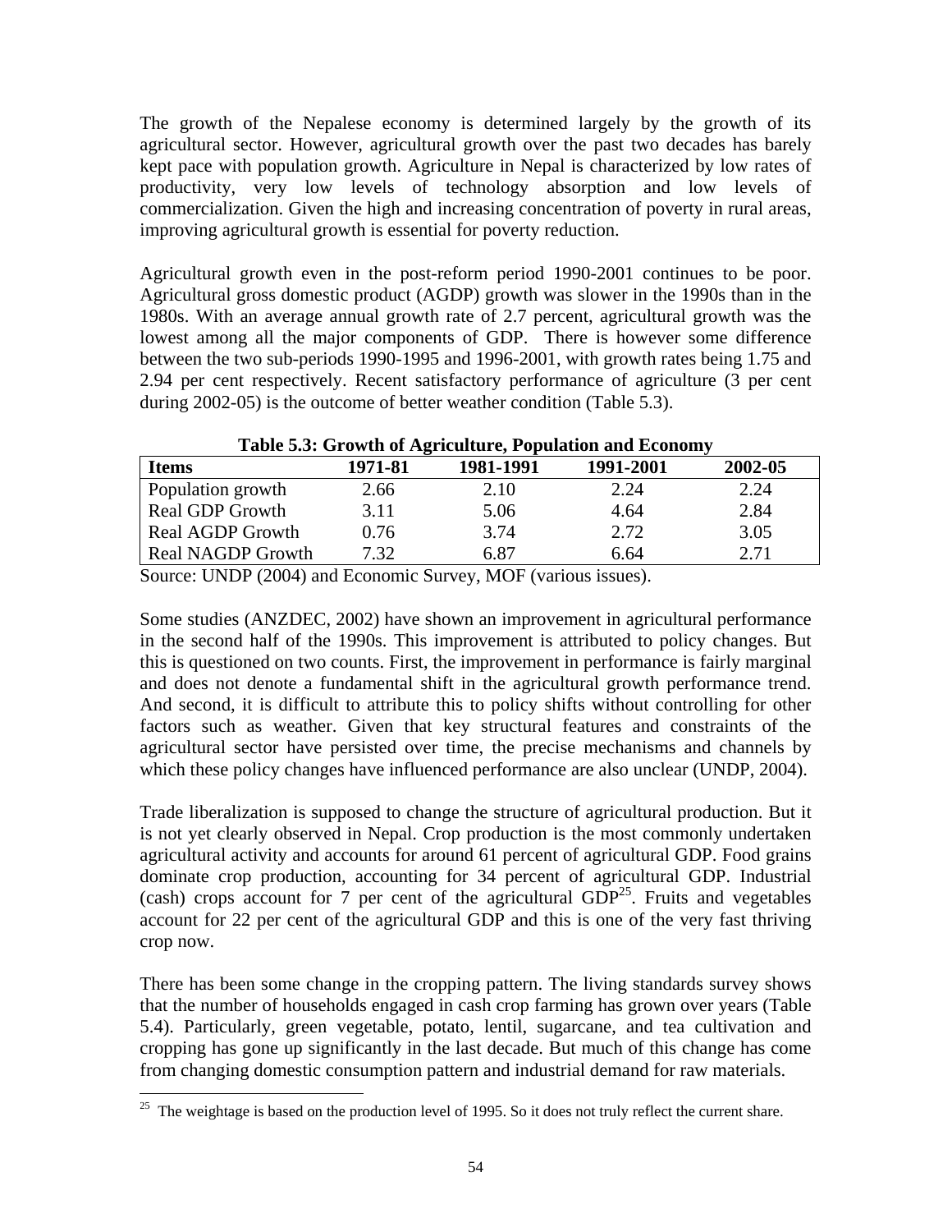The growth of the Nepalese economy is determined largely by the growth of its agricultural sector. However, agricultural growth over the past two decades has barely kept pace with population growth. Agriculture in Nepal is characterized by low rates of productivity, very low levels of technology absorption and low levels of commercialization. Given the high and increasing concentration of poverty in rural areas, improving agricultural growth is essential for poverty reduction.

Agricultural growth even in the post-reform period 1990-2001 continues to be poor. Agricultural gross domestic product (AGDP) growth was slower in the 1990s than in the 1980s. With an average annual growth rate of 2.7 percent, agricultural growth was the lowest among all the major components of GDP. There is however some difference between the two sub-periods 1990-1995 and 1996-2001, with growth rates being 1.75 and 2.94 per cent respectively. Recent satisfactory performance of agriculture (3 per cent during 2002-05) is the outcome of better weather condition (Table 5.3).

**Table 5.3: Growth of Agriculture, Population and Economy**

| Items | 1971-81 | 1981-1991 | 1991-2001 | 2002-05 |
|---|---|---|---|---|
| Population growth | 2.66 | 2.10 | 2.24 | 2.24 |
| Real GDP Growth | 3.11 | 5.06 | 4.64 | 2.84 |
| Real AGDP Growth | 0.76 | 3.74 | 2.72 | 3.05 |
| Real NAGDP Growth | 7.32 | 6.87 | 6.64 | 2.71 |

Source: UNDP (2004) and Economic Survey, MOF (various issues).

Some studies (ANZDEC, 2002) have shown an improvement in agricultural performance in the second half of the 1990s. This improvement is attributed to policy changes. But this is questioned on two counts. First, the improvement in performance is fairly marginal and does not denote a fundamental shift in the agricultural growth performance trend. And second, it is difficult to attribute this to policy shifts without controlling for other factors such as weather. Given that key structural features and constraints of the agricultural sector have persisted over time, the precise mechanisms and channels by which these policy changes have influenced performance are also unclear (UNDP, 2004).

Trade liberalization is supposed to change the structure of agricultural production. But it is not yet clearly observed in Nepal. Crop production is the most commonly undertaken agricultural activity and accounts for around 61 percent of agricultural GDP. Food grains dominate crop production, accounting for 34 percent of agricultural GDP. Industrial (cash) crops account for 7 per cent of the agricultural GDP[25]. Fruits and vegetables account for 22 per cent of the agricultural GDP and this is one of the very fast thriving crop now.

There has been some change in the cropping pattern. The living standards survey shows that the number of households engaged in cash crop farming has grown over years (Table 5.4). Particularly, green vegetable, potato, lentil, sugarcane, and tea cultivation and cropping has gone up significantly in the last decade. But much of this change has come from changing domestic consumption pattern and industrial demand for raw materials.

[25] The weightage is based on the production level of 1995. So it does not truly reflect the current share.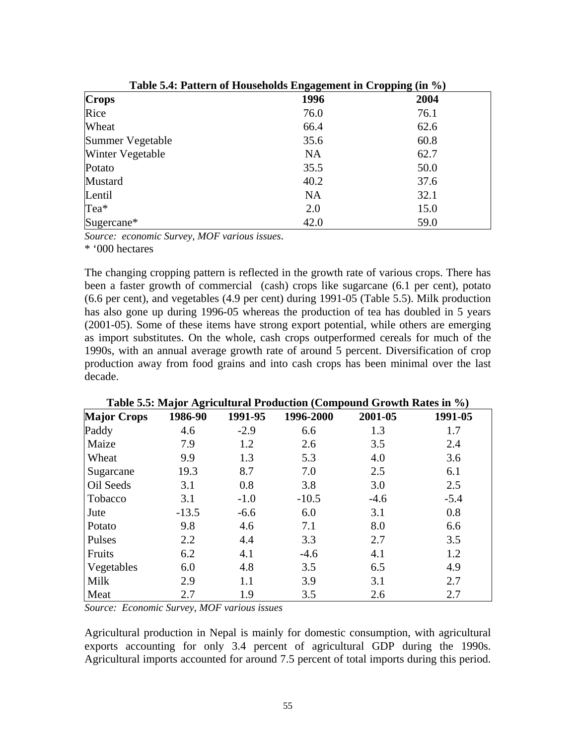**Table 5.4: Pattern of Households Engagement in Cropping (in %)**

| Crops | 1996 | 2004 |
|---|---|---|
| Rice | 76.0 | 76.1 |
| Wheat | 66.4 | 62.6 |
| Summer Vegetable | 35.6 | 60.8 |
| Winter Vegetable | NA | 62.7 |
| Potato | 35.5 | 50.0 |
| Mustard | 40.2 | 37.6 |
| Lentil | NA | 32.1 |
| Tea* | 2.0 | 15.0 |
| Sugercane* | 42.0 | 59.0 |

*Source: economic Survey, MOF various issues.*

* ‘000 hectares

The changing cropping pattern is reflected in the growth rate of various crops. There has been a faster growth of commercial (cash) crops like sugarcane (6.1 per cent), potato (6.6 per cent), and vegetables (4.9 per cent) during 1991-05 (Table 5.5). Milk production has also gone up during 1996-05 whereas the production of tea has doubled in 5 years (2001-05). Some of these items have strong export potential, while others are emerging as import substitutes. On the whole, cash crops outperformed cereals for much of the 1990s, with an annual average growth rate of around 5 percent. Diversification of crop production away from food grains and into cash crops has been minimal over the last decade.

**Table 5.5: Major Agricultural Production (Compound Growth Rates in %)**

| Major Crops | 1986-90 | 1991-95 | 1996-2000 | 2001-05 | 1991-05 |
|---|---|---|---|---|---|
| Paddy | 4.6 | -2.9 | 6.6 | 1.3 | 1.7 |
| Maize | 7.9 | 1.2 | 2.6 | 3.5 | 2.4 |
| Wheat | 9.9 | 1.3 | 5.3 | 4.0 | 3.6 |
| Sugarcane | 19.3 | 8.7 | 7.0 | 2.5 | 6.1 |
| Oil Seeds | 3.1 | 0.8 | 3.8 | 3.0 | 2.5 |
| Tobacco | 3.1 | -1.0 | -10.5 | -4.6 | -5.4 |
| Jute | -13.5 | -6.6 | 6.0 | 3.1 | 0.8 |
| Potato | 9.8 | 4.6 | 7.1 | 8.0 | 6.6 |
| Pulses | 2.2 | 4.4 | 3.3 | 2.7 | 3.5 |
| Fruits | 6.2 | 4.1 | -4.6 | 4.1 | 1.2 |
| Vegetables | 6.0 | 4.8 | 3.5 | 6.5 | 4.9 |
| Milk | 2.9 | 1.1 | 3.9 | 3.1 | 2.7 |
| Meat | 2.7 | 1.9 | 3.5 | 2.6 | 2.7 |

*Source: Economic Survey, MOF various issues*

Agricultural production in Nepal is mainly for domestic consumption, with agricultural exports accounting for only 3.4 percent of agricultural GDP during the 1990s. Agricultural imports accounted for around 7.5 percent of total imports during this period.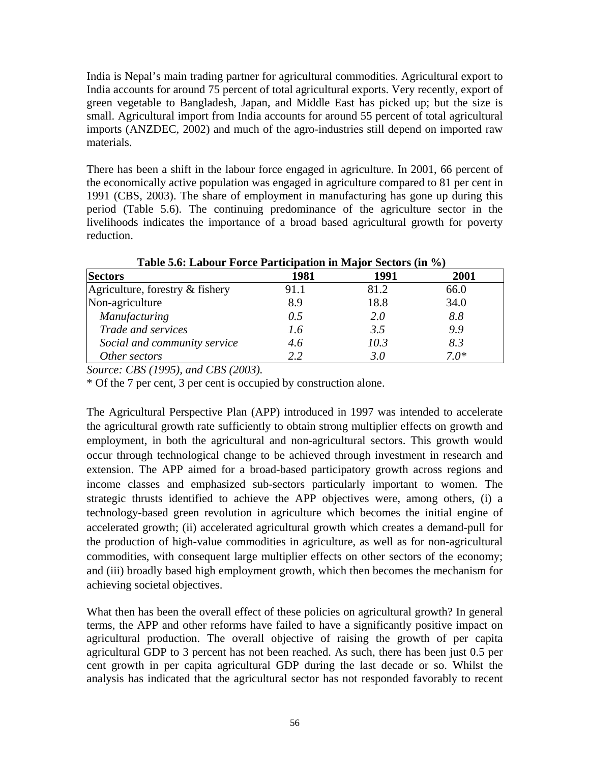India is Nepal's main trading partner for agricultural commodities. Agricultural export to India accounts for around 75 percent of total agricultural exports. Very recently, export of green vegetable to Bangladesh, Japan, and Middle East has picked up; but the size is small. Agricultural import from India accounts for around 55 percent of total agricultural imports (ANZDEC, 2002) and much of the agro-industries still depend on imported raw materials.

There has been a shift in the labour force engaged in agriculture. In 2001, 66 percent of the economically active population was engaged in agriculture compared to 81 per cent in 1991 (CBS, 2003). The share of employment in manufacturing has gone up during this period (Table 5.6). The continuing predominance of the agriculture sector in the livelihoods indicates the importance of a broad based agricultural growth for poverty reduction.

**Table 5.6: Labour Force Participation in Major Sectors (in %)**

| Sectors | 1981 | 1991 | 2001 |
|---|---|---|---|
| Agriculture, forestry & fishery | 91.1 | 81.2 | 66.0 |
| Non-agriculture | 8.9 | 18.8 | 34.0 |
| *Manufacturing* | *0.5* | *2.0* | *8.8* |
| *Trade and services* | *1.6* | *3.5* | *9.9* |
| *Social and community service* | *4.6* | *10.3* | *8.3* |
| *Other sectors* | *2.2* | *3.0* | *7.0** |

*Source: CBS (1995), and CBS (2003).*

\* Of the 7 per cent, 3 per cent is occupied by construction alone.

The Agricultural Perspective Plan (APP) introduced in 1997 was intended to accelerate the agricultural growth rate sufficiently to obtain strong multiplier effects on growth and employment, in both the agricultural and non-agricultural sectors. This growth would occur through technological change to be achieved through investment in research and extension. The APP aimed for a broad-based participatory growth across regions and income classes and emphasized sub-sectors particularly important to women. The strategic thrusts identified to achieve the APP objectives were, among others, (i) a technology-based green revolution in agriculture which becomes the initial engine of accelerated growth; (ii) accelerated agricultural growth which creates a demand-pull for the production of high-value commodities in agriculture, as well as for non-agricultural commodities, with consequent large multiplier effects on other sectors of the economy; and (iii) broadly based high employment growth, which then becomes the mechanism for achieving societal objectives.

What then has been the overall effect of these policies on agricultural growth? In general terms, the APP and other reforms have failed to have a significantly positive impact on agricultural production. The overall objective of raising the growth of per capita agricultural GDP to 3 percent has not been reached. As such, there has been just 0.5 per cent growth in per capita agricultural GDP during the last decade or so. Whilst the analysis has indicated that the agricultural sector has not responded favorably to recent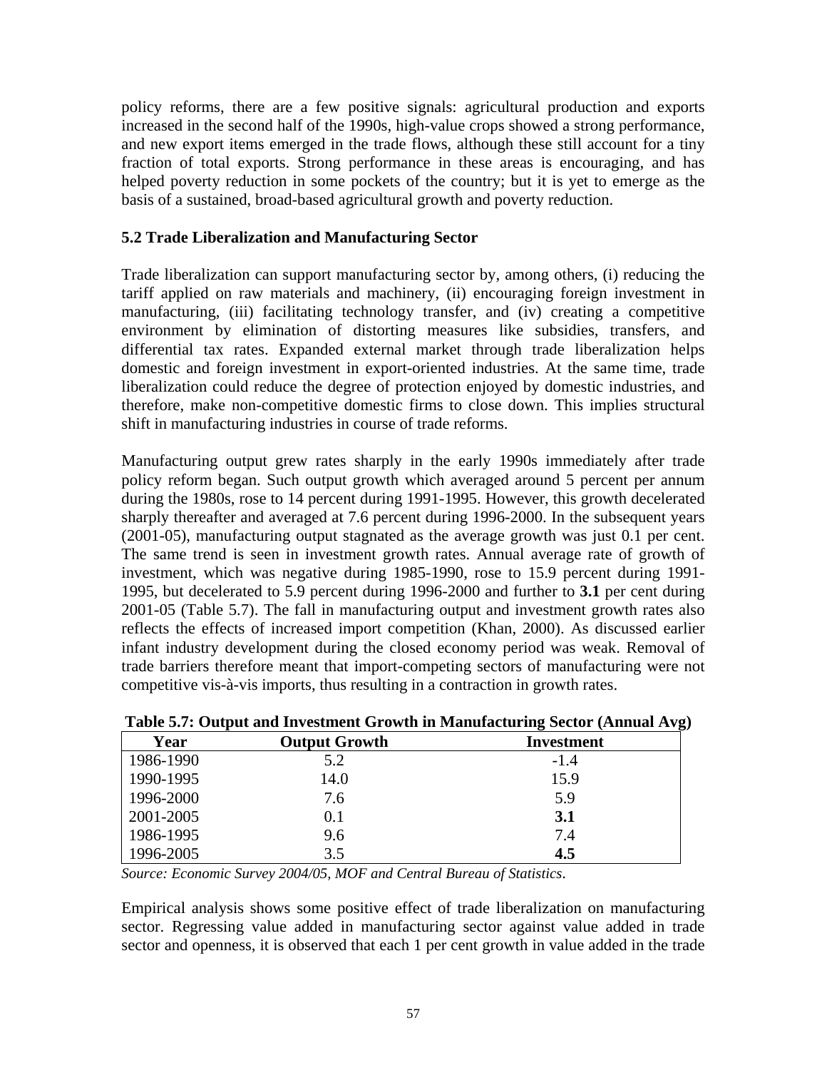policy reforms, there are a few positive signals: agricultural production and exports increased in the second half of the 1990s, high-value crops showed a strong performance, and new export items emerged in the trade flows, although these still account for a tiny fraction of total exports. Strong performance in these areas is encouraging, and has helped poverty reduction in some pockets of the country; but it is yet to emerge as the basis of a sustained, broad-based agricultural growth and poverty reduction.

### 5.2 Trade Liberalization and Manufacturing Sector

Trade liberalization can support manufacturing sector by, among others, (i) reducing the tariff applied on raw materials and machinery, (ii) encouraging foreign investment in manufacturing, (iii) facilitating technology transfer, and (iv) creating a competitive environment by elimination of distorting measures like subsidies, transfers, and differential tax rates. Expanded external market through trade liberalization helps domestic and foreign investment in export-oriented industries. At the same time, trade liberalization could reduce the degree of protection enjoyed by domestic industries, and therefore, make non-competitive domestic firms to close down. This implies structural shift in manufacturing industries in course of trade reforms.

Manufacturing output grew rates sharply in the early 1990s immediately after trade policy reform began. Such output growth which averaged around 5 percent per annum during the 1980s, rose to 14 percent during 1991-1995. However, this growth decelerated sharply thereafter and averaged at 7.6 percent during 1996-2000. In the subsequent years (2001-05), manufacturing output stagnated as the average growth was just 0.1 per cent. The same trend is seen in investment growth rates. Annual average rate of growth of investment, which was negative during 1985-1990, rose to 15.9 percent during 1991-1995, but decelerated to 5.9 percent during 1996-2000 and further to **3.1** per cent during 2001-05 (Table 5.7). The fall in manufacturing output and investment growth rates also reflects the effects of increased import competition (Khan, 2000). As discussed earlier infant industry development during the closed economy period was weak. Removal of trade barriers therefore meant that import-competing sectors of manufacturing were not competitive vis-à-vis imports, thus resulting in a contraction in growth rates.

**Table 5.7: Output and Investment Growth in Manufacturing Sector (Annual Avg)**

| Year | Output Growth | Investment |
|---|---|---|
| 1986-1990 | 5.2 | -1.4 |
| 1990-1995 | 14.0 | 15.9 |
| 1996-2000 | 7.6 | 5.9 |
| 2001-2005 | 0.1 | **3.1** |
| 1986-1995 | 9.6 | 7.4 |
| 1996-2005 | 3.5 | **4.5** |

*Source: Economic Survey 2004/05, MOF and Central Bureau of Statistics*.

Empirical analysis shows some positive effect of trade liberalization on manufacturing sector. Regressing value added in manufacturing sector against value added in trade sector and openness, it is observed that each 1 per cent growth in value added in the trade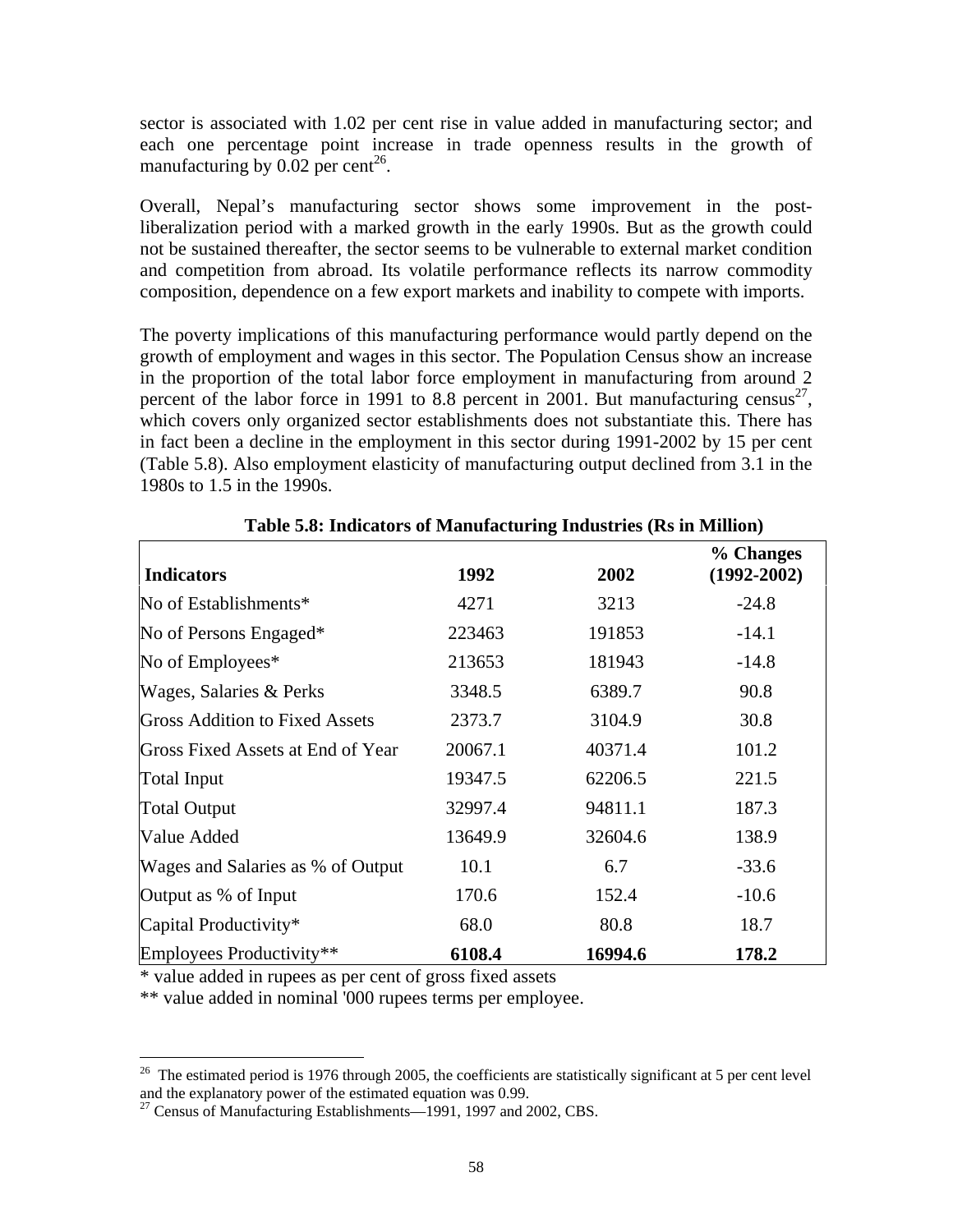sector is associated with 1.02 per cent rise in value added in manufacturing sector; and each one percentage point increase in trade openness results in the growth of manufacturing by 0.02 per cent[26].

Overall, Nepal's manufacturing sector shows some improvement in the post-liberalization period with a marked growth in the early 1990s. But as the growth could not be sustained thereafter, the sector seems to be vulnerable to external market condition and competition from abroad. Its volatile performance reflects its narrow commodity composition, dependence on a few export markets and inability to compete with imports.

The poverty implications of this manufacturing performance would partly depend on the growth of employment and wages in this sector. The Population Census show an increase in the proportion of the total labor force employment in manufacturing from around 2 percent of the labor force in 1991 to 8.8 percent in 2001. But manufacturing census[27], which covers only organized sector establishments does not substantiate this. There has in fact been a decline in the employment in this sector during 1991-2002 by 15 per cent (Table 5.8). Also employment elasticity of manufacturing output declined from 3.1 in the 1980s to 1.5 in the 1990s.

**Table 5.8: Indicators of Manufacturing Industries (Rs in Million)**

| Indicators | 1992 | 2002 | % Changes (1992-2002) |
|---|---|---|---|
| No of Establishments* | 4271 | 3213 | -24.8 |
| No of Persons Engaged* | 223463 | 191853 | -14.1 |
| No of Employees* | 213653 | 181943 | -14.8 |
| Wages, Salaries & Perks | 3348.5 | 6389.7 | 90.8 |
| Gross Addition to Fixed Assets | 2373.7 | 3104.9 | 30.8 |
| Gross Fixed Assets at End of Year | 20067.1 | 40371.4 | 101.2 |
| Total Input | 19347.5 | 62206.5 | 221.5 |
| Total Output | 32997.4 | 94811.1 | 187.3 |
| Value Added | 13649.9 | 32604.6 | 138.9 |
| Wages and Salaries as % of Output | 10.1 | 6.7 | -33.6 |
| Output as % of Input | 170.6 | 152.4 | -10.6 |
| Capital Productivity* | 68.0 | 80.8 | 18.7 |
| Employees Productivity** | **6108.4** | **16994.6** | **178.2** |

\* value added in rupees as per cent of gross fixed assets

\*\* value added in nominal '000 rupees terms per employee.

[26] The estimated period is 1976 through 2005, the coefficients are statistically significant at 5 per cent level and the explanatory power of the estimated equation was 0.99.

[27] Census of Manufacturing Establishments—1991, 1997 and 2002, CBS.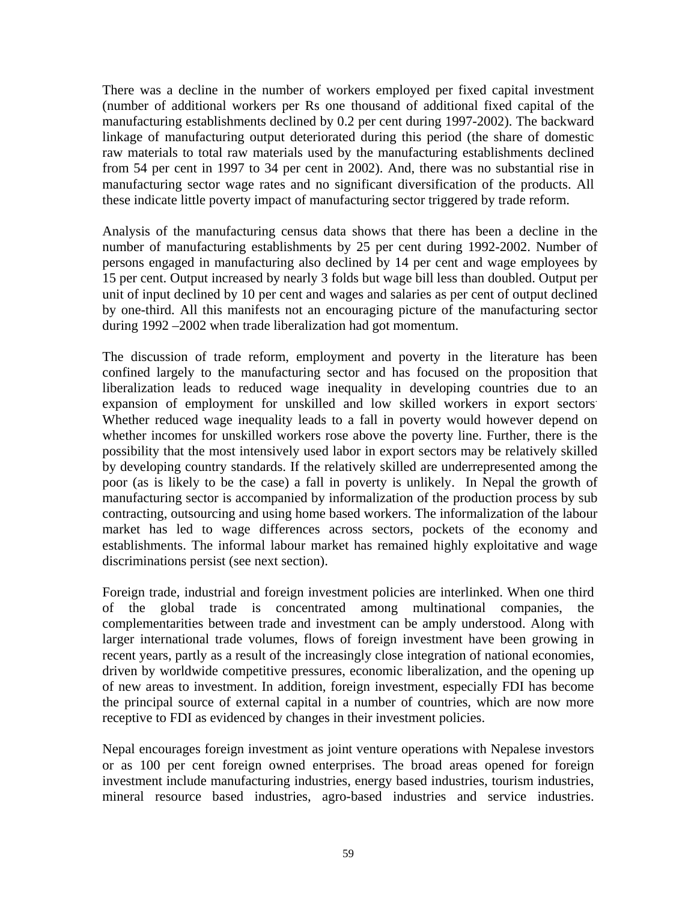There was a decline in the number of workers employed per fixed capital investment (number of additional workers per Rs one thousand of additional fixed capital of the manufacturing establishments declined by 0.2 per cent during 1997-2002). The backward linkage of manufacturing output deteriorated during this period (the share of domestic raw materials to total raw materials used by the manufacturing establishments declined from 54 per cent in 1997 to 34 per cent in 2002). And, there was no substantial rise in manufacturing sector wage rates and no significant diversification of the products. All these indicate little poverty impact of manufacturing sector triggered by trade reform.

Analysis of the manufacturing census data shows that there has been a decline in the number of manufacturing establishments by 25 per cent during 1992-2002. Number of persons engaged in manufacturing also declined by 14 per cent and wage employees by 15 per cent. Output increased by nearly 3 folds but wage bill less than doubled. Output per unit of input declined by 10 per cent and wages and salaries as per cent of output declined by one-third. All this manifests not an encouraging picture of the manufacturing sector during 1992 –2002 when trade liberalization had got momentum.

The discussion of trade reform, employment and poverty in the literature has been confined largely to the manufacturing sector and has focused on the proposition that liberalization leads to reduced wage inequality in developing countries due to an expansion of employment for unskilled and low skilled workers in export sectors. Whether reduced wage inequality leads to a fall in poverty would however depend on whether incomes for unskilled workers rose above the poverty line. Further, there is the possibility that the most intensively used labor in export sectors may be relatively skilled by developing country standards. If the relatively skilled are underrepresented among the poor (as is likely to be the case) a fall in poverty is unlikely. In Nepal the growth of manufacturing sector is accompanied by informalization of the production process by sub contracting, outsourcing and using home based workers. The informalization of the labour market has led to wage differences across sectors, pockets of the economy and establishments. The informal labour market has remained highly exploitative and wage discriminations persist (see next section).

Foreign trade, industrial and foreign investment policies are interlinked. When one third of the global trade is concentrated among multinational companies, the complementarities between trade and investment can be amply understood. Along with larger international trade volumes, flows of foreign investment have been growing in recent years, partly as a result of the increasingly close integration of national economies, driven by worldwide competitive pressures, economic liberalization, and the opening up of new areas to investment. In addition, foreign investment, especially FDI has become the principal source of external capital in a number of countries, which are now more receptive to FDI as evidenced by changes in their investment policies.

Nepal encourages foreign investment as joint venture operations with Nepalese investors or as 100 per cent foreign owned enterprises. The broad areas opened for foreign investment include manufacturing industries, energy based industries, tourism industries, mineral resource based industries, agro-based industries and service industries.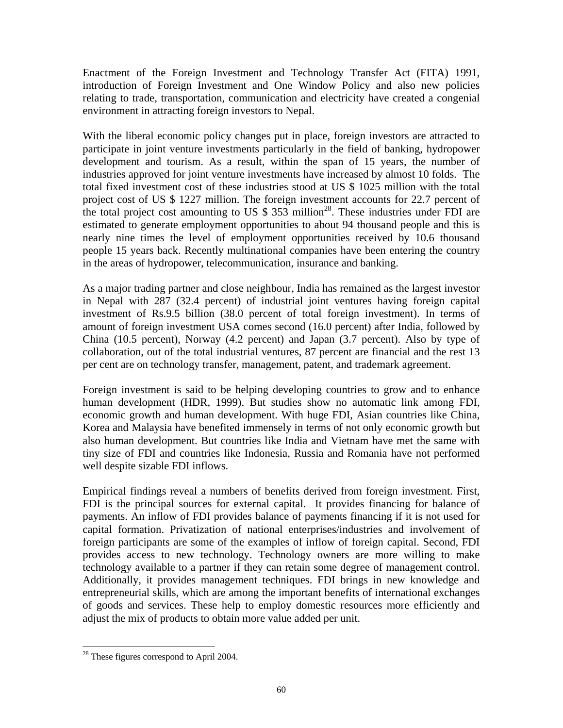Enactment of the Foreign Investment and Technology Transfer Act (FITA) 1991, introduction of Foreign Investment and One Window Policy and also new policies relating to trade, transportation, communication and electricity have created a congenial environment in attracting foreign investors to Nepal.

With the liberal economic policy changes put in place, foreign investors are attracted to participate in joint venture investments particularly in the field of banking, hydropower development and tourism. As a result, within the span of 15 years, the number of industries approved for joint venture investments have increased by almost 10 folds. The total fixed investment cost of these industries stood at US $ 1025 million with the total project cost of US $ 1227 million. The foreign investment accounts for 22.7 percent of the total project cost amounting to US $ 353 million[28]. These industries under FDI are estimated to generate employment opportunities to about 94 thousand people and this is nearly nine times the level of employment opportunities received by 10.6 thousand people 15 years back. Recently multinational companies have been entering the country in the areas of hydropower, telecommunication, insurance and banking.

As a major trading partner and close neighbour, India has remained as the largest investor in Nepal with 287 (32.4 percent) of industrial joint ventures having foreign capital investment of Rs.9.5 billion (38.0 percent of total foreign investment). In terms of amount of foreign investment USA comes second (16.0 percent) after India, followed by China (10.5 percent), Norway (4.2 percent) and Japan (3.7 percent). Also by type of collaboration, out of the total industrial ventures, 87 percent are financial and the rest 13 per cent are on technology transfer, management, patent, and trademark agreement.

Foreign investment is said to be helping developing countries to grow and to enhance human development (HDR, 1999). But studies show no automatic link among FDI, economic growth and human development. With huge FDI, Asian countries like China, Korea and Malaysia have benefited immensely in terms of not only economic growth but also human development. But countries like India and Vietnam have met the same with tiny size of FDI and countries like Indonesia, Russia and Romania have not performed well despite sizable FDI inflows.

Empirical findings reveal a numbers of benefits derived from foreign investment. First, FDI is the principal sources for external capital. It provides financing for balance of payments. An inflow of FDI provides balance of payments financing if it is not used for capital formation. Privatization of national enterprises/industries and involvement of foreign participants are some of the examples of inflow of foreign capital. Second, FDI provides access to new technology. Technology owners are more willing to make technology available to a partner if they can retain some degree of management control. Additionally, it provides management techniques. FDI brings in new knowledge and entrepreneurial skills, which are among the important benefits of international exchanges of goods and services. These help to employ domestic resources more efficiently and adjust the mix of products to obtain more value added per unit.

---

[28] These figures correspond to April 2004.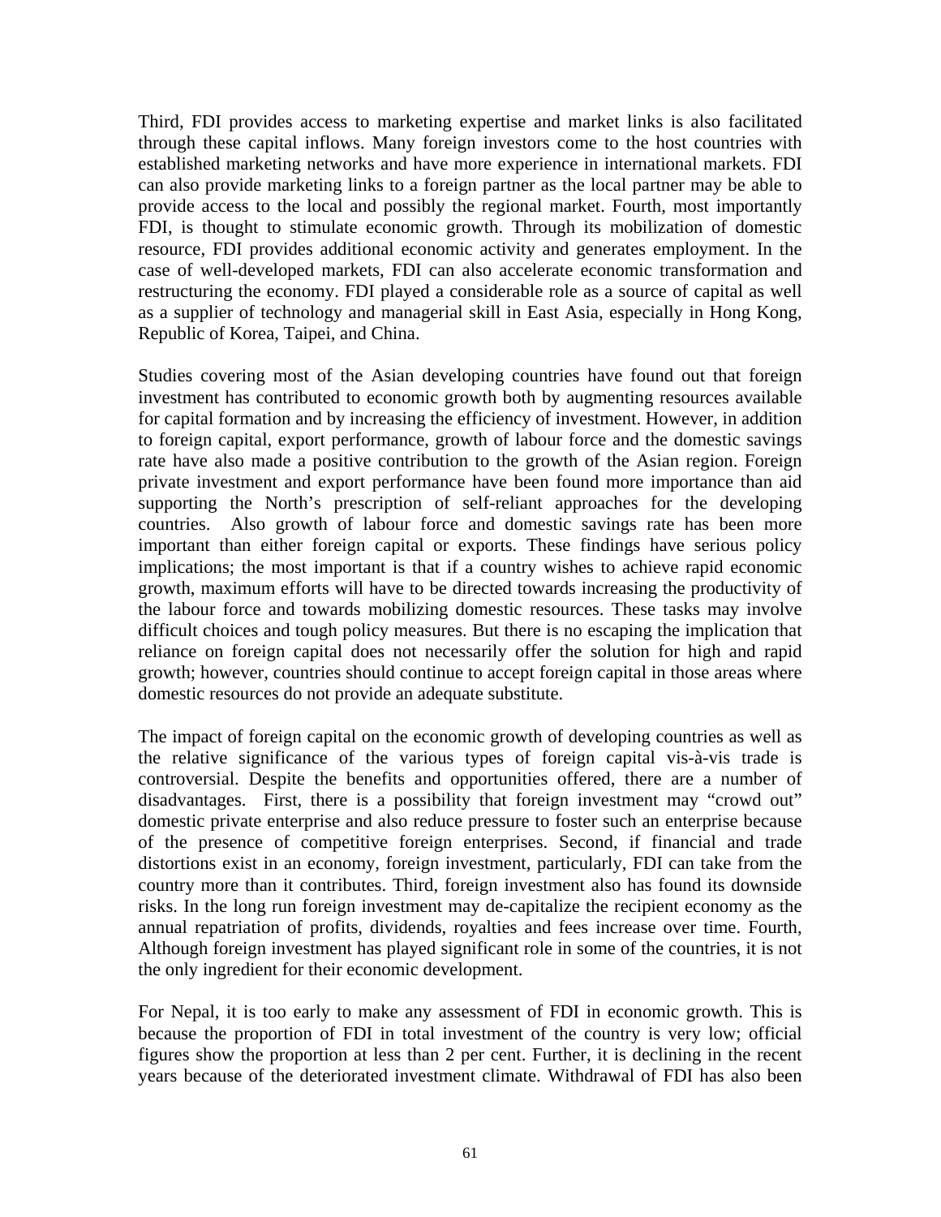Third, FDI provides access to marketing expertise and market links is also facilitated through these capital inflows. Many foreign investors come to the host countries with established marketing networks and have more experience in international markets. FDI can also provide marketing links to a foreign partner as the local partner may be able to provide access to the local and possibly the regional market. Fourth, most importantly FDI, is thought to stimulate economic growth. Through its mobilization of domestic resource, FDI provides additional economic activity and generates employment. In the case of well-developed markets, FDI can also accelerate economic transformation and restructuring the economy. FDI played a considerable role as a source of capital as well as a supplier of technology and managerial skill in East Asia, especially in Hong Kong, Republic of Korea, Taipei, and China.

Studies covering most of the Asian developing countries have found out that foreign investment has contributed to economic growth both by augmenting resources available for capital formation and by increasing the efficiency of investment. However, in addition to foreign capital, export performance, growth of labour force and the domestic savings rate have also made a positive contribution to the growth of the Asian region. Foreign private investment and export performance have been found more importance than aid supporting the North's prescription of self-reliant approaches for the developing countries. Also growth of labour force and domestic savings rate has been more important than either foreign capital or exports. These findings have serious policy implications; the most important is that if a country wishes to achieve rapid economic growth, maximum efforts will have to be directed towards increasing the productivity of the labour force and towards mobilizing domestic resources. These tasks may involve difficult choices and tough policy measures. But there is no escaping the implication that reliance on foreign capital does not necessarily offer the solution for high and rapid growth; however, countries should continue to accept foreign capital in those areas where domestic resources do not provide an adequate substitute.

The impact of foreign capital on the economic growth of developing countries as well as the relative significance of the various types of foreign capital vis-à-vis trade is controversial. Despite the benefits and opportunities offered, there are a number of disadvantages. First, there is a possibility that foreign investment may "crowd out" domestic private enterprise and also reduce pressure to foster such an enterprise because of the presence of competitive foreign enterprises. Second, if financial and trade distortions exist in an economy, foreign investment, particularly, FDI can take from the country more than it contributes. Third, foreign investment also has found its downside risks. In the long run foreign investment may de-capitalize the recipient economy as the annual repatriation of profits, dividends, royalties and fees increase over time. Fourth, Although foreign investment has played significant role in some of the countries, it is not the only ingredient for their economic development.

For Nepal, it is too early to make any assessment of FDI in economic growth. This is because the proportion of FDI in total investment of the country is very low; official figures show the proportion at less than 2 per cent. Further, it is declining in the recent years because of the deteriorated investment climate. Withdrawal of FDI has also been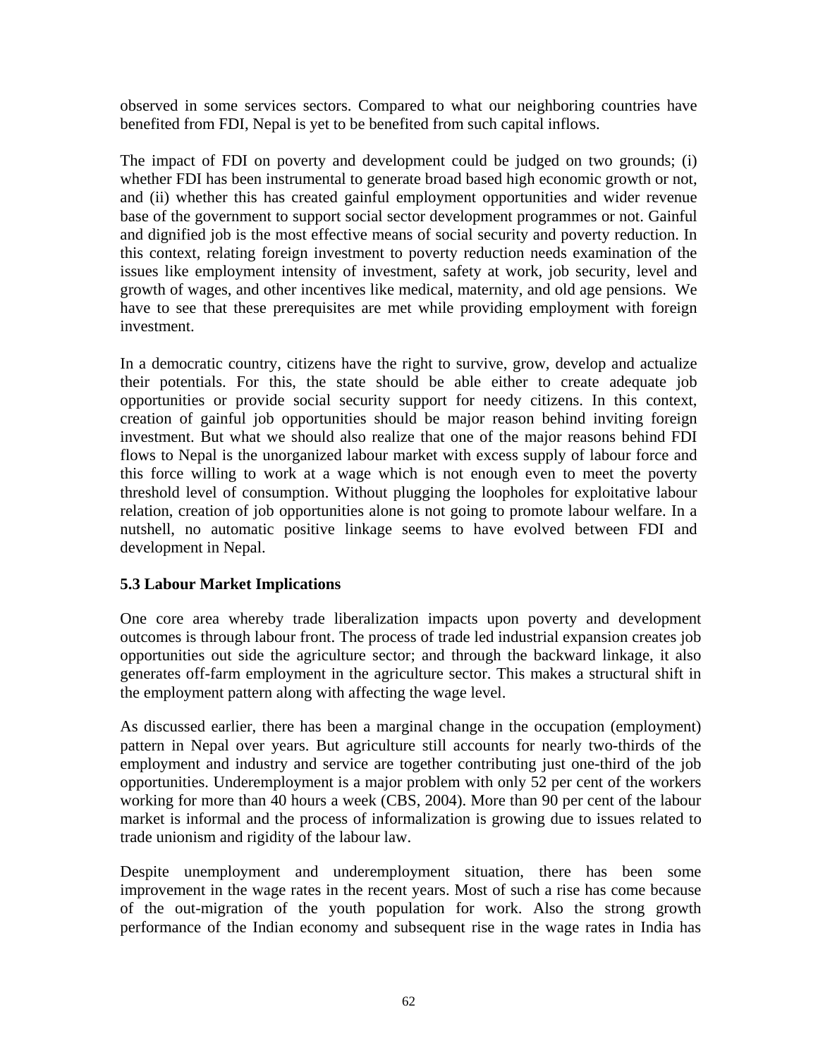observed in some services sectors. Compared to what our neighboring countries have benefited from FDI, Nepal is yet to be benefited from such capital inflows.

The impact of FDI on poverty and development could be judged on two grounds; (i) whether FDI has been instrumental to generate broad based high economic growth or not, and (ii) whether this has created gainful employment opportunities and wider revenue base of the government to support social sector development programmes or not. Gainful and dignified job is the most effective means of social security and poverty reduction. In this context, relating foreign investment to poverty reduction needs examination of the issues like employment intensity of investment, safety at work, job security, level and growth of wages, and other incentives like medical, maternity, and old age pensions. We have to see that these prerequisites are met while providing employment with foreign investment.

In a democratic country, citizens have the right to survive, grow, develop and actualize their potentials. For this, the state should be able either to create adequate job opportunities or provide social security support for needy citizens. In this context, creation of gainful job opportunities should be major reason behind inviting foreign investment. But what we should also realize that one of the major reasons behind FDI flows to Nepal is the unorganized labour market with excess supply of labour force and this force willing to work at a wage which is not enough even to meet the poverty threshold level of consumption. Without plugging the loopholes for exploitative labour relation, creation of job opportunities alone is not going to promote labour welfare. In a nutshell, no automatic positive linkage seems to have evolved between FDI and development in Nepal.

### 5.3 Labour Market Implications

One core area whereby trade liberalization impacts upon poverty and development outcomes is through labour front. The process of trade led industrial expansion creates job opportunities out side the agriculture sector; and through the backward linkage, it also generates off-farm employment in the agriculture sector. This makes a structural shift in the employment pattern along with affecting the wage level.

As discussed earlier, there has been a marginal change in the occupation (employment) pattern in Nepal over years. But agriculture still accounts for nearly two-thirds of the employment and industry and service are together contributing just one-third of the job opportunities. Underemployment is a major problem with only 52 per cent of the workers working for more than 40 hours a week (CBS, 2004). More than 90 per cent of the labour market is informal and the process of informalization is growing due to issues related to trade unionism and rigidity of the labour law.

Despite unemployment and underemployment situation, there has been some improvement in the wage rates in the recent years. Most of such a rise has come because of the out-migration of the youth population for work. Also the strong growth performance of the Indian economy and subsequent rise in the wage rates in India has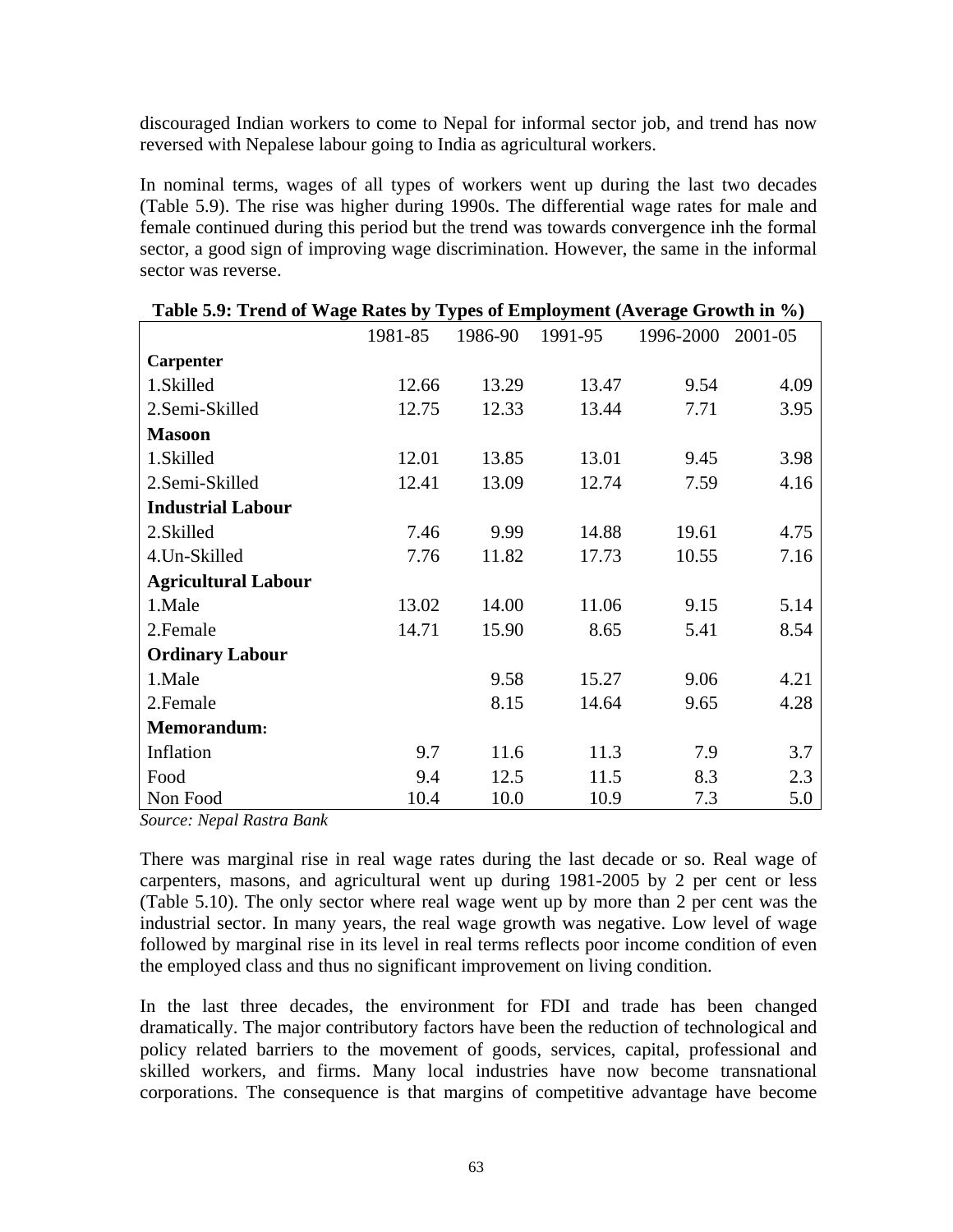discouraged Indian workers to come to Nepal for informal sector job, and trend has now reversed with Nepalese labour going to India as agricultural workers.

In nominal terms, wages of all types of workers went up during the last two decades (Table 5.9). The rise was higher during 1990s. The differential wage rates for male and female continued during this period but the trend was towards convergence inh the formal sector, a good sign of improving wage discrimination. However, the same in the informal sector was reverse.

**Table 5.9: Trend of Wage Rates by Types of Employment (Average Growth in %)**

| | 1981-85 | 1986-90 | 1991-95 | 1996-2000 | 2001-05 |
|---|---|---|---|---|---|
| **Carpenter** | | | | | |
| 1.Skilled | 12.66 | 13.29 | 13.47 | 9.54 | 4.09 |
| 2.Semi-Skilled | 12.75 | 12.33 | 13.44 | 7.71 | 3.95 |
| **Masoon** | | | | | |
| 1.Skilled | 12.01 | 13.85 | 13.01 | 9.45 | 3.98 |
| 2.Semi-Skilled | 12.41 | 13.09 | 12.74 | 7.59 | 4.16 |
| **Industrial Labour** | | | | | |
| 2.Skilled | 7.46 | 9.99 | 14.88 | 19.61 | 4.75 |
| 4.Un-Skilled | 7.76 | 11.82 | 17.73 | 10.55 | 7.16 |
| **Agricultural Labour** | | | | | |
| 1.Male | 13.02 | 14.00 | 11.06 | 9.15 | 5.14 |
| 2.Female | 14.71 | 15.90 | 8.65 | 5.41 | 8.54 |
| **Ordinary Labour** | | | | | |
| 1.Male | | 9.58 | 15.27 | 9.06 | 4.21 |
| 2.Female | | 8.15 | 14.64 | 9.65 | 4.28 |
| **Memorandum:** | | | | | |
| Inflation | 9.7 | 11.6 | 11.3 | 7.9 | 3.7 |
| Food | 9.4 | 12.5 | 11.5 | 8.3 | 2.3 |
| Non Food | 10.4 | 10.0 | 10.9 | 7.3 | 5.0 |

*Source: Nepal Rastra Bank*

There was marginal rise in real wage rates during the last decade or so. Real wage of carpenters, masons, and agricultural went up during 1981-2005 by 2 per cent or less (Table 5.10). The only sector where real wage went up by more than 2 per cent was the industrial sector. In many years, the real wage growth was negative. Low level of wage followed by marginal rise in its level in real terms reflects poor income condition of even the employed class and thus no significant improvement on living condition.

In the last three decades, the environment for FDI and trade has been changed dramatically. The major contributory factors have been the reduction of technological and policy related barriers to the movement of goods, services, capital, professional and skilled workers, and firms. Many local industries have now become transnational corporations. The consequence is that margins of competitive advantage have become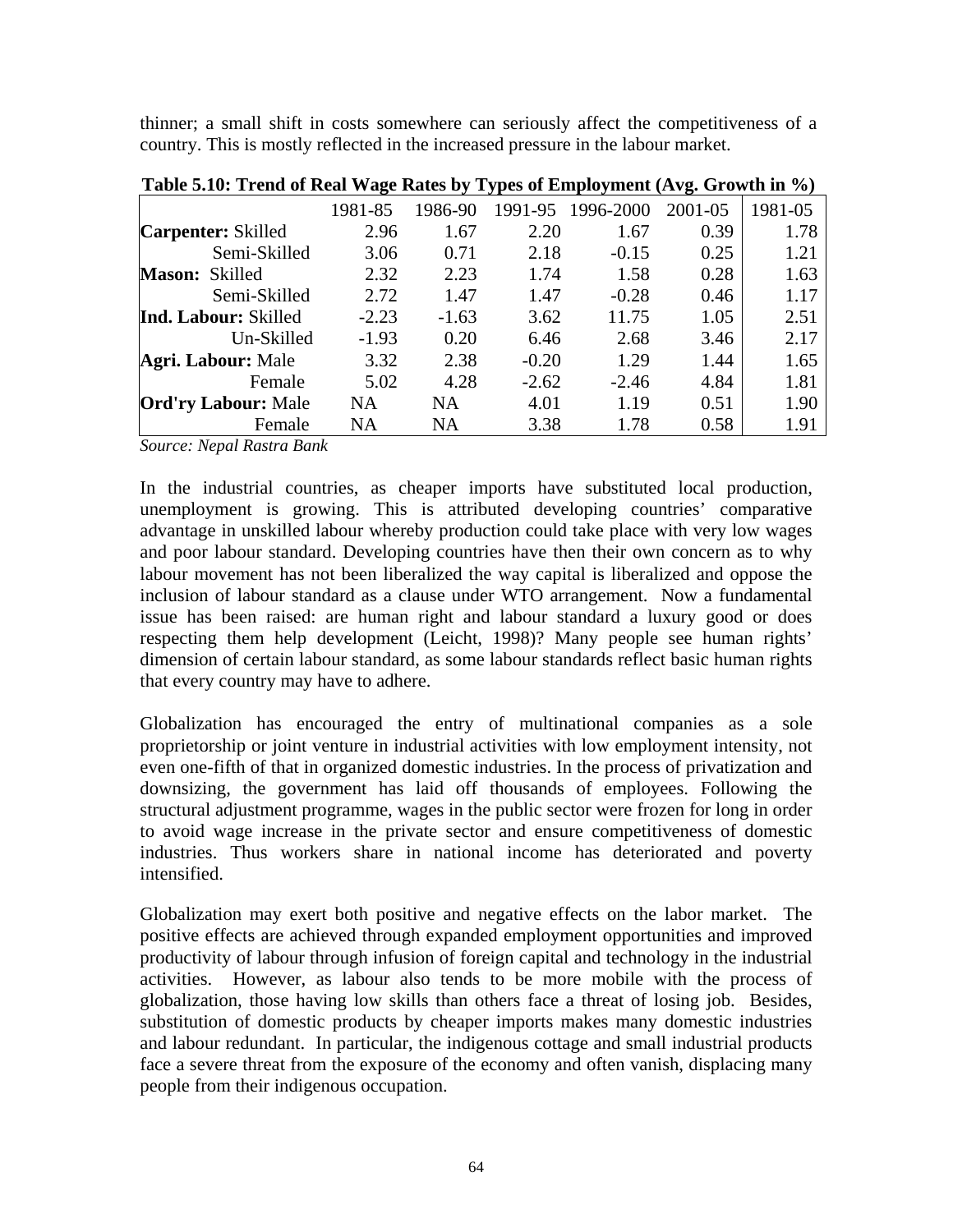thinner; a small shift in costs somewhere can seriously affect the competitiveness of a country. This is mostly reflected in the increased pressure in the labour market.

**Table 5.10: Trend of Real Wage Rates by Types of Employment (Avg. Growth in %)**

| | 1981-85 | 1986-90 | 1991-95 | 1996-2000 | 2001-05 | 1981-05 |
|---|---|---|---|---|---|---|
| **Carpenter:** Skilled | 2.96 | 1.67 | 2.20 | 1.67 | 0.39 | 1.78 |
| Semi-Skilled | 3.06 | 0.71 | 2.18 | -0.15 | 0.25 | 1.21 |
| **Mason:** Skilled | 2.32 | 2.23 | 1.74 | 1.58 | 0.28 | 1.63 |
| Semi-Skilled | 2.72 | 1.47 | 1.47 | -0.28 | 0.46 | 1.17 |
| **Ind. Labour:** Skilled | -2.23 | -1.63 | 3.62 | 11.75 | 1.05 | 2.51 |
| Un-Skilled | -1.93 | 0.20 | 6.46 | 2.68 | 3.46 | 2.17 |
| **Agri. Labour:** Male | 3.32 | 2.38 | -0.20 | 1.29 | 1.44 | 1.65 |
| Female | 5.02 | 4.28 | -2.62 | -2.46 | 4.84 | 1.81 |
| **Ord'ry Labour:** Male | NA | NA | 4.01 | 1.19 | 0.51 | 1.90 |
| Female | NA | NA | 3.38 | 1.78 | 0.58 | 1.91 |

*Source: Nepal Rastra Bank*

In the industrial countries, as cheaper imports have substituted local production, unemployment is growing. This is attributed developing countries' comparative advantage in unskilled labour whereby production could take place with very low wages and poor labour standard. Developing countries have then their own concern as to why labour movement has not been liberalized the way capital is liberalized and oppose the inclusion of labour standard as a clause under WTO arrangement. Now a fundamental issue has been raised: are human right and labour standard a luxury good or does respecting them help development (Leicht, 1998)? Many people see human rights' dimension of certain labour standard, as some labour standards reflect basic human rights that every country may have to adhere.

Globalization has encouraged the entry of multinational companies as a sole proprietorship or joint venture in industrial activities with low employment intensity, not even one-fifth of that in organized domestic industries. In the process of privatization and downsizing, the government has laid off thousands of employees. Following the structural adjustment programme, wages in the public sector were frozen for long in order to avoid wage increase in the private sector and ensure competitiveness of domestic industries. Thus workers share in national income has deteriorated and poverty intensified.

Globalization may exert both positive and negative effects on the labor market. The positive effects are achieved through expanded employment opportunities and improved productivity of labour through infusion of foreign capital and technology in the industrial activities. However, as labour also tends to be more mobile with the process of globalization, those having low skills than others face a threat of losing job. Besides, substitution of domestic products by cheaper imports makes many domestic industries and labour redundant. In particular, the indigenous cottage and small industrial products face a severe threat from the exposure of the economy and often vanish, displacing many people from their indigenous occupation.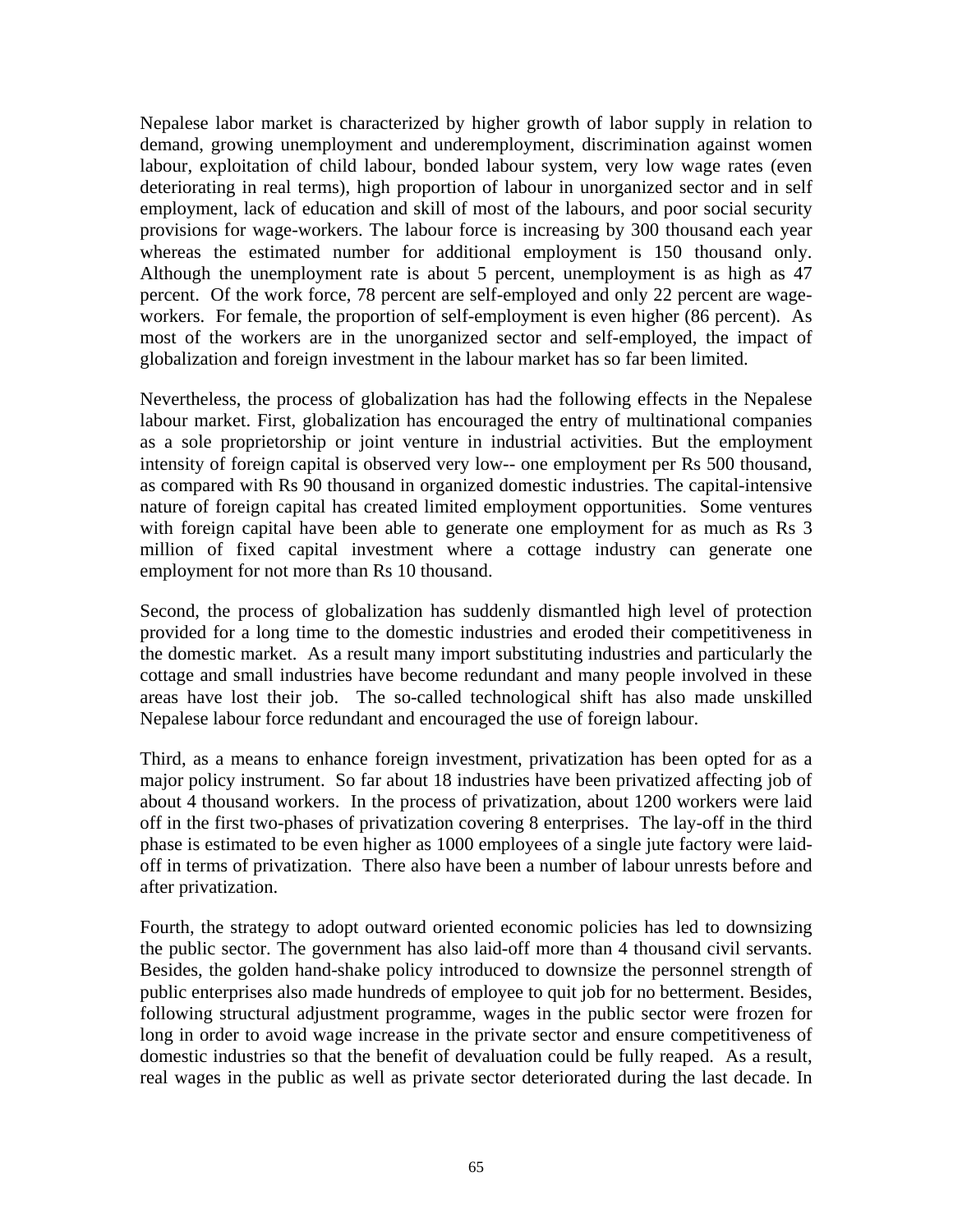Nepalese labor market is characterized by higher growth of labor supply in relation to demand, growing unemployment and underemployment, discrimination against women labour, exploitation of child labour, bonded labour system, very low wage rates (even deteriorating in real terms), high proportion of labour in unorganized sector and in self employment, lack of education and skill of most of the labours, and poor social security provisions for wage-workers. The labour force is increasing by 300 thousand each year whereas the estimated number for additional employment is 150 thousand only. Although the unemployment rate is about 5 percent, unemployment is as high as 47 percent. Of the work force, 78 percent are self-employed and only 22 percent are wage-workers. For female, the proportion of self-employment is even higher (86 percent). As most of the workers are in the unorganized sector and self-employed, the impact of globalization and foreign investment in the labour market has so far been limited.

Nevertheless, the process of globalization has had the following effects in the Nepalese labour market. First, globalization has encouraged the entry of multinational companies as a sole proprietorship or joint venture in industrial activities. But the employment intensity of foreign capital is observed very low-- one employment per Rs 500 thousand, as compared with Rs 90 thousand in organized domestic industries. The capital-intensive nature of foreign capital has created limited employment opportunities. Some ventures with foreign capital have been able to generate one employment for as much as Rs 3 million of fixed capital investment where a cottage industry can generate one employment for not more than Rs 10 thousand.

Second, the process of globalization has suddenly dismantled high level of protection provided for a long time to the domestic industries and eroded their competitiveness in the domestic market. As a result many import substituting industries and particularly the cottage and small industries have become redundant and many people involved in these areas have lost their job. The so-called technological shift has also made unskilled Nepalese labour force redundant and encouraged the use of foreign labour.

Third, as a means to enhance foreign investment, privatization has been opted for as a major policy instrument. So far about 18 industries have been privatized affecting job of about 4 thousand workers. In the process of privatization, about 1200 workers were laid off in the first two-phases of privatization covering 8 enterprises. The lay-off in the third phase is estimated to be even higher as 1000 employees of a single jute factory were laid-off in terms of privatization. There also have been a number of labour unrests before and after privatization.

Fourth, the strategy to adopt outward oriented economic policies has led to downsizing the public sector. The government has also laid-off more than 4 thousand civil servants. Besides, the golden hand-shake policy introduced to downsize the personnel strength of public enterprises also made hundreds of employee to quit job for no betterment. Besides, following structural adjustment programme, wages in the public sector were frozen for long in order to avoid wage increase in the private sector and ensure competitiveness of domestic industries so that the benefit of devaluation could be fully reaped. As a result, real wages in the public as well as private sector deteriorated during the last decade. In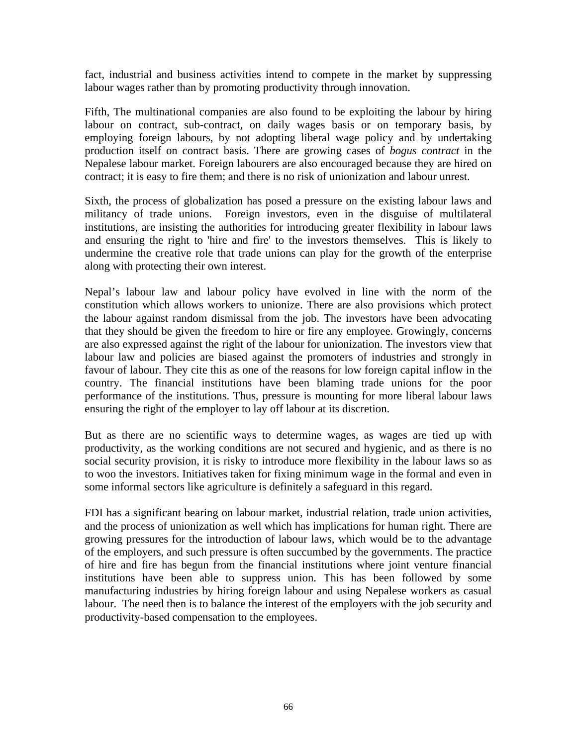fact, industrial and business activities intend to compete in the market by suppressing labour wages rather than by promoting productivity through innovation.

Fifth, The multinational companies are also found to be exploiting the labour by hiring labour on contract, sub-contract, on daily wages basis or on temporary basis, by employing foreign labours, by not adopting liberal wage policy and by undertaking production itself on contract basis. There are growing cases of *bogus contract* in the Nepalese labour market. Foreign labourers are also encouraged because they are hired on contract; it is easy to fire them; and there is no risk of unionization and labour unrest.

Sixth, the process of globalization has posed a pressure on the existing labour laws and militancy of trade unions. Foreign investors, even in the disguise of multilateral institutions, are insisting the authorities for introducing greater flexibility in labour laws and ensuring the right to 'hire and fire' to the investors themselves. This is likely to undermine the creative role that trade unions can play for the growth of the enterprise along with protecting their own interest.

Nepal's labour law and labour policy have evolved in line with the norm of the constitution which allows workers to unionize. There are also provisions which protect the labour against random dismissal from the job. The investors have been advocating that they should be given the freedom to hire or fire any employee. Growingly, concerns are also expressed against the right of the labour for unionization. The investors view that labour law and policies are biased against the promoters of industries and strongly in favour of labour. They cite this as one of the reasons for low foreign capital inflow in the country. The financial institutions have been blaming trade unions for the poor performance of the institutions. Thus, pressure is mounting for more liberal labour laws ensuring the right of the employer to lay off labour at its discretion.

But as there are no scientific ways to determine wages, as wages are tied up with productivity, as the working conditions are not secured and hygienic, and as there is no social security provision, it is risky to introduce more flexibility in the labour laws so as to woo the investors. Initiatives taken for fixing minimum wage in the formal and even in some informal sectors like agriculture is definitely a safeguard in this regard.

FDI has a significant bearing on labour market, industrial relation, trade union activities, and the process of unionization as well which has implications for human right. There are growing pressures for the introduction of labour laws, which would be to the advantage of the employers, and such pressure is often succumbed by the governments. The practice of hire and fire has begun from the financial institutions where joint venture financial institutions have been able to suppress union. This has been followed by some manufacturing industries by hiring foreign labour and using Nepalese workers as casual labour. The need then is to balance the interest of the employers with the job security and productivity-based compensation to the employees.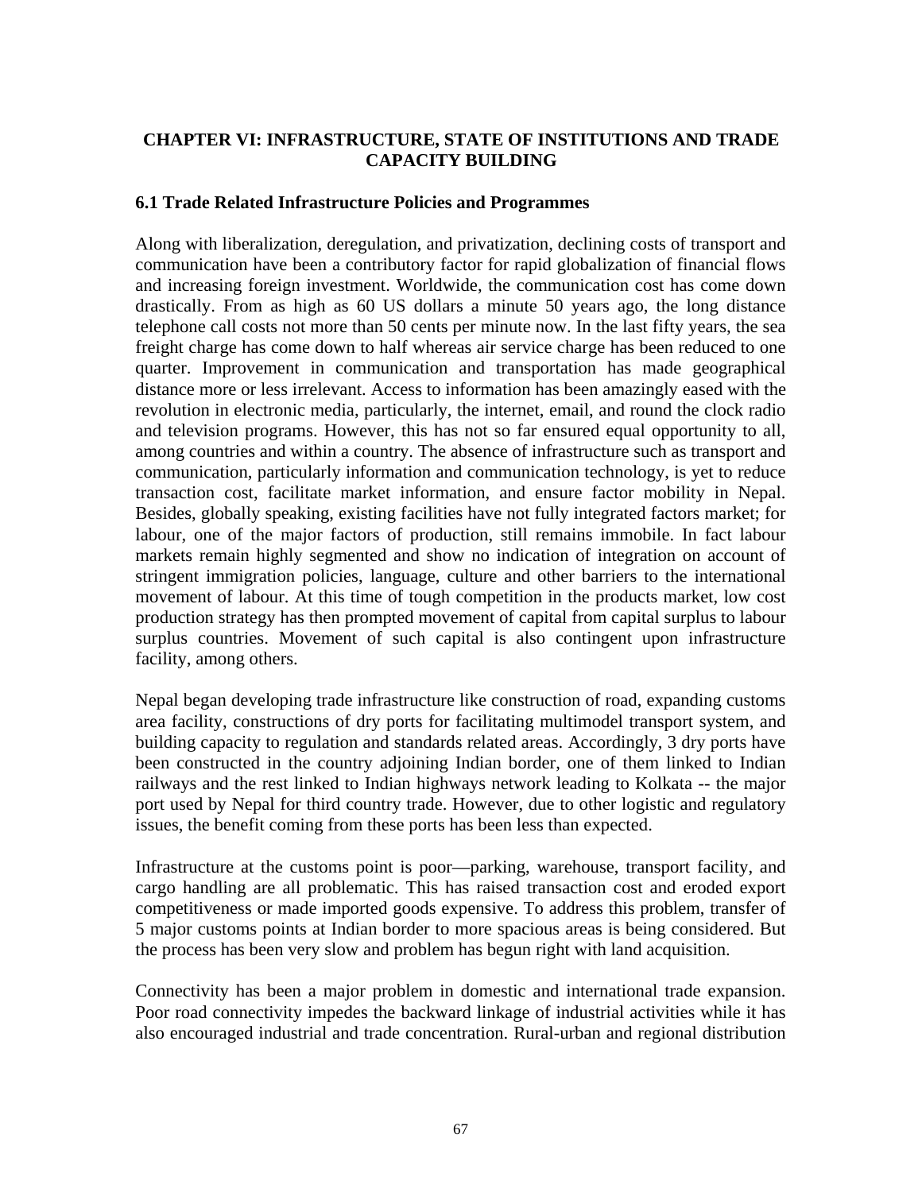# CHAPTER VI: INFRASTRUCTURE, STATE OF INSTITUTIONS AND TRADE CAPACITY BUILDING

## 6.1 Trade Related Infrastructure Policies and Programmes

Along with liberalization, deregulation, and privatization, declining costs of transport and communication have been a contributory factor for rapid globalization of financial flows and increasing foreign investment. Worldwide, the communication cost has come down drastically. From as high as 60 US dollars a minute 50 years ago, the long distance telephone call costs not more than 50 cents per minute now. In the last fifty years, the sea freight charge has come down to half whereas air service charge has been reduced to one quarter. Improvement in communication and transportation has made geographical distance more or less irrelevant. Access to information has been amazingly eased with the revolution in electronic media, particularly, the internet, email, and round the clock radio and television programs. However, this has not so far ensured equal opportunity to all, among countries and within a country. The absence of infrastructure such as transport and communication, particularly information and communication technology, is yet to reduce transaction cost, facilitate market information, and ensure factor mobility in Nepal. Besides, globally speaking, existing facilities have not fully integrated factors market; for labour, one of the major factors of production, still remains immobile. In fact labour markets remain highly segmented and show no indication of integration on account of stringent immigration policies, language, culture and other barriers to the international movement of labour. At this time of tough competition in the products market, low cost production strategy has then prompted movement of capital from capital surplus to labour surplus countries. Movement of such capital is also contingent upon infrastructure facility, among others.

Nepal began developing trade infrastructure like construction of road, expanding customs area facility, constructions of dry ports for facilitating multimodel transport system, and building capacity to regulation and standards related areas. Accordingly, 3 dry ports have been constructed in the country adjoining Indian border, one of them linked to Indian railways and the rest linked to Indian highways network leading to Kolkata -- the major port used by Nepal for third country trade. However, due to other logistic and regulatory issues, the benefit coming from these ports has been less than expected.

Infrastructure at the customs point is poor—parking, warehouse, transport facility, and cargo handling are all problematic. This has raised transaction cost and eroded export competitiveness or made imported goods expensive. To address this problem, transfer of 5 major customs points at Indian border to more spacious areas is being considered. But the process has been very slow and problem has begun right with land acquisition.

Connectivity has been a major problem in domestic and international trade expansion. Poor road connectivity impedes the backward linkage of industrial activities while it has also encouraged industrial and trade concentration. Rural-urban and regional distribution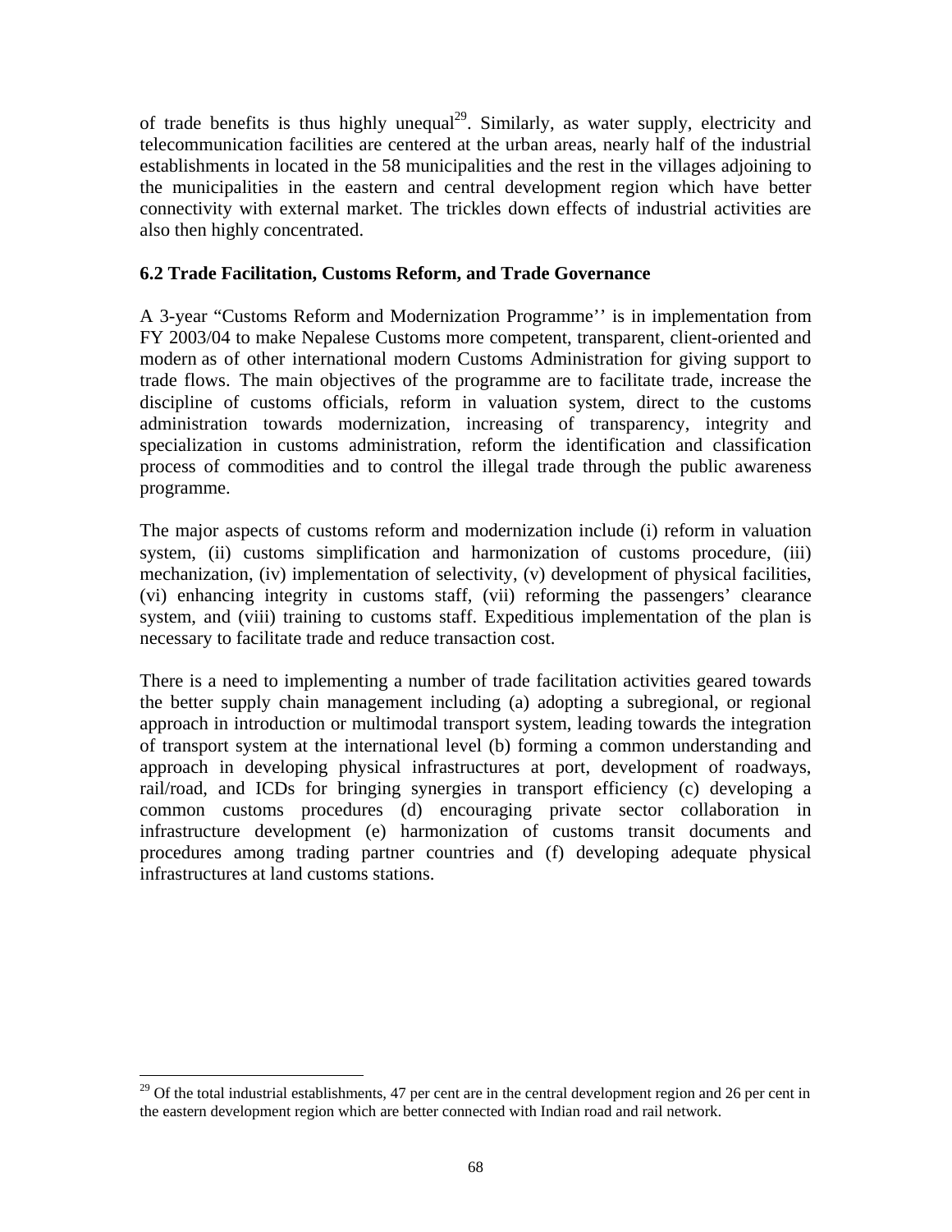of trade benefits is thus highly unequal[29]. Similarly, as water supply, electricity and telecommunication facilities are centered at the urban areas, nearly half of the industrial establishments in located in the 58 municipalities and the rest in the villages adjoining to the municipalities in the eastern and central development region which have better connectivity with external market. The trickles down effects of industrial activities are also then highly concentrated.

### 6.2 Trade Facilitation, Customs Reform, and Trade Governance

A 3-year "Customs Reform and Modernization Programme'' is in implementation from FY 2003/04 to make Nepalese Customs more competent, transparent, client-oriented and modern as of other international modern Customs Administration for giving support to trade flows. The main objectives of the programme are to facilitate trade, increase the discipline of customs officials, reform in valuation system, direct to the customs administration towards modernization, increasing of transparency, integrity and specialization in customs administration, reform the identification and classification process of commodities and to control the illegal trade through the public awareness programme.

The major aspects of customs reform and modernization include (i) reform in valuation system, (ii) customs simplification and harmonization of customs procedure, (iii) mechanization, (iv) implementation of selectivity, (v) development of physical facilities, (vi) enhancing integrity in customs staff, (vii) reforming the passengers' clearance system, and (viii) training to customs staff. Expeditious implementation of the plan is necessary to facilitate trade and reduce transaction cost.

There is a need to implementing a number of trade facilitation activities geared towards the better supply chain management including (a) adopting a subregional, or regional approach in introduction or multimodal transport system, leading towards the integration of transport system at the international level (b) forming a common understanding and approach in developing physical infrastructures at port, development of roadways, rail/road, and ICDs for bringing synergies in transport efficiency (c) developing a common customs procedures (d) encouraging private sector collaboration in infrastructure development (e) harmonization of customs transit documents and procedures among trading partner countries and (f) developing adequate physical infrastructures at land customs stations.

---

[29] Of the total industrial establishments, 47 per cent are in the central development region and 26 per cent in the eastern development region which are better connected with Indian road and rail network.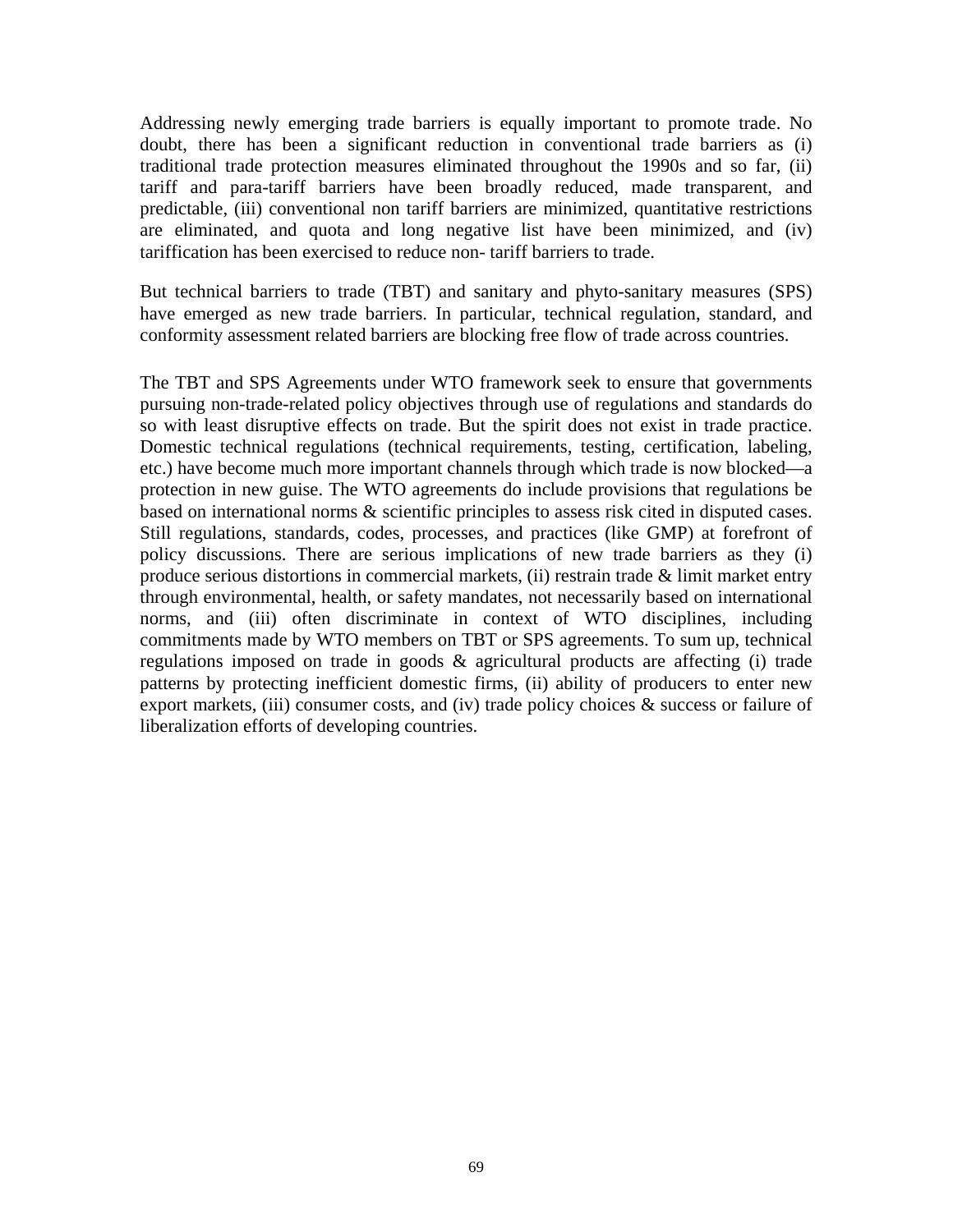Addressing newly emerging trade barriers is equally important to promote trade. No doubt, there has been a significant reduction in conventional trade barriers as (i) traditional trade protection measures eliminated throughout the 1990s and so far, (ii) tariff and para-tariff barriers have been broadly reduced, made transparent, and predictable, (iii) conventional non tariff barriers are minimized, quantitative restrictions are eliminated, and quota and long negative list have been minimized, and (iv) tariffication has been exercised to reduce non- tariff barriers to trade.

But technical barriers to trade (TBT) and sanitary and phyto-sanitary measures (SPS) have emerged as new trade barriers. In particular, technical regulation, standard, and conformity assessment related barriers are blocking free flow of trade across countries.

The TBT and SPS Agreements under WTO framework seek to ensure that governments pursuing non-trade-related policy objectives through use of regulations and standards do so with least disruptive effects on trade. But the spirit does not exist in trade practice. Domestic technical regulations (technical requirements, testing, certification, labeling, etc.) have become much more important channels through which trade is now blocked—a protection in new guise. The WTO agreements do include provisions that regulations be based on international norms & scientific principles to assess risk cited in disputed cases. Still regulations, standards, codes, processes, and practices (like GMP) at forefront of policy discussions. There are serious implications of new trade barriers as they (i) produce serious distortions in commercial markets, (ii) restrain trade & limit market entry through environmental, health, or safety mandates, not necessarily based on international norms, and (iii) often discriminate in context of WTO disciplines, including commitments made by WTO members on TBT or SPS agreements. To sum up, technical regulations imposed on trade in goods & agricultural products are affecting (i) trade patterns by protecting inefficient domestic firms, (ii) ability of producers to enter new export markets, (iii) consumer costs, and (iv) trade policy choices & success or failure of liberalization efforts of developing countries.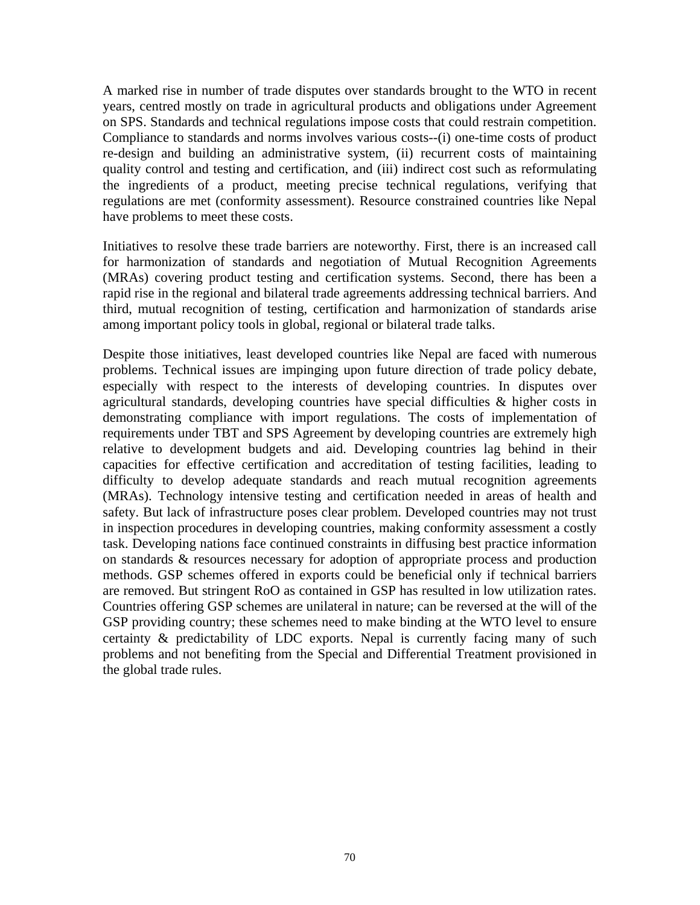A marked rise in number of trade disputes over standards brought to the WTO in recent years, centred mostly on trade in agricultural products and obligations under Agreement on SPS. Standards and technical regulations impose costs that could restrain competition. Compliance to standards and norms involves various costs--(i) one-time costs of product re-design and building an administrative system, (ii) recurrent costs of maintaining quality control and testing and certification, and (iii) indirect cost such as reformulating the ingredients of a product, meeting precise technical regulations, verifying that regulations are met (conformity assessment). Resource constrained countries like Nepal have problems to meet these costs.

Initiatives to resolve these trade barriers are noteworthy. First, there is an increased call for harmonization of standards and negotiation of Mutual Recognition Agreements (MRAs) covering product testing and certification systems. Second, there has been a rapid rise in the regional and bilateral trade agreements addressing technical barriers. And third, mutual recognition of testing, certification and harmonization of standards arise among important policy tools in global, regional or bilateral trade talks.

Despite those initiatives, least developed countries like Nepal are faced with numerous problems. Technical issues are impinging upon future direction of trade policy debate, especially with respect to the interests of developing countries. In disputes over agricultural standards, developing countries have special difficulties & higher costs in demonstrating compliance with import regulations. The costs of implementation of requirements under TBT and SPS Agreement by developing countries are extremely high relative to development budgets and aid. Developing countries lag behind in their capacities for effective certification and accreditation of testing facilities, leading to difficulty to develop adequate standards and reach mutual recognition agreements (MRAs). Technology intensive testing and certification needed in areas of health and safety. But lack of infrastructure poses clear problem. Developed countries may not trust in inspection procedures in developing countries, making conformity assessment a costly task. Developing nations face continued constraints in diffusing best practice information on standards & resources necessary for adoption of appropriate process and production methods. GSP schemes offered in exports could be beneficial only if technical barriers are removed. But stringent RoO as contained in GSP has resulted in low utilization rates. Countries offering GSP schemes are unilateral in nature; can be reversed at the will of the GSP providing country; these schemes need to make binding at the WTO level to ensure certainty & predictability of LDC exports. Nepal is currently facing many of such problems and not benefiting from the Special and Differential Treatment provisioned in the global trade rules.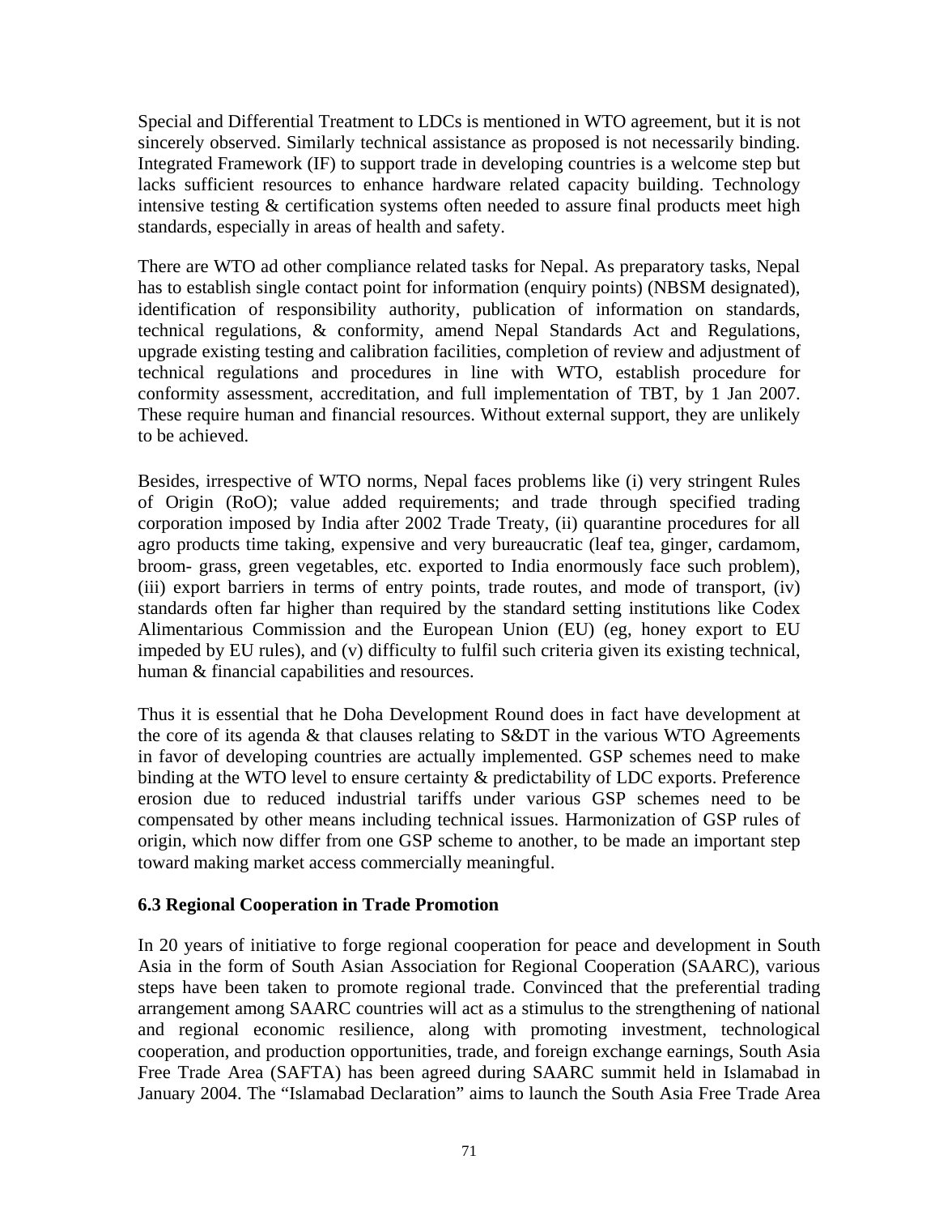Special and Differential Treatment to LDCs is mentioned in WTO agreement, but it is not sincerely observed. Similarly technical assistance as proposed is not necessarily binding. Integrated Framework (IF) to support trade in developing countries is a welcome step but lacks sufficient resources to enhance hardware related capacity building. Technology intensive testing & certification systems often needed to assure final products meet high standards, especially in areas of health and safety.

There are WTO ad other compliance related tasks for Nepal. As preparatory tasks, Nepal has to establish single contact point for information (enquiry points) (NBSM designated), identification of responsibility authority, publication of information on standards, technical regulations, & conformity, amend Nepal Standards Act and Regulations, upgrade existing testing and calibration facilities, completion of review and adjustment of technical regulations and procedures in line with WTO, establish procedure for conformity assessment, accreditation, and full implementation of TBT, by 1 Jan 2007. These require human and financial resources. Without external support, they are unlikely to be achieved.

Besides, irrespective of WTO norms, Nepal faces problems like (i) very stringent Rules of Origin (RoO); value added requirements; and trade through specified trading corporation imposed by India after 2002 Trade Treaty, (ii) quarantine procedures for all agro products time taking, expensive and very bureaucratic (leaf tea, ginger, cardamom, broom- grass, green vegetables, etc. exported to India enormously face such problem), (iii) export barriers in terms of entry points, trade routes, and mode of transport, (iv) standards often far higher than required by the standard setting institutions like Codex Alimentarious Commission and the European Union (EU) (eg, honey export to EU impeded by EU rules), and (v) difficulty to fulfil such criteria given its existing technical, human & financial capabilities and resources.

Thus it is essential that he Doha Development Round does in fact have development at the core of its agenda & that clauses relating to S&DT in the various WTO Agreements in favor of developing countries are actually implemented. GSP schemes need to make binding at the WTO level to ensure certainty & predictability of LDC exports. Preference erosion due to reduced industrial tariffs under various GSP schemes need to be compensated by other means including technical issues. Harmonization of GSP rules of origin, which now differ from one GSP scheme to another, to be made an important step toward making market access commercially meaningful.

### 6.3 Regional Cooperation in Trade Promotion

In 20 years of initiative to forge regional cooperation for peace and development in South Asia in the form of South Asian Association for Regional Cooperation (SAARC), various steps have been taken to promote regional trade. Convinced that the preferential trading arrangement among SAARC countries will act as a stimulus to the strengthening of national and regional economic resilience, along with promoting investment, technological cooperation, and production opportunities, trade, and foreign exchange earnings, South Asia Free Trade Area (SAFTA) has been agreed during SAARC summit held in Islamabad in January 2004. The "Islamabad Declaration" aims to launch the South Asia Free Trade Area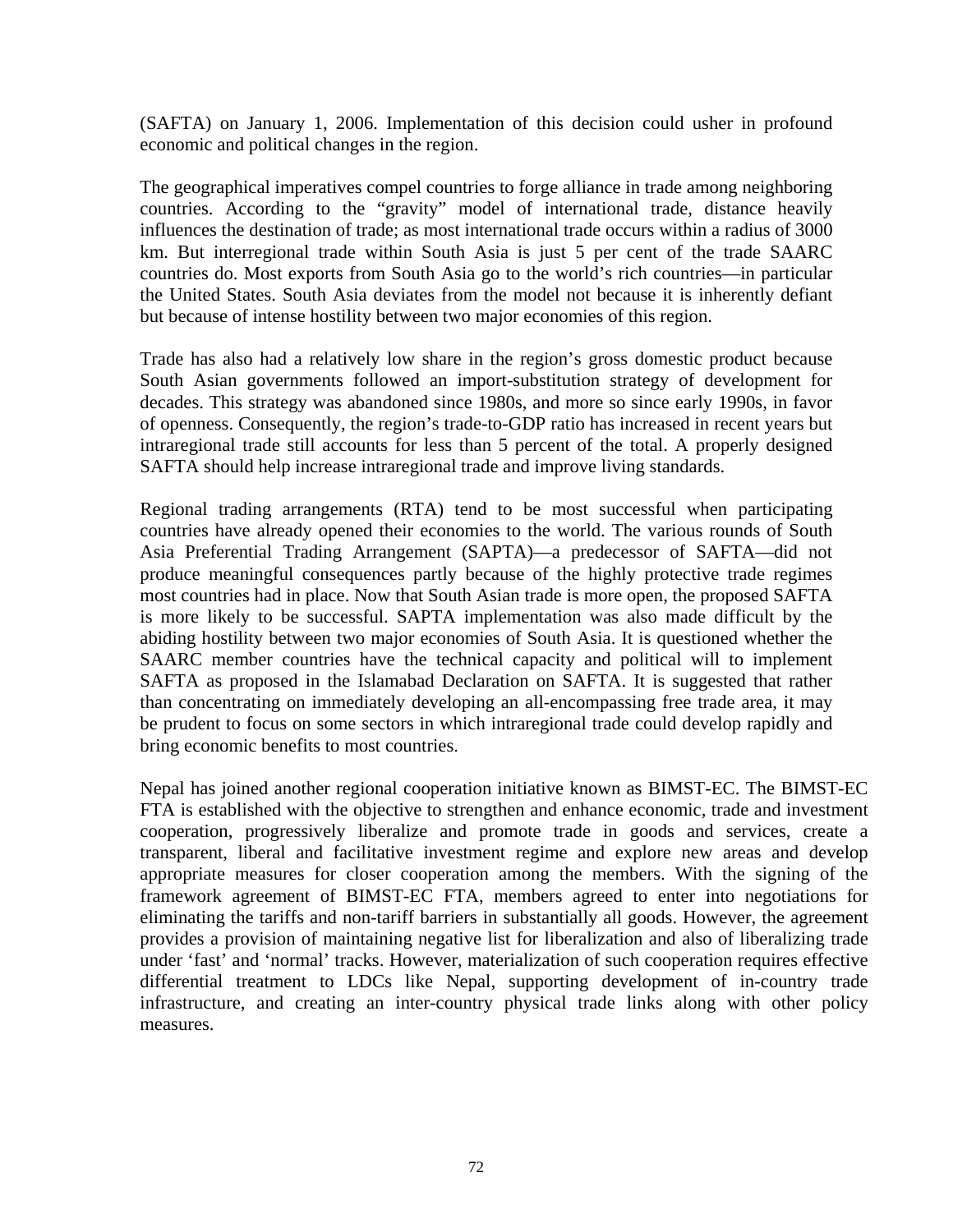(SAFTA) on January 1, 2006. Implementation of this decision could usher in profound economic and political changes in the region.

The geographical imperatives compel countries to forge alliance in trade among neighboring countries. According to the "gravity" model of international trade, distance heavily influences the destination of trade; as most international trade occurs within a radius of 3000 km. But interregional trade within South Asia is just 5 per cent of the trade SAARC countries do. Most exports from South Asia go to the world's rich countries—in particular the United States. South Asia deviates from the model not because it is inherently defiant but because of intense hostility between two major economies of this region.

Trade has also had a relatively low share in the region's gross domestic product because South Asian governments followed an import-substitution strategy of development for decades. This strategy was abandoned since 1980s, and more so since early 1990s, in favor of openness. Consequently, the region's trade-to-GDP ratio has increased in recent years but intraregional trade still accounts for less than 5 percent of the total. A properly designed SAFTA should help increase intraregional trade and improve living standards.

Regional trading arrangements (RTA) tend to be most successful when participating countries have already opened their economies to the world. The various rounds of South Asia Preferential Trading Arrangement (SAPTA)—a predecessor of SAFTA—did not produce meaningful consequences partly because of the highly protective trade regimes most countries had in place. Now that South Asian trade is more open, the proposed SAFTA is more likely to be successful. SAPTA implementation was also made difficult by the abiding hostility between two major economies of South Asia. It is questioned whether the SAARC member countries have the technical capacity and political will to implement SAFTA as proposed in the Islamabad Declaration on SAFTA. It is suggested that rather than concentrating on immediately developing an all-encompassing free trade area, it may be prudent to focus on some sectors in which intraregional trade could develop rapidly and bring economic benefits to most countries.

Nepal has joined another regional cooperation initiative known as BIMST-EC. The BIMST-EC FTA is established with the objective to strengthen and enhance economic, trade and investment cooperation, progressively liberalize and promote trade in goods and services, create a transparent, liberal and facilitative investment regime and explore new areas and develop appropriate measures for closer cooperation among the members. With the signing of the framework agreement of BIMST-EC FTA, members agreed to enter into negotiations for eliminating the tariffs and non-tariff barriers in substantially all goods. However, the agreement provides a provision of maintaining negative list for liberalization and also of liberalizing trade under 'fast' and 'normal' tracks. However, materialization of such cooperation requires effective differential treatment to LDCs like Nepal, supporting development of in-country trade infrastructure, and creating an inter-country physical trade links along with other policy measures.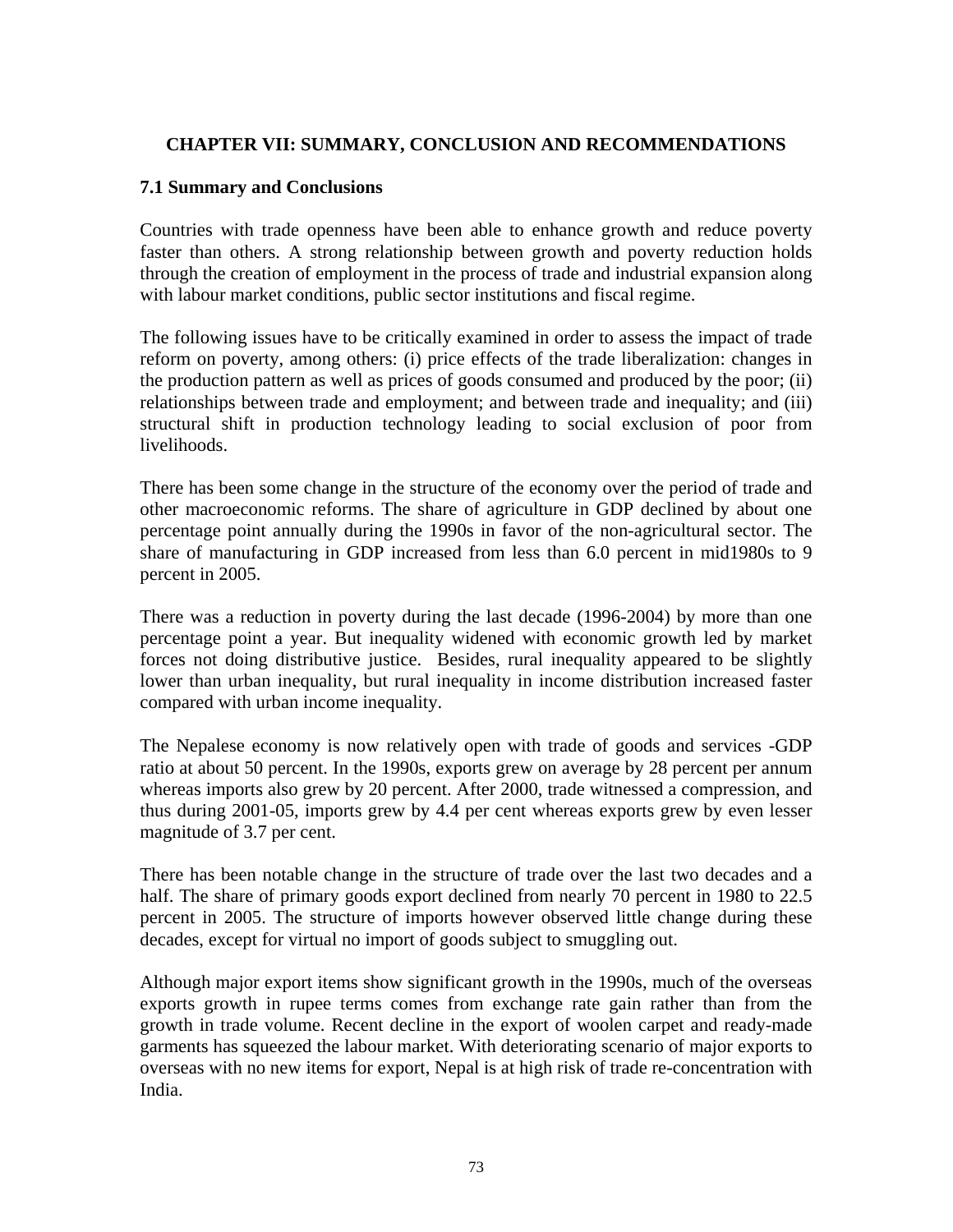# CHAPTER VII: SUMMARY, CONCLUSION AND RECOMMENDATIONS

## 7.1 Summary and Conclusions

Countries with trade openness have been able to enhance growth and reduce poverty faster than others. A strong relationship between growth and poverty reduction holds through the creation of employment in the process of trade and industrial expansion along with labour market conditions, public sector institutions and fiscal regime.

The following issues have to be critically examined in order to assess the impact of trade reform on poverty, among others: (i) price effects of the trade liberalization: changes in the production pattern as well as prices of goods consumed and produced by the poor; (ii) relationships between trade and employment; and between trade and inequality; and (iii) structural shift in production technology leading to social exclusion of poor from livelihoods.

There has been some change in the structure of the economy over the period of trade and other macroeconomic reforms. The share of agriculture in GDP declined by about one percentage point annually during the 1990s in favor of the non-agricultural sector. The share of manufacturing in GDP increased from less than 6.0 percent in mid1980s to 9 percent in 2005.

There was a reduction in poverty during the last decade (1996-2004) by more than one percentage point a year. But inequality widened with economic growth led by market forces not doing distributive justice. Besides, rural inequality appeared to be slightly lower than urban inequality, but rural inequality in income distribution increased faster compared with urban income inequality.

The Nepalese economy is now relatively open with trade of goods and services -GDP ratio at about 50 percent. In the 1990s, exports grew on average by 28 percent per annum whereas imports also grew by 20 percent. After 2000, trade witnessed a compression, and thus during 2001-05, imports grew by 4.4 per cent whereas exports grew by even lesser magnitude of 3.7 per cent.

There has been notable change in the structure of trade over the last two decades and a half. The share of primary goods export declined from nearly 70 percent in 1980 to 22.5 percent in 2005. The structure of imports however observed little change during these decades, except for virtual no import of goods subject to smuggling out.

Although major export items show significant growth in the 1990s, much of the overseas exports growth in rupee terms comes from exchange rate gain rather than from the growth in trade volume. Recent decline in the export of woolen carpet and ready-made garments has squeezed the labour market. With deteriorating scenario of major exports to overseas with no new items for export, Nepal is at high risk of trade re-concentration with India.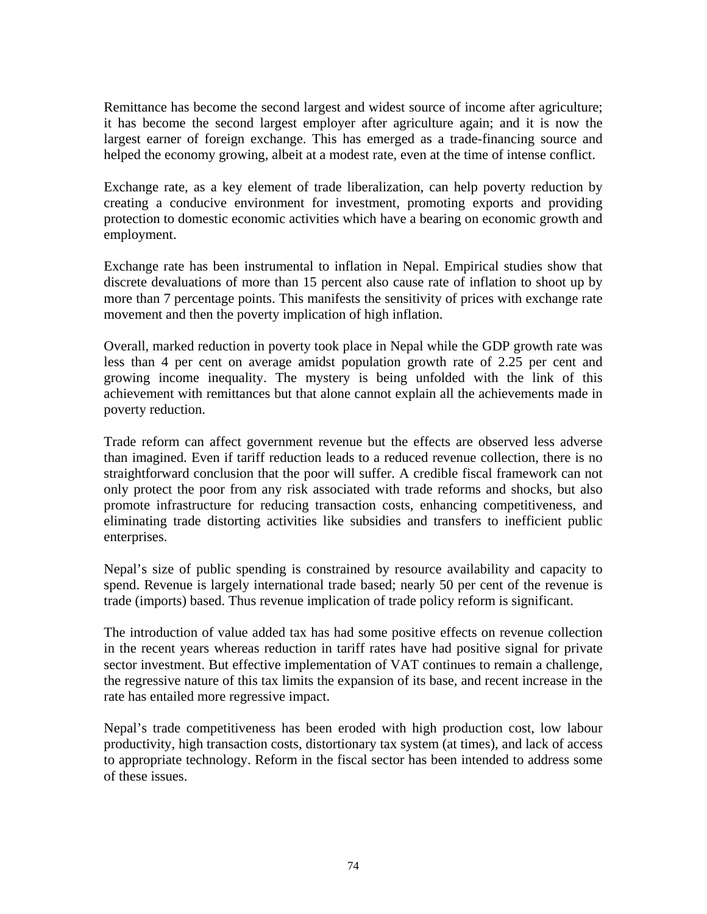Remittance has become the second largest and widest source of income after agriculture; it has become the second largest employer after agriculture again; and it is now the largest earner of foreign exchange. This has emerged as a trade-financing source and helped the economy growing, albeit at a modest rate, even at the time of intense conflict.

Exchange rate, as a key element of trade liberalization, can help poverty reduction by creating a conducive environment for investment, promoting exports and providing protection to domestic economic activities which have a bearing on economic growth and employment.

Exchange rate has been instrumental to inflation in Nepal. Empirical studies show that discrete devaluations of more than 15 percent also cause rate of inflation to shoot up by more than 7 percentage points. This manifests the sensitivity of prices with exchange rate movement and then the poverty implication of high inflation.

Overall, marked reduction in poverty took place in Nepal while the GDP growth rate was less than 4 per cent on average amidst population growth rate of 2.25 per cent and growing income inequality. The mystery is being unfolded with the link of this achievement with remittances but that alone cannot explain all the achievements made in poverty reduction.

Trade reform can affect government revenue but the effects are observed less adverse than imagined. Even if tariff reduction leads to a reduced revenue collection, there is no straightforward conclusion that the poor will suffer. A credible fiscal framework can not only protect the poor from any risk associated with trade reforms and shocks, but also promote infrastructure for reducing transaction costs, enhancing competitiveness, and eliminating trade distorting activities like subsidies and transfers to inefficient public enterprises.

Nepal's size of public spending is constrained by resource availability and capacity to spend. Revenue is largely international trade based; nearly 50 per cent of the revenue is trade (imports) based. Thus revenue implication of trade policy reform is significant.

The introduction of value added tax has had some positive effects on revenue collection in the recent years whereas reduction in tariff rates have had positive signal for private sector investment. But effective implementation of VAT continues to remain a challenge, the regressive nature of this tax limits the expansion of its base, and recent increase in the rate has entailed more regressive impact.

Nepal's trade competitiveness has been eroded with high production cost, low labour productivity, high transaction costs, distortionary tax system (at times), and lack of access to appropriate technology. Reform in the fiscal sector has been intended to address some of these issues.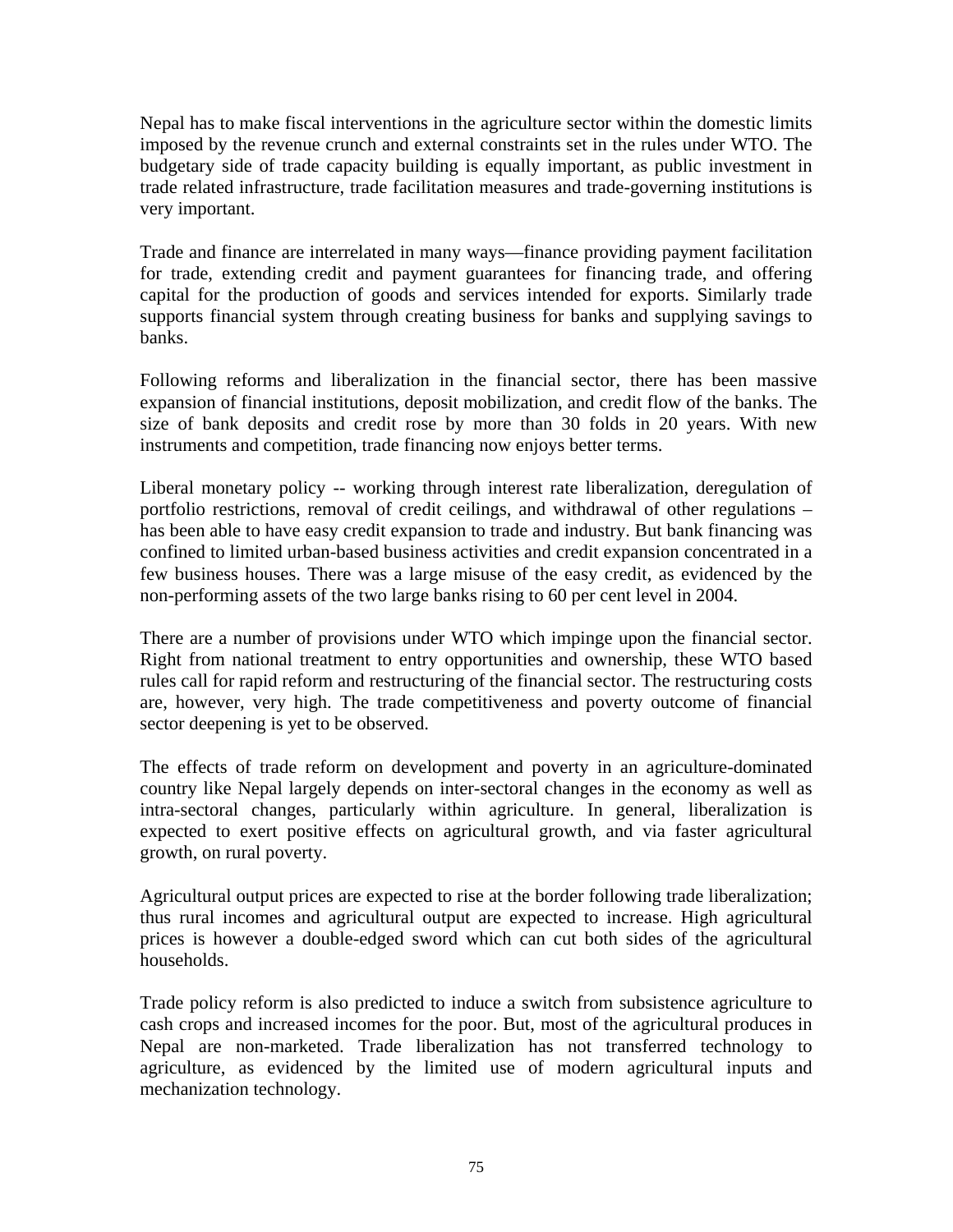Nepal has to make fiscal interventions in the agriculture sector within the domestic limits imposed by the revenue crunch and external constraints set in the rules under WTO. The budgetary side of trade capacity building is equally important, as public investment in trade related infrastructure, trade facilitation measures and trade-governing institutions is very important.

Trade and finance are interrelated in many ways—finance providing payment facilitation for trade, extending credit and payment guarantees for financing trade, and offering capital for the production of goods and services intended for exports. Similarly trade supports financial system through creating business for banks and supplying savings to banks.

Following reforms and liberalization in the financial sector, there has been massive expansion of financial institutions, deposit mobilization, and credit flow of the banks. The size of bank deposits and credit rose by more than 30 folds in 20 years. With new instruments and competition, trade financing now enjoys better terms.

Liberal monetary policy -- working through interest rate liberalization, deregulation of portfolio restrictions, removal of credit ceilings, and withdrawal of other regulations – has been able to have easy credit expansion to trade and industry. But bank financing was confined to limited urban-based business activities and credit expansion concentrated in a few business houses. There was a large misuse of the easy credit, as evidenced by the non-performing assets of the two large banks rising to 60 per cent level in 2004.

There are a number of provisions under WTO which impinge upon the financial sector. Right from national treatment to entry opportunities and ownership, these WTO based rules call for rapid reform and restructuring of the financial sector. The restructuring costs are, however, very high. The trade competitiveness and poverty outcome of financial sector deepening is yet to be observed.

The effects of trade reform on development and poverty in an agriculture-dominated country like Nepal largely depends on inter-sectoral changes in the economy as well as intra-sectoral changes, particularly within agriculture. In general, liberalization is expected to exert positive effects on agricultural growth, and via faster agricultural growth, on rural poverty.

Agricultural output prices are expected to rise at the border following trade liberalization; thus rural incomes and agricultural output are expected to increase. High agricultural prices is however a double-edged sword which can cut both sides of the agricultural households.

Trade policy reform is also predicted to induce a switch from subsistence agriculture to cash crops and increased incomes for the poor. But, most of the agricultural produces in Nepal are non-marketed. Trade liberalization has not transferred technology to agriculture, as evidenced by the limited use of modern agricultural inputs and mechanization technology.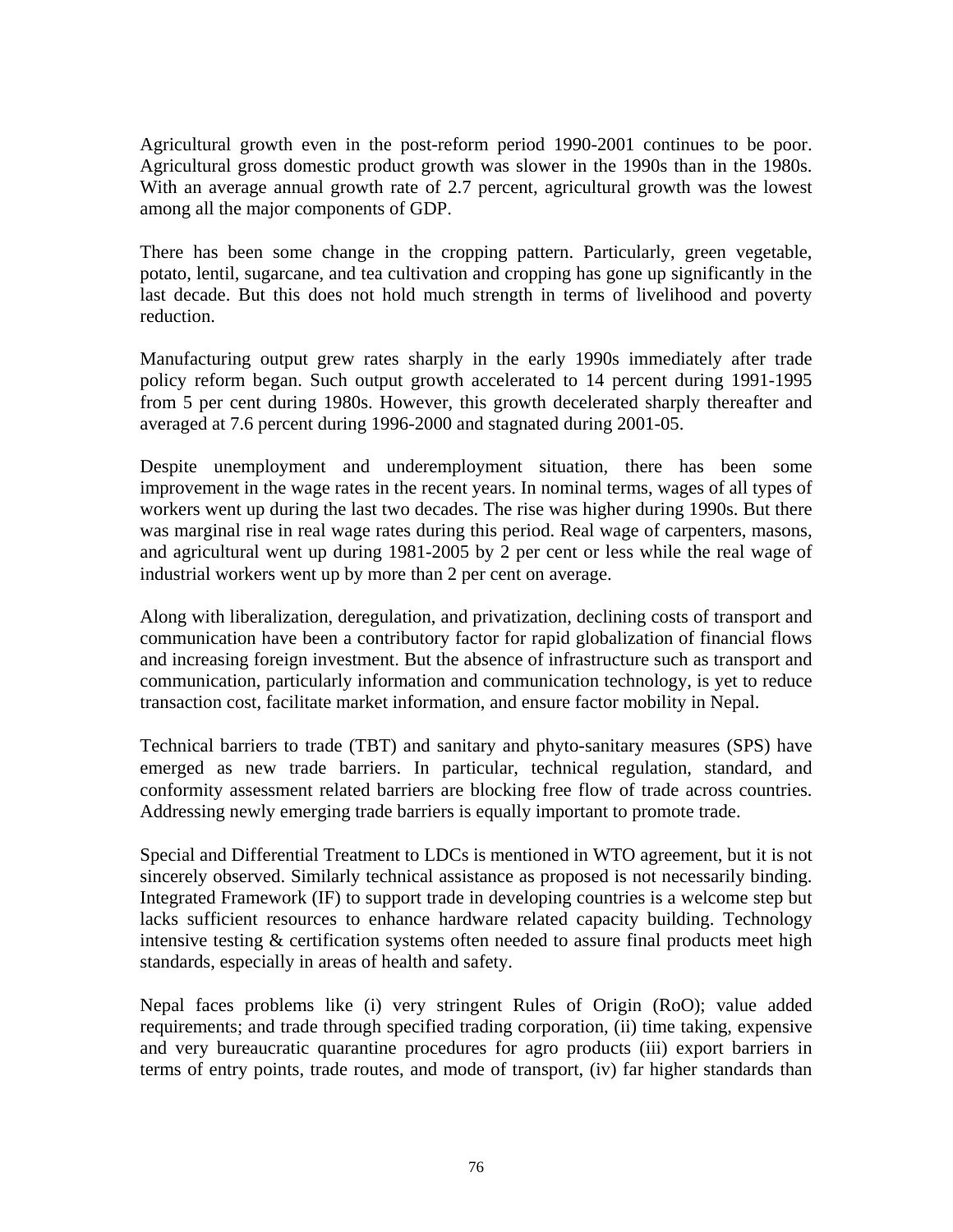Agricultural growth even in the post-reform period 1990-2001 continues to be poor. Agricultural gross domestic product growth was slower in the 1990s than in the 1980s. With an average annual growth rate of 2.7 percent, agricultural growth was the lowest among all the major components of GDP.

There has been some change in the cropping pattern. Particularly, green vegetable, potato, lentil, sugarcane, and tea cultivation and cropping has gone up significantly in the last decade. But this does not hold much strength in terms of livelihood and poverty reduction.

Manufacturing output grew rates sharply in the early 1990s immediately after trade policy reform began. Such output growth accelerated to 14 percent during 1991-1995 from 5 per cent during 1980s. However, this growth decelerated sharply thereafter and averaged at 7.6 percent during 1996-2000 and stagnated during 2001-05.

Despite unemployment and underemployment situation, there has been some improvement in the wage rates in the recent years. In nominal terms, wages of all types of workers went up during the last two decades. The rise was higher during 1990s. But there was marginal rise in real wage rates during this period. Real wage of carpenters, masons, and agricultural went up during 1981-2005 by 2 per cent or less while the real wage of industrial workers went up by more than 2 per cent on average.

Along with liberalization, deregulation, and privatization, declining costs of transport and communication have been a contributory factor for rapid globalization of financial flows and increasing foreign investment. But the absence of infrastructure such as transport and communication, particularly information and communication technology, is yet to reduce transaction cost, facilitate market information, and ensure factor mobility in Nepal.

Technical barriers to trade (TBT) and sanitary and phyto-sanitary measures (SPS) have emerged as new trade barriers. In particular, technical regulation, standard, and conformity assessment related barriers are blocking free flow of trade across countries. Addressing newly emerging trade barriers is equally important to promote trade.

Special and Differential Treatment to LDCs is mentioned in WTO agreement, but it is not sincerely observed. Similarly technical assistance as proposed is not necessarily binding. Integrated Framework (IF) to support trade in developing countries is a welcome step but lacks sufficient resources to enhance hardware related capacity building. Technology intensive testing & certification systems often needed to assure final products meet high standards, especially in areas of health and safety.

Nepal faces problems like (i) very stringent Rules of Origin (RoO); value added requirements; and trade through specified trading corporation, (ii) time taking, expensive and very bureaucratic quarantine procedures for agro products (iii) export barriers in terms of entry points, trade routes, and mode of transport, (iv) far higher standards than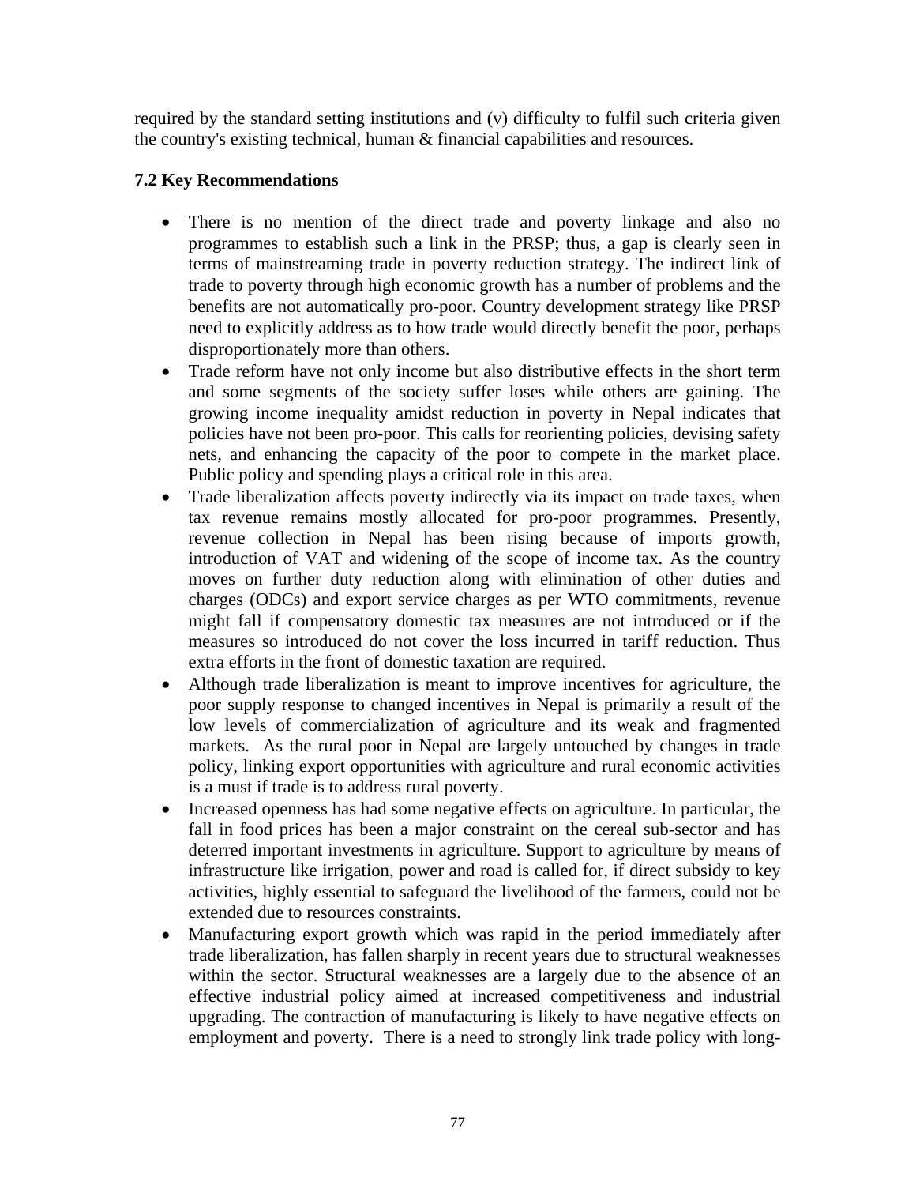required by the standard setting institutions and (v) difficulty to fulfil such criteria given the country's existing technical, human & financial capabilities and resources.

### 7.2 Key Recommendations

- There is no mention of the direct trade and poverty linkage and also no programmes to establish such a link in the PRSP; thus, a gap is clearly seen in terms of mainstreaming trade in poverty reduction strategy. The indirect link of trade to poverty through high economic growth has a number of problems and the benefits are not automatically pro-poor. Country development strategy like PRSP need to explicitly address as to how trade would directly benefit the poor, perhaps disproportionately more than others.
- Trade reform have not only income but also distributive effects in the short term and some segments of the society suffer loses while others are gaining. The growing income inequality amidst reduction in poverty in Nepal indicates that policies have not been pro-poor. This calls for reorienting policies, devising safety nets, and enhancing the capacity of the poor to compete in the market place. Public policy and spending plays a critical role in this area.
- Trade liberalization affects poverty indirectly via its impact on trade taxes, when tax revenue remains mostly allocated for pro-poor programmes. Presently, revenue collection in Nepal has been rising because of imports growth, introduction of VAT and widening of the scope of income tax. As the country moves on further duty reduction along with elimination of other duties and charges (ODCs) and export service charges as per WTO commitments, revenue might fall if compensatory domestic tax measures are not introduced or if the measures so introduced do not cover the loss incurred in tariff reduction. Thus extra efforts in the front of domestic taxation are required.
- Although trade liberalization is meant to improve incentives for agriculture, the poor supply response to changed incentives in Nepal is primarily a result of the low levels of commercialization of agriculture and its weak and fragmented markets. As the rural poor in Nepal are largely untouched by changes in trade policy, linking export opportunities with agriculture and rural economic activities is a must if trade is to address rural poverty.
- Increased openness has had some negative effects on agriculture. In particular, the fall in food prices has been a major constraint on the cereal sub-sector and has deterred important investments in agriculture. Support to agriculture by means of infrastructure like irrigation, power and road is called for, if direct subsidy to key activities, highly essential to safeguard the livelihood of the farmers, could not be extended due to resources constraints.
- Manufacturing export growth which was rapid in the period immediately after trade liberalization, has fallen sharply in recent years due to structural weaknesses within the sector. Structural weaknesses are a largely due to the absence of an effective industrial policy aimed at increased competitiveness and industrial upgrading. The contraction of manufacturing is likely to have negative effects on employment and poverty. There is a need to strongly link trade policy with long-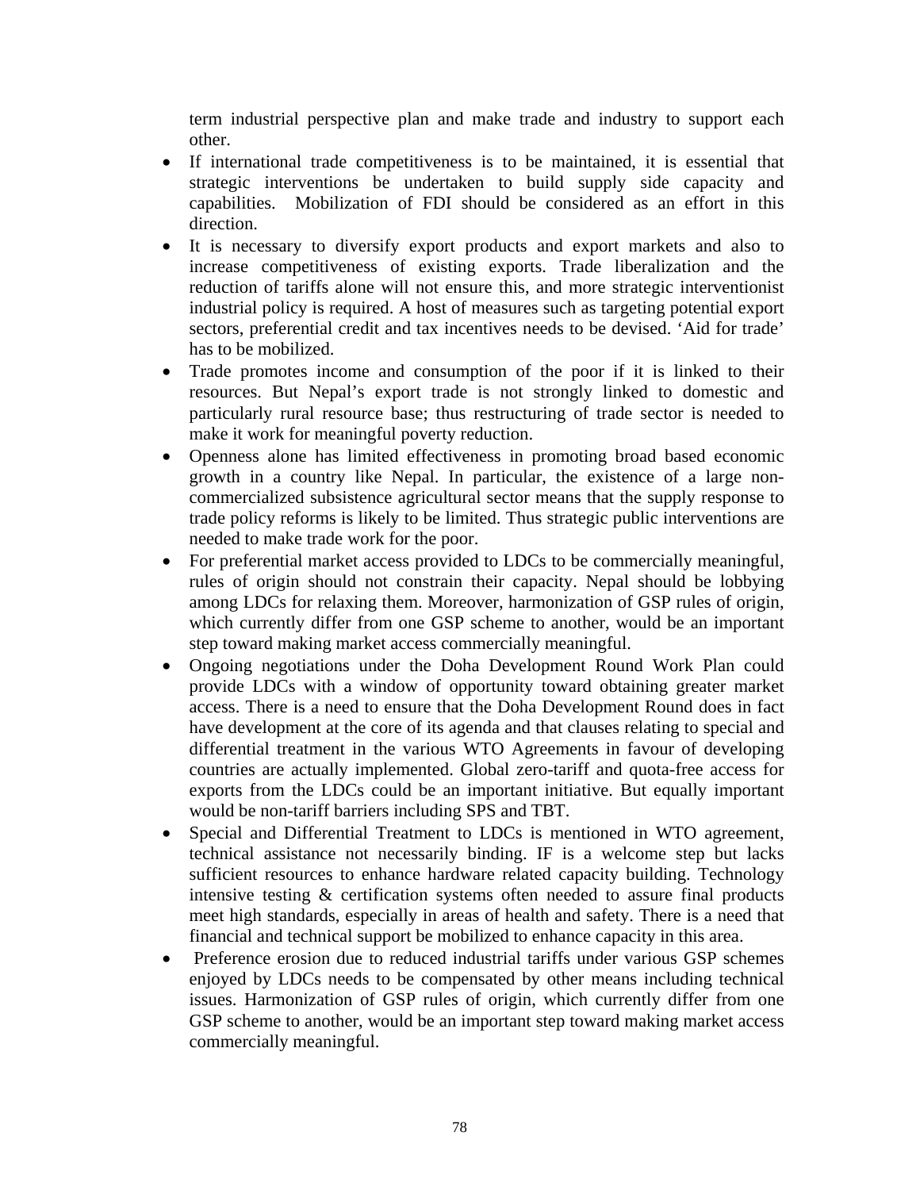term industrial perspective plan and make trade and industry to support each other.

- If international trade competitiveness is to be maintained, it is essential that strategic interventions be undertaken to build supply side capacity and capabilities. Mobilization of FDI should be considered as an effort in this direction.
- It is necessary to diversify export products and export markets and also to increase competitiveness of existing exports. Trade liberalization and the reduction of tariffs alone will not ensure this, and more strategic interventionist industrial policy is required. A host of measures such as targeting potential export sectors, preferential credit and tax incentives needs to be devised. 'Aid for trade' has to be mobilized.
- Trade promotes income and consumption of the poor if it is linked to their resources. But Nepal's export trade is not strongly linked to domestic and particularly rural resource base; thus restructuring of trade sector is needed to make it work for meaningful poverty reduction.
- Openness alone has limited effectiveness in promoting broad based economic growth in a country like Nepal. In particular, the existence of a large non-commercialized subsistence agricultural sector means that the supply response to trade policy reforms is likely to be limited. Thus strategic public interventions are needed to make trade work for the poor.
- For preferential market access provided to LDCs to be commercially meaningful, rules of origin should not constrain their capacity. Nepal should be lobbying among LDCs for relaxing them. Moreover, harmonization of GSP rules of origin, which currently differ from one GSP scheme to another, would be an important step toward making market access commercially meaningful.
- Ongoing negotiations under the Doha Development Round Work Plan could provide LDCs with a window of opportunity toward obtaining greater market access. There is a need to ensure that the Doha Development Round does in fact have development at the core of its agenda and that clauses relating to special and differential treatment in the various WTO Agreements in favour of developing countries are actually implemented. Global zero-tariff and quota-free access for exports from the LDCs could be an important initiative. But equally important would be non-tariff barriers including SPS and TBT.
- Special and Differential Treatment to LDCs is mentioned in WTO agreement, technical assistance not necessarily binding. IF is a welcome step but lacks sufficient resources to enhance hardware related capacity building. Technology intensive testing & certification systems often needed to assure final products meet high standards, especially in areas of health and safety. There is a need that financial and technical support be mobilized to enhance capacity in this area.
- Preference erosion due to reduced industrial tariffs under various GSP schemes enjoyed by LDCs needs to be compensated by other means including technical issues. Harmonization of GSP rules of origin, which currently differ from one GSP scheme to another, would be an important step toward making market access commercially meaningful.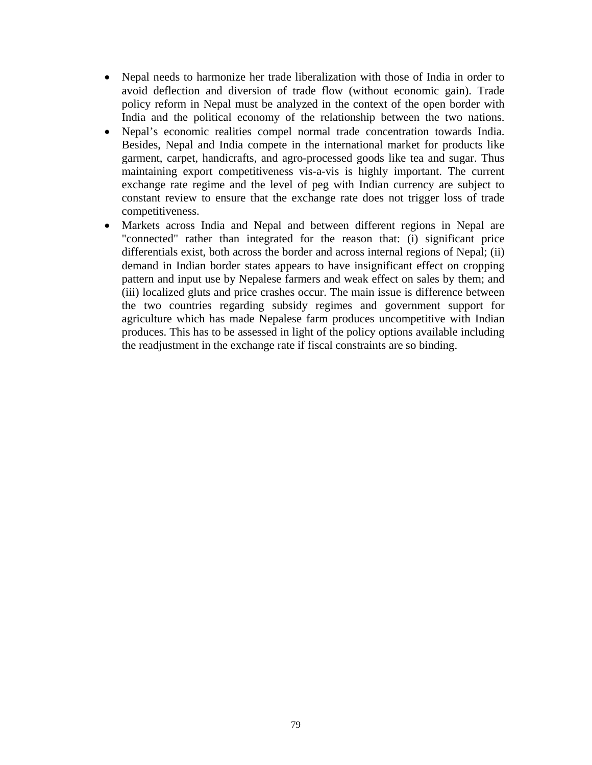- Nepal needs to harmonize her trade liberalization with those of India in order to avoid deflection and diversion of trade flow (without economic gain). Trade policy reform in Nepal must be analyzed in the context of the open border with India and the political economy of the relationship between the two nations.
- Nepal's economic realities compel normal trade concentration towards India. Besides, Nepal and India compete in the international market for products like garment, carpet, handicrafts, and agro-processed goods like tea and sugar. Thus maintaining export competitiveness vis-a-vis is highly important. The current exchange rate regime and the level of peg with Indian currency are subject to constant review to ensure that the exchange rate does not trigger loss of trade competitiveness.
- Markets across India and Nepal and between different regions in Nepal are "connected" rather than integrated for the reason that: (i) significant price differentials exist, both across the border and across internal regions of Nepal; (ii) demand in Indian border states appears to have insignificant effect on cropping pattern and input use by Nepalese farmers and weak effect on sales by them; and (iii) localized gluts and price crashes occur. The main issue is difference between the two countries regarding subsidy regimes and government support for agriculture which has made Nepalese farm produces uncompetitive with Indian produces. This has to be assessed in light of the policy options available including the readjustment in the exchange rate if fiscal constraints are so binding.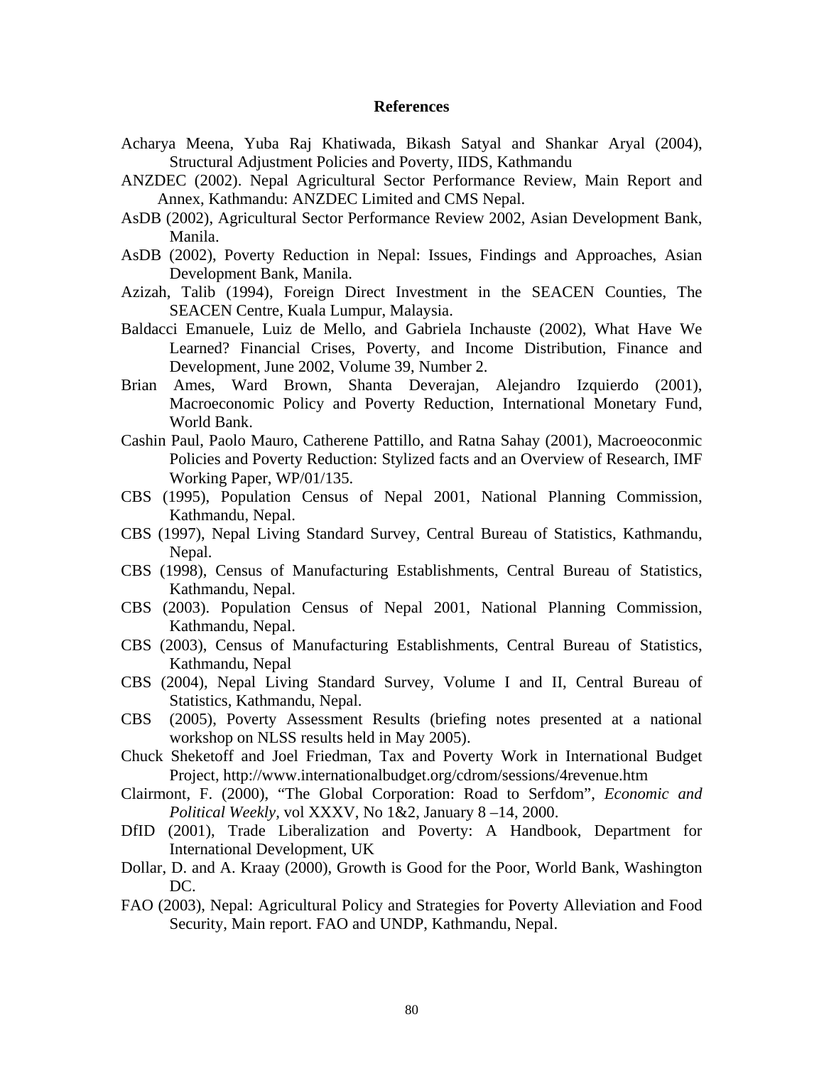## References

Acharya Meena, Yuba Raj Khatiwada, Bikash Satyal and Shankar Aryal (2004), Structural Adjustment Policies and Poverty, IIDS, Kathmandu

ANZDEC (2002). Nepal Agricultural Sector Performance Review, Main Report and Annex, Kathmandu: ANZDEC Limited and CMS Nepal.

AsDB (2002), Agricultural Sector Performance Review 2002, Asian Development Bank, Manila.

AsDB (2002), Poverty Reduction in Nepal: Issues, Findings and Approaches, Asian Development Bank, Manila.

Azizah, Talib (1994), Foreign Direct Investment in the SEACEN Counties, The SEACEN Centre, Kuala Lumpur, Malaysia.

Baldacci Emanuele, Luiz de Mello, and Gabriela Inchauste (2002), What Have We Learned? Financial Crises, Poverty, and Income Distribution, Finance and Development, June 2002, Volume 39, Number 2.

Brian Ames, Ward Brown, Shanta Deverajan, Alejandro Izquierdo (2001), Macroeconomic Policy and Poverty Reduction, International Monetary Fund, World Bank.

Cashin Paul, Paolo Mauro, Catherene Pattillo, and Ratna Sahay (2001), Macroeoconmic Policies and Poverty Reduction: Stylized facts and an Overview of Research, IMF Working Paper, WP/01/135.

CBS (1995), Population Census of Nepal 2001, National Planning Commission, Kathmandu, Nepal.

CBS (1997), Nepal Living Standard Survey, Central Bureau of Statistics, Kathmandu, Nepal.

CBS (1998), Census of Manufacturing Establishments, Central Bureau of Statistics, Kathmandu, Nepal.

CBS (2003). Population Census of Nepal 2001, National Planning Commission, Kathmandu, Nepal.

CBS (2003), Census of Manufacturing Establishments, Central Bureau of Statistics, Kathmandu, Nepal

CBS (2004), Nepal Living Standard Survey, Volume I and II, Central Bureau of Statistics, Kathmandu, Nepal.

CBS (2005), Poverty Assessment Results (briefing notes presented at a national workshop on NLSS results held in May 2005).

Chuck Sheketoff and Joel Friedman, Tax and Poverty Work in International Budget Project, http://www.internationalbudget.org/cdrom/sessions/4revenue.htm

Clairmont, F. (2000), "The Global Corporation: Road to Serfdom", *Economic and Political Weekly,* vol XXXV, No 1&2, January 8 –14, 2000.

DfID (2001), Trade Liberalization and Poverty: A Handbook, Department for International Development, UK

Dollar, D. and A. Kraay (2000), Growth is Good for the Poor, World Bank, Washington DC.

FAO (2003), Nepal: Agricultural Policy and Strategies for Poverty Alleviation and Food Security, Main report. FAO and UNDP, Kathmandu, Nepal.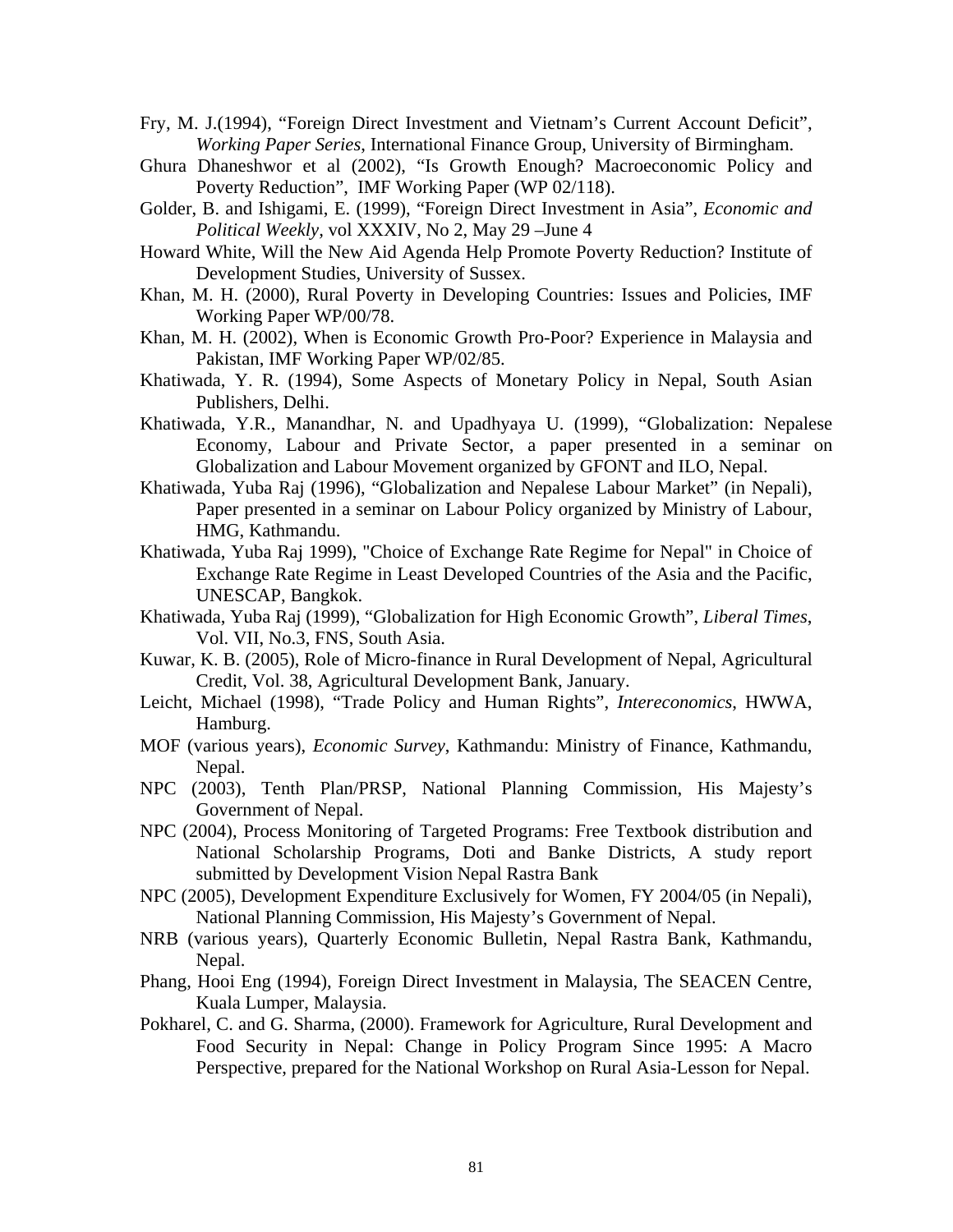Fry, M. J.(1994), "Foreign Direct Investment and Vietnam's Current Account Deficit", *Working Paper Series*, International Finance Group, University of Birmingham.

Ghura Dhaneshwor et al (2002), "Is Growth Enough? Macroeconomic Policy and Poverty Reduction", IMF Working Paper (WP 02/118).

Golder, B. and Ishigami, E. (1999), "Foreign Direct Investment in Asia", *Economic and Political Weekly*, vol XXXIV, No 2, May 29 –June 4

Howard White, Will the New Aid Agenda Help Promote Poverty Reduction? Institute of Development Studies, University of Sussex.

Khan, M. H. (2000), Rural Poverty in Developing Countries: Issues and Policies, IMF Working Paper WP/00/78.

Khan, M. H. (2002), When is Economic Growth Pro-Poor? Experience in Malaysia and Pakistan, IMF Working Paper WP/02/85.

Khatiwada, Y. R. (1994), Some Aspects of Monetary Policy in Nepal, South Asian Publishers, Delhi.

Khatiwada, Y.R., Manandhar, N. and Upadhyaya U. (1999), "Globalization: Nepalese Economy, Labour and Private Sector, a paper presented in a seminar on Globalization and Labour Movement organized by GFONT and ILO, Nepal.

Khatiwada, Yuba Raj (1996), "Globalization and Nepalese Labour Market" (in Nepali), Paper presented in a seminar on Labour Policy organized by Ministry of Labour, HMG, Kathmandu.

Khatiwada, Yuba Raj 1999), "Choice of Exchange Rate Regime for Nepal" in Choice of Exchange Rate Regime in Least Developed Countries of the Asia and the Pacific, UNESCAP, Bangkok.

Khatiwada, Yuba Raj (1999), "Globalization for High Economic Growth", *Liberal Times*, Vol. VII, No.3, FNS, South Asia.

Kuwar, K. B. (2005), Role of Micro-finance in Rural Development of Nepal, Agricultural Credit, Vol. 38, Agricultural Development Bank, January.

Leicht, Michael (1998), "Trade Policy and Human Rights", *Intereconomics*, HWWA, Hamburg.

MOF (various years), *Economic Survey*, Kathmandu: Ministry of Finance, Kathmandu, Nepal.

NPC (2003), Tenth Plan/PRSP, National Planning Commission, His Majesty's Government of Nepal.

NPC (2004), Process Monitoring of Targeted Programs: Free Textbook distribution and National Scholarship Programs, Doti and Banke Districts, A study report submitted by Development Vision Nepal Rastra Bank

NPC (2005), Development Expenditure Exclusively for Women, FY 2004/05 (in Nepali), National Planning Commission, His Majesty's Government of Nepal.

NRB (various years), Quarterly Economic Bulletin, Nepal Rastra Bank, Kathmandu, Nepal.

Phang, Hooi Eng (1994), Foreign Direct Investment in Malaysia, The SEACEN Centre, Kuala Lumper, Malaysia.

Pokharel, C. and G. Sharma, (2000). Framework for Agriculture, Rural Development and Food Security in Nepal: Change in Policy Program Since 1995: A Macro Perspective, prepared for the National Workshop on Rural Asia-Lesson for Nepal.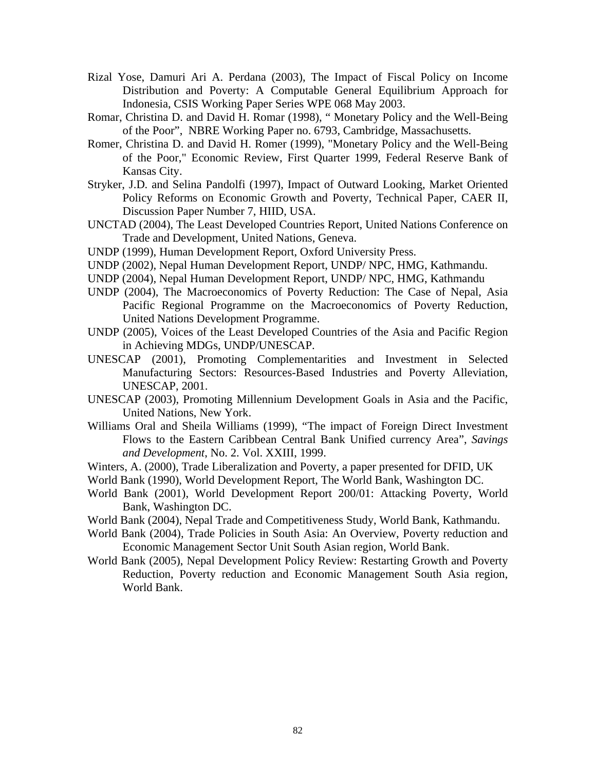Rizal Yose, Damuri Ari A. Perdana (2003), The Impact of Fiscal Policy on Income Distribution and Poverty: A Computable General Equilibrium Approach for Indonesia, CSIS Working Paper Series WPE 068 May 2003.

Romar, Christina D. and David H. Romar (1998), " Monetary Policy and the Well-Being of the Poor", NBRE Working Paper no. 6793, Cambridge, Massachusetts.

Romer, Christina D. and David H. Romer (1999), "Monetary Policy and the Well-Being of the Poor," Economic Review, First Quarter 1999, Federal Reserve Bank of Kansas City.

Stryker, J.D. and Selina Pandolfi (1997), Impact of Outward Looking, Market Oriented Policy Reforms on Economic Growth and Poverty, Technical Paper, CAER II, Discussion Paper Number 7, HIID, USA.

UNCTAD (2004), The Least Developed Countries Report, United Nations Conference on Trade and Development, United Nations, Geneva.

UNDP (1999), Human Development Report, Oxford University Press.

UNDP (2002), Nepal Human Development Report, UNDP/ NPC, HMG, Kathmandu.

UNDP (2004), Nepal Human Development Report, UNDP/ NPC, HMG, Kathmandu

UNDP (2004), The Macroeconomics of Poverty Reduction: The Case of Nepal, Asia Pacific Regional Programme on the Macroeconomics of Poverty Reduction, United Nations Development Programme.

UNDP (2005), Voices of the Least Developed Countries of the Asia and Pacific Region in Achieving MDGs, UNDP/UNESCAP.

UNESCAP (2001), Promoting Complementarities and Investment in Selected Manufacturing Sectors: Resources-Based Industries and Poverty Alleviation, UNESCAP, 2001.

UNESCAP (2003), Promoting Millennium Development Goals in Asia and the Pacific, United Nations, New York.

Williams Oral and Sheila Williams (1999), "The impact of Foreign Direct Investment Flows to the Eastern Caribbean Central Bank Unified currency Area", *Savings and Development*, No. 2. Vol. XXIII, 1999.

Winters, A. (2000), Trade Liberalization and Poverty, a paper presented for DFID, UK

World Bank (1990), World Development Report, The World Bank, Washington DC.

World Bank (2001), World Development Report 200/01: Attacking Poverty, World Bank, Washington DC.

World Bank (2004), Nepal Trade and Competitiveness Study, World Bank, Kathmandu.

World Bank (2004), Trade Policies in South Asia: An Overview, Poverty reduction and Economic Management Sector Unit South Asian region, World Bank.

World Bank (2005), Nepal Development Policy Review: Restarting Growth and Poverty Reduction, Poverty reduction and Economic Management South Asia region, World Bank.